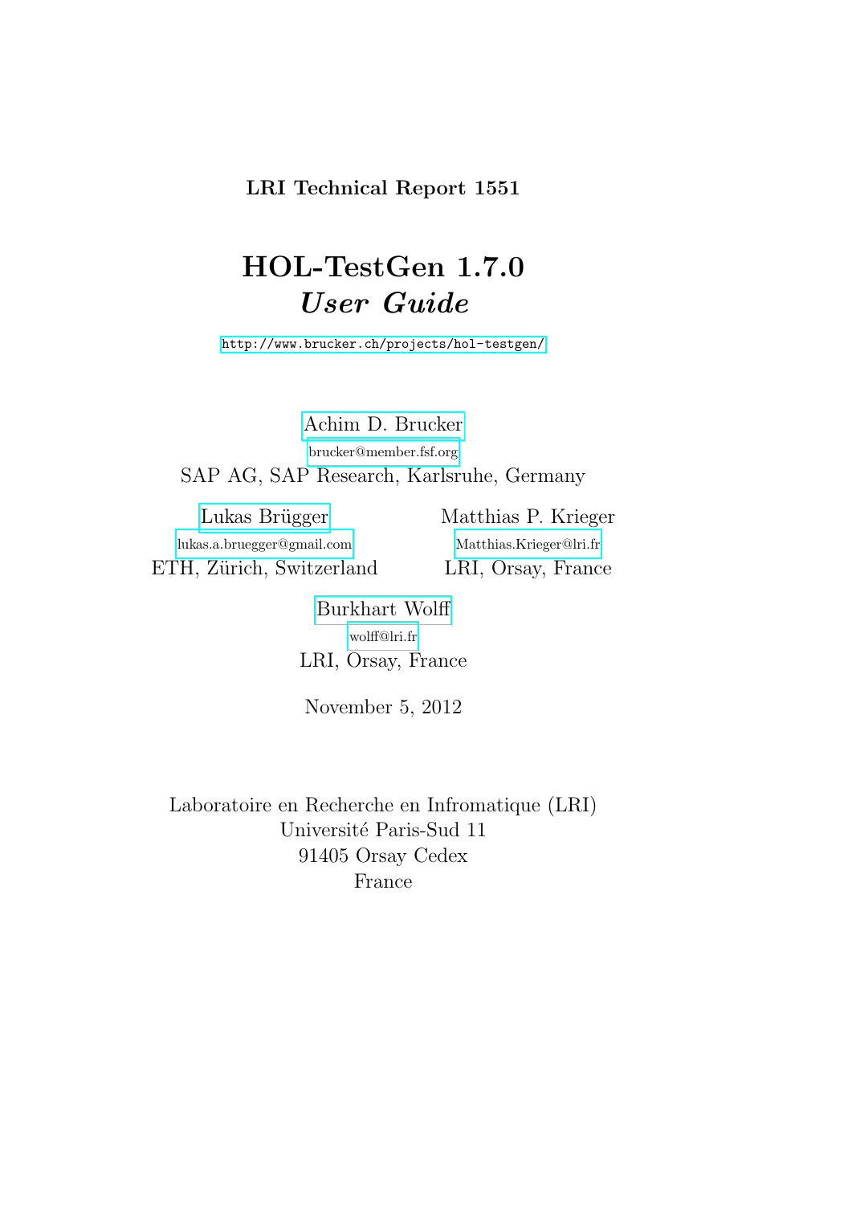**LRI Technical Report 1551**

# HOL-TestGen 1.7.0
## *User Guide*

http://www.brucker.ch/projects/hol-testgen/

Achim D. Brucker
brucker@member.fsf.org
SAP AG, SAP Research, Karlsruhe, Germany

Lukas Brügger
lukas.a.bruegger@gmail.com
ETH, Zürich, Switzerland

Matthias P. Krieger
Matthias.Krieger@lri.fr
LRI, Orsay, France

Burkhart Wolff
wolff@lri.fr
LRI, Orsay, France

November 5, 2012

Laboratoire en Recherche en Infromatique (LRI)
Université Paris-Sud 11
91405 Orsay Cedex
France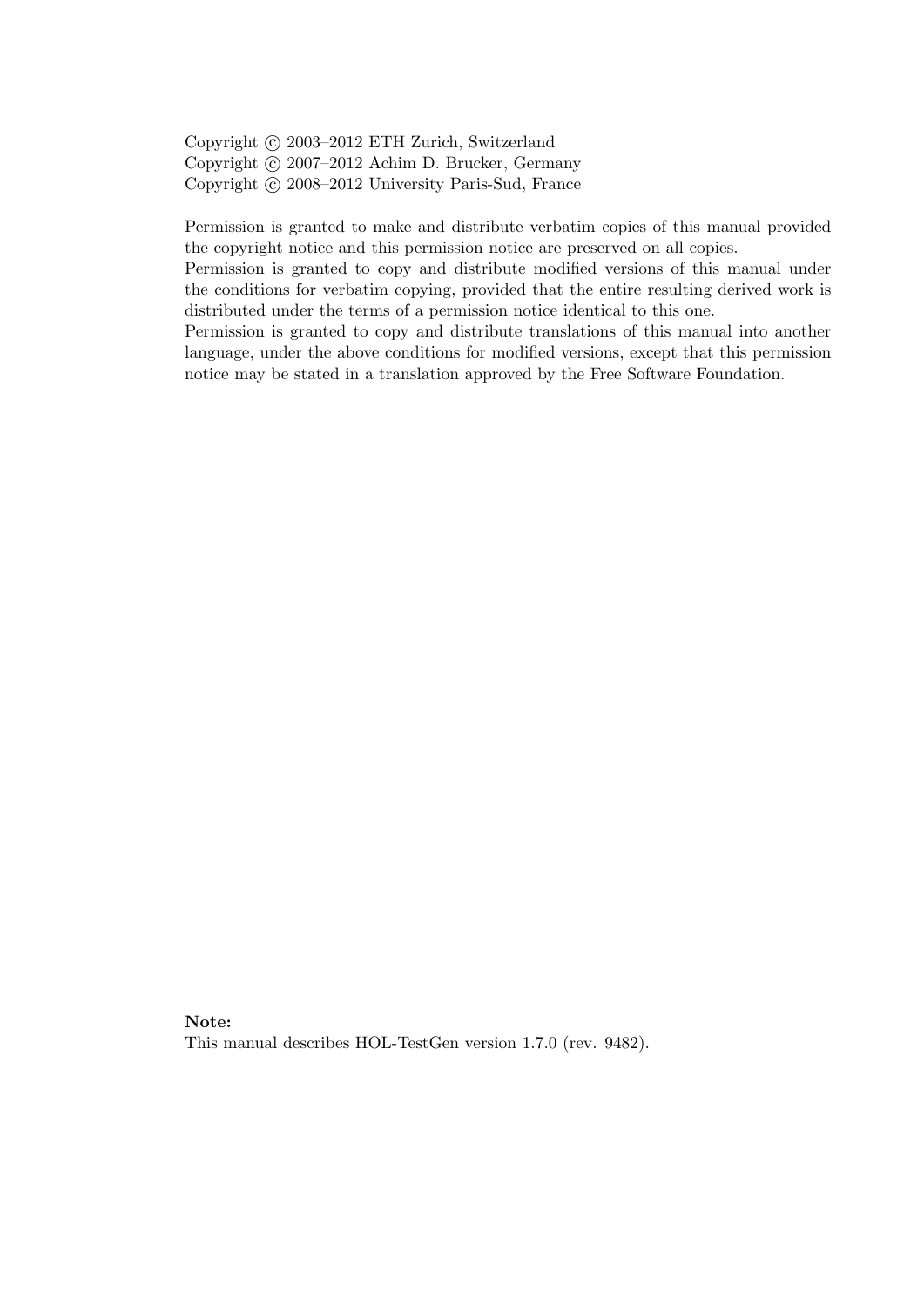Copyright © 2003–2012 ETH Zurich, Switzerland
Copyright © 2007–2012 Achim D. Brucker, Germany
Copyright © 2008–2012 University Paris-Sud, France

Permission is granted to make and distribute verbatim copies of this manual provided the copyright notice and this permission notice are preserved on all copies.
Permission is granted to copy and distribute modified versions of this manual under the conditions for verbatim copying, provided that the entire resulting derived work is distributed under the terms of a permission notice identical to this one.
Permission is granted to copy and distribute translations of this manual into another language, under the above conditions for modified versions, except that this permission notice may be stated in a translation approved by the Free Software Foundation.

**Note:**
This manual describes HOL-TestGen version 1.7.0 (rev. 9482).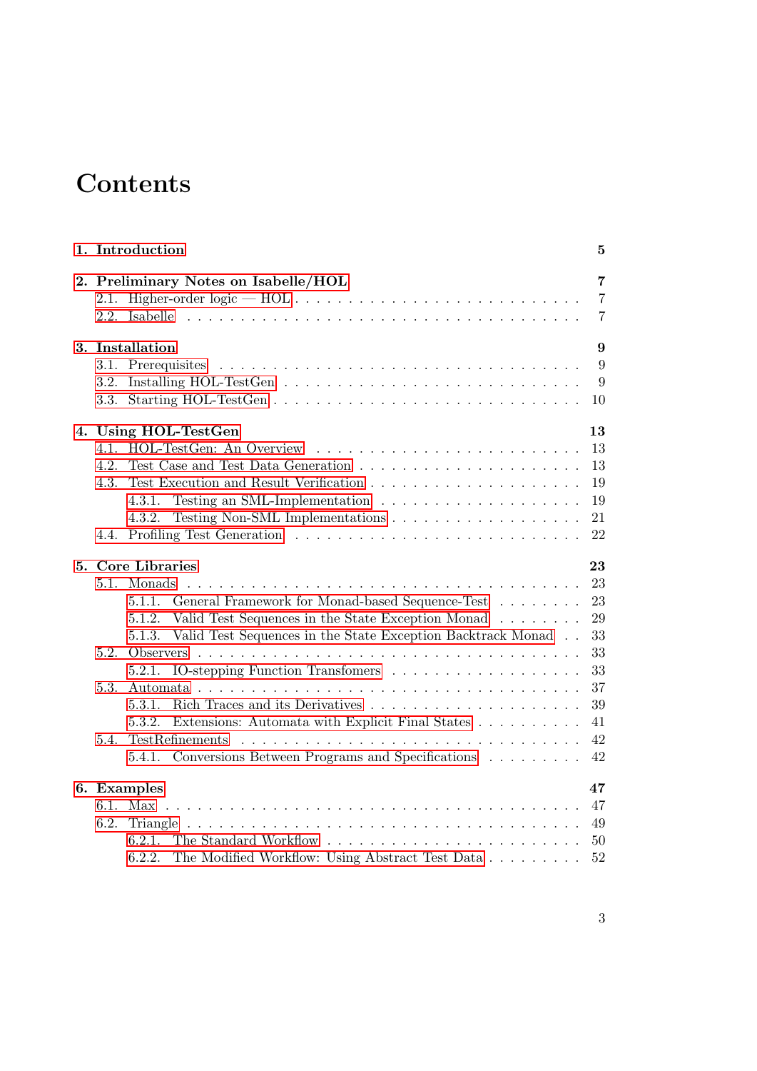# Contents

**1. Introduction** **5**

**2. Preliminary Notes on Isabelle/HOL** **7**

- 2.1. Higher-order logic — HOL . . . . . . . . . . 7
- 2.2. Isabelle . . . . . . . . . . 7

**3. Installation** **9**

- 3.1. Prerequisites . . . . . . . . . . 9
- 3.2. Installing HOL-TestGen . . . . . . . . . . 9
- 3.3. Starting HOL-TestGen . . . . . . . . . . 10

**4. Using HOL-TestGen** **13**

- 4.1. HOL-TestGen: An Overview . . . . . . . . . . 13
- 4.2. Test Case and Test Data Generation . . . . . . . . . . 13
- 4.3. Test Execution and Result Verification . . . . . . . . . . 19
  - 4.3.1. Testing an SML-Implementation . . . . . . . . . . 19
  - 4.3.2. Testing Non-SML Implementations . . . . . . . . . . 21
- 4.4. Profiling Test Generation . . . . . . . . . . 22

**5. Core Libraries** **23**

- 5.1. Monads . . . . . . . . . . 23
  - 5.1.1. General Framework for Monad-based Sequence-Test . . . . . . . . . . 23
  - 5.1.2. Valid Test Sequences in the State Exception Monad . . . . . . . . . . 29
  - 5.1.3. Valid Test Sequences in the State Exception Backtrack Monad . . 33
- 5.2. Observers . . . . . . . . . . 33
  - 5.2.1. IO-stepping Function Transfomers . . . . . . . . . . 33
- 5.3. Automata . . . . . . . . . . 37
  - 5.3.1. Rich Traces and its Derivatives . . . . . . . . . . 39
  - 5.3.2. Extensions: Automata with Explicit Final States . . . . . . . . . . 41
- 5.4. TestRefinements . . . . . . . . . . 42
  - 5.4.1. Conversions Between Programs and Specifications . . . . . . . . . . 42

**6. Examples** **47**

- 6.1. Max . . . . . . . . . . 47
- 6.2. Triangle . . . . . . . . . . 49
  - 6.2.1. The Standard Workflow . . . . . . . . . . 50
  - 6.2.2. The Modified Workflow: Using Abstract Test Data . . . . . . . . . . 52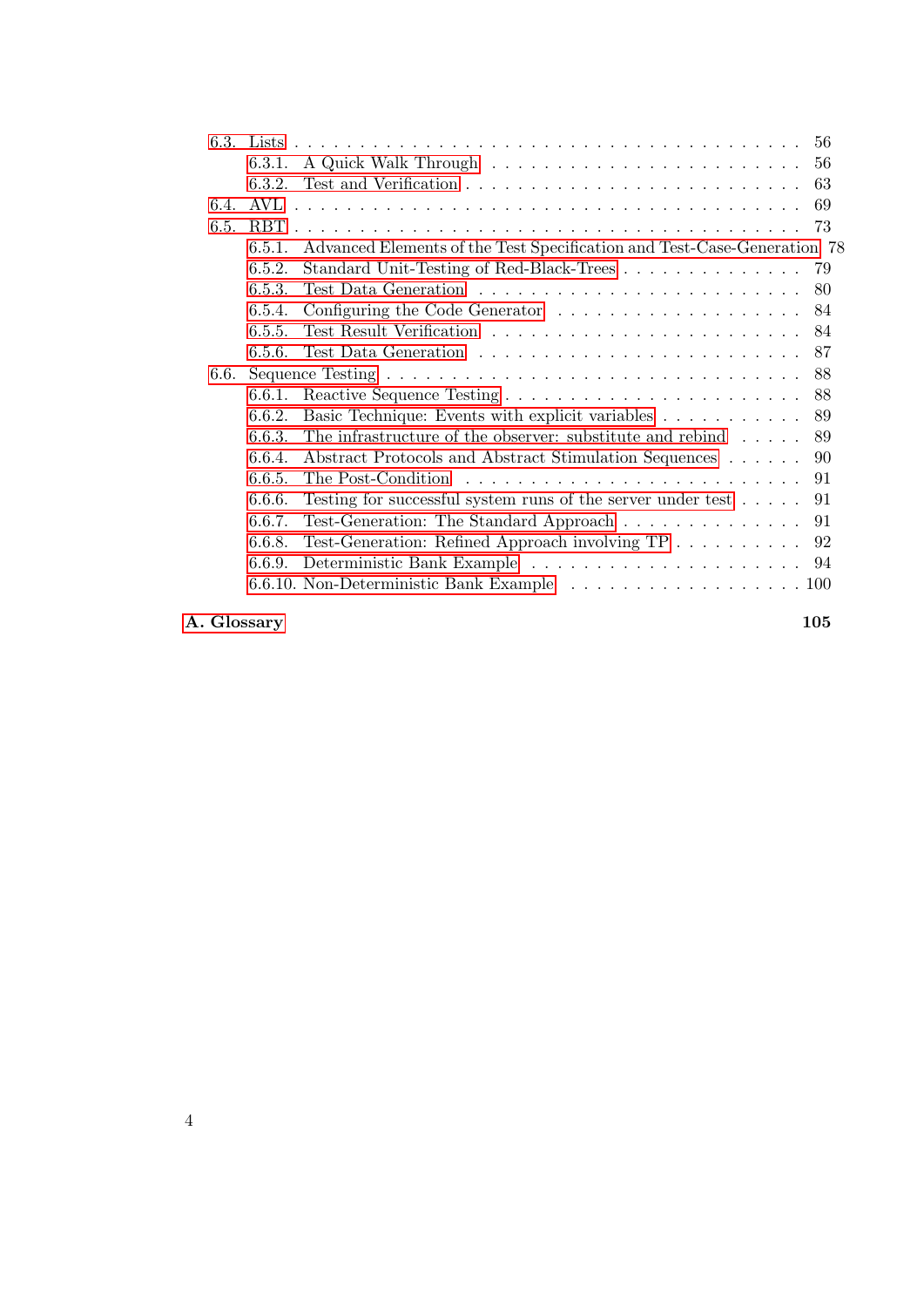- 6.3. Lists . . . 56
  - 6.3.1. A Quick Walk Through . . . 56
  - 6.3.2. Test and Verification . . . 63
- 6.4. AVL . . . 69
- 6.5. RBT . . . 73
  - 6.5.1. Advanced Elements of the Test Specification and Test-Case-Generation 78
  - 6.5.2. Standard Unit-Testing of Red-Black-Trees . . . 79
  - 6.5.3. Test Data Generation . . . 80
  - 6.5.4. Configuring the Code Generator . . . 84
  - 6.5.5. Test Result Verification . . . 84
  - 6.5.6. Test Data Generation . . . 87
- 6.6. Sequence Testing . . . 88
  - 6.6.1. Reactive Sequence Testing . . . 88
  - 6.6.2. Basic Technique: Events with explicit variables . . . 89
  - 6.6.3. The infrastructure of the observer: substitute and rebind . . . 89
  - 6.6.4. Abstract Protocols and Abstract Stimulation Sequences . . . 90
  - 6.6.5. The Post-Condition . . . 91
  - 6.6.6. Testing for successful system runs of the server under test . . . 91
  - 6.6.7. Test-Generation: The Standard Approach . . . 91
  - 6.6.8. Test-Generation: Refined Approach involving TP . . . 92
  - 6.6.9. Deterministic Bank Example . . . 94
  - 6.6.10. Non-Deterministic Bank Example . . . 100

**A. Glossary** **105**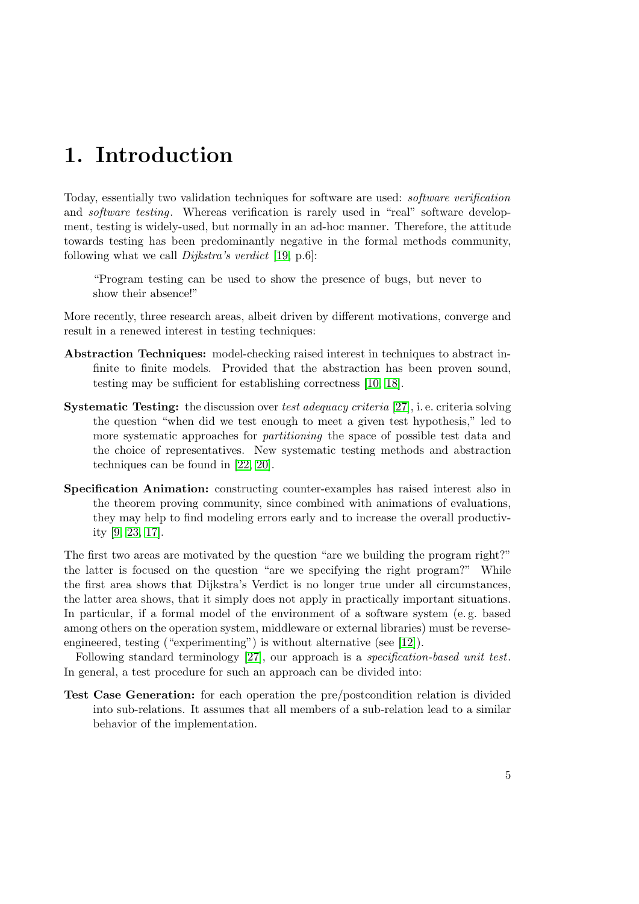# 1. Introduction

Today, essentially two validation techniques for software are used: *software verification* and *software testing*. Whereas verification is rarely used in "real" software development, testing is widely-used, but normally in an ad-hoc manner. Therefore, the attitude towards testing has been predominantly negative in the formal methods community, following what we call *Dijkstra's verdict* [19, p.6]:

> "Program testing can be used to show the presence of bugs, but never to show their absence!"

More recently, three research areas, albeit driven by different motivations, converge and result in a renewed interest in testing techniques:

**Abstraction Techniques:** model-checking raised interest in techniques to abstract infinite to finite models. Provided that the abstraction has been proven sound, testing may be sufficient for establishing correctness [10, 18].

**Systematic Testing:** the discussion over *test adequacy criteria* [27], i. e. criteria solving the question "when did we test enough to meet a given test hypothesis," led to more systematic approaches for *partitioning* the space of possible test data and the choice of representatives. New systematic testing methods and abstraction techniques can be found in [22, 20].

**Specification Animation:** constructing counter-examples has raised interest also in the theorem proving community, since combined with animations of evaluations, they may help to find modeling errors early and to increase the overall productivity [9, 23, 17].

The first two areas are motivated by the question "are we building the program right?" the latter is focused on the question "are we specifying the right program?" While the first area shows that Dijkstra's Verdict is no longer true under all circumstances, the latter area shows, that it simply does not apply in practically important situations. In particular, if a formal model of the environment of a software system (e. g. based among others on the operation system, middleware or external libraries) must be reverse-engineered, testing ("experimenting") is without alternative (see [12]).

Following standard terminology [27], our approach is a *specification-based unit test*. In general, a test procedure for such an approach can be divided into:

**Test Case Generation:** for each operation the pre/postcondition relation is divided into sub-relations. It assumes that all members of a sub-relation lead to a similar behavior of the implementation.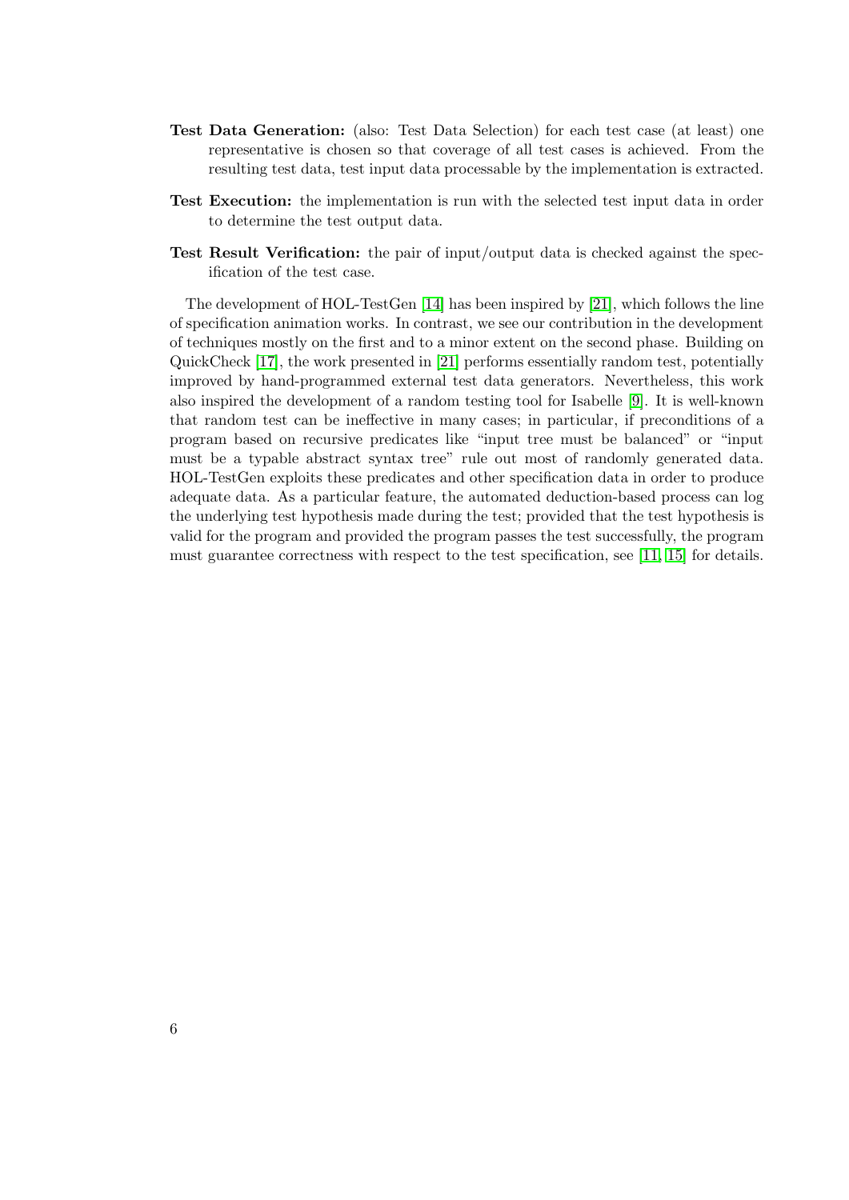**Test Data Generation:** (also: Test Data Selection) for each test case (at least) one representative is chosen so that coverage of all test cases is achieved. From the resulting test data, test input data processable by the implementation is extracted.

**Test Execution:** the implementation is run with the selected test input data in order to determine the test output data.

**Test Result Verification:** the pair of input/output data is checked against the specification of the test case.

The development of HOL-TestGen [14] has been inspired by [21], which follows the line of specification animation works. In contrast, we see our contribution in the development of techniques mostly on the first and to a minor extent on the second phase. Building on QuickCheck [17], the work presented in [21] performs essentially random test, potentially improved by hand-programmed external test data generators. Nevertheless, this work also inspired the development of a random testing tool for Isabelle [9]. It is well-known that random test can be ineffective in many cases; in particular, if preconditions of a program based on recursive predicates like "input tree must be balanced" or "input must be a typable abstract syntax tree" rule out most of randomly generated data. HOL-TestGen exploits these predicates and other specification data in order to produce adequate data. As a particular feature, the automated deduction-based process can log the underlying test hypothesis made during the test; provided that the test hypothesis is valid for the program and provided the program passes the test successfully, the program must guarantee correctness with respect to the test specification, see [11, 15] for details.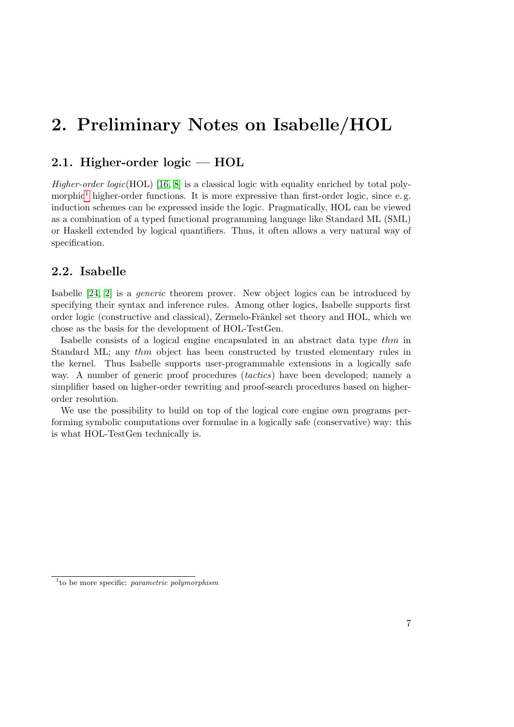# 2. Preliminary Notes on Isabelle/HOL

## 2.1. Higher-order logic — HOL

*Higher-order logic*(HOL) [16, 8] is a classical logic with equality enriched by total polymorphic[1] higher-order functions. It is more expressive than first-order logic, since e. g. induction schemes can be expressed inside the logic. Pragmatically, HOL can be viewed as a combination of a typed functional programming language like Standard ML (SML) or Haskell extended by logical quantifiers. Thus, it often allows a very natural way of specification.

## 2.2. Isabelle

Isabelle [24, 2] is a *generic* theorem prover. New object logics can be introduced by specifying their syntax and inference rules. Among other logics, Isabelle supports first order logic (constructive and classical), Zermelo-Fränkel set theory and HOL, which we chose as the basis for the development of HOL-TestGen.

Isabelle consists of a logical engine encapsulated in an abstract data type *thm* in Standard ML; any *thm* object has been constructed by trusted elementary rules in the kernel. Thus Isabelle supports user-programmable extensions in a logically safe way. A number of generic proof procedures (*tactics*) have been developed; namely a simplifier based on higher-order rewriting and proof-search procedures based on higher-order resolution.

We use the possibility to build on top of the logical core engine own programs performing symbolic computations over formulae in a logically safe (conservative) way: this is what HOL-TestGen technically is.

[1] to be more specific: *parametric polymorphism*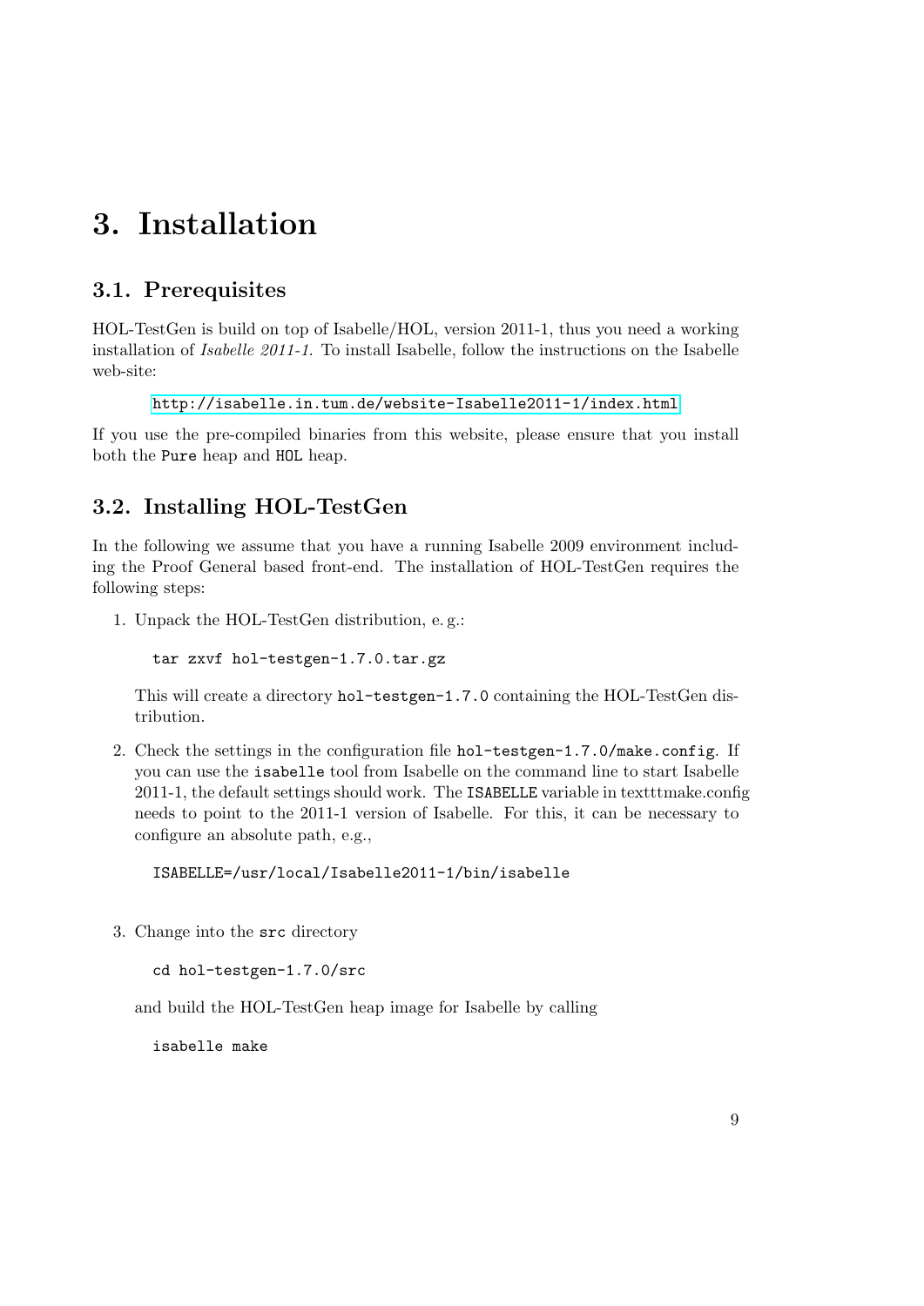# 3. Installation

## 3.1. Prerequisites

HOL-TestGen is build on top of Isabelle/HOL, version 2011-1, thus you need a working installation of *Isabelle 2011-1*. To install Isabelle, follow the instructions on the Isabelle web-site:

http://isabelle.in.tum.de/website-Isabelle2011-1/index.html

If you use the pre-compiled binaries from this website, please ensure that you install both the `Pure` heap and `HOL` heap.

## 3.2. Installing HOL-TestGen

In the following we assume that you have a running Isabelle 2009 environment including the Proof General based front-end. The installation of HOL-TestGen requires the following steps:

1. Unpack the HOL-TestGen distribution, e. g.:

   ```
   tar zxvf hol-testgen-1.7.0.tar.gz
   ```

   This will create a directory `hol-testgen-1.7.0` containing the HOL-TestGen distribution.

2. Check the settings in the configuration file `hol-testgen-1.7.0/make.config`. If you can use the `isabelle` tool from Isabelle on the command line to start Isabelle 2011-1, the default settings should work. The `ISABELLE` variable in texttmake.config needs to point to the 2011-1 version of Isabelle. For this, it can be necessary to configure an absolute path, e.g.,

   ```
   ISABELLE=/usr/local/Isabelle2011-1/bin/isabelle
   ```

3. Change into the `src` directory

   ```
   cd hol-testgen-1.7.0/src
   ```

   and build the HOL-TestGen heap image for Isabelle by calling

   ```
   isabelle make
   ```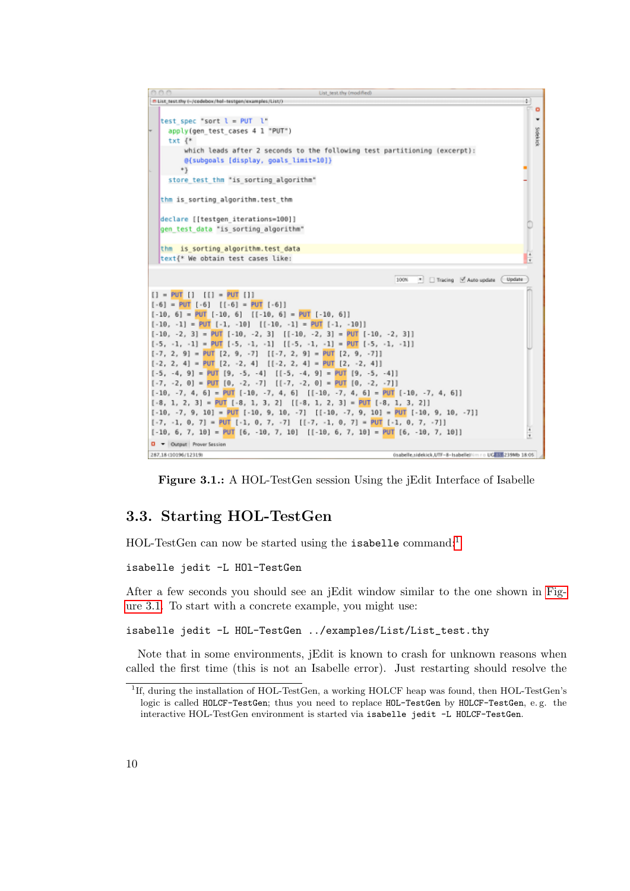Figure 3.1.: A HOL-TestGen session Using the jEdit Interface of Isabelle

## 3.3. Starting HOL-TestGen

HOL-TestGen can now be started using the `isabelle` command:[1]

```
isabelle jedit -L HOl-TestGen
```

After a few seconds you should see an jEdit window similar to the one shown in Figure 3.1. To start with a concrete example, you might use:

```
isabelle jedit -L HOL-TestGen ../examples/List/List_test.thy
```

Note that in some environments, jEdit is known to crash for unknown reasons when called the first time (this is not an Isabelle error). Just restarting should resolve the

[1] If, during the installation of HOL-TestGen, a working HOLCF heap was found, then HOL-TestGen's logic is called `HOLCF-TestGen`; thus you need to replace `HOL-TestGen` by `HOLCF-TestGen`, e. g. the interactive HOL-TestGen environment is started via `isabelle jedit -L HOLCF-TestGen`.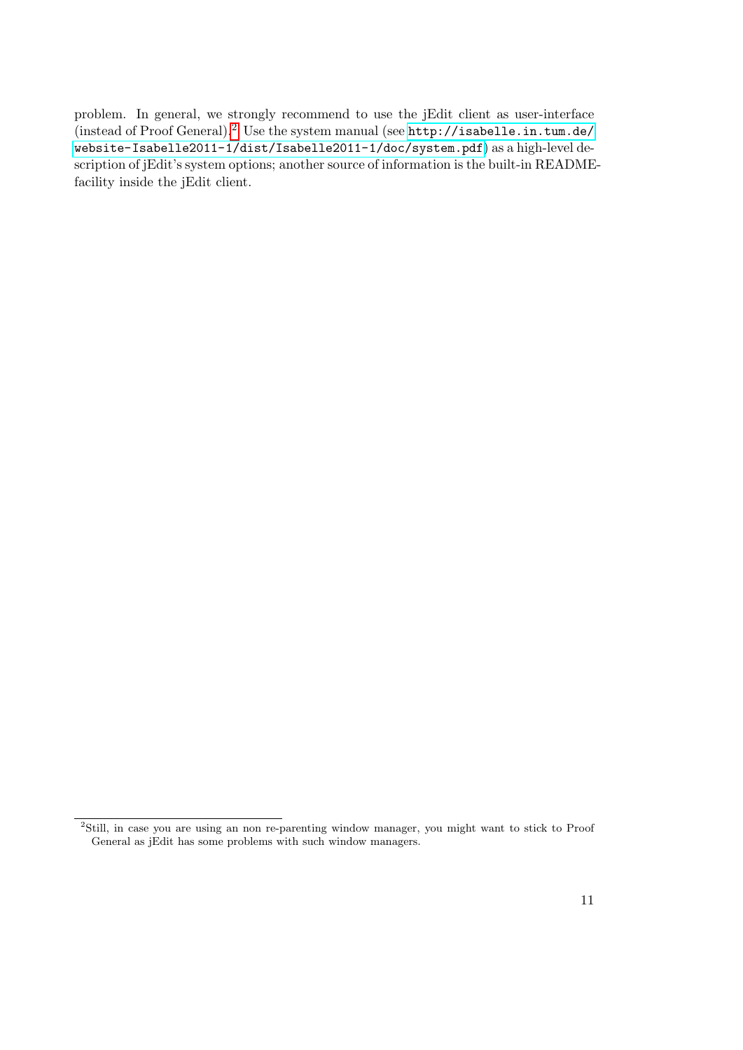problem. In general, we strongly recommend to use the jEdit client as user-interface (instead of Proof General).[2] Use the system manual (see http://isabelle.in.tum.de/website-Isabelle2011-1/dist/Isabelle2011-1/doc/system.pdf) as a high-level description of jEdit's system options; another source of information is the built-in README-facility inside the jEdit client.

[2]Still, in case you are using an non re-parenting window manager, you might want to stick to Proof General as jEdit has some problems with such window managers.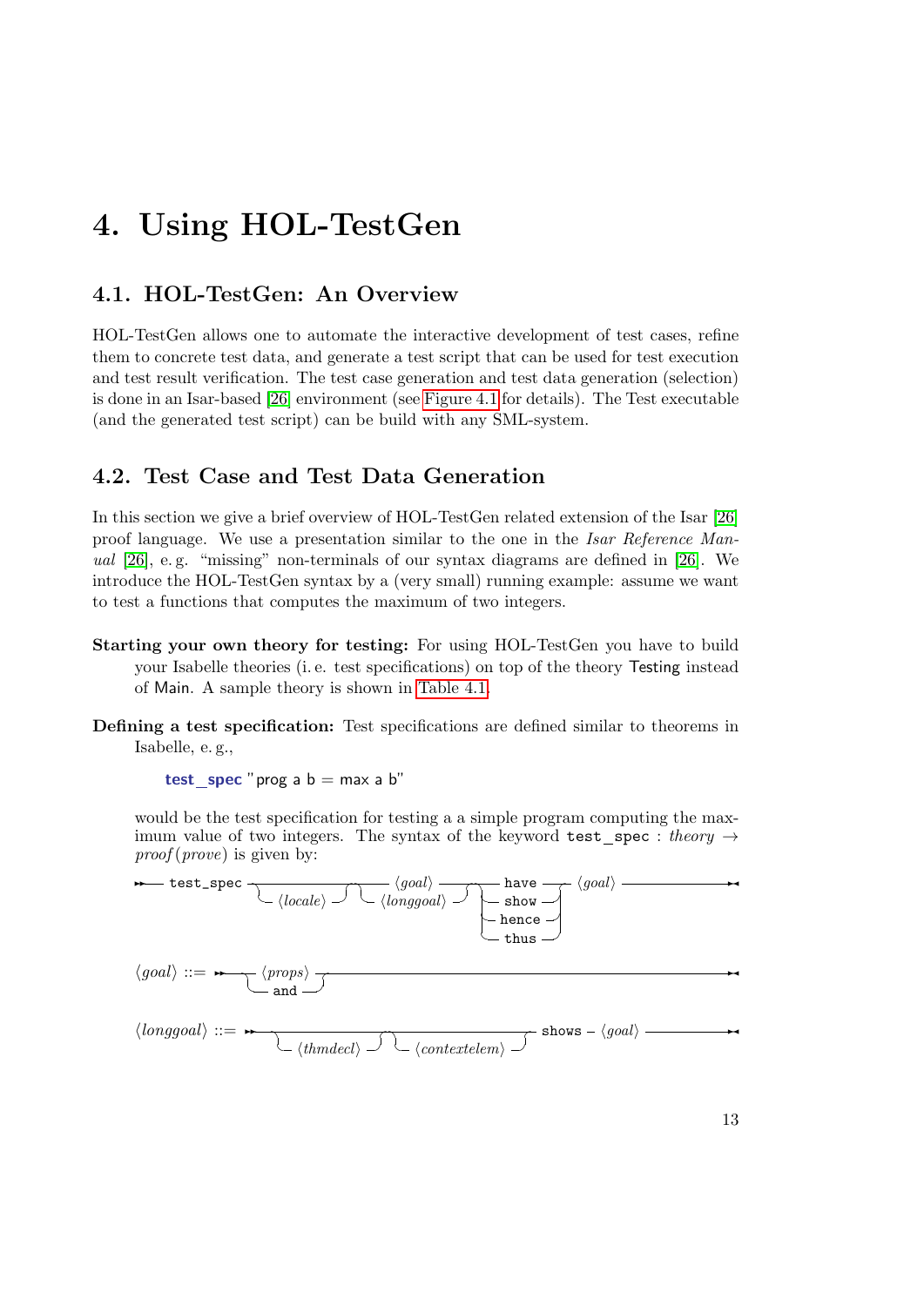# 4. Using HOL-TestGen

## 4.1. HOL-TestGen: An Overview

HOL-TestGen allows one to automate the interactive development of test cases, refine them to concrete test data, and generate a test script that can be used for test execution and test result verification. The test case generation and test data generation (selection) is done in an Isar-based [26] environment (see Figure 4.1 for details). The Test executable (and the generated test script) can be build with any SML-system.

## 4.2. Test Case and Test Data Generation

In this section we give a brief overview of HOL-TestGen related extension of the Isar [26] proof language. We use a presentation similar to the one in the *Isar Reference Manual* [26], e. g. "missing" non-terminals of our syntax diagrams are defined in [26]. We introduce the HOL-TestGen syntax by a (very small) running example: assume we want to test a functions that computes the maximum of two integers.

**Starting your own theory for testing:** For using HOL-TestGen you have to build your Isabelle theories (i. e. test specifications) on top of the theory Testing instead of Main. A sample theory is shown in Table 4.1.

**Defining a test specification:** Test specifications are defined similar to theorems in Isabelle, e. g.,

```
test_spec "prog a b = max a b"
```

would be the test specification for testing a a simple program computing the maximum value of two integers. The syntax of the keyword `test_spec` : *theory* → *proof*(*prove*) is given by:

```
test_spec [⟨locale⟩] (⟨goal⟩ | ⟨longgoal⟩) [(have | show | hence | thus) ⟨goal⟩]

⟨goal⟩ ::= ⟨props⟩ (and ⟨props⟩)*

⟨longgoal⟩ ::= [⟨thmdecl⟩] [⟨contextelem⟩] shows ⟨goal⟩
```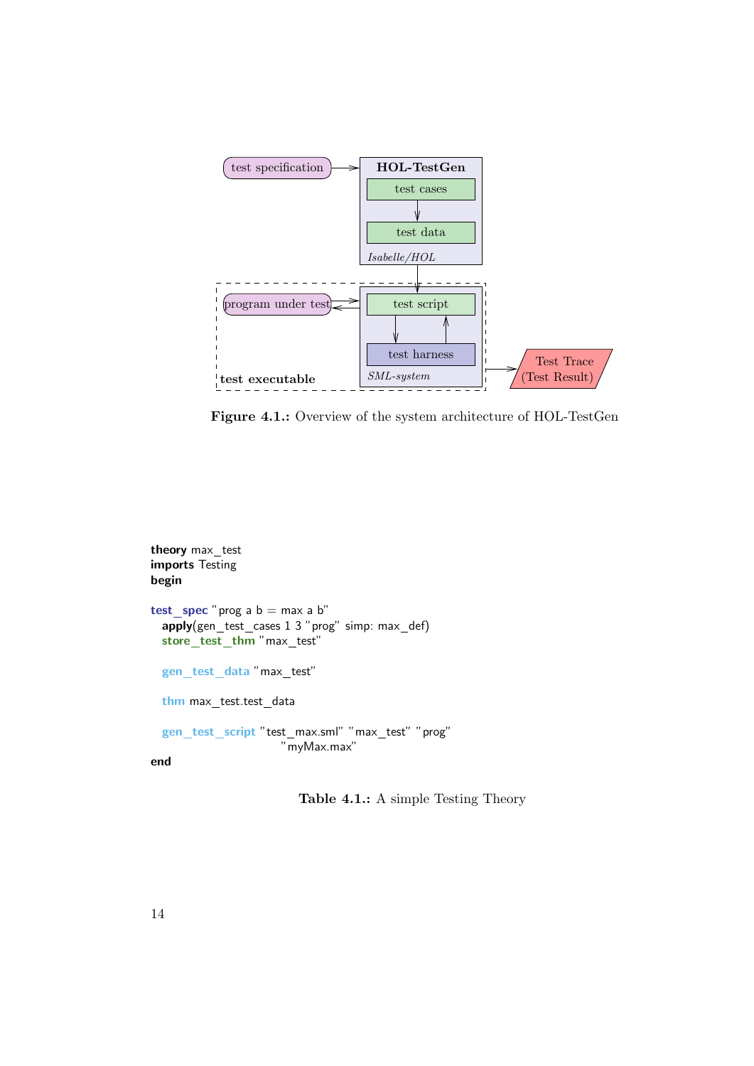test specification → **HOL-TestGen** (test cases → test data; *Isabelle/HOL*)

program under test ⇄ test script ⇄ test harness (*SML-system*) — **test executable** → Test Trace (Test Result)

**Figure 4.1.:** Overview of the system architecture of HOL-TestGen

```
theory max_test
imports Testing
begin

test_spec "prog a b = max a b"
  apply(gen_test_cases 1 3 "prog" simp: max_def)
  store_test_thm "max_test"

  gen_test_data "max_test"

  thm max_test.test_data

  gen_test_script "test_max.sml" "max_test" "prog"
                  "myMax.max"
end
```

**Table 4.1.:** A simple Testing Theory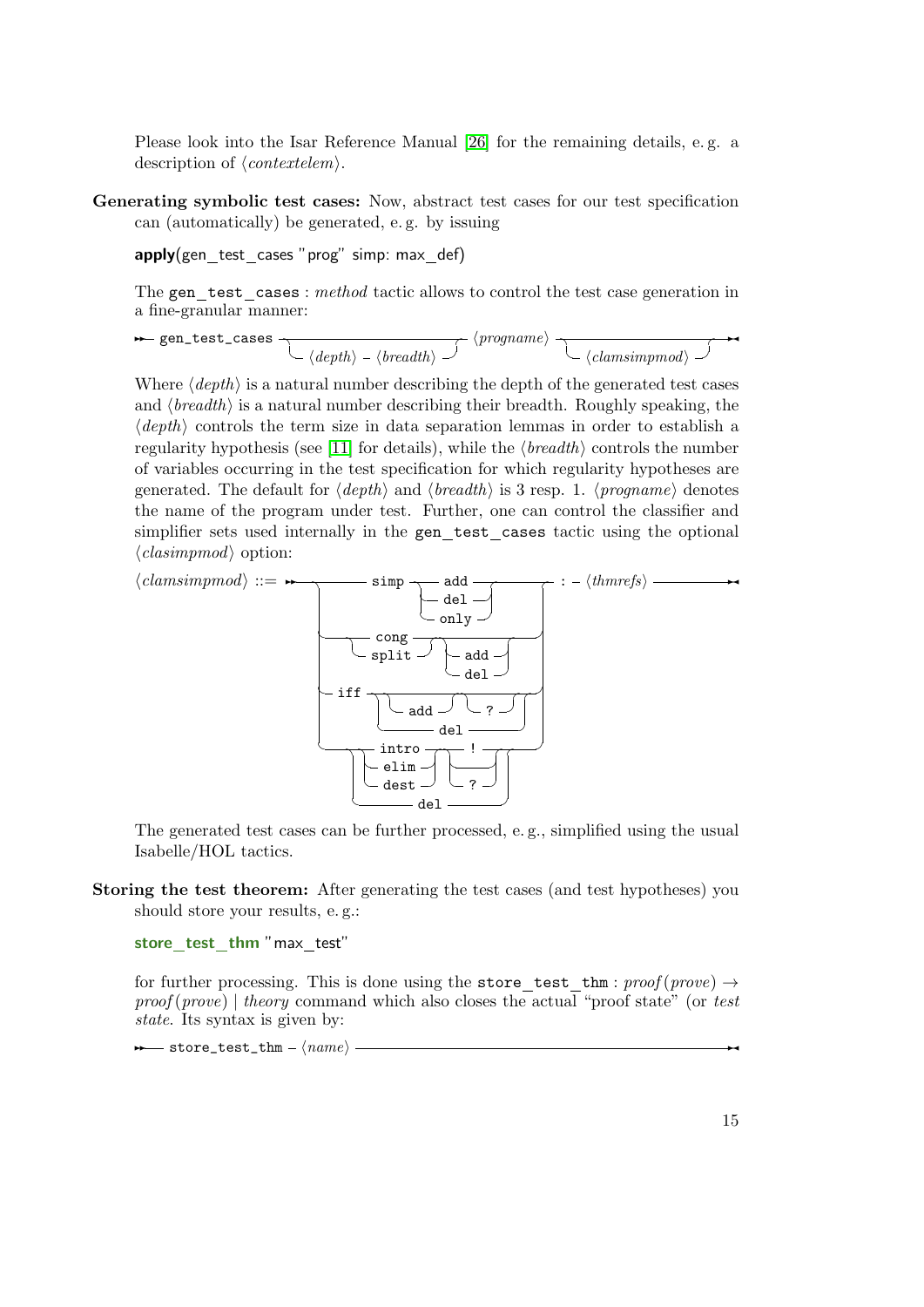Please look into the Isar Reference Manual [26] for the remaining details, e. g. a description of ⟨*contextelem*⟩.

**Generating symbolic test cases:** Now, abstract test cases for our test specification can (automatically) be generated, e. g. by issuing

```
apply(gen_test_cases "prog" simp: max_def)
```

The `gen_test_cases` : *method* tactic allows to control the test case generation in a fine-granular manner:

```
gen_test_cases [⟨depth⟩ – ⟨breadth⟩] ⟨progname⟩ [⟨clamsimpmod⟩]
```

Where ⟨*depth*⟩ is a natural number describing the depth of the generated test cases and ⟨*breadth*⟩ is a natural number describing their breadth. Roughly speaking, the ⟨*depth*⟩ controls the term size in data separation lemmas in order to establish a regularity hypothesis (see [11] for details), while the ⟨*breadth*⟩ controls the number of variables occurring in the test specification for which regularity hypotheses are generated. The default for ⟨*depth*⟩ and ⟨*breadth*⟩ is 3 resp. 1. ⟨*progname*⟩ denotes the name of the program under test. Further, one can control the classifier and simplifier sets used internally in the `gen_test_cases` tactic using the optional ⟨*clasimpmod*⟩ option:

```
⟨clamsimpmod⟩ ::= ( simp [add | del | only]
                  | (cong | split) [add | del]
                  | iff [[add] [?] | del]
                  | ((intro | elim | dest) [! | ?] | del)
                  ) : – ⟨thmrefs⟩
```

The generated test cases can be further processed, e. g., simplified using the usual Isabelle/HOL tactics.

**Storing the test theorem:** After generating the test cases (and test hypotheses) you should store your results, e. g.:

```
store_test_thm "max_test"
```

for further processing. This is done using the `store_test_thm` : *proof*(*prove*) → *proof*(*prove*) | *theory* command which also closes the actual "proof state" (or *test state*. Its syntax is given by:

```
store_test_thm – ⟨name⟩
```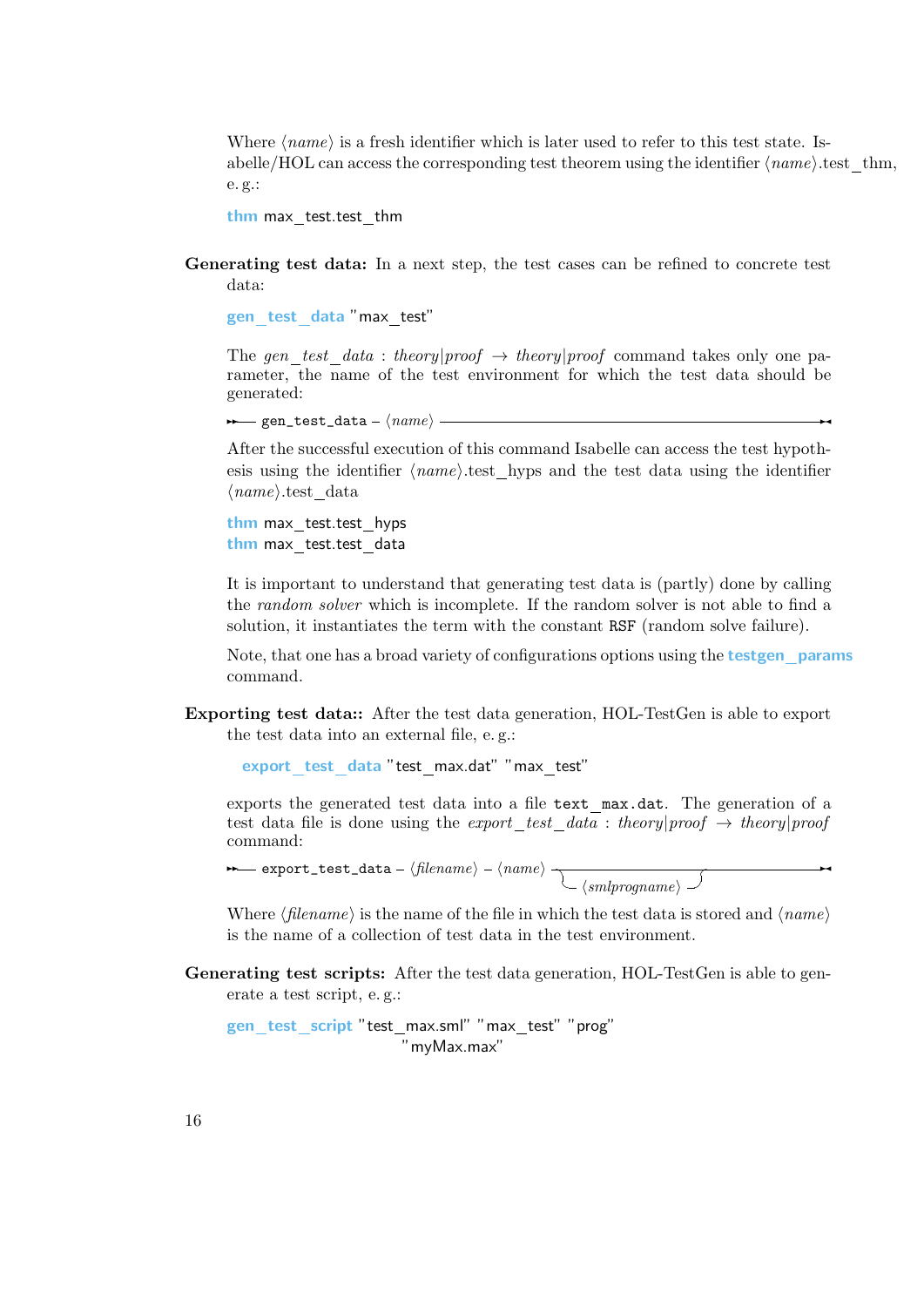Where ⟨*name*⟩ is a fresh identifier which is later used to refer to this test state. Isabelle/HOL can access the corresponding test theorem using the identifier ⟨*name*⟩.test_thm, e. g.:

```
thm max_test.test_thm
```

**Generating test data:** In a next step, the test cases can be refined to concrete test data:

```
gen_test_data "max_test"
```

The *gen_test_data* : *theory|proof* → *theory|proof* command takes only one parameter, the name of the test environment for which the test data should be generated:

```
gen_test_data ⟨name⟩
```

After the successful execution of this command Isabelle can access the test hypothesis using the identifier ⟨*name*⟩.test_hyps and the test data using the identifier ⟨*name*⟩.test_data

```
thm max_test.test_hyps
thm max_test.test_data
```

It is important to understand that generating test data is (partly) done by calling the *random solver* which is incomplete. If the random solver is not able to find a solution, it instantiates the term with the constant `RSF` (random solve failure).

Note, that one has a broad variety of configurations options using the **testgen_params** command.

**Exporting test data::** After the test data generation, HOL-TestGen is able to export the test data into an external file, e. g.:

```
export_test_data "test_max.dat" "max_test"
```

exports the generated test data into a file `text_max.dat`. The generation of a test data file is done using the *export_test_data* : *theory|proof* → *theory|proof* command:

```
export_test_data ⟨filename⟩ ⟨name⟩ [⟨smlprogname⟩]
```

Where ⟨*filename*⟩ is the name of the file in which the test data is stored and ⟨*name*⟩ is the name of a collection of test data in the test environment.

**Generating test scripts:** After the test data generation, HOL-TestGen is able to generate a test script, e. g.:

```
gen_test_script "test_max.sml" "max_test" "prog"
                "myMax.max"
```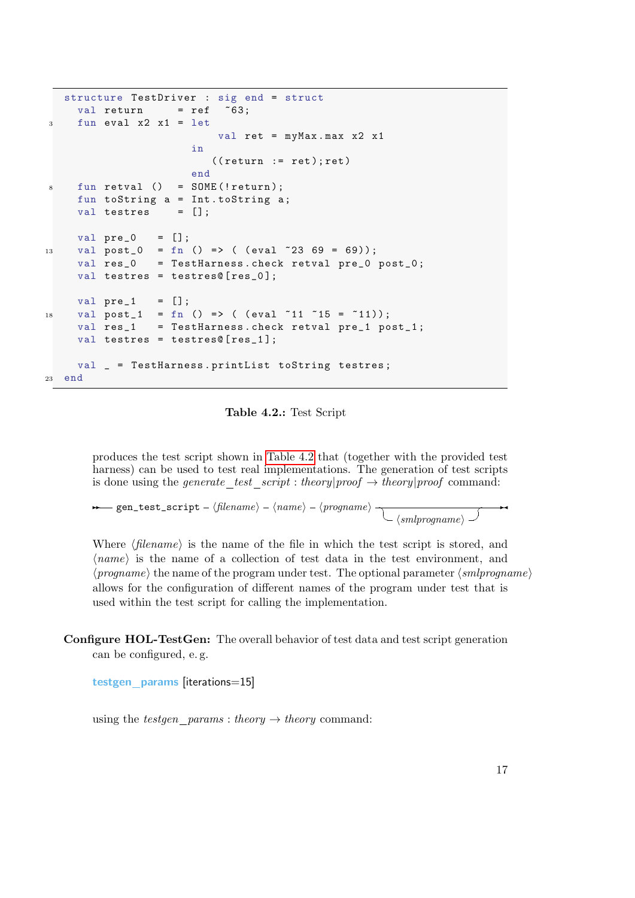```
structure TestDriver : sig end = struct
  val return      = ref  ~63;
  fun eval x2 x1 = let
                      val ret = myMax.max x2 x1
                   in
                      ((return := ret);ret)
                   end
  fun retval ()   = SOME(!return);
  fun toString a = Int.toString a;
  val testres     = [];

  val pre_0    = [];
  val post_0   = fn () => ( (eval ~23 69 = 69));
  val res_0    = TestHarness.check retval pre_0 post_0;
  val testres = testres@[res_0];

  val pre_1    = [];
  val post_1   = fn () => ( (eval ~11 ~15 = ~11));
  val res_1    = TestHarness.check retval pre_1 post_1;
  val testres = testres@[res_1];

  val _ = TestHarness.printList toString testres;
end
```

**Table 4.2.:** Test Script

produces the test script shown in Table 4.2 that (together with the provided test harness) can be used to test real implementations. The generation of test scripts is done using the *generate_test_script* : *theory*|*proof* → *theory*|*proof* command:

gen_test_script – ⟨*filename*⟩ – ⟨*name*⟩ – ⟨*progname*⟩ [ ⟨*smlprogname*⟩ ]

Where ⟨*filename*⟩ is the name of the file in which the test script is stored, and ⟨*name*⟩ is the name of a collection of test data in the test environment, and ⟨*progname*⟩ the name of the program under test. The optional parameter ⟨*smlprogname*⟩ allows for the configuration of different names of the program under test that is used within the test script for calling the implementation.

**Configure HOL-TestGen:** The overall behavior of test data and test script generation can be configured, e. g.

**testgen_params** [iterations=15]

using the *testgen_params* : *theory* → *theory* command: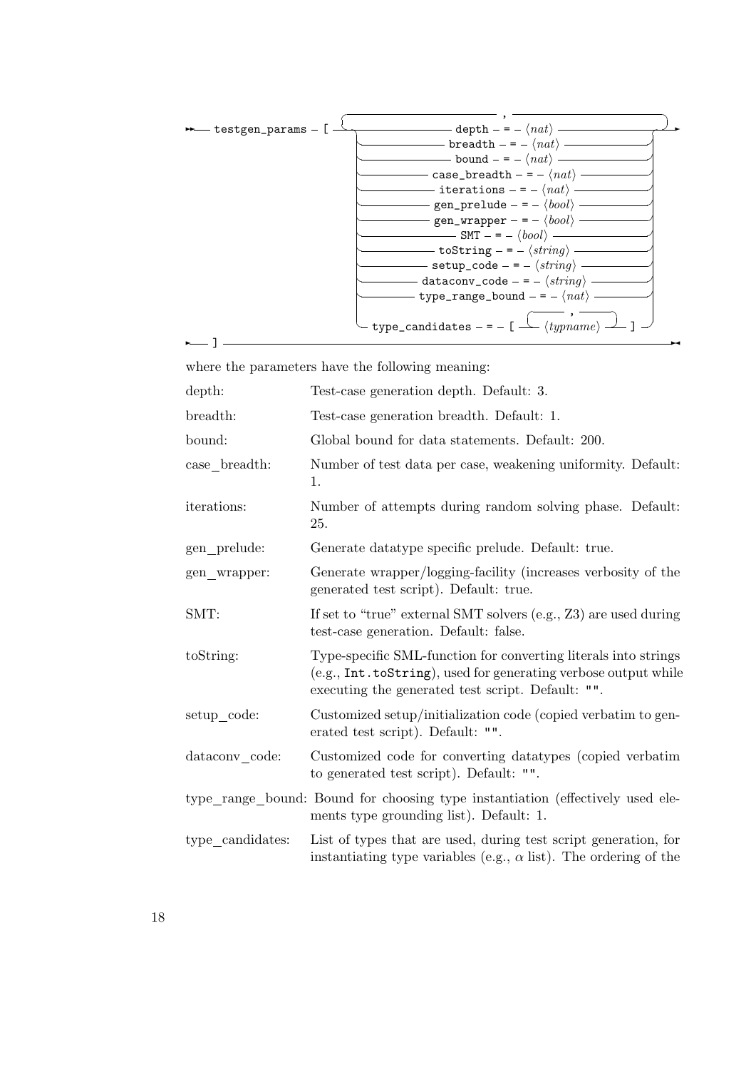```
testgen_params [ ( depth = ⟨nat⟩
                 | breadth = ⟨nat⟩
                 | bound = ⟨nat⟩
                 | case_breadth = ⟨nat⟩
                 | iterations = ⟨nat⟩
                 | gen_prelude = ⟨bool⟩
                 | gen_wrapper = ⟨bool⟩
                 | SMT = ⟨bool⟩
                 | toString = ⟨string⟩
                 | setup_code = ⟨string⟩
                 | dataconv_code = ⟨string⟩
                 | type_range_bound = ⟨nat⟩
                 | type_candidates = [ ⟨typname⟩ , ... ]
                 ) , ...
]
```

where the parameters have the following meaning:

| | |
|---|---|
| depth: | Test-case generation depth. Default: 3. |
| breadth: | Test-case generation breadth. Default: 1. |
| bound: | Global bound for data statements. Default: 200. |
| case_breadth: | Number of test data per case, weakening uniformity. Default: 1. |
| iterations: | Number of attempts during random solving phase. Default: 25. |
| gen_prelude: | Generate datatype specific prelude. Default: true. |
| gen_wrapper: | Generate wrapper/logging-facility (increases verbosity of the generated test script). Default: true. |
| SMT: | If set to "true" external SMT solvers (e.g., Z3) are used during test-case generation. Default: false. |
| toString: | Type-specific SML-function for converting literals into strings (e.g., `Int.toString`), used for generating verbose output while executing the generated test script. Default: `""`. |
| setup_code: | Customized setup/initialization code (copied verbatim to generated test script). Default: `""`. |
| dataconv_code: | Customized code for converting datatypes (copied verbatim to generated test script). Default: `""`. |
| type_range_bound: | Bound for choosing type instantiation (effectively used elements type grounding list). Default: 1. |
| type_candidates: | List of types that are used, during test script generation, for instantiating type variables (e.g., $\alpha$ list). The ordering of the |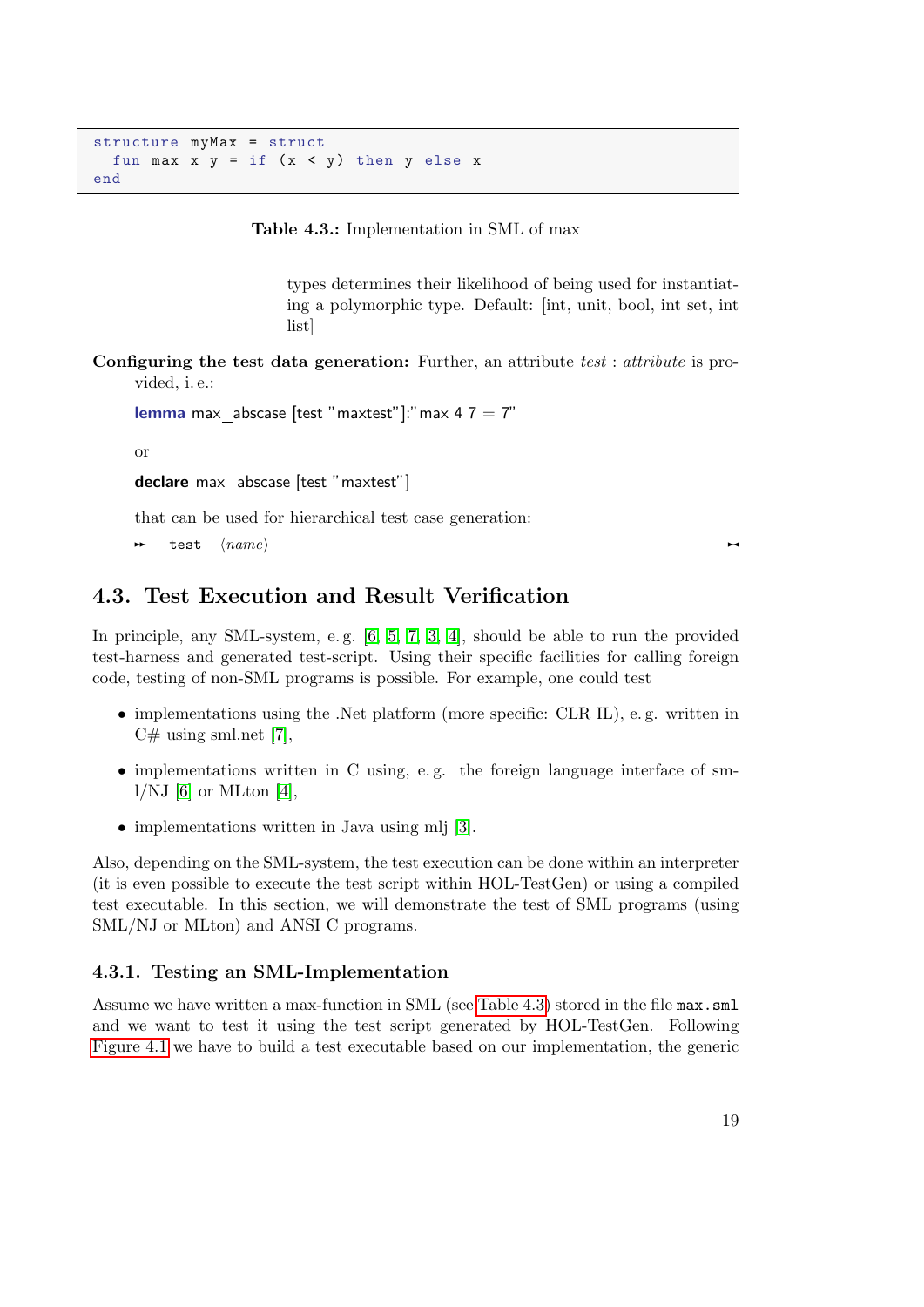```
structure myMax = struct
  fun max x y = if (x < y) then y else x
end
```

**Table 4.3.:** Implementation in SML of max

types determines their likelihood of being used for instantiating a polymorphic type. Default: [int, unit, bool, int set, int list]

**Configuring the test data generation:** Further, an attribute *test* : *attribute* is provided, i. e.:

**lemma** max_abscase [test "maxtest"]:"max 4 7 = 7"

or

**declare** max_abscase [test "maxtest"]

that can be used for hierarchical test case generation:

```
>>— test – ⟨name⟩ ——————————————————————————><
```

## 4.3. Test Execution and Result Verification

In principle, any SML-system, e. g. [6, 5, 7, 3, 4], should be able to run the provided test-harness and generated test-script. Using their specific facilities for calling foreign code, testing of non-SML programs is possible. For example, one could test

- implementations using the .Net platform (more specific: CLR IL), e. g. written in C# using sml.net [7],
- implementations written in C using, e. g. the foreign language interface of sml/NJ [6] or MLton [4],
- implementations written in Java using mlj [3].

Also, depending on the SML-system, the test execution can be done within an interpreter (it is even possible to execute the test script within HOL-TestGen) or using a compiled test executable. In this section, we will demonstrate the test of SML programs (using SML/NJ or MLton) and ANSI C programs.

### 4.3.1. Testing an SML-Implementation

Assume we have written a max-function in SML (see Table 4.3) stored in the file `max.sml` and we want to test it using the test script generated by HOL-TestGen. Following Figure 4.1 we have to build a test executable based on our implementation, the generic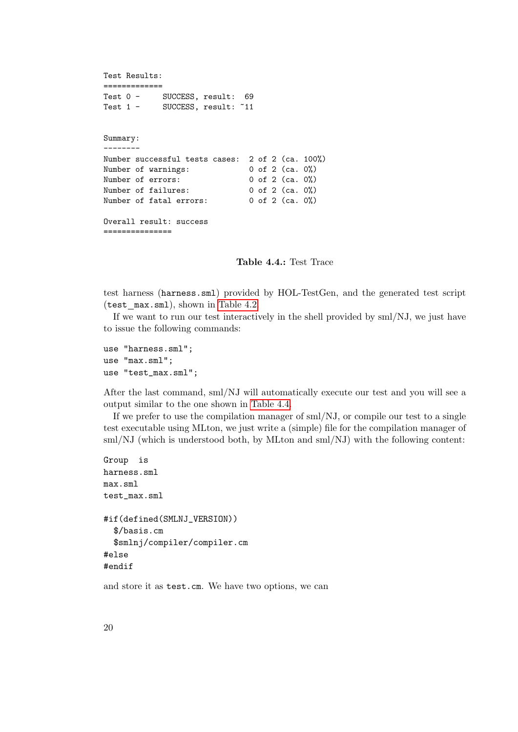```
Test Results:
=============
Test 0 -     SUCCESS, result:  69
Test 1 -     SUCCESS, result: ~11


Summary:
--------
Number successful tests cases:  2 of 2 (ca. 100%)
Number of warnings:             0 of 2 (ca. 0%)
Number of errors:               0 of 2 (ca. 0%)
Number of failures:             0 of 2 (ca. 0%)
Number of fatal errors:         0 of 2 (ca. 0%)

Overall result: success
===============
```

**Table 4.4.:** Test Trace

test harness (`harness.sml`) provided by HOL-TestGen, and the generated test script (`test_max.sml`), shown in Table 4.2.

If we want to run our test interactively in the shell provided by sml/NJ, we just have to issue the following commands:

```
use "harness.sml";
use "max.sml";
use "test_max.sml";
```

After the last command, sml/NJ will automatically execute our test and you will see a output similar to the one shown in Table 4.4.

If we prefer to use the compilation manager of sml/NJ, or compile our test to a single test executable using MLton, we just write a (simple) file for the compilation manager of sml/NJ (which is understood both, by MLton and sml/NJ) with the following content:

```
Group  is
harness.sml
max.sml
test_max.sml

#if(defined(SMLNJ_VERSION))
  $/basis.cm
  $smlnj/compiler/compiler.cm
#else
#endif
```

and store it as `test.cm`. We have two options, we can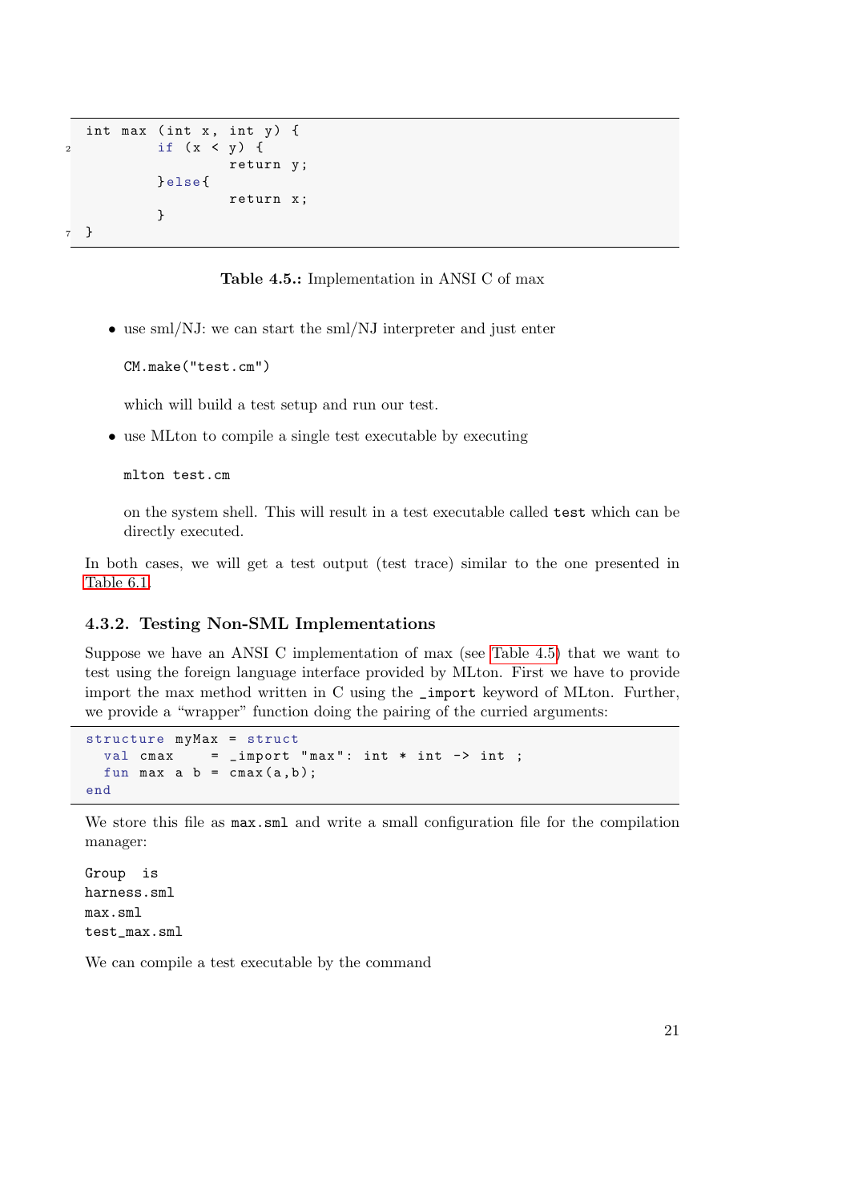```
int max (int x, int y) {
        if (x < y) {
                return y;
        }else{
                return x;
        }
}
```

**Table 4.5.:** Implementation in ANSI C of max

- use sml/NJ: we can start the sml/NJ interpreter and just enter

  ```
  CM.make("test.cm")
  ```

  which will build a test setup and run our test.

- use MLton to compile a single test executable by executing

  ```
  mlton test.cm
  ```

  on the system shell. This will result in a test executable called `test` which can be directly executed.

In both cases, we will get a test output (test trace) similar to the one presented in Table 6.1.

### 4.3.2. Testing Non-SML Implementations

Suppose we have an ANSI C implementation of max (see Table 4.5) that we want to test using the foreign language interface provided by MLton. First we have to provide import the max method written in C using the `_import` keyword of MLton. Further, we provide a "wrapper" function doing the pairing of the curried arguments:

```
structure myMax = struct
  val cmax     = _import "max": int * int -> int ;
  fun max a b = cmax(a,b);
end
```

We store this file as `max.sml` and write a small configuration file for the compilation manager:

```
Group  is
harness.sml
max.sml
test_max.sml
```

We can compile a test executable by the command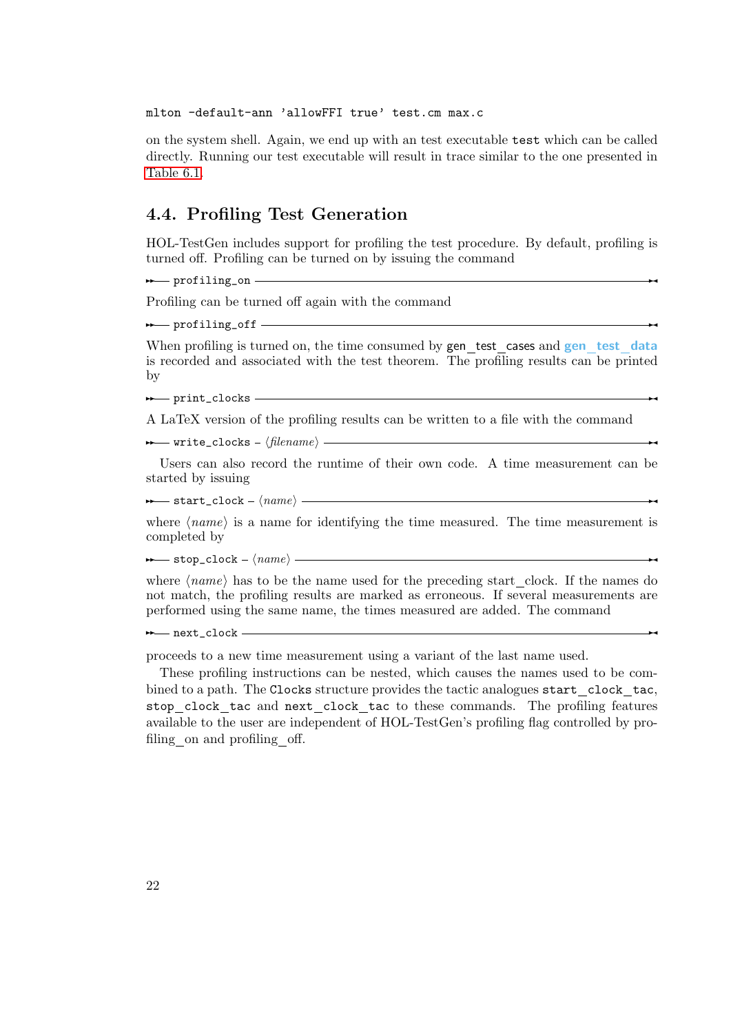```
mlton -default-ann 'allowFFI true' test.cm max.c
```

on the system shell. Again, we end up with an test executable `test` which can be called directly. Running our test executable will result in trace similar to the one presented in Table 6.1.

## 4.4. Profiling Test Generation

HOL-TestGen includes support for profiling the test procedure. By default, profiling is turned off. Profiling can be turned on by issuing the command

```
profiling_on
```

Profiling can be turned off again with the command

```
profiling_off
```

When profiling is turned on, the time consumed by gen_test_cases and **gen_test_data** is recorded and associated with the test theorem. The profiling results can be printed by

```
print_clocks
```

A LaTeX version of the profiling results can be written to a file with the command

```
write_clocks – ⟨filename⟩
```

Users can also record the runtime of their own code. A time measurement can be started by issuing

```
start_clock – ⟨name⟩
```

where ⟨*name*⟩ is a name for identifying the time measured. The time measurement is completed by

```
stop_clock – ⟨name⟩
```

where ⟨*name*⟩ has to be the name used for the preceding start_clock. If the names do not match, the profiling results are marked as erroneous. If several measurements are performed using the same name, the times measured are added. The command

```
next_clock
```

proceeds to a new time measurement using a variant of the last name used.

These profiling instructions can be nested, which causes the names used to be combined to a path. The `Clocks` structure provides the tactic analogues `start_clock_tac`, `stop_clock_tac` and `next_clock_tac` to these commands. The profiling features available to the user are independent of HOL-TestGen's profiling flag controlled by profiling_on and profiling_off.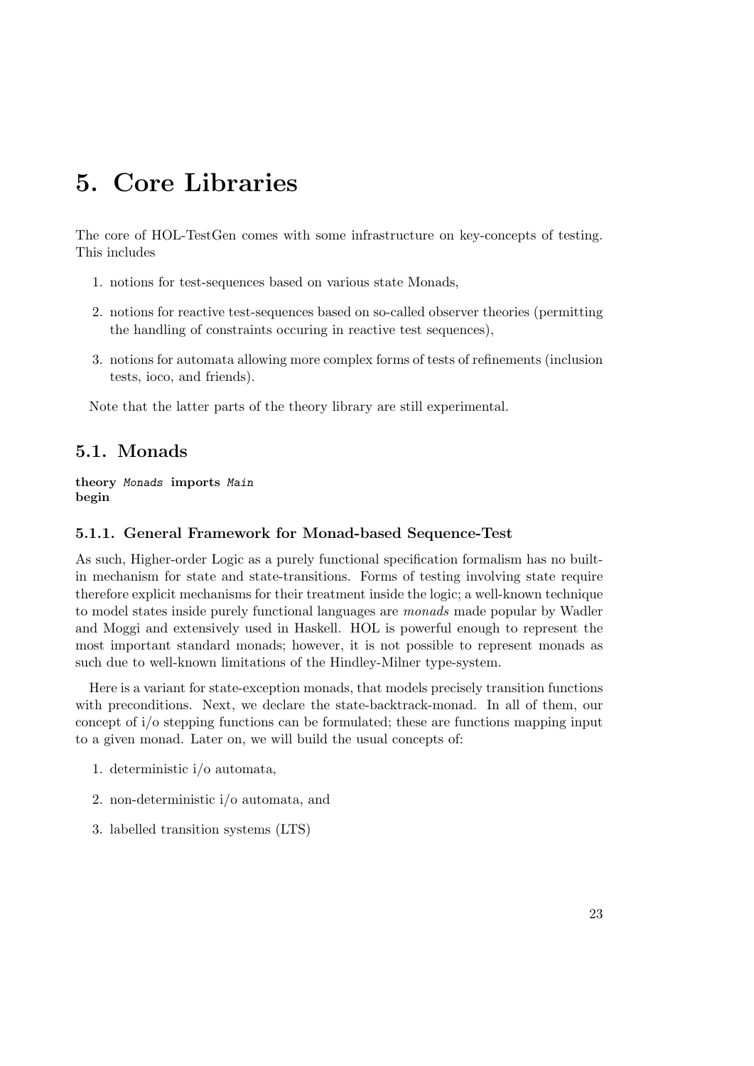# 5. Core Libraries

The core of HOL-TestGen comes with some infrastructure on key-concepts of testing. This includes

1. notions for test-sequences based on various state Monads,
2. notions for reactive test-sequences based on so-called observer theories (permitting the handling of constraints occuring in reactive test sequences),
3. notions for automata allowing more complex forms of tests of refinements (inclusion tests, ioco, and friends).

Note that the latter parts of the theory library are still experimental.

## 5.1. Monads

**theory** *Monads* **imports** *Main*
**begin**

### 5.1.1. General Framework for Monad-based Sequence-Test

As such, Higher-order Logic as a purely functional specification formalism has no built-in mechanism for state and state-transitions. Forms of testing involving state require therefore explicit mechanisms for their treatment inside the logic; a well-known technique to model states inside purely functional languages are *monads* made popular by Wadler and Moggi and extensively used in Haskell. HOL is powerful enough to represent the most important standard monads; however, it is not possible to represent monads as such due to well-known limitations of the Hindley-Milner type-system.

Here is a variant for state-exception monads, that models precisely transition functions with preconditions. Next, we declare the state-backtrack-monad. In all of them, our concept of i/o stepping functions can be formulated; these are functions mapping input to a given monad. Later on, we will build the usual concepts of:

1. deterministic i/o automata,
2. non-deterministic i/o automata, and
3. labelled transition systems (LTS)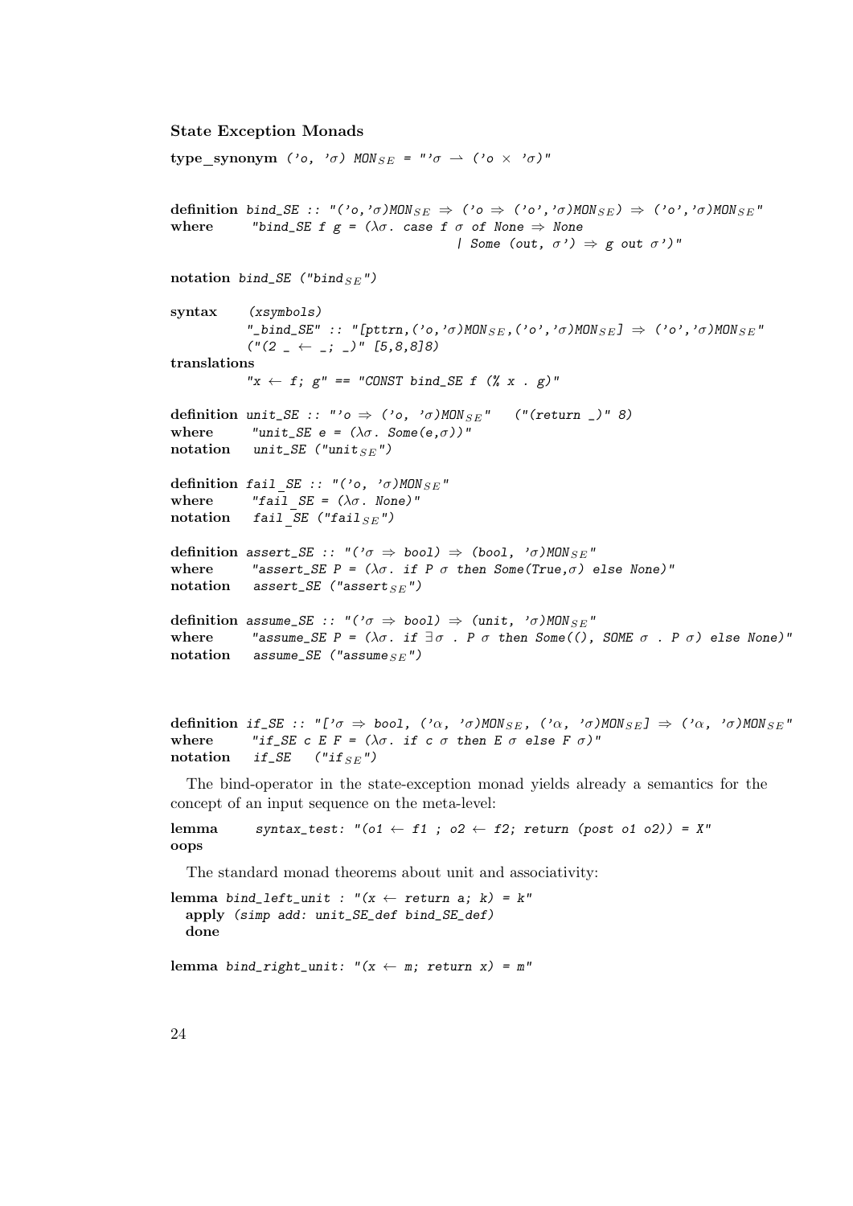### State Exception Monads

```
type_synonym ('o, 'σ) MON_SE = "'σ ⇀ ('o × 'σ)"


definition bind_SE :: "('o,'σ)MON_SE ⇒ ('o ⇒ ('o','σ)MON_SE) ⇒ ('o','σ)MON_SE"
where      "bind_SE f g = (λσ. case f σ of None ⇒ None
                                       | Some (out, σ') ⇒ g out σ')"

notation bind_SE ("bind_SE")

syntax     (xsymbols)
           "_bind_SE" :: "[pttrn,('o,'σ)MON_SE,('o','σ)MON_SE] ⇒ ('o','σ)MON_SE"
           ("(2 _ ← _; _)" [5,8,8]8)
translations
           "x ← f; g" == "CONST bind_SE f (% x . g)"

definition unit_SE :: "'o ⇒ ('o, 'σ)MON_SE"   ("(return _)" 8)
where      "unit_SE e = (λσ. Some(e,σ))"
notation   unit_SE ("unit_SE")

definition fail_SE :: "('o, 'σ)MON_SE"
where      "fail_SE = (λσ. None)"
notation   fail_SE ("fail_SE")

definition assert_SE :: "('σ ⇒ bool) ⇒ (bool, 'σ)MON_SE"
where      "assert_SE P = (λσ. if P σ then Some(True,σ) else None)"
notation   assert_SE ("assert_SE")

definition assume_SE :: "('σ ⇒ bool) ⇒ (unit, 'σ)MON_SE"
where      "assume_SE P = (λσ. if ∃σ . P σ then Some((), SOME σ . P σ) else None)"
notation   assume_SE ("assume_SE")



definition if_SE :: "['σ ⇒ bool, ('α, 'σ)MON_SE, ('α, 'σ)MON_SE] ⇒ ('α, 'σ)MON_SE"
where      "if_SE c E F = (λσ. if c σ then E σ else F σ)"
notation   if_SE   ("if_SE")
```

The bind-operator in the state-exception monad yields already a semantics for the concept of an input sequence on the meta-level:

```
lemma      syntax_test: "(o1 ← f1 ; o2 ← f2; return (post o1 o2)) = X"
oops
```

The standard monad theorems about unit and associativity:

```
lemma bind_left_unit : "(x ← return a; k) = k"
  apply (simp add: unit_SE_def bind_SE_def)
  done

lemma bind_right_unit: "(x ← m; return x) = m"
```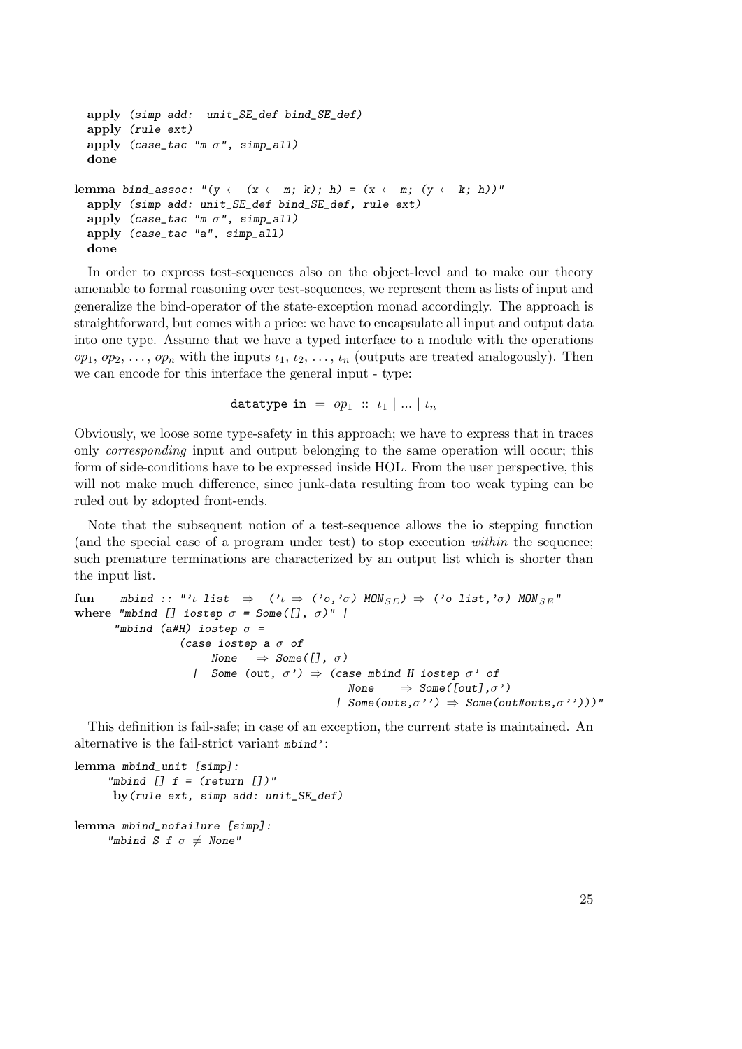```
  apply (simp add:  unit_SE_def bind_SE_def)
  apply (rule ext)
  apply (case_tac "m σ", simp_all)
  done

lemma bind_assoc: "(y ← (x ← m; k); h) = (x ← m; (y ← k; h))"
  apply (simp add: unit_SE_def bind_SE_def, rule ext)
  apply (case_tac "m σ", simp_all)
  apply (case_tac "a", simp_all)
  done
```

In order to express test-sequences also on the object-level and to make our theory amenable to formal reasoning over test-sequences, we represent them as lists of input and generalize the bind-operator of the state-exception monad accordingly. The approach is straightforward, but comes with a price: we have to encapsulate all input and output data into one type. Assume that we have a typed interface to a module with the operations $op_1$, $op_2$, ..., $op_n$ with the inputs $\iota_1$, $\iota_2$, ..., $\iota_n$ (outputs are treated analogously). Then we can encode for this interface the general input - type:

$$\texttt{datatype in} \;=\; op_1 \;::\; \iota_1 \mid ... \mid \iota_n$$

Obviously, we loose some type-safety in this approach; we have to express that in traces only *corresponding* input and output belonging to the same operation will occur; this form of side-conditions have to be expressed inside HOL. From the user perspective, this will not make much difference, since junk-data resulting from too weak typing can be ruled out by adopted front-ends.

Note that the subsequent notion of a test-sequence allows the io stepping function (and the special case of a program under test) to stop execution *within* the sequence; such premature terminations are characterized by an output list which is shorter than the input list.

```
fun    mbind :: "'ι list  ⇒  ('ι ⇒ ('o,'σ) MON_SE) ⇒ ('o list,'σ) MON_SE"
where "mbind [] iostep σ = Some([], σ)" |
      "mbind (a#H) iostep σ =
              (case iostep a σ of
                   None   ⇒ Some([], σ)
                |  Some (out, σ') ⇒ (case mbind H iostep σ' of
                                       None    ⇒ Some([out],σ')
                                     | Some(outs,σ'') ⇒ Some(out#outs,σ'')))"
```

This definition is fail-safe; in case of an exception, the current state is maintained. An alternative is the fail-strict variant `mbind'`:

```
lemma mbind_unit [simp]:
     "mbind [] f = (return [])"
      by(rule ext, simp add: unit_SE_def)

lemma mbind_nofailure [simp]:
     "mbind S f σ ≠ None"
```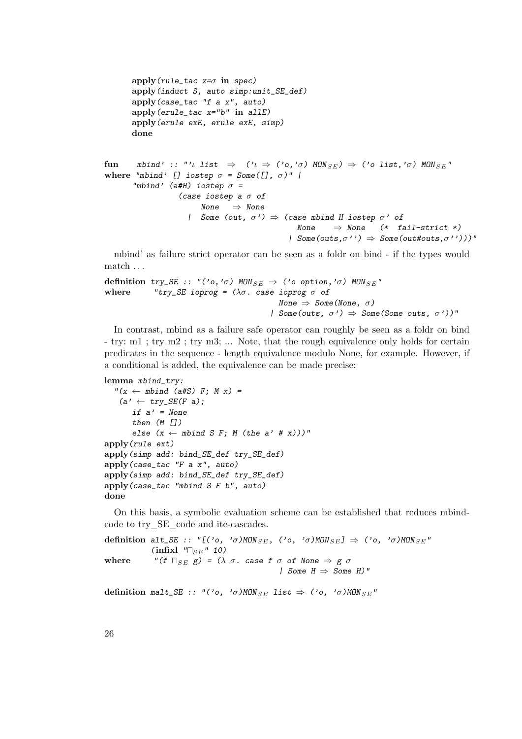```
apply(rule_tac x=σ in spec)
apply(induct S, auto simp:unit_SE_def)
apply(case_tac "f a x", auto)
apply(erule_tac x="b" in allE)
apply(erule exE, erule exE, simp)
done
```

```
fun    mbind' :: "'ι list  ⇒  ('ι ⇒ ('o,'σ) MON_SE) ⇒ ('o list,'σ) MON_SE"
where "mbind' [] iostep σ = Some([], σ)" |
      "mbind' (a#H) iostep σ =
              (case iostep a σ of
                   None   ⇒ None
                |  Some (out, σ') ⇒ (case mbind H iostep σ' of
                                         None    ⇒ None   (* fail-strict *)
                                       | Some(outs,σ'') ⇒ Some(out#outs,σ'')))"
```

mbind' as failure strict operator can be seen as a foldr on bind - if the types would match . . .

```
definition try_SE :: "('o,'σ) MON_SE ⇒ ('o option,'σ) MON_SE"
where      "try_SE ioprog = (λσ. case ioprog σ of
                                     None ⇒ Some(None, σ)
                                   | Some(outs, σ') ⇒ Some(Some outs, σ'))"
```

In contrast, mbind as a failure safe operator can roughly be seen as a foldr on bind - try: m1 ; try m2 ; try m3; ... Note, that the rough equivalence only holds for certain predicates in the sequence - length equivalence modulo None, for example. However, if a conditional is added, the equivalence can be made precise:

```
lemma mbind_try:
  "(x ← mbind (a#S) F; M x) =
   (a' ← try_SE(F a);
      if a' = None
      then (M [])
      else (x ← mbind S F; M (the a' # x)))"
apply(rule ext)
apply(simp add: bind_SE_def try_SE_def)
apply(case_tac "F a x", auto)
apply(simp add: bind_SE_def try_SE_def)
apply(case_tac "mbind S F b", auto)
done
```

On this basis, a symbolic evaluation scheme can be established that reduces mbind-code to try_SE_code and ite-cascades.

```
definition alt_SE :: "[('o, 'σ)MON_SE, ('o, 'σ)MON_SE] ⇒ ('o, 'σ)MON_SE"
           (infixl "⊓_SE" 10)
where      "(f ⊓_SE g) = (λ σ. case f σ of None ⇒ g σ
                                        | Some H ⇒ Some H)"
```

```
definition malt_SE :: "('o, 'σ)MON_SE list ⇒ ('o, 'σ)MON_SE"
```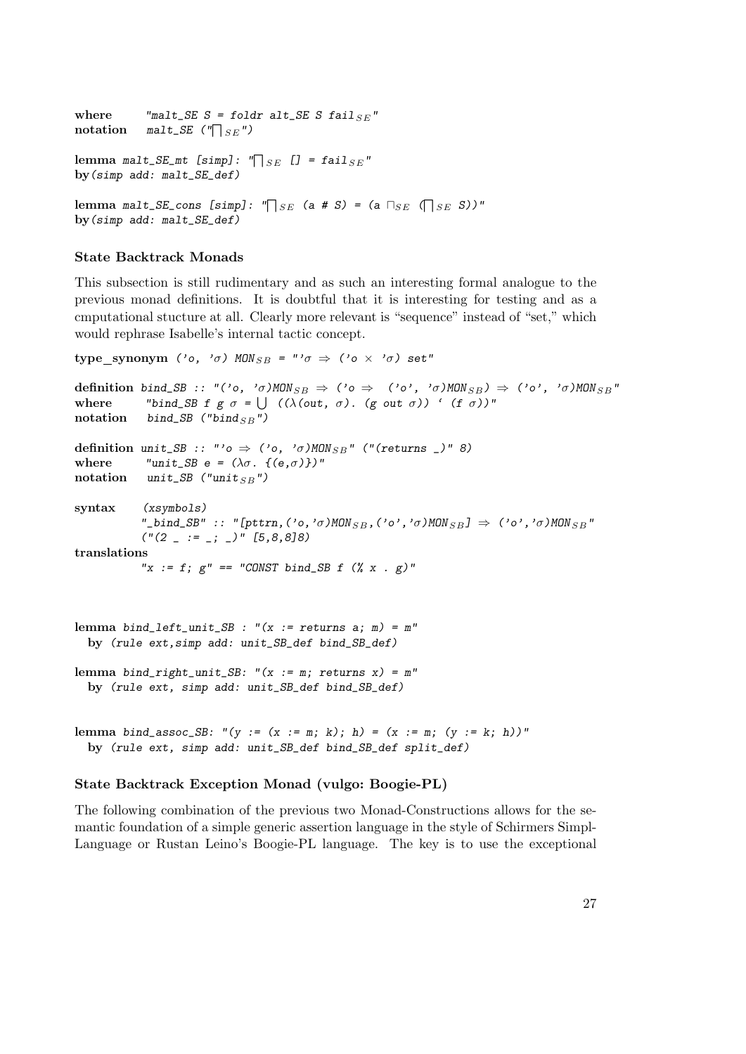```
where      "malt_SE S = foldr alt_SE S fail_SE"
notation   malt_SE ("⨅_SE")

lemma malt_SE_mt [simp]: "⨅_SE [] = fail_SE"
by(simp add: malt_SE_def)

lemma malt_SE_cons [simp]: "⨅_SE (a # S) = (a ⊓_SE (⨅_SE S))"
by(simp add: malt_SE_def)
```

### State Backtrack Monads

This subsection is still rudimentary and as such an interesting formal analogue to the previous monad definitions. It is doubtful that it is interesting for testing and as a cmputational stucture at all. Clearly more relevant is "sequence" instead of "set," which would rephrase Isabelle's internal tactic concept.

```
type_synonym ('o, 'σ) MON_SB = "'σ ⇒ ('o × 'σ) set"

definition bind_SB :: "('o, 'σ)MON_SB ⇒ ('o ⇒  ('o', 'σ)MON_SB) ⇒ ('o', 'σ)MON_SB"
where      "bind_SB f g σ = ⋃ ((λ(out, σ). (g out σ)) ` (f σ))"
notation   bind_SB ("bind_SB")

definition unit_SB :: "'o ⇒ ('o, 'σ)MON_SB" ("(returns _)" 8)
where      "unit_SB e = (λσ. {(e,σ)})"
notation   unit_SB ("unit_SB")

syntax     (xsymbols)
           "_bind_SB" :: "[pttrn,('o,'σ)MON_SB,('o','σ)MON_SB] ⇒ ('o','σ)MON_SB"
           ("(2 _ := _; _)" [5,8,8]8)
translations
           "x := f; g" == "CONST bind_SB f (% x . g)"


lemma bind_left_unit_SB : "(x := returns a; m) = m"
  by (rule ext,simp add: unit_SB_def bind_SB_def)

lemma bind_right_unit_SB: "(x := m; returns x) = m"
  by (rule ext, simp add: unit_SB_def bind_SB_def)


lemma bind_assoc_SB: "(y := (x := m; k); h) = (x := m; (y := k; h))"
  by (rule ext, simp add: unit_SB_def bind_SB_def split_def)
```

### State Backtrack Exception Monad (vulgo: Boogie-PL)

The following combination of the previous two Monad-Constructions allows for the semantic foundation of a simple generic assertion language in the style of Schirmers Simpl-Language or Rustan Leino's Boogie-PL language. The key is to use the exceptional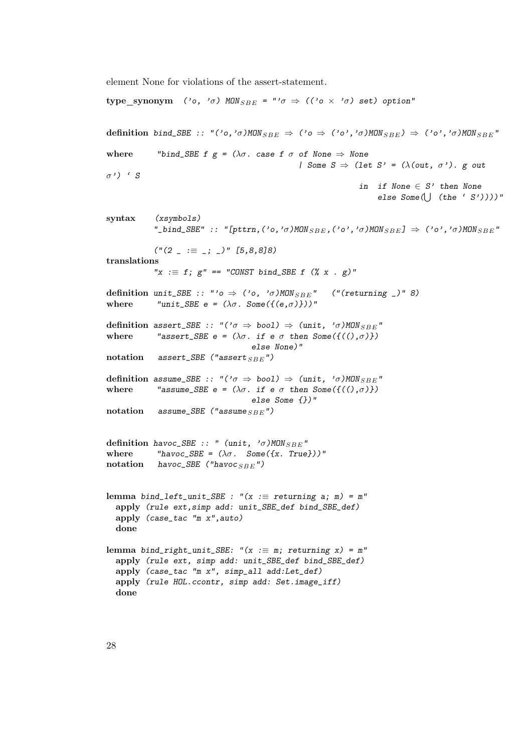element None for violations of the assert-statement.

```
type_synonym  ('o, 'σ) MON_SBE = "'σ ⇒ (('o × 'σ) set) option"


definition bind_SBE :: "('o,'σ)MON_SBE ⇒ ('o ⇒ ('o','σ)MON_SBE) ⇒ ('o','σ)MON_SBE"
where      "bind_SBE f g = (λσ. case f σ of None ⇒ None
                                   | Some S ⇒ (let S' = (λ(out, σ'). g out
σ') ` S
                                                in  if None ∈ S' then None
                                                    else Some(⋃ (the ` S'))))"

syntax    (xsymbols)
          "_bind_SBE" :: "[pttrn,('o,'σ)MON_SBE,('o','σ)MON_SBE] ⇒ ('o','σ)MON_SBE"

          ("(2 _ :≡ _; _)" [5,8,8]8)
translations
          "x :≡ f; g" == "CONST bind_SBE f (% x . g)"

definition unit_SBE :: "'o ⇒ ('o, 'σ)MON_SBE"   ("(returning _)" 8)
where      "unit_SBE e = (λσ. Some({(e,σ)}))"

definition assert_SBE :: "('σ ⇒ bool) ⇒ (unit, 'σ)MON_SBE"
where      "assert_SBE e = (λσ. if e σ then Some({((),σ)})
                                else None)"
notation   assert_SBE ("assert_SBE")

definition assume_SBE :: "('σ ⇒ bool) ⇒ (unit, 'σ)MON_SBE"
where      "assume_SBE e = (λσ. if e σ then Some({((),σ)})
                                else Some {})"
notation   assume_SBE ("assume_SBE")


definition havoc_SBE :: " (unit, 'σ)MON_SBE"
where      "havoc_SBE = (λσ.  Some({x. True}))"
notation   havoc_SBE ("havoc_SBE")


lemma bind_left_unit_SBE : "(x :≡ returning a; m) = m"
  apply (rule ext,simp add: unit_SBE_def bind_SBE_def)
  apply (case_tac "m x",auto)
  done

lemma bind_right_unit_SBE: "(x :≡ m; returning x) = m"
  apply (rule ext, simp add: unit_SBE_def bind_SBE_def)
  apply (case_tac "m x", simp_all add:Let_def)
  apply (rule HOL.ccontr, simp add: Set.image_iff)
  done
```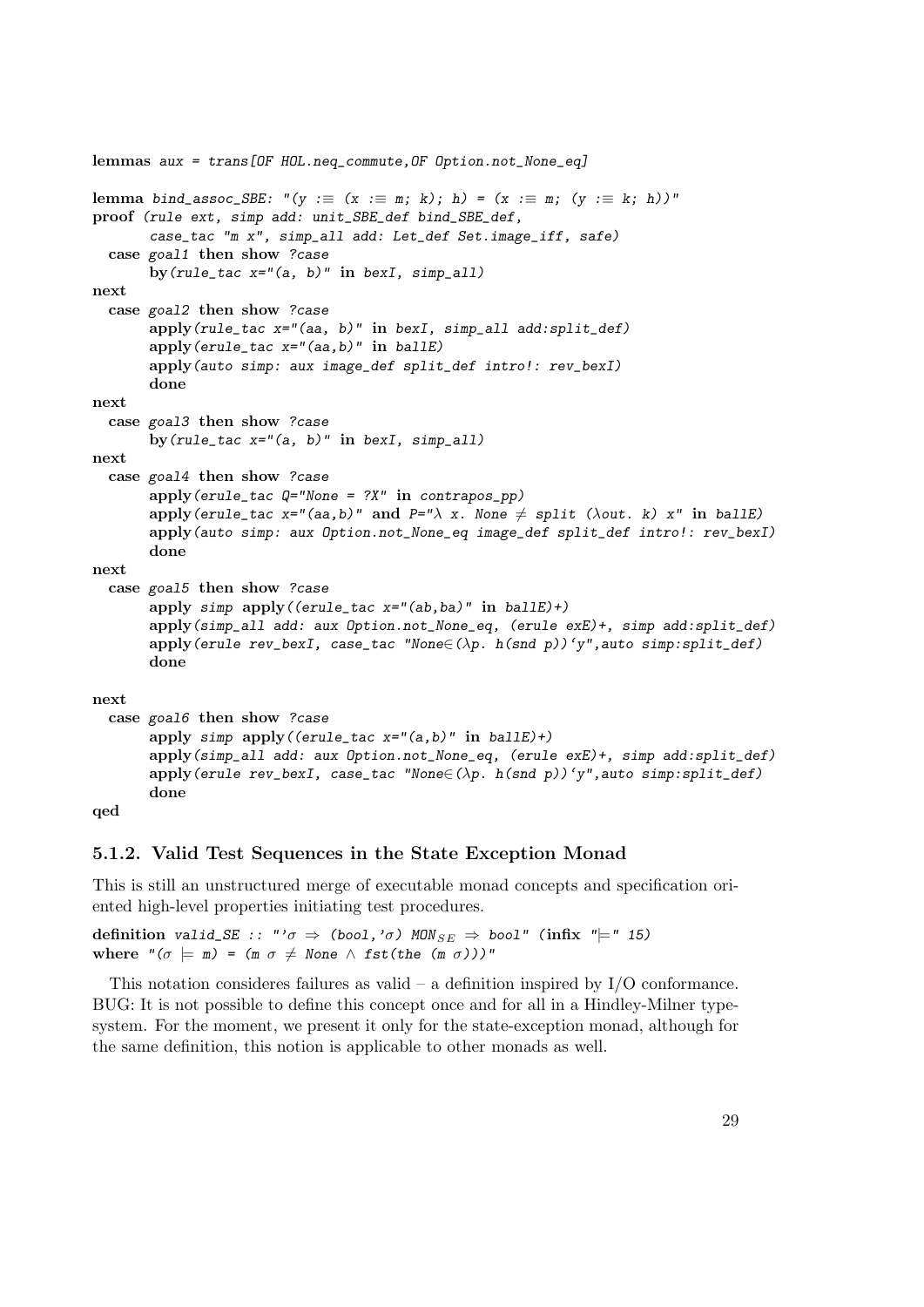```
lemmas aux = trans[OF HOL.neq_commute,OF Option.not_None_eq]

lemma bind_assoc_SBE: "(y :≡ (x :≡ m; k); h) = (x :≡ m; (y :≡ k; h))"
proof (rule ext, simp add: unit_SBE_def bind_SBE_def,
       case_tac "m x", simp_all add: Let_def Set.image_iff, safe)
  case goal1 then show ?case
       by(rule_tac x="(a, b)" in bexI, simp_all)
next
  case goal2 then show ?case
       apply(rule_tac x="(aa, b)" in bexI, simp_all add:split_def)
       apply(erule_tac x="(aa,b)" in ballE)
       apply(auto simp: aux image_def split_def intro!: rev_bexI)
       done
next
  case goal3 then show ?case
       by(rule_tac x="(a, b)" in bexI, simp_all)
next
  case goal4 then show ?case
       apply(erule_tac Q="None = ?X" in contrapos_pp)
       apply(erule_tac x="(aa,b)" and P="λ x. None ≠ split (λout. k) x" in ballE)
       apply(auto simp: aux Option.not_None_eq image_def split_def intro!: rev_bexI)
       done
next
  case goal5 then show ?case
       apply simp apply((erule_tac x="(ab,ba)" in ballE)+)
       apply(simp_all add: aux Option.not_None_eq, (erule exE)+, simp add:split_def)
       apply(erule rev_bexI, case_tac "None∈(λp. h(snd p))`y",auto simp:split_def)
       done

next
  case goal6 then show ?case
       apply simp apply((erule_tac x="(a,b)" in ballE)+)
       apply(simp_all add: aux Option.not_None_eq, (erule exE)+, simp add:split_def)
       apply(erule rev_bexI, case_tac "None∈(λp. h(snd p))`y",auto simp:split_def)
       done
qed
```

### 5.1.2. Valid Test Sequences in the State Exception Monad

This is still an unstructured merge of executable monad concepts and specification oriented high-level properties initiating test procedures.

```
definition valid_SE :: "'σ ⇒ (bool,'σ) MON_SE ⇒ bool" (infix "⊨" 15)
where "(σ ⊨ m) = (m σ ≠ None ∧ fst(the (m σ)))"
```

This notation consideres failures as valid – a definition inspired by I/O conformance. BUG: It is not possible to define this concept once and for all in a Hindley-Milner type-system. For the moment, we present it only for the state-exception monad, although for the same definition, this notion is applicable to other monads as well.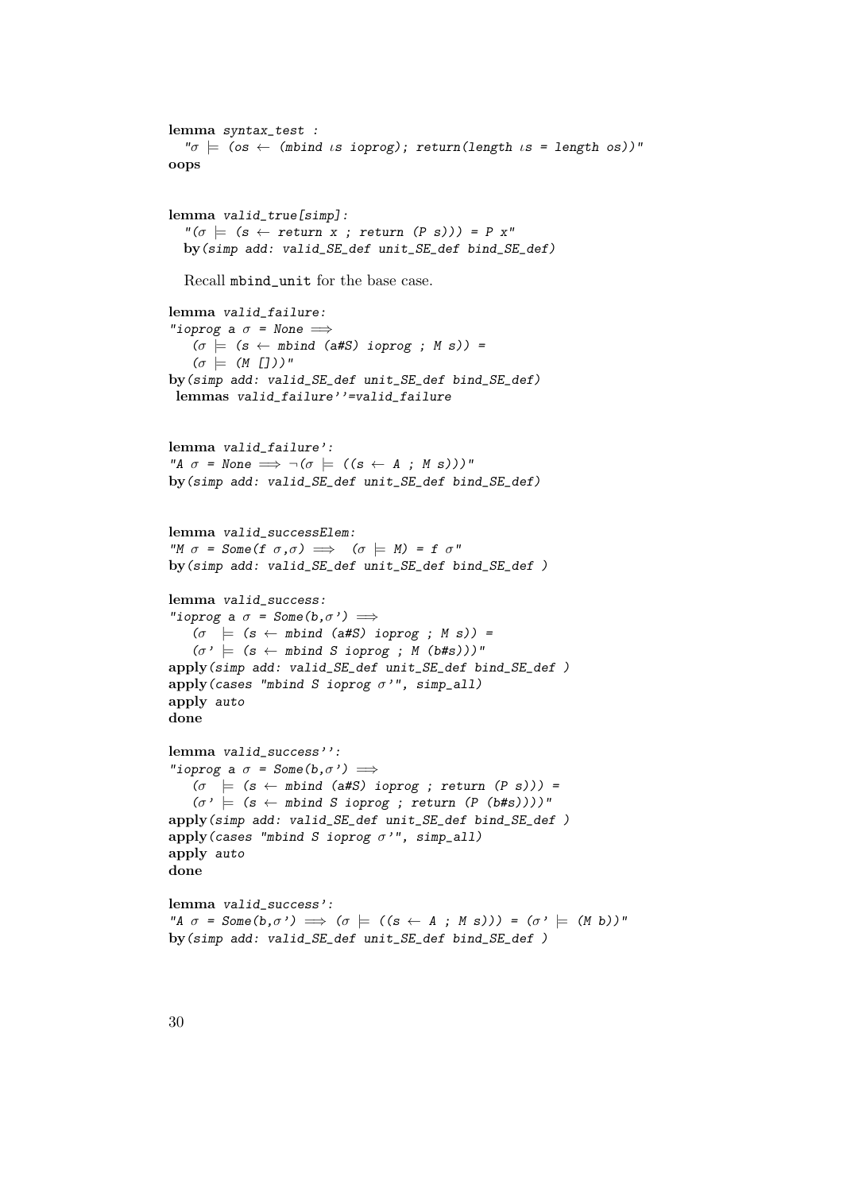```
lemma syntax_test :
  "σ ⊨ (os ← (mbind ιs ioprog); return(length ιs = length os))"
oops


lemma valid_true[simp]:
  "(σ ⊨ (s ← return x ; return (P s))) = P x"
  by(simp add: valid_SE_def unit_SE_def bind_SE_def)
```

Recall mbind_unit for the base case.

```
lemma valid_failure:
"ioprog a σ = None ⟹
   (σ ⊨ (s ← mbind (a#S) ioprog ; M s)) =
   (σ ⊨ (M []))"
by(simp add: valid_SE_def unit_SE_def bind_SE_def)
 lemmas valid_failure''=valid_failure


lemma valid_failure':
"A σ = None ⟹ ¬(σ ⊨ ((s ← A ; M s)))"
by(simp add: valid_SE_def unit_SE_def bind_SE_def)


lemma valid_successElem:
"M σ = Some(f σ,σ) ⟹  (σ ⊨ M) = f σ"
by(simp add: valid_SE_def unit_SE_def bind_SE_def )

lemma valid_success:
"ioprog a σ = Some(b,σ') ⟹
   (σ  ⊨ (s ← mbind (a#S) ioprog ; M s)) =
   (σ' ⊨ (s ← mbind S ioprog ; M (b#s)))"
apply(simp add: valid_SE_def unit_SE_def bind_SE_def )
apply(cases "mbind S ioprog σ'", simp_all)
apply auto
done

lemma valid_success'':
"ioprog a σ = Some(b,σ') ⟹
   (σ  ⊨ (s ← mbind (a#S) ioprog ; return (P s))) =
   (σ' ⊨ (s ← mbind S ioprog ; return (P (b#s))))"
apply(simp add: valid_SE_def unit_SE_def bind_SE_def )
apply(cases "mbind S ioprog σ'", simp_all)
apply auto
done

lemma valid_success':
"A σ = Some(b,σ') ⟹ (σ ⊨ ((s ← A ; M s))) = (σ' ⊨ (M b))"
by(simp add: valid_SE_def unit_SE_def bind_SE_def )
```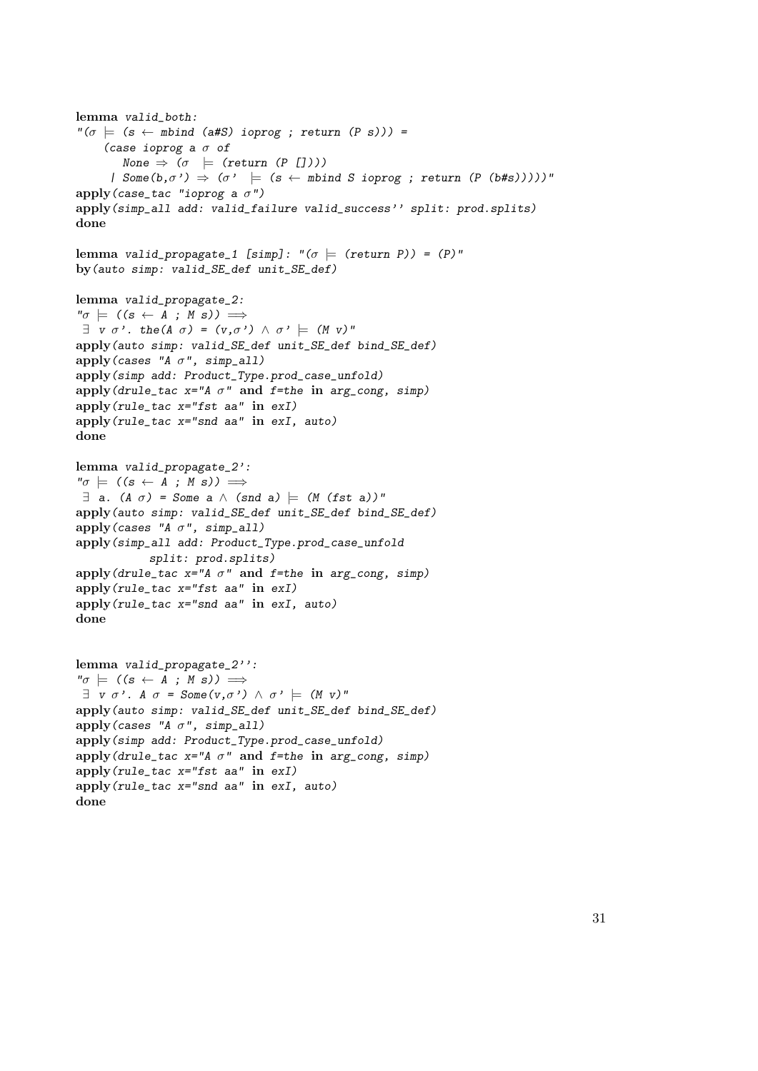```
lemma valid_both:
"(σ ⊨ (s ← mbind (a#S) ioprog ; return (P s))) =
    (case ioprog a σ of
       None ⇒ (σ  ⊨ (return (P [])))
     | Some(b,σ') ⇒ (σ'  ⊨ (s ← mbind S ioprog ; return (P (b#s)))))"
apply(case_tac "ioprog a σ")
apply(simp_all add: valid_failure valid_success'' split: prod.splits)
done

lemma valid_propagate_1 [simp]: "(σ ⊨ (return P)) = (P)"
by(auto simp: valid_SE_def unit_SE_def)

lemma valid_propagate_2:
"σ ⊨ ((s ← A ; M s)) ⟹
 ∃ v σ'. the(A σ) = (v,σ') ∧ σ' ⊨ (M v)"
apply(auto simp: valid_SE_def unit_SE_def bind_SE_def)
apply(cases "A σ", simp_all)
apply(simp add: Product_Type.prod_case_unfold)
apply(drule_tac x="A σ" and f=the in arg_cong, simp)
apply(rule_tac x="fst aa" in exI)
apply(rule_tac x="snd aa" in exI, auto)
done

lemma valid_propagate_2':
"σ ⊨ ((s ← A ; M s)) ⟹
 ∃ a. (A σ) = Some a ∧ (snd a) ⊨ (M (fst a))"
apply(auto simp: valid_SE_def unit_SE_def bind_SE_def)
apply(cases "A σ", simp_all)
apply(simp_all add: Product_Type.prod_case_unfold
         split: prod.splits)
apply(drule_tac x="A σ" and f=the in arg_cong, simp)
apply(rule_tac x="fst aa" in exI)
apply(rule_tac x="snd aa" in exI, auto)
done


lemma valid_propagate_2'':
"σ ⊨ ((s ← A ; M s)) ⟹
 ∃ v σ'. A σ = Some(v,σ') ∧ σ' ⊨ (M v)"
apply(auto simp: valid_SE_def unit_SE_def bind_SE_def)
apply(cases "A σ", simp_all)
apply(simp add: Product_Type.prod_case_unfold)
apply(drule_tac x="A σ" and f=the in arg_cong, simp)
apply(rule_tac x="fst aa" in exI)
apply(rule_tac x="snd aa" in exI, auto)
done
```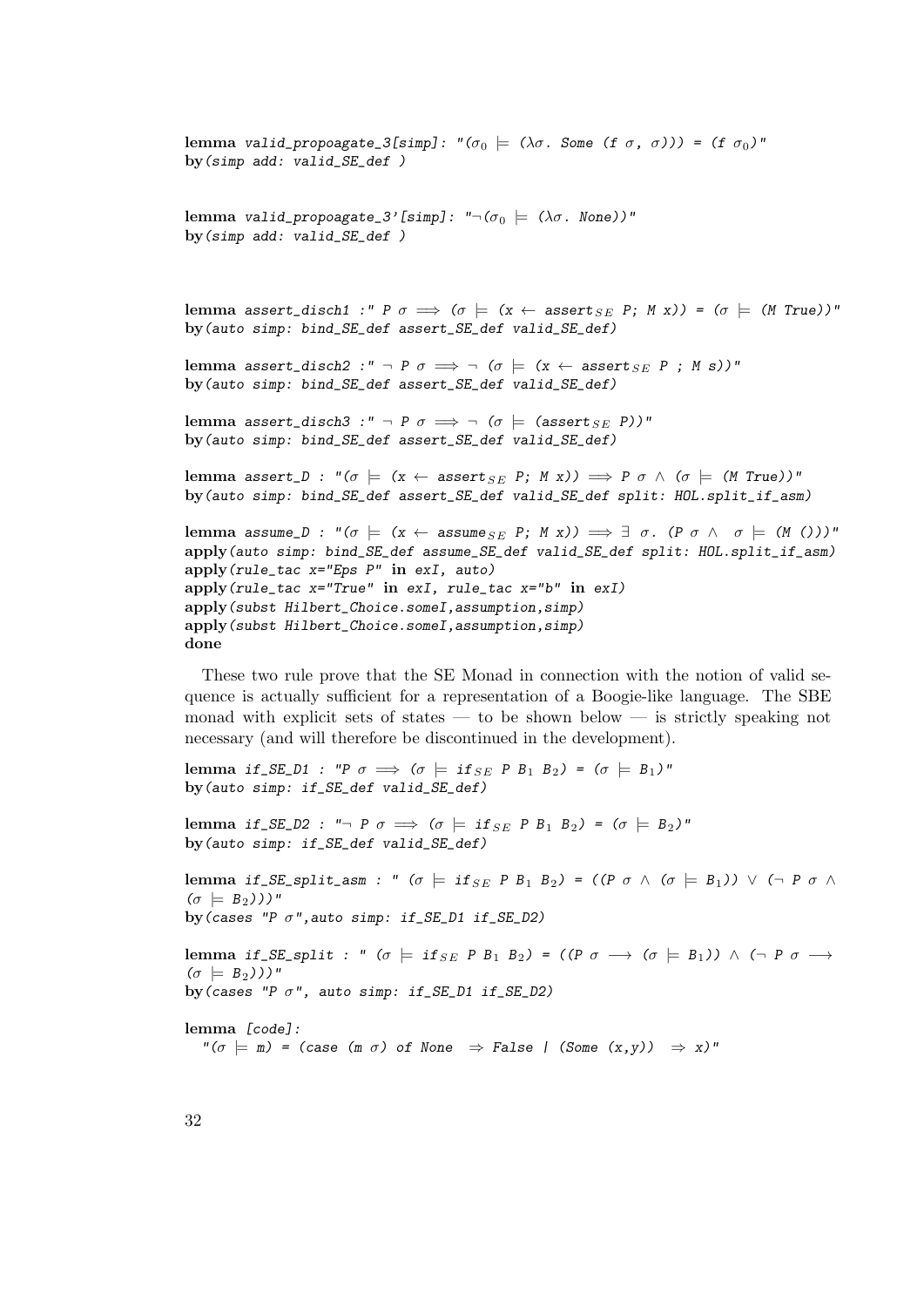```
lemma valid_propoagate_3[simp]: "(σ₀ ⊨ (λσ. Some (f σ, σ))) = (f σ₀)"
by(simp add: valid_SE_def )


lemma valid_propoagate_3'[simp]: "¬(σ₀ ⊨ (λσ. None))"
by(simp add: valid_SE_def )



lemma assert_disch1 :" P σ ⟹ (σ ⊨ (x ← assert_SE P; M x)) = (σ ⊨ (M True))"
by(auto simp: bind_SE_def assert_SE_def valid_SE_def)

lemma assert_disch2 :" ¬ P σ ⟹ ¬ (σ ⊨ (x ← assert_SE P ; M s))"
by(auto simp: bind_SE_def assert_SE_def valid_SE_def)

lemma assert_disch3 :" ¬ P σ ⟹ ¬ (σ ⊨ (assert_SE P))"
by(auto simp: bind_SE_def assert_SE_def valid_SE_def)

lemma assert_D : "(σ ⊨ (x ← assert_SE P; M x)) ⟹ P σ ∧ (σ ⊨ (M True))"
by(auto simp: bind_SE_def assert_SE_def valid_SE_def split: HOL.split_if_asm)

lemma assume_D : "(σ ⊨ (x ← assume_SE P; M x)) ⟹ ∃ σ. (P σ ∧  σ ⊨ (M ()))"
apply(auto simp: bind_SE_def assume_SE_def valid_SE_def split: HOL.split_if_asm)
apply(rule_tac x="Eps P" in exI, auto)
apply(rule_tac x="True" in exI, rule_tac x="b" in exI)
apply(subst Hilbert_Choice.someI,assumption,simp)
apply(subst Hilbert_Choice.someI,assumption,simp)
done
```

These two rule prove that the SE Monad in connection with the notion of valid sequence is actually sufficient for a representation of a Boogie-like language. The SBE monad with explicit sets of states — to be shown below — is strictly speaking not necessary (and will therefore be discontinued in the development).

```
lemma if_SE_D1 : "P σ ⟹ (σ ⊨ if_SE P B₁ B₂) = (σ ⊨ B₁)"
by(auto simp: if_SE_def valid_SE_def)

lemma if_SE_D2 : "¬ P σ ⟹ (σ ⊨ if_SE P B₁ B₂) = (σ ⊨ B₂)"
by(auto simp: if_SE_def valid_SE_def)

lemma if_SE_split_asm : " (σ ⊨ if_SE P B₁ B₂) = ((P σ ∧ (σ ⊨ B₁)) ∨ (¬ P σ ∧
(σ ⊨ B₂)))"
by(cases "P σ",auto simp: if_SE_D1 if_SE_D2)

lemma if_SE_split : " (σ ⊨ if_SE P B₁ B₂) = ((P σ ⟶ (σ ⊨ B₁)) ∧ (¬ P σ ⟶
(σ ⊨ B₂)))"
by(cases "P σ", auto simp: if_SE_D1 if_SE_D2)

lemma [code]:
  "(σ ⊨ m) = (case (m σ) of None  ⇒ False | (Some (x,y))  ⇒ x)"
```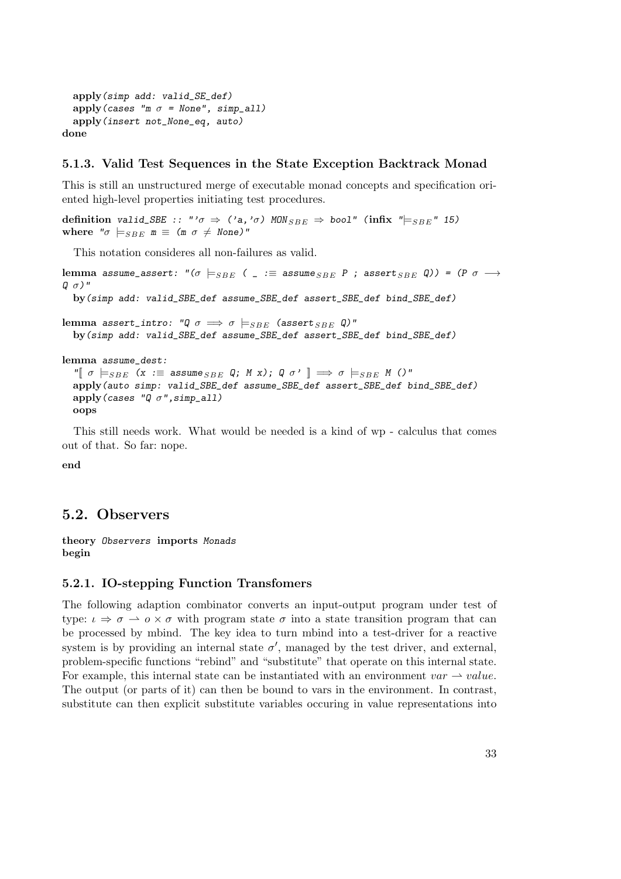```
  apply(simp add: valid_SE_def)
  apply(cases "m σ = None", simp_all)
  apply(insert not_None_eq, auto)
done
```

### 5.1.3. Valid Test Sequences in the State Exception Backtrack Monad

This is still an unstructured merge of executable monad concepts and specification oriented high-level properties initiating test procedures.

```
definition valid_SBE :: "'σ ⇒ ('a,'σ) MON_SBE ⇒ bool" (infix "⊨_SBE" 15)
where "σ ⊨_SBE m ≡ (m σ ≠ None)"
```

This notation consideres all non-failures as valid.

```
lemma assume_assert: "(σ ⊨_SBE ( _ :≡ assume_SBE P ; assert_SBE Q)) = (P σ ⟶
Q σ)"
  by(simp add: valid_SBE_def assume_SBE_def assert_SBE_def bind_SBE_def)

lemma assert_intro: "Q σ ⟹ σ ⊨_SBE (assert_SBE Q)"
  by(simp add: valid_SBE_def assume_SBE_def assert_SBE_def bind_SBE_def)

lemma assume_dest:
  "⟦ σ ⊨_SBE (x :≡ assume_SBE Q; M x); Q σ' ⟧ ⟹ σ ⊨_SBE M ()"
  apply(auto simp: valid_SBE_def assume_SBE_def assert_SBE_def bind_SBE_def)
  apply(cases "Q σ",simp_all)
  oops
```

This still needs work. What would be needed is a kind of wp - calculus that comes out of that. So far: nope.

```
end
```

## 5.2. Observers

```
theory Observers imports Monads
begin
```

### 5.2.1. IO-stepping Function Transfomers

The following adaption combinator converts an input-output program under test of type: $\iota \Rightarrow \sigma \rightharpoonup o \times \sigma$ with program state $\sigma$ into a state transition program that can be processed by mbind. The key idea to turn mbind into a test-driver for a reactive system is by providing an internal state $\sigma'$, managed by the test driver, and external, problem-specific functions "rebind" and "substitute" that operate on this internal state. For example, this internal state can be instantiated with an environment $var \rightharpoonup value$. The output (or parts of it) can then be bound to vars in the environment. In contrast, substitute can then explicit substitute variables occuring in value representations into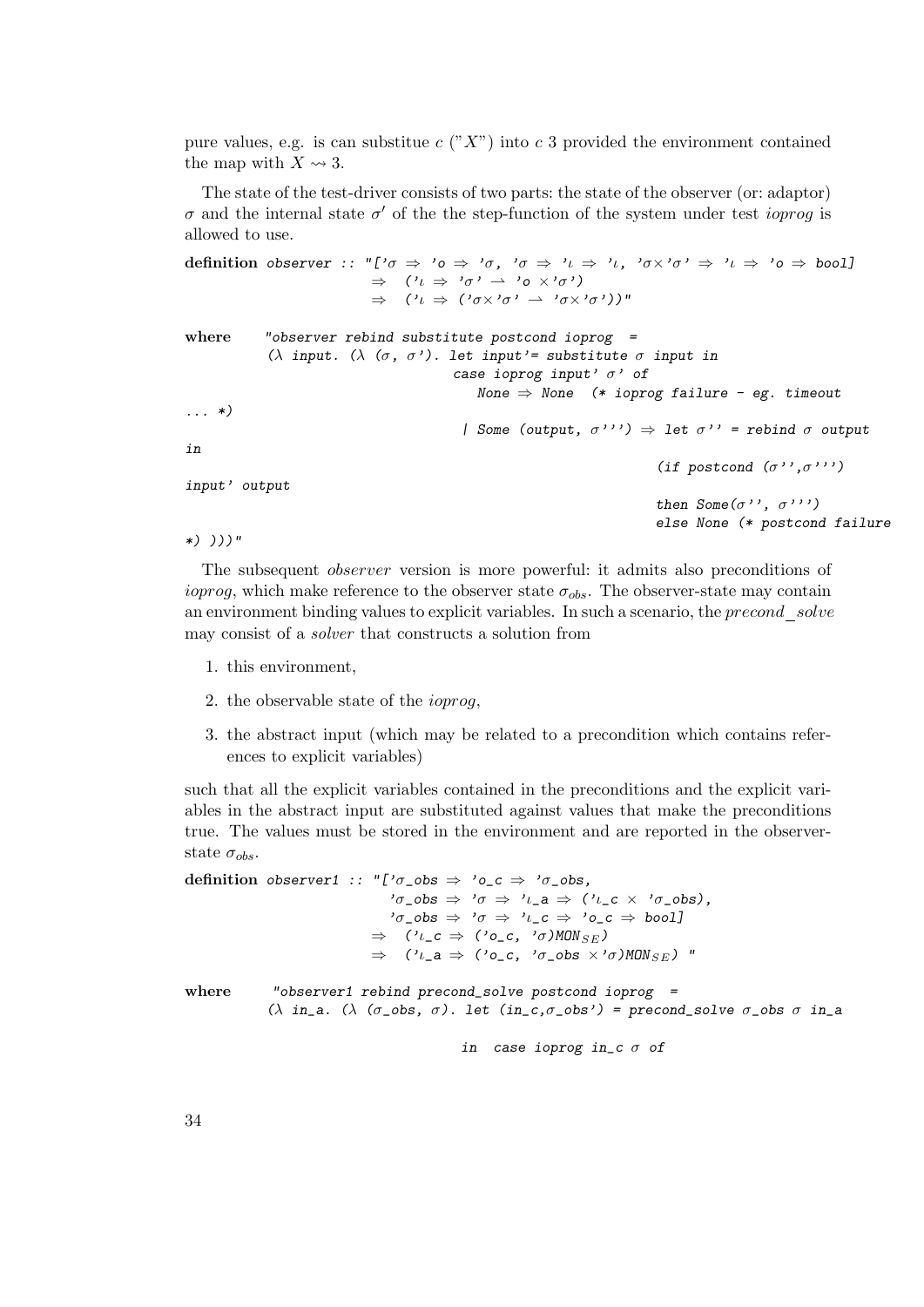pure values, e.g. is can substitue $c$ ("$X$") into $c$ 3 provided the environment contained the map with $X \rightsquigarrow 3$.

The state of the test-driver consists of two parts: the state of the observer (or: adaptor) $\sigma$ and the internal state $\sigma'$ of the the step-function of the system under test *ioprog* is allowed to use.

```
definition observer :: "['σ ⇒ 'o ⇒ 'σ, 'σ ⇒ 'ι ⇒ 'ι, 'σ×'σ' ⇒ 'ι ⇒ 'o ⇒ bool]
                       ⇒  ('ι ⇒ 'σ' ⇀ 'o ×'σ')
                       ⇒  ('ι ⇒ ('σ×'σ' ⇀ 'σ×'σ'))"

where    "observer rebind substitute postcond ioprog  =
         (λ input. (λ (σ, σ'). let input'= substitute σ input in
                                 case ioprog input' σ' of
                                    None ⇒ None  (* ioprog failure - eg. timeout
... *)
                                  | Some (output, σ''') ⇒ let σ'' = rebind σ output
in
                                                          (if postcond (σ'',σ''')
input' output
                                                          then Some(σ'', σ''')
                                                          else None (* postcond failure
*) )))"
```

The subsequent *observer* version is more powerful: it admits also preconditions of *ioprog*, which make reference to the observer state $\sigma_{obs}$. The observer-state may contain an environment binding values to explicit variables. In such a scenario, the *precond_solve* may consist of a *solver* that constructs a solution from

1. this environment,
2. the observable state of the *ioprog*,
3. the abstract input (which may be related to a precondition which contains references to explicit variables)

such that all the explicit variables contained in the preconditions and the explicit variables in the abstract input are substituted against values that make the preconditions true. The values must be stored in the environment and are reported in the observer-state $\sigma_{obs}$.

```
definition observer1 :: "['σ_obs ⇒ 'o_c ⇒ 'σ_obs,
                          'σ_obs ⇒ 'σ ⇒ 'ι_a ⇒ ('ι_c × 'σ_obs),
                          'σ_obs ⇒ 'σ ⇒ 'ι_c ⇒ 'o_c ⇒ bool]
                        ⇒  ('ι_c ⇒ ('o_c, 'σ)MON_SE)
                        ⇒  ('ι_a ⇒ ('o_c, 'σ_obs ×'σ)MON_SE) "

where     "observer1 rebind precond_solve postcond ioprog  =
         (λ in_a. (λ (σ_obs, σ). let (in_c,σ_obs') = precond_solve σ_obs σ in_a

                                  in  case ioprog in_c σ of
```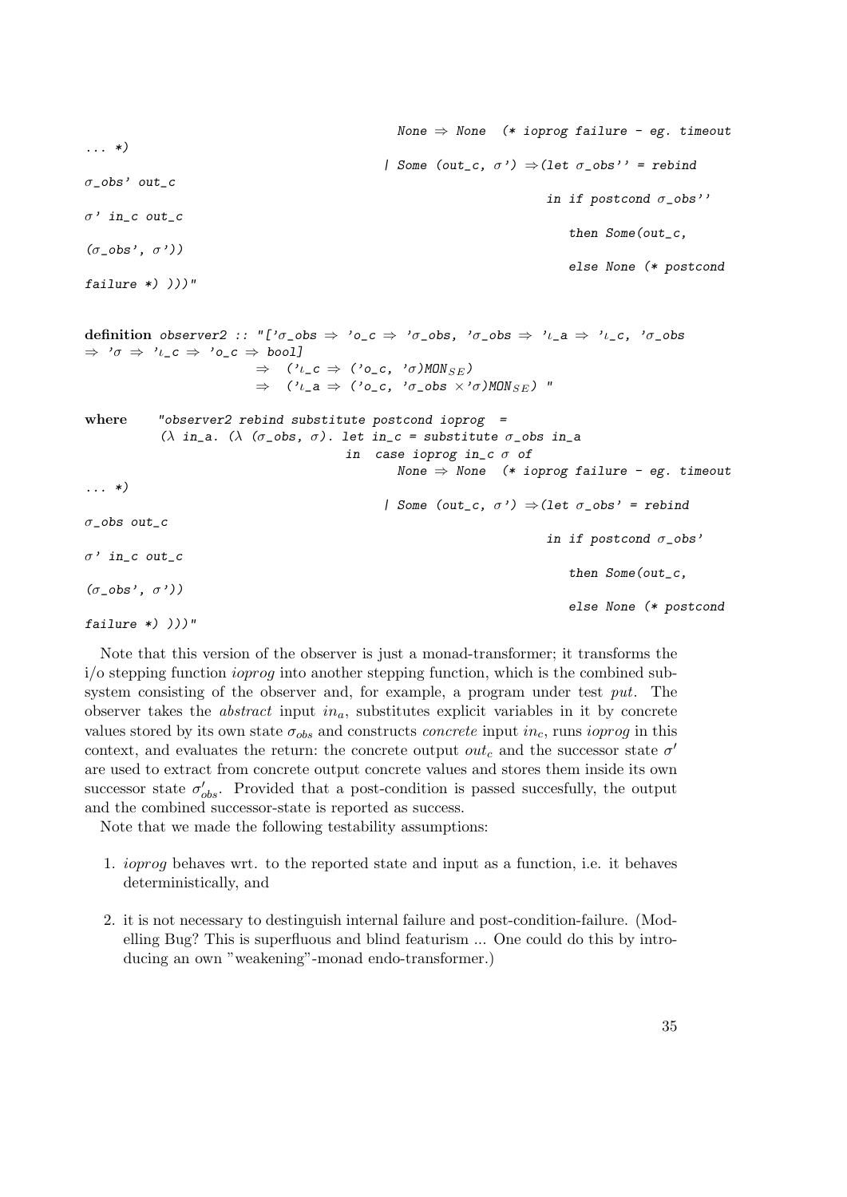```
                                        None ⇒ None  (* ioprog failure - eg. timeout
... *)
                                      | Some (out_c, σ') ⇒(let σ_obs'' = rebind
σ_obs' out_c
                                                         in if postcond σ_obs''
σ' in_c out_c
                                                            then Some(out_c,
(σ_obs', σ'))
                                                            else None (* postcond
failure *) )))"
```

**definition** *observer2 :: "['σ_obs ⇒ 'o_c ⇒ 'σ_obs, 'σ_obs ⇒ 'ι_a ⇒ 'ι_c, 'σ_obs ⇒ 'σ ⇒ 'ι_c ⇒ 'o_c ⇒ bool] ⇒ ('ι_c ⇒ ('o_c, 'σ)MON$_{SE}$) ⇒ ('ι_a ⇒ ('o_c, 'σ_obs ×'σ)MON$_{SE}$) "*

```
where     "observer2 rebind substitute postcond ioprog  =
          (λ in_a. (λ (σ_obs, σ). let in_c = substitute σ_obs in_a
                                  in  case ioprog in_c σ of
                                        None ⇒ None  (* ioprog failure - eg. timeout
... *)
                                      | Some (out_c, σ') ⇒(let σ_obs' = rebind
σ_obs out_c
                                                         in if postcond σ_obs'
σ' in_c out_c
                                                            then Some(out_c,
(σ_obs', σ'))
                                                            else None (* postcond
failure *) )))"
```

Note that this version of the observer is just a monad-transformer; it transforms the i/o stepping function *ioprog* into another stepping function, which is the combined subsystem consisting of the observer and, for example, a program under test *put*. The observer takes the *abstract* input $in_a$, substitutes explicit variables in it by concrete values stored by its own state $\sigma_{obs}$ and constructs *concrete* input $in_c$, runs *ioprog* in this context, and evaluates the return: the concrete output $out_c$ and the successor state $\sigma'$ are used to extract from concrete output concrete values and stores them inside its own successor state $\sigma'_{obs}$. Provided that a post-condition is passed succesfully, the output and the combined successor-state is reported as success.

Note that we made the following testability assumptions:

1. *ioprog* behaves wrt. to the reported state and input as a function, i.e. it behaves deterministically, and

2. it is not necessary to destinguish internal failure and post-condition-failure. (Modelling Bug? This is superfluous and blind featurism ... One could do this by introducing an own "weakening"-monad endo-transformer.)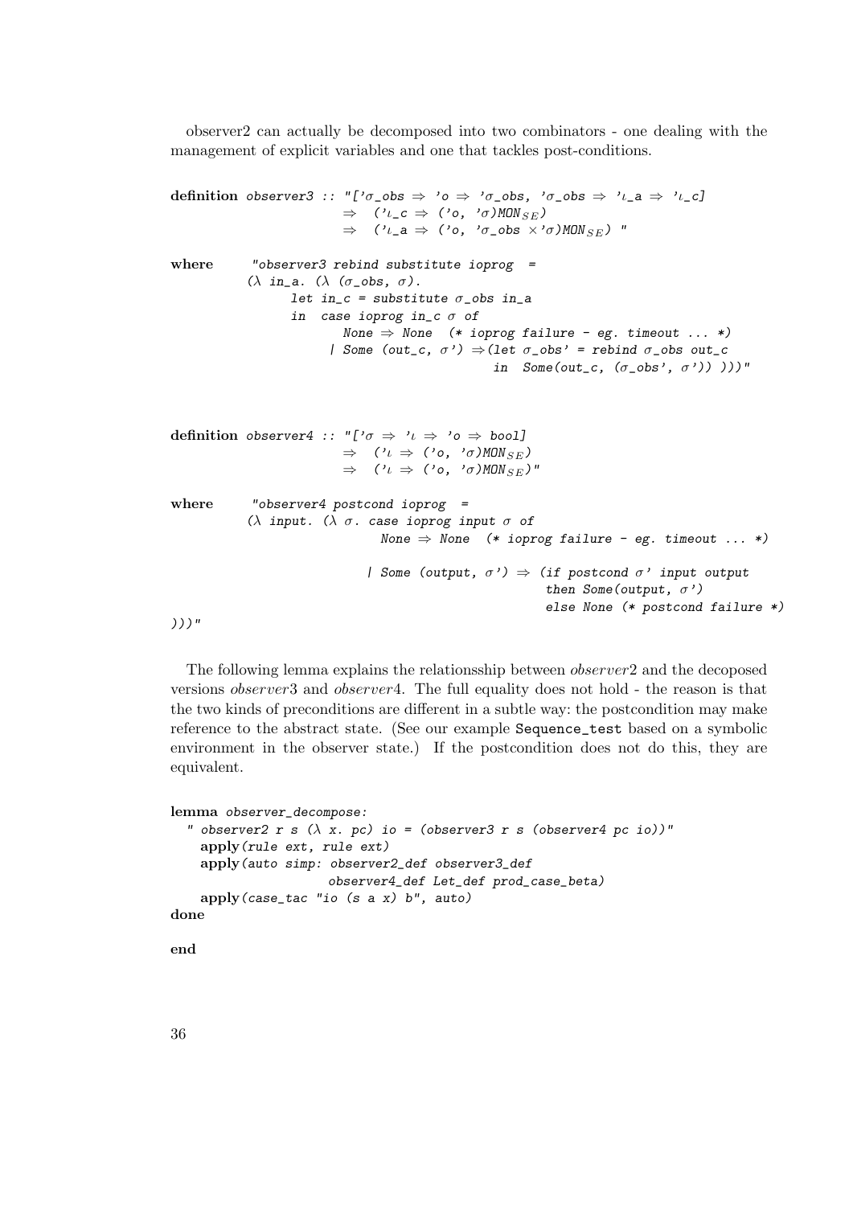observer2 can actually be decomposed into two combinators - one dealing with the management of explicit variables and one that tackles post-conditions.

```
definition observer3 :: "['σ_obs ⇒ 'o ⇒ 'σ_obs, 'σ_obs ⇒ 'ι_a ⇒ 'ι_c]
                    ⇒  ('ι_c ⇒ ('o, 'σ)MON_SE)
                    ⇒  ('ι_a ⇒ ('o, 'σ_obs ×'σ)MON_SE) "

where      "observer3 rebind substitute ioprog  =
          (λ in_a. (λ (σ_obs, σ).
                let in_c = substitute σ_obs in_a
                in  case ioprog in_c σ of
                      None ⇒ None  (* ioprog failure - eg. timeout ... *)
                    | Some (out_c, σ') ⇒(let σ_obs' = rebind σ_obs out_c
                                          in  Some(out_c, (σ_obs', σ')) )))"
```

```
definition observer4 :: "['σ ⇒ 'ι ⇒ 'o ⇒ bool]
                    ⇒  ('ι ⇒ ('o, 'σ)MON_SE)
                    ⇒  ('ι ⇒ ('o, 'σ)MON_SE)"

where      "observer4 postcond ioprog  =
          (λ input. (λ σ. case ioprog input σ of
                      None ⇒ None  (* ioprog failure - eg. timeout ... *)

                    | Some (output, σ') ⇒ (if postcond σ' input output
                                           then Some(output, σ')
                                           else None (* postcond failure *)
)))"
```

The following lemma explains the relationsship between *observer*2 and the decoposed versions *observer*3 and *observer*4. The full equality does not hold - the reason is that the two kinds of preconditions are different in a subtle way: the postcondition may make reference to the abstract state. (See our example `Sequence_test` based on a symbolic environment in the observer state.) If the postcondition does not do this, they are equivalent.

```
lemma observer_decompose:
  " observer2 r s (λ x. pc) io = (observer3 r s (observer4 pc io))"
    apply(rule ext, rule ext)
    apply(auto simp: observer2_def observer3_def
                    observer4_def Let_def prod_case_beta)
    apply(case_tac "io (s a x) b", auto)
done

end
```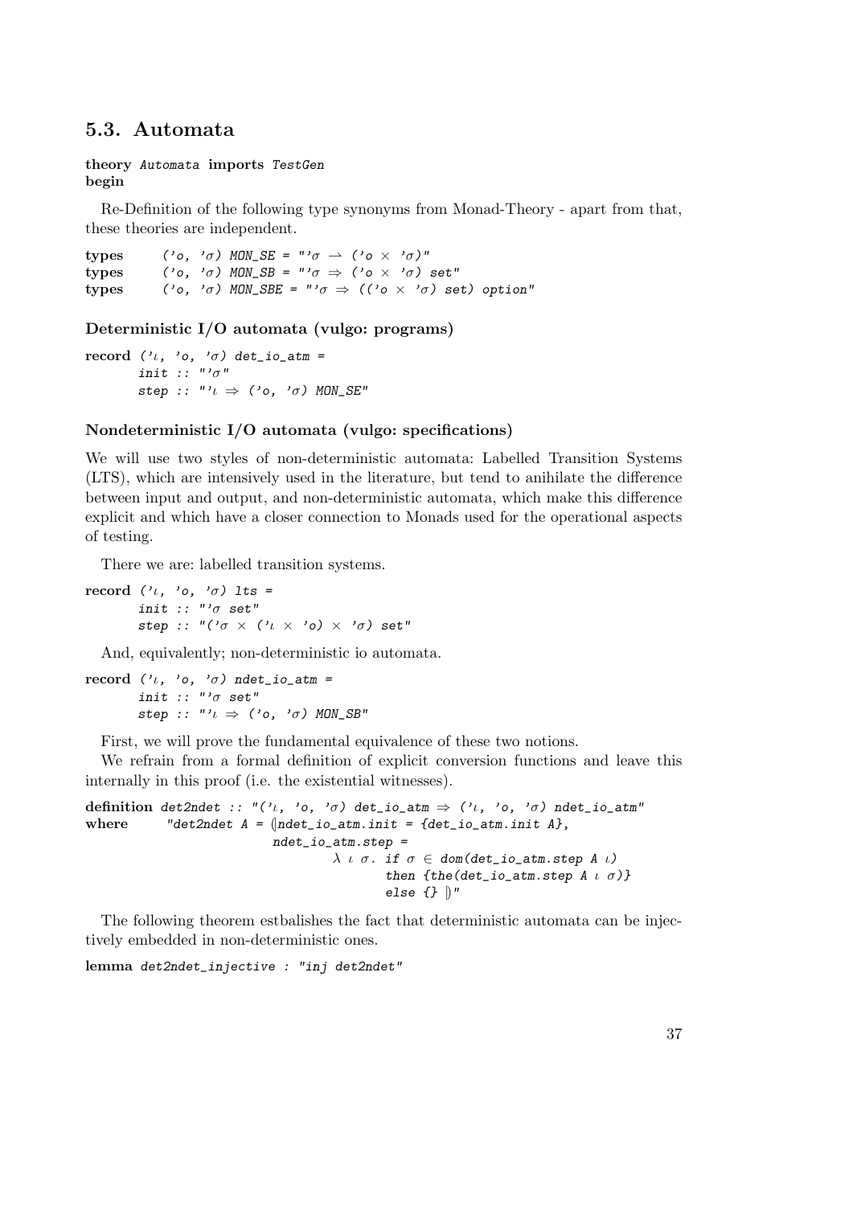## 5.3. Automata

```
theory Automata imports TestGen
begin
```

Re-Definition of the following type synonyms from Monad-Theory - apart from that, these theories are independent.

```
types   ('o, 'σ) MON_SE = "'σ ⇀ ('o × 'σ)"
types   ('o, 'σ) MON_SB = "'σ ⇒ ('o × 'σ) set"
types   ('o, 'σ) MON_SBE = "'σ ⇒ (('o × 'σ) set) option"
```

### Deterministic I/O automata (vulgo: programs)

```
record ('ι, 'o, 'σ) det_io_atm =
       init :: "'σ"
       step :: "'ι ⇒ ('o, 'σ) MON_SE"
```

### Nondeterministic I/O automata (vulgo: specifications)

We will use two styles of non-deterministic automata: Labelled Transition Systems (LTS), which are intensively used in the literature, but tend to anihilate the difference between input and output, and non-deterministic automata, which make this difference explicit and which have a closer connection to Monads used for the operational aspects of testing.

There we are: labelled transition systems.

```
record ('ι, 'o, 'σ) lts =
       init :: "'σ set"
       step :: "('σ × ('ι × 'o) × 'σ) set"
```

And, equivalently; non-deterministic io automata.

```
record ('ι, 'o, 'σ) ndet_io_atm =
       init :: "'σ set"
       step :: "'ι ⇒ ('o, 'σ) MON_SB"
```

First, we will prove the fundamental equivalence of these two notions.

We refrain from a formal definition of explicit conversion functions and leave this internally in this proof (i.e. the existential witnesses).

```
definition det2ndet :: "('ι, 'o, 'σ) det_io_atm ⇒ ('ι, 'o, 'σ) ndet_io_atm"
where      "det2ndet A = (|ndet_io_atm.init = {det_io_atm.init A},
                           ndet_io_atm.step =
                                   λ ι σ. if σ ∈ dom(det_io_atm.step A ι)
                                          then {the(det_io_atm.step A ι σ)}
                                          else {} |)"
```

The following theorem estbalishes the fact that deterministic automata can be injectively embedded in non-deterministic ones.

```
lemma det2ndet_injective : "inj det2ndet"
```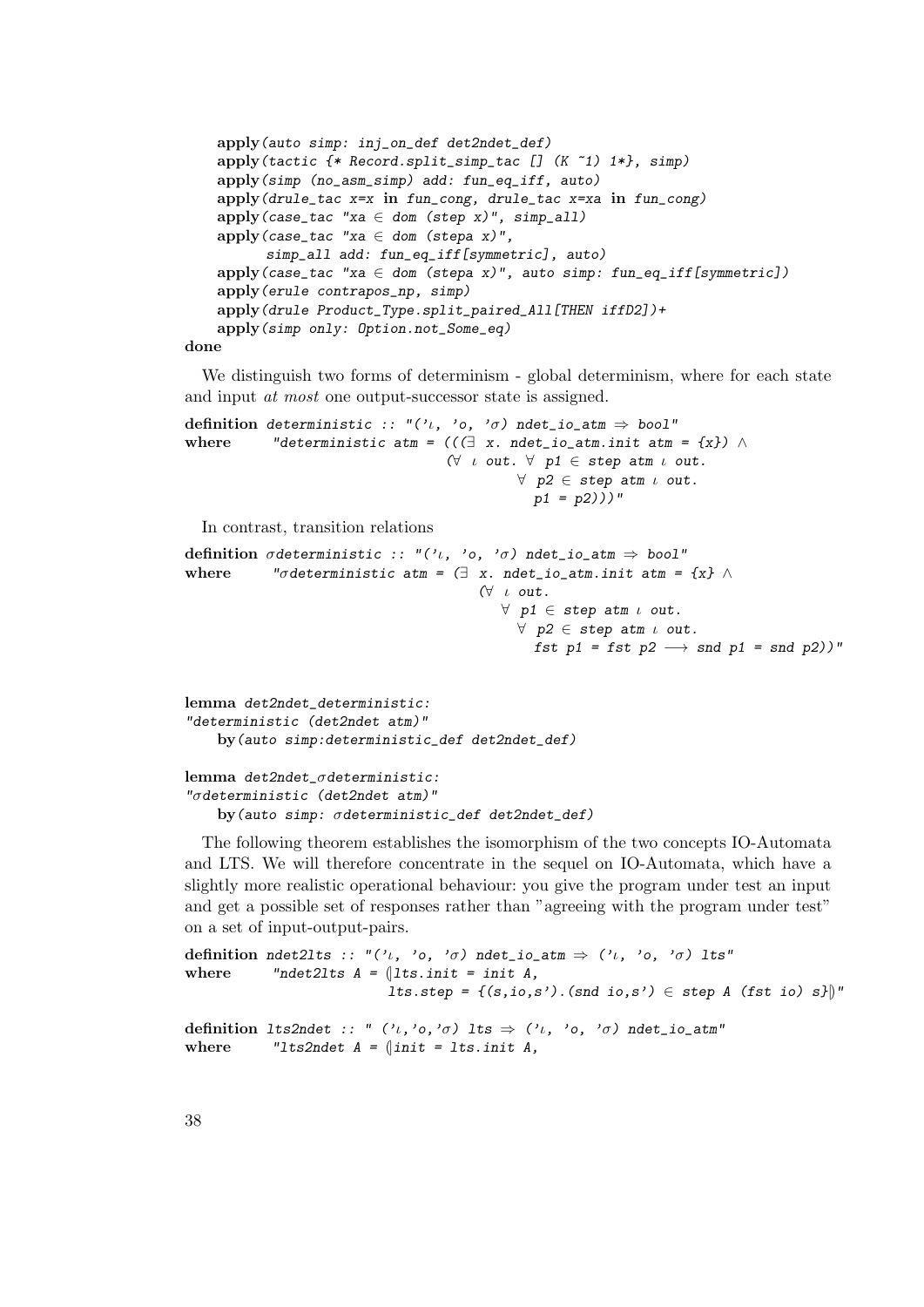```
    apply(auto simp: inj_on_def det2ndet_def)
    apply(tactic {* Record.split_simp_tac [] (K ~1) 1*}, simp)
    apply(simp (no_asm_simp) add: fun_eq_iff, auto)
    apply(drule_tac x=x in fun_cong, drule_tac x=xa in fun_cong)
    apply(case_tac "xa ∈ dom (step x)", simp_all)
    apply(case_tac "xa ∈ dom (stepa x)",
          simp_all add: fun_eq_iff[symmetric], auto)
    apply(case_tac "xa ∈ dom (stepa x)", auto simp: fun_eq_iff[symmetric])
    apply(erule contrapos_np, simp)
    apply(drule Product_Type.split_paired_All[THEN iffD2])+
    apply(simp only: Option.not_Some_eq)
done
```

We distinguish two forms of determinism - global determinism, where for each state and input *at most* one output-successor state is assigned.

```
definition deterministic :: "('ι, 'o, 'σ) ndet_io_atm ⇒ bool"
where      "deterministic atm = (((∃ x. ndet_io_atm.init atm = {x}) ∧
                                 (∀ ι out. ∀ p1 ∈ step atm ι out.
                                         ∀ p2 ∈ step atm ι out.
                                           p1 = p2)))"
```

In contrast, transition relations

```
definition σdeterministic :: "('ι, 'o, 'σ) ndet_io_atm ⇒ bool"
where      "σdeterministic atm = (∃ x. ndet_io_atm.init atm = {x} ∧
                                      (∀ ι out.
                                         ∀ p1 ∈ step atm ι out.
                                           ∀ p2 ∈ step atm ι out.
                                             fst p1 = fst p2 ⟶ snd p1 = snd p2))"


lemma det2ndet_deterministic:
"deterministic (det2ndet atm)"
    by(auto simp:deterministic_def det2ndet_def)

lemma det2ndet_σdeterministic:
"σdeterministic (det2ndet atm)"
    by(auto simp: σdeterministic_def det2ndet_def)
```

The following theorem establishes the isomorphism of the two concepts IO-Automata and LTS. We will therefore concentrate in the sequel on IO-Automata, which have a slightly more realistic operational behaviour: you give the program under test an input and get a possible set of responses rather than "agreeing with the program under test" on a set of input-output-pairs.

```
definition ndet2lts :: "('ι, 'o, 'σ) ndet_io_atm ⇒ ('ι, 'o, 'σ) lts"
where      "ndet2lts A = (|lts.init = init A,
                          lts.step = {(s,io,s').(snd io,s') ∈ step A (fst io) s}|)"

definition lts2ndet :: " ('ι,'o,'σ) lts ⇒ ('ι, 'o, 'σ) ndet_io_atm"
where      "lts2ndet A = (|init = lts.init A,
```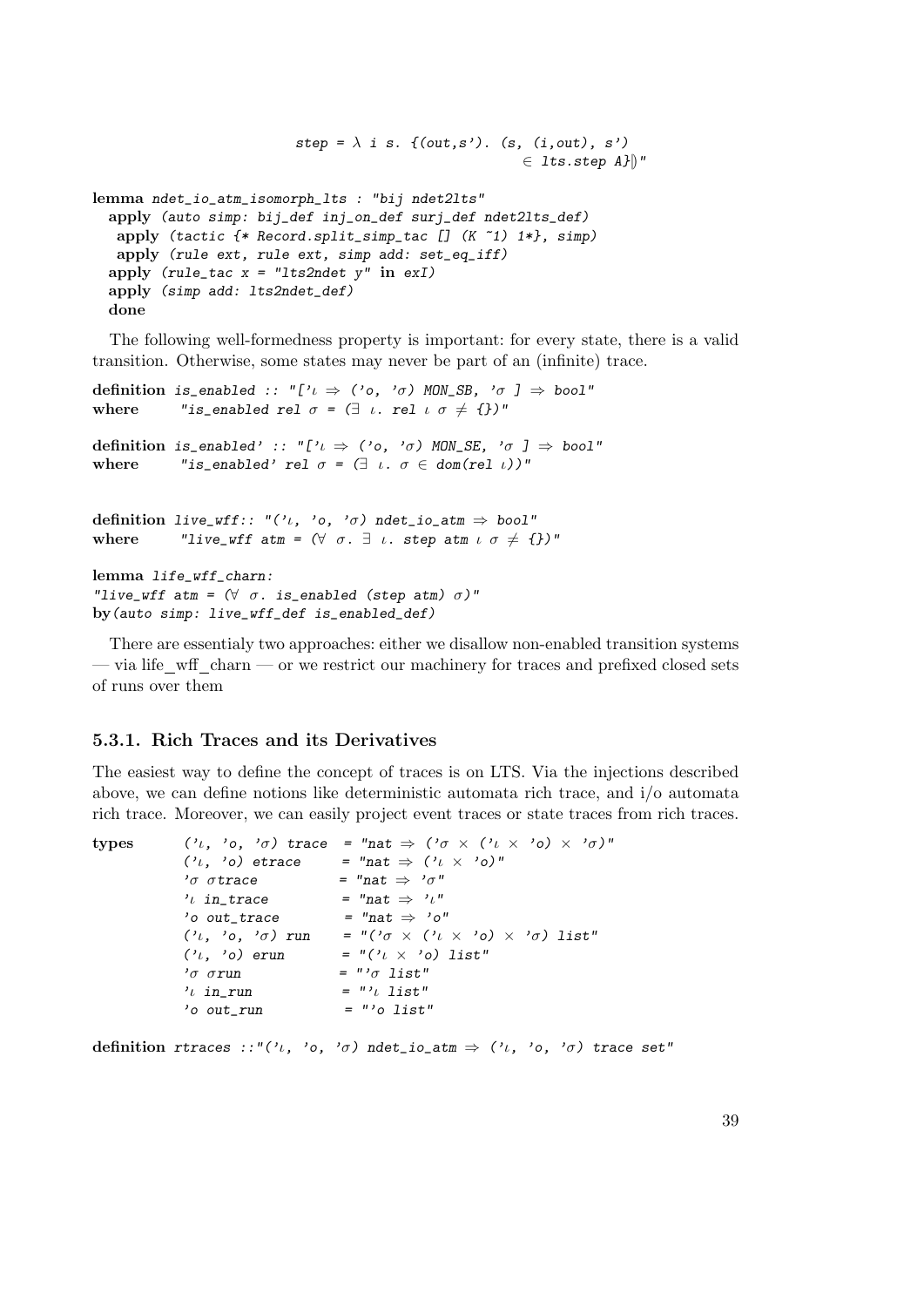```
                          step = λ i s. {(out,s'). (s, (i,out), s')
                                                    ∈ lts.step A}⦈"

lemma ndet_io_atm_isomorph_lts : "bij ndet2lts"
  apply (auto simp: bij_def inj_on_def surj_def ndet2lts_def)
   apply (tactic {* Record.split_simp_tac [] (K ~1) 1*}, simp)
   apply (rule ext, rule ext, simp add: set_eq_iff)
  apply (rule_tac x = "lts2ndet y" in exI)
  apply (simp add: lts2ndet_def)
  done
```

The following well-formedness property is important: for every state, there is a valid transition. Otherwise, some states may never be part of an (infinite) trace.

```
definition is_enabled :: "['ι ⇒ ('o, 'σ) MON_SB, 'σ ] ⇒ bool"
where      "is_enabled rel σ = (∃ ι. rel ι σ ≠ {})"

definition is_enabled' :: "['ι ⇒ ('o, 'σ) MON_SE, 'σ ] ⇒ bool"
where      "is_enabled' rel σ = (∃ ι. σ ∈ dom(rel ι))"


definition live_wff:: "('ι, 'o, 'σ) ndet_io_atm ⇒ bool"
where      "live_wff atm = (∀ σ. ∃ ι. step atm ι σ ≠ {})"

lemma life_wff_charn:
"live_wff atm = (∀ σ. is_enabled (step atm) σ)"
by(auto simp: live_wff_def is_enabled_def)
```

There are essentialy two approaches: either we disallow non-enabled transition systems — via life_wff_charn — or we restrict our machinery for traces and prefixed closed sets of runs over them

### 5.3.1. Rich Traces and its Derivatives

The easiest way to define the concept of traces is on LTS. Via the injections described above, we can define notions like deterministic automata rich trace, and i/o automata rich trace. Moreover, we can easily project event traces or state traces from rich traces.

```
types       ('ι, 'o, 'σ) trace  = "nat ⇒ ('σ × ('ι × 'o) × 'σ)"
            ('ι, 'o) etrace     = "nat ⇒ ('ι × 'o)"
            'σ σtrace           = "nat ⇒ 'σ"
            'ι in_trace         = "nat ⇒ 'ι"
            'o out_trace        = "nat ⇒ 'o"
            ('ι, 'o, 'σ) run    = "('σ × ('ι × 'o) × 'σ) list"
            ('ι, 'o) erun       = "('ι × 'o) list"
            'σ σrun             = "'σ list"
            'ι in_run           = "'ι list"
            'o out_run          = "'o list"

definition rtraces ::"('ι, 'o, 'σ) ndet_io_atm ⇒ ('ι, 'o, 'σ) trace set"
```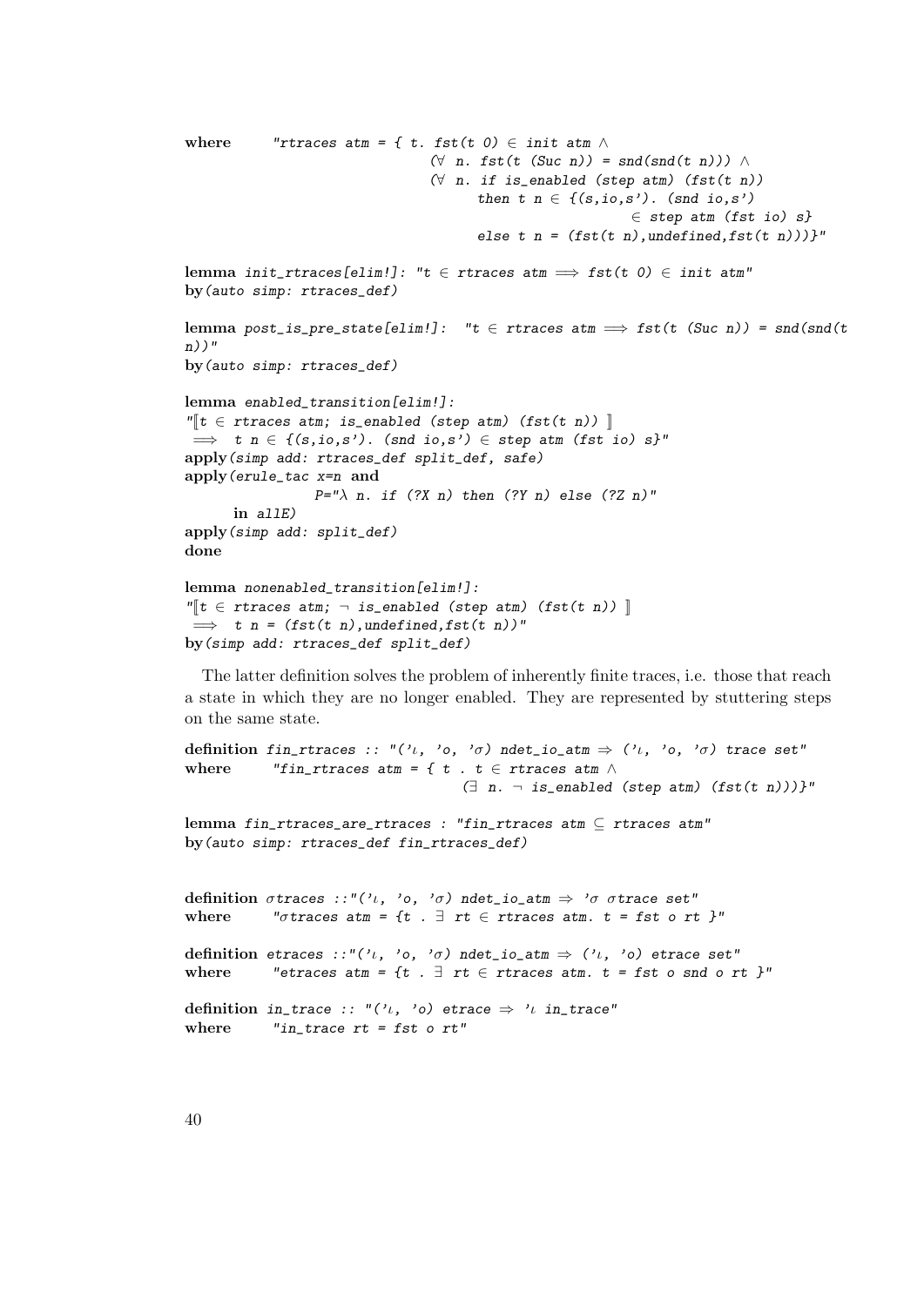```
where      "rtraces atm = { t. fst(t 0) ∈ init atm ∧
                              (∀ n. fst(t (Suc n)) = snd(snd(t n))) ∧
                              (∀ n. if is_enabled (step atm) (fst(t n))
                                    then t n ∈ {(s,io,s'). (snd io,s')
                                                         ∈ step atm (fst io) s}
                                    else t n = (fst(t n),undefined,fst(t n)))}"

lemma init_rtraces[elim!]: "t ∈ rtraces atm ⟹ fst(t 0) ∈ init atm"
by(auto simp: rtraces_def)

lemma post_is_pre_state[elim!]:  "t ∈ rtraces atm ⟹ fst(t (Suc n)) = snd(snd(t
n))"
by(auto simp: rtraces_def)

lemma enabled_transition[elim!]:
"⟦t ∈ rtraces atm; is_enabled (step atm) (fst(t n)) ⟧
 ⟹  t n ∈ {(s,io,s'). (snd io,s') ∈ step atm (fst io) s}"
apply(simp add: rtraces_def split_def, safe)
apply(erule_tac x=n and
               P="λ n. if (?X n) then (?Y n) else (?Z n)"
      in allE)
apply(simp add: split_def)
done

lemma nonenabled_transition[elim!]:
"⟦t ∈ rtraces atm; ¬ is_enabled (step atm) (fst(t n)) ⟧
 ⟹  t n = (fst(t n),undefined,fst(t n))"
by(simp add: rtraces_def split_def)
```

The latter definition solves the problem of inherently finite traces, i.e. those that reach a state in which they are no longer enabled. They are represented by stuttering steps on the same state.

```
definition fin_rtraces :: "('ι, 'o, 'σ) ndet_io_atm ⇒ ('ι, 'o, 'σ) trace set"
where      "fin_rtraces atm = { t . t ∈ rtraces atm ∧
                                  (∃ n. ¬ is_enabled (step atm) (fst(t n)))}"

lemma fin_rtraces_are_rtraces : "fin_rtraces atm ⊆ rtraces atm"
by(auto simp: rtraces_def fin_rtraces_def)


definition σtraces ::"('ι, 'o, 'σ) ndet_io_atm ⇒ 'σ σtrace set"
where      "σtraces atm = {t . ∃ rt ∈ rtraces atm. t = fst o rt }"

definition etraces ::"('ι, 'o, 'σ) ndet_io_atm ⇒ ('ι, 'o) etrace set"
where      "etraces atm = {t . ∃ rt ∈ rtraces atm. t = fst o snd o rt }"

definition in_trace :: "('ι, 'o) etrace ⇒ 'ι in_trace"
where      "in_trace rt = fst o rt"
```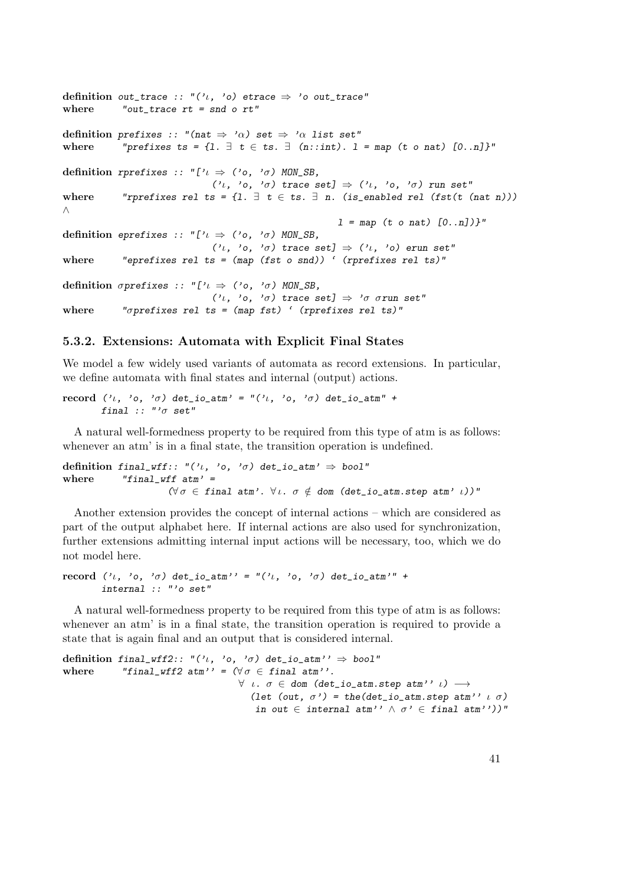```
definition out_trace :: "('ι, 'o) etrace ⇒ 'o out_trace"
where      "out_trace rt = snd o rt"

definition prefixes :: "(nat ⇒ 'α) set ⇒ 'α list set"
where      "prefixes ts = {l. ∃ t ∈ ts. ∃ (n::int). l = map (t o nat) [0..n]}"

definition rprefixes :: "['ι ⇒ ('o, 'σ) MON_SB,
                          ('ι, 'o, 'σ) trace set] ⇒ ('ι, 'o, 'σ) run set"
where      "rprefixes rel ts = {l. ∃ t ∈ ts. ∃ n. (is_enabled rel (fst(t (nat n)))
∧
                                              l = map (t o nat) [0..n])}"
definition eprefixes :: "['ι ⇒ ('o, 'σ) MON_SB,
                          ('ι, 'o, 'σ) trace set] ⇒ ('ι, 'o) erun set"
where      "eprefixes rel ts = (map (fst o snd)) ` (rprefixes rel ts)"

definition σprefixes :: "['ι ⇒ ('o, 'σ) MON_SB,
                          ('ι, 'o, 'σ) trace set] ⇒ 'σ σrun set"
where      "σprefixes rel ts = (map fst) ` (rprefixes rel ts)"
```

### 5.3.2. Extensions: Automata with Explicit Final States

We model a few widely used variants of automata as record extensions. In particular, we define automata with final states and internal (output) actions.

```
record ('ι, 'o, 'σ) det_io_atm' = "('ι, 'o, 'σ) det_io_atm" +
       final :: "'σ set"
```

A natural well-formedness property to be required from this type of atm is as follows: whenever an atm' is in a final state, the transition operation is undefined.

```
definition final_wff:: "('ι, 'o, 'σ) det_io_atm' ⇒ bool"
where      "final_wff atm' =
                  (∀σ ∈ final atm'. ∀ι. σ ∉ dom (det_io_atm.step atm' ι))"
```

Another extension provides the concept of internal actions – which are considered as part of the output alphabet here. If internal actions are also used for synchronization, further extensions admitting internal input actions will be necessary, too, which we do not model here.

```
record ('ι, 'o, 'σ) det_io_atm'' = "('ι, 'o, 'σ) det_io_atm'" +
       internal :: "'o set"
```

A natural well-formedness property to be required from this type of atm is as follows: whenever an atm' is in a final state, the transition operation is required to provide a state that is again final and an output that is considered internal.

```
definition final_wff2:: "('ι, 'o, 'σ) det_io_atm'' ⇒ bool"
where      "final_wff2 atm'' = (∀σ ∈ final atm''.
                              ∀ ι. σ ∈ dom (det_io_atm.step atm'' ι) ⟶
                                 (let (out, σ') = the(det_io_atm.step atm'' ι σ)
                                  in out ∈ internal atm'' ∧ σ' ∈ final atm''))"
```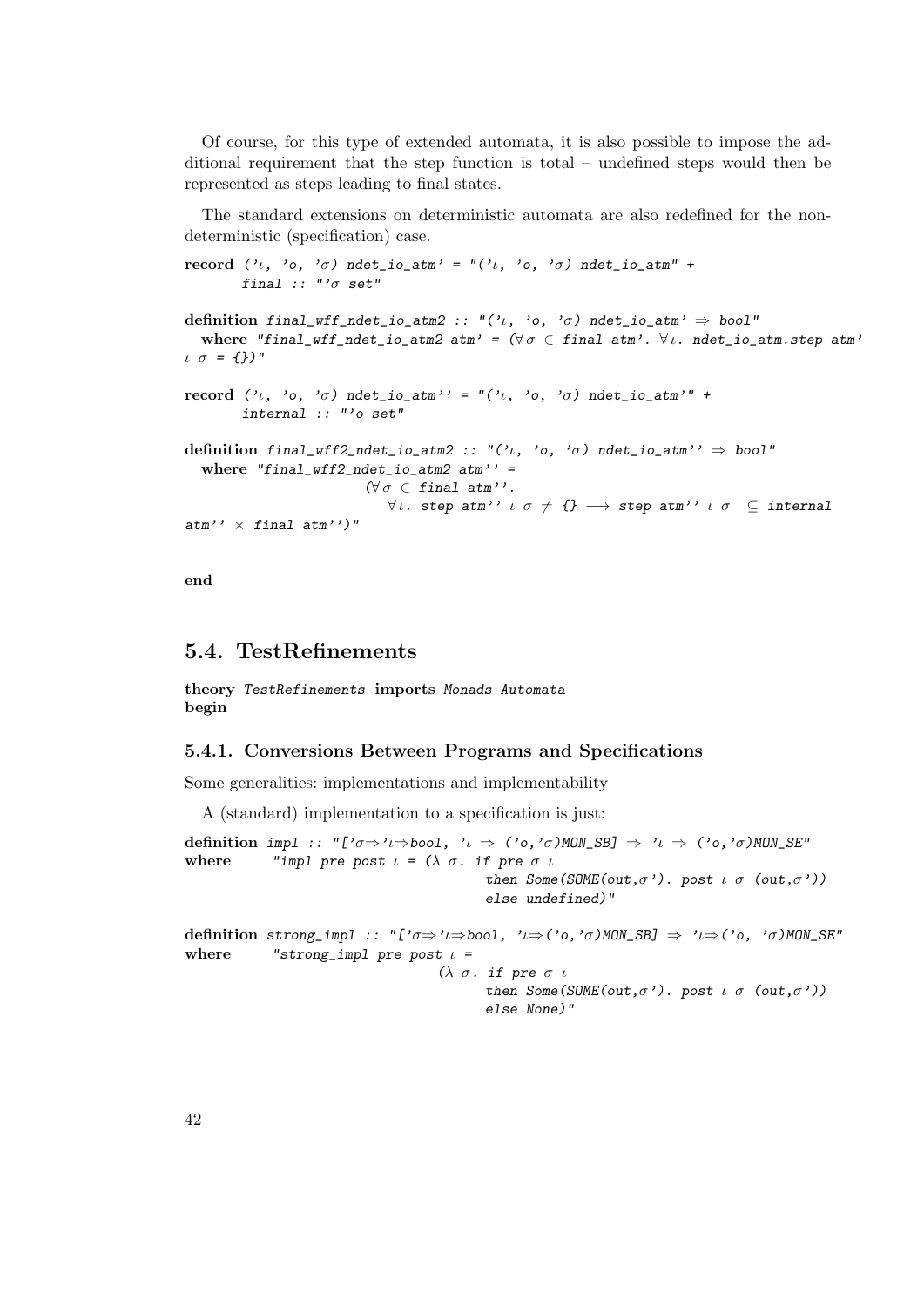Of course, for this type of extended automata, it is also possible to impose the additional requirement that the step function is total – undefined steps would then be represented as steps leading to final states.

The standard extensions on deterministic automata are also redefined for the non-deterministic (specification) case.

```
record ('ι, 'o, 'σ) ndet_io_atm' = "('ι, 'o, 'σ) ndet_io_atm" +
       final :: "'σ set"

definition final_wff_ndet_io_atm2 :: "('ι, 'o, 'σ) ndet_io_atm' ⇒ bool"
  where "final_wff_ndet_io_atm2 atm' = (∀σ ∈ final atm'. ∀ι. ndet_io_atm.step atm'
ι σ = {})"

record ('ι, 'o, 'σ) ndet_io_atm'' = "('ι, 'o, 'σ) ndet_io_atm'" +
       internal :: "'o set"

definition final_wff2_ndet_io_atm2 :: "('ι, 'o, 'σ) ndet_io_atm'' ⇒ bool"
  where "final_wff2_ndet_io_atm2 atm'' =
                    (∀σ ∈ final atm''.
                       ∀ι. step atm'' ι σ ≠ {} ⟶ step atm'' ι σ  ⊆ internal
atm'' × final atm'')"

end
```

## 5.4. TestRefinements

```
theory TestRefinements imports Monads Automata
begin
```

### 5.4.1. Conversions Between Programs and Specifications

Some generalities: implementations and implementability

A (standard) implementation to a specification is just:

```
definition impl :: "['σ⇒'ι⇒bool, 'ι ⇒ ('o,'σ)MON_SB] ⇒ 'ι ⇒ ('o,'σ)MON_SE"
where      "impl pre post ι = (λ σ. if pre σ ι
                                   then Some(SOME(out,σ'). post ι σ (out,σ'))
                                   else undefined)"

definition strong_impl :: "['σ⇒'ι⇒bool, 'ι⇒('o,'σ)MON_SB] ⇒ 'ι⇒('o, 'σ)MON_SE"
where      "strong_impl pre post ι =
                              (λ σ. if pre σ ι
                                   then Some(SOME(out,σ'). post ι σ (out,σ'))
                                   else None)"
```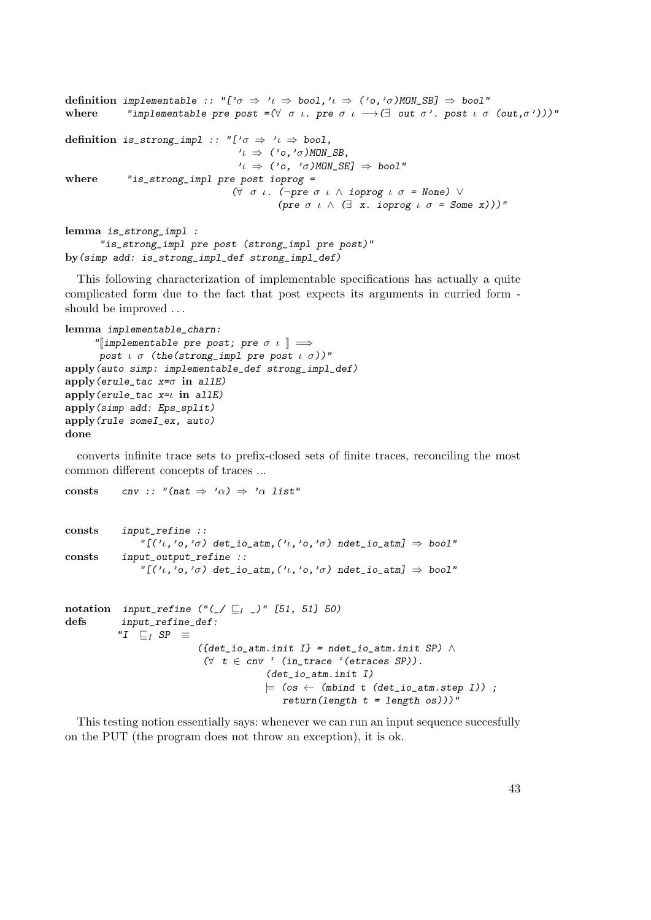```
definition implementable :: "['σ ⇒ 'ι ⇒ bool,'ι ⇒ ('o,'σ)MON_SB] ⇒ bool"
where      "implementable pre post =(∀ σ ι. pre σ ι ⟶(∃ out σ'. post ι σ (out,σ')))"

definition is_strong_impl :: "['σ ⇒ 'ι ⇒ bool,
                               'ι ⇒ ('o,'σ)MON_SB,
                               'ι ⇒ ('o, 'σ)MON_SE] ⇒ bool"
where      "is_strong_impl pre post ioprog =
                              (∀ σ ι. (¬pre σ ι ∧ ioprog ι σ = None) ∨
                                      (pre σ ι ∧ (∃ x. ioprog ι σ = Some x)))"

lemma is_strong_impl :
      "is_strong_impl pre post (strong_impl pre post)"
by(simp add: is_strong_impl_def strong_impl_def)
```

This following characterization of implementable specifications has actually a quite complicated form due to the fact that post expects its arguments in curried form - should be improved ...

```
lemma implementable_charn:
     "⟦implementable pre post; pre σ ι ⟧ ⟹
      post ι σ (the(strong_impl pre post ι σ))"
apply(auto simp: implementable_def strong_impl_def)
apply(erule_tac x=σ in allE)
apply(erule_tac x=ι in allE)
apply(simp add: Eps_split)
apply(rule someI_ex, auto)
done
```

converts infinite trace sets to prefix-closed sets of finite traces, reconciling the most common different concepts of traces ...

```
consts     cnv :: "(nat ⇒ 'α) ⇒ 'α list"


consts     input_refine ::
              "[('ι,'o,'σ) det_io_atm,('ι,'o,'σ) ndet_io_atm] ⇒ bool"
consts     input_output_refine ::
              "[('ι,'o,'σ) det_io_atm,('ι,'o,'σ) ndet_io_atm] ⇒ bool"


notation  input_refine ("(_/ ⊑_I _)" [51, 51] 50)
defs       input_refine_def:
         "I  ⊑_I SP  ≡
                    ({det_io_atm.init I} = ndet_io_atm.init SP) ∧
                     (∀ t ∈ cnv ` (in_trace `(etraces SP)).
                               (det_io_atm.init I)
                               ⊨ (os ← (mbind t (det_io_atm.step I)) ;
                                  return(length t = length os)))"
```

This testing notion essentially says: whenever we can run an input sequence succesfully on the PUT (the program does not throw an exception), it is ok.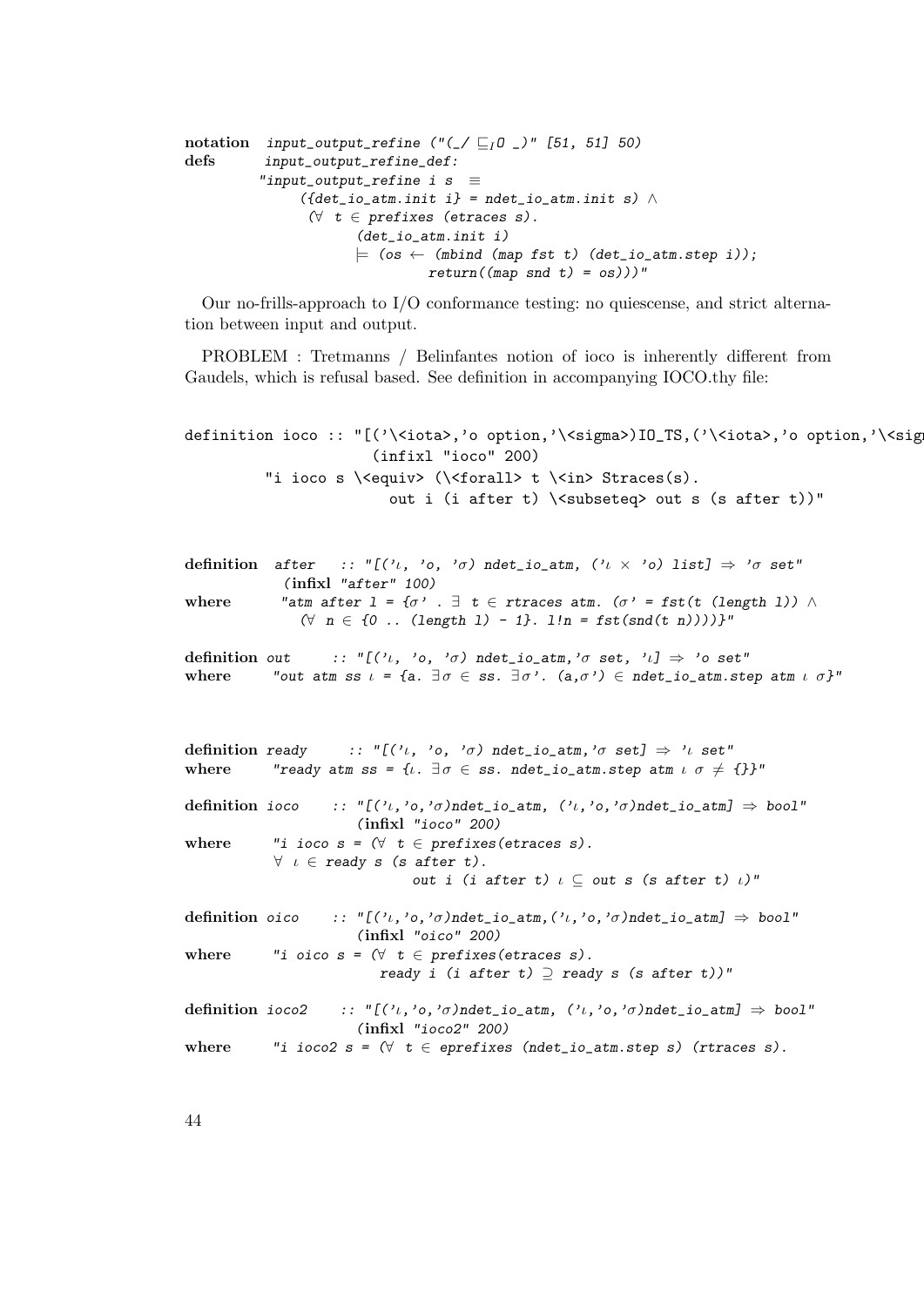```
notation   input_output_refine ("(_/ ⊑_IO _)" [51, 51] 50)
defs       input_output_refine_def:
          "input_output_refine i s  ≡
               ({det_io_atm.init i} = ndet_io_atm.init s) ∧
                (∀ t ∈ prefixes (etraces s).
                      (det_io_atm.init i)
                      ⊨ (os ← (mbind (map fst t) (det_io_atm.step i));
                              return((map snd t) = os)))"
```

Our no-frills-approach to I/O conformance testing: no quiescense, and strict alternation between input and output.

PROBLEM : Tretmanns / Belinfantes notion of ioco is inherently different from Gaudels, which is refusal based. See definition in accompanying IOCO.thy file:

```
definition ioco :: "[('\<iota>,'o option,'\<sigma>)IO_TS,('\<iota>,'o option,'\<sig
                    (infixl "ioco" 200)
         "i ioco s \<equiv> (\<forall> t \<in> Straces(s).
                    out i (i after t) \<subseteq> out s (s after t))"
```

```
definition  after   :: "[('ι, 'o, 'σ) ndet_io_atm, ('ι × 'o) list] ⇒ 'σ set"
            (infixl "after" 100)
where       "atm after l = {σ' . ∃ t ∈ rtraces atm. (σ' = fst(t (length l)) ∧
               (∀ n ∈ {0 .. (length l) - 1}. l!n = fst(snd(t n))))}"

definition out     :: "[('ι, 'o, 'σ) ndet_io_atm,'σ set, 'ι] ⇒ 'o set"
where      "out atm ss ι = {a. ∃σ ∈ ss. ∃σ'. (a,σ') ∈ ndet_io_atm.step atm ι σ}"
```

```
definition ready     :: "[('ι, 'o, 'σ) ndet_io_atm,'σ set] ⇒ 'ι set"
where      "ready atm ss = {ι. ∃σ ∈ ss. ndet_io_atm.step atm ι σ ≠ {}}"

definition ioco    :: "[('ι,'o,'σ)ndet_io_atm, ('ι,'o,'σ)ndet_io_atm] ⇒ bool"
                   (infixl "ioco" 200)
where      "i ioco s = (∀ t ∈ prefixes(etraces s).
           ∀ ι ∈ ready s (s after t).
                          out i (i after t) ι ⊆ out s (s after t) ι)"

definition oico    :: "[('ι,'o,'σ)ndet_io_atm,('ι,'o,'σ)ndet_io_atm] ⇒ bool"
                   (infixl "oico" 200)
where      "i oico s = (∀ t ∈ prefixes(etraces s).
                       ready i (i after t) ⊇ ready s (s after t))"

definition ioco2    :: "[('ι,'o,'σ)ndet_io_atm, ('ι,'o,'σ)ndet_io_atm] ⇒ bool"
                   (infixl "ioco2" 200)
where      "i ioco2 s = (∀ t ∈ eprefixes (ndet_io_atm.step s) (rtraces s).
```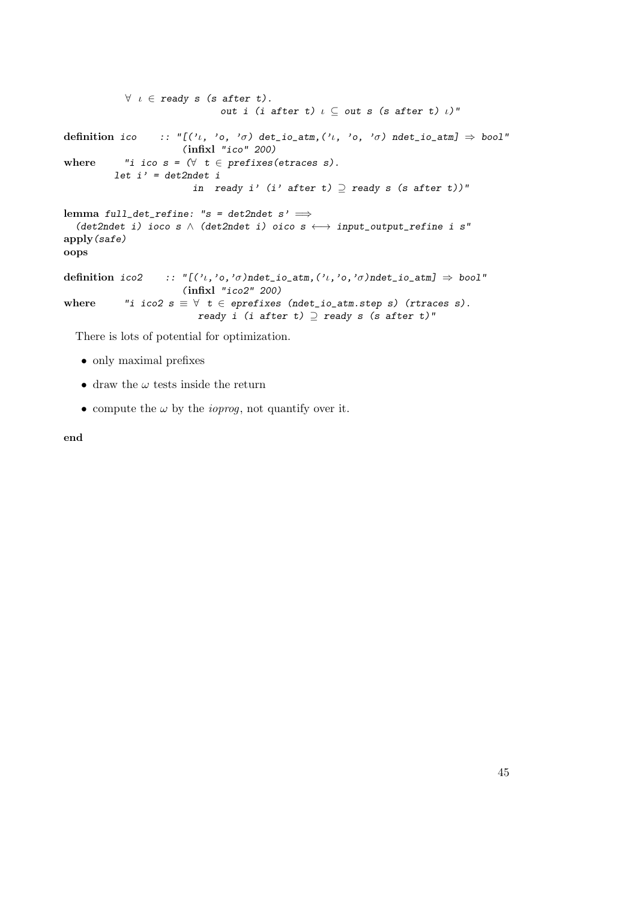```
          ∀ ι ∈ ready s (s after t).
                        out i (i after t) ι ⊆ out s (s after t) ι)"

definition ico    :: "[('ι, 'o, 'σ) det_io_atm,('ι, 'o, 'σ) ndet_io_atm] ⇒ bool"
                   (infixl "ico" 200)
where      "i ico s = (∀  t ∈ prefixes(etraces s).
         let i' = det2ndet i
                      in  ready i' (i' after t) ⊇ ready s (s after t))"

lemma full_det_refine: "s = det2ndet s' ⟹
  (det2ndet i) ioco s ∧ (det2ndet i) oico s ⟷ input_output_refine i s"
apply(safe)
oops

definition ico2    :: "[('ι,'o,'σ)ndet_io_atm,('ι,'o,'σ)ndet_io_atm] ⇒ bool"
                   (infixl "ico2" 200)
where      "i ico2 s ≡ ∀ t ∈ eprefixes (ndet_io_atm.step s) (rtraces s).
                       ready i (i after t) ⊇ ready s (s after t)"
```

There is lots of potential for optimization.

- only maximal prefixes
- draw the $\omega$ tests inside the return
- compute the $\omega$ by the *ioprog*, not quantify over it.

**end**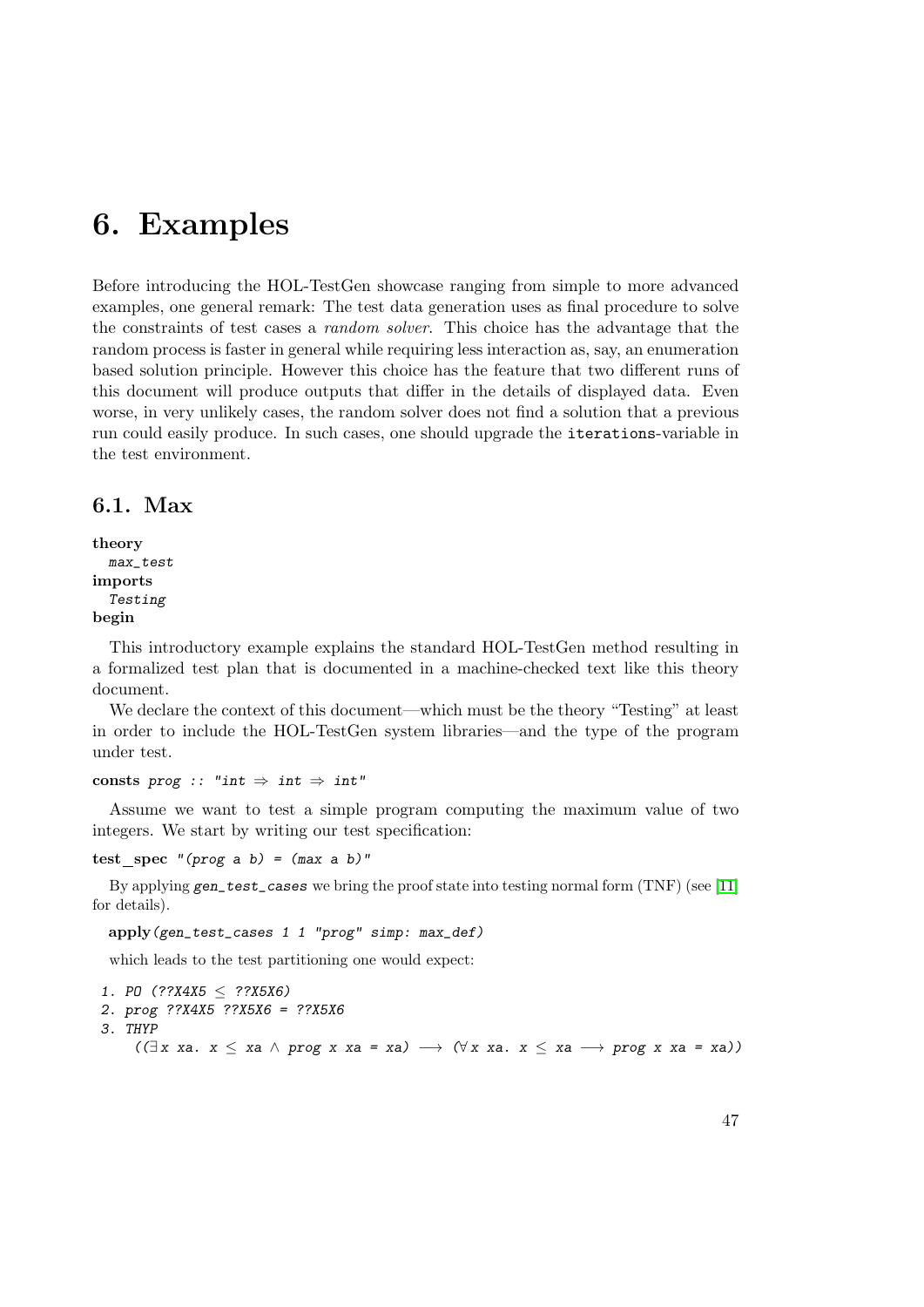# 6. Examples

Before introducing the HOL-TestGen showcase ranging from simple to more advanced examples, one general remark: The test data generation uses as final procedure to solve the constraints of test cases a *random solver*. This choice has the advantage that the random process is faster in general while requiring less interaction as, say, an enumeration based solution principle. However this choice has the feature that two different runs of this document will produce outputs that differ in the details of displayed data. Even worse, in very unlikely cases, the random solver does not find a solution that a previous run could easily produce. In such cases, one should upgrade the iterations-variable in the test environment.

## 6.1. Max

```
theory
  max_test
imports
  Testing
begin
```

This introductory example explains the standard HOL-TestGen method resulting in a formalized test plan that is documented in a machine-checked text like this theory document.

We declare the context of this document—which must be the theory "Testing" at least in order to include the HOL-TestGen system libraries—and the type of the program under test.

```
consts prog :: "int ⇒ int ⇒ int"
```

Assume we want to test a simple program computing the maximum value of two integers. We start by writing our test specification:

```
test_spec "(prog a b) = (max a b)"
```

By applying *gen_test_cases* we bring the proof state into testing normal form (TNF) (see [11] for details).

```
apply(gen_test_cases 1 1 "prog" simp: max_def)
```

which leads to the test partitioning one would expect:

```
1. PO (??X4X5 ≤ ??X5X6)
2. prog ??X4X5 ??X5X6 = ??X5X6
3. THYP
    ((∃x xa. x ≤ xa ∧ prog x xa = xa) ⟶ (∀x xa. x ≤ xa ⟶ prog x xa = xa))
```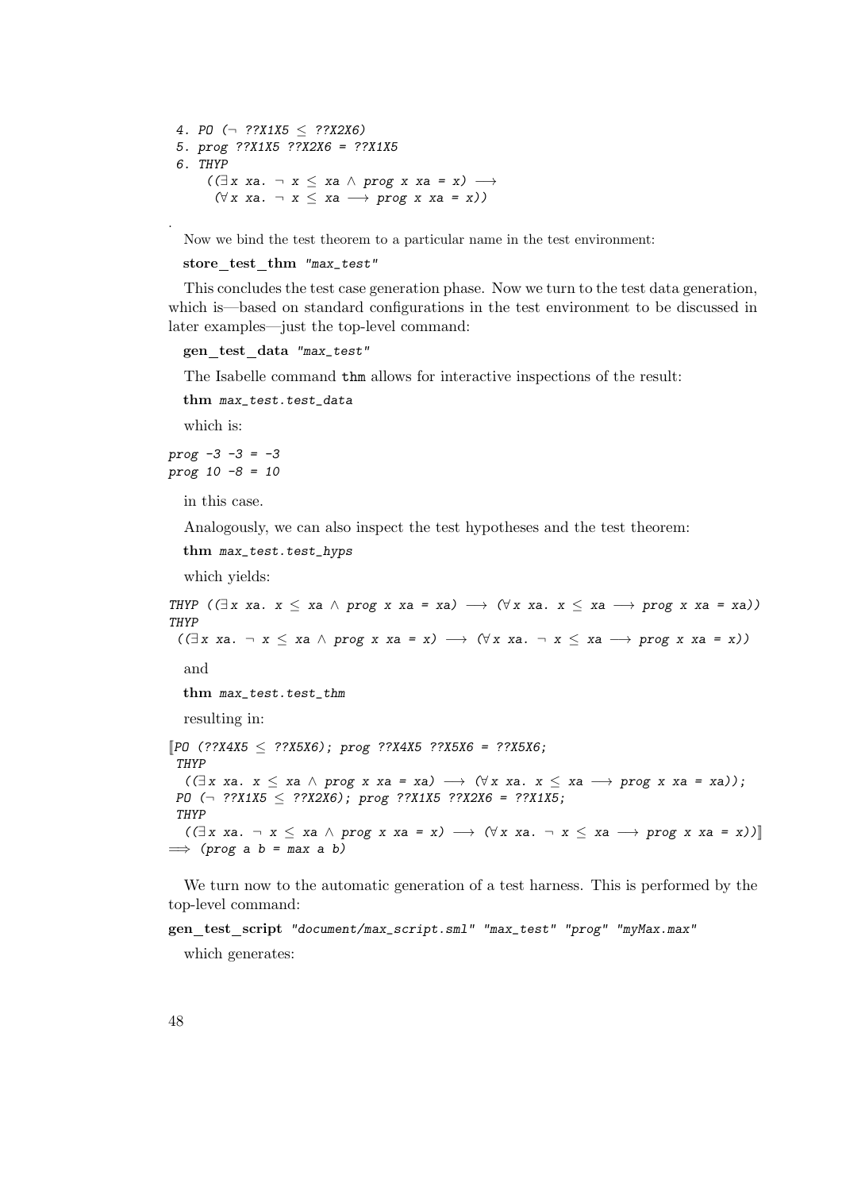```
 4. PO (¬ ??X1X5 ≤ ??X2X6)
 5. prog ??X1X5 ??X2X6 = ??X1X5
 6. THYP
     ((∃x xa. ¬ x ≤ xa ∧ prog x xa = x) ⟶
      (∀x xa. ¬ x ≤ xa ⟶ prog x xa = x))
```

.

Now we bind the test theorem to a particular name in the test environment:

**store_test_thm** *"max_test"*

This concludes the test case generation phase. Now we turn to the test data generation, which is—based on standard configurations in the test environment to be discussed in later examples—just the top-level command:

**gen_test_data** *"max_test"*

The Isabelle command `thm` allows for interactive inspections of the result:

**thm** *max_test.test_data*

which is:

```
prog -3 -3 = -3
prog 10 -8 = 10
```

in this case.

Analogously, we can also inspect the test hypotheses and the test theorem:

**thm** *max_test.test_hyps*

which yields:

```
THYP ((∃x xa. x ≤ xa ∧ prog x xa = xa) ⟶ (∀x xa. x ≤ xa ⟶ prog x xa = xa))
THYP
 ((∃x xa. ¬ x ≤ xa ∧ prog x xa = x) ⟶ (∀x xa. ¬ x ≤ xa ⟶ prog x xa = x))
```

and

**thm** *max_test.test_thm*

resulting in:

```
⟦PO (??X4X5 ≤ ??X5X6); prog ??X4X5 ??X5X6 = ??X5X6;
 THYP
  ((∃x xa. x ≤ xa ∧ prog x xa = xa) ⟶ (∀x xa. x ≤ xa ⟶ prog x xa = xa));
 PO (¬ ??X1X5 ≤ ??X2X6); prog ??X1X5 ??X2X6 = ??X1X5;
 THYP
  ((∃x xa. ¬ x ≤ xa ∧ prog x xa = x) ⟶ (∀x xa. ¬ x ≤ xa ⟶ prog x xa = x))⟧
⟹ (prog a b = max a b)
```

We turn now to the automatic generation of a test harness. This is performed by the top-level command:

**gen_test_script** *"document/max_script.sml" "max_test" "prog" "myMax.max"*

which generates: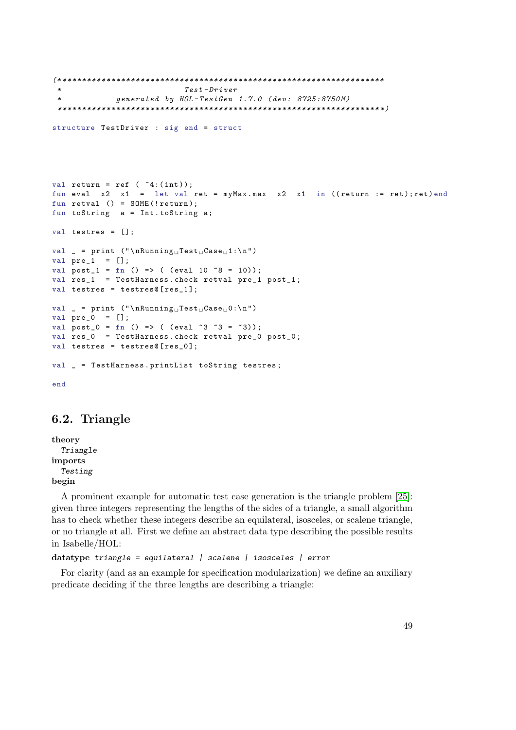```
(**********************************************************************
 *                           Test-Driver
 *            generated by HOL-TestGen 1.7.0 (dev: 8725:8750M)
 **********************************************************************)

structure TestDriver : sig end = struct




val return = ref ( ~4:(int));
fun eval  x2  x1  =  let val ret = myMax.max  x2  x1  in ((return := ret);ret)end
fun retval () = SOME(!return);
fun toString  a = Int.toString a;

val testres = [];

val _ = print ("\nRunning␣Test␣Case␣1:\n")
val pre_1  = [];
val post_1 = fn () => ( (eval 10 ~8 = 10));
val res_1  = TestHarness.check retval pre_1 post_1;
val testres = testres@[res_1];

val _ = print ("\nRunning␣Test␣Case␣0:\n")
val pre_0  = [];
val post_0 = fn () => ( (eval ~3 ~3 = ~3));
val res_0  = TestHarness.check retval pre_0 post_0;
val testres = testres@[res_0];

val _ = TestHarness.printList toString testres;

end
```

## 6.2. Triangle

**theory**
  *Triangle*
**imports**
  *Testing*
**begin**

A prominent example for automatic test case generation is the triangle problem [25]: given three integers representing the lengths of the sides of a triangle, a small algorithm has to check whether these integers describe an equilateral, isosceles, or scalene triangle, or no triangle at all. First we define an abstract data type describing the possible results in Isabelle/HOL:

**datatype** *triangle = equilateral | scalene | isosceles | error*

For clarity (and as an example for specification modularization) we define an auxiliary predicate deciding if the three lengths are describing a triangle: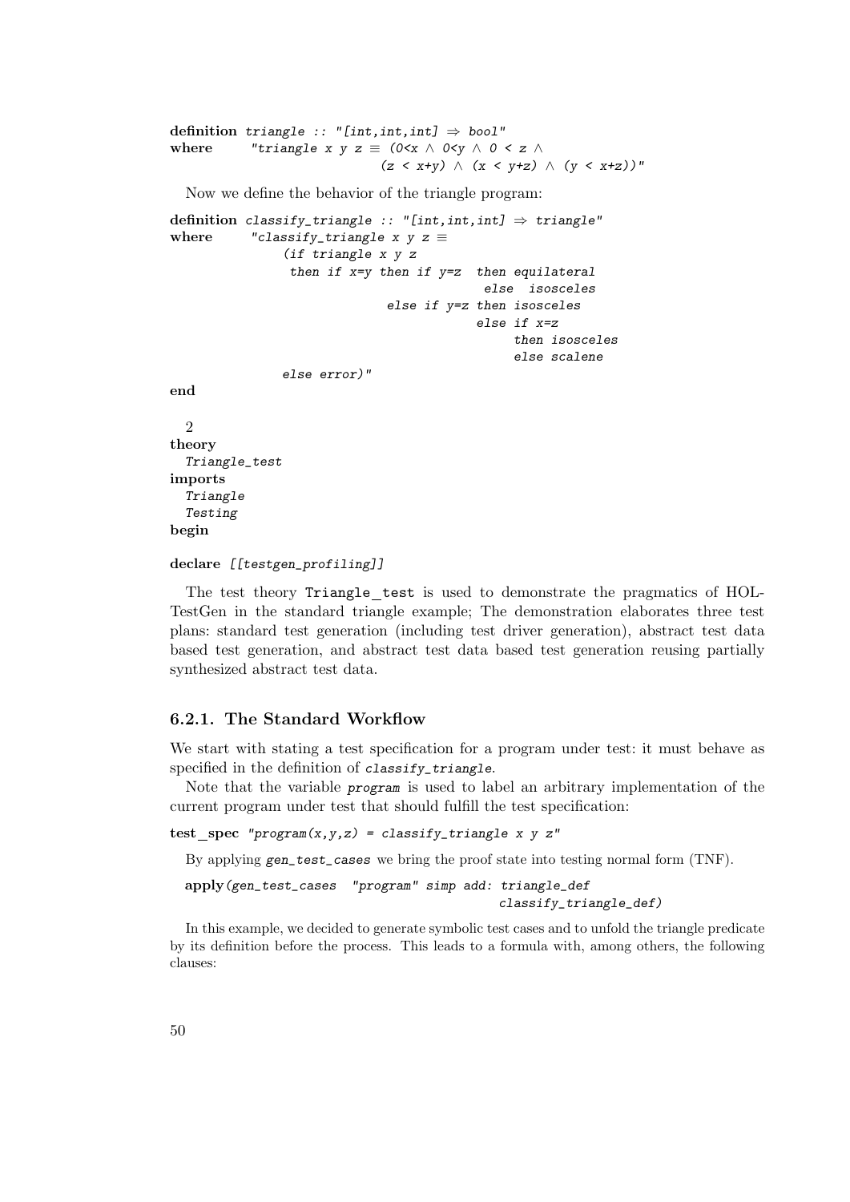```
definition triangle :: "[int,int,int] ⇒ bool"
where      "triangle x y z ≡ (0<x ∧ 0<y ∧ 0 < z ∧
                             (z < x+y) ∧ (x < y+z) ∧ (y < x+z))"
```

Now we define the behavior of the triangle program:

```
definition classify_triangle :: "[int,int,int] ⇒ triangle"
where      "classify_triangle x y z ≡
              (if triangle x y z
               then if x=y then if y=z  then equilateral
                                         else  isosceles
                            else if y=z then isosceles
                                        else if x=z
                                             then isosceles
                                             else scalene
              else error)"
end
```

2

```
theory
  Triangle_test
imports
  Triangle
  Testing
begin

declare [[testgen_profiling]]
```

The test theory Triangle_test is used to demonstrate the pragmatics of HOL-TestGen in the standard triangle example; The demonstration elaborates three test plans: standard test generation (including test driver generation), abstract test data based test generation, and abstract test data based test generation reusing partially synthesized abstract test data.

### 6.2.1. The Standard Workflow

We start with stating a test specification for a program under test: it must behave as specified in the definition of *classify_triangle*.

Note that the variable *program* is used to label an arbitrary implementation of the current program under test that should fulfill the test specification:

```
test_spec "program(x,y,z) = classify_triangle x y z"
```

By applying *gen_test_cases* we bring the proof state into testing normal form (TNF).

```
apply(gen_test_cases  "program" simp add: triangle_def
                                          classify_triangle_def)
```

In this example, we decided to generate symbolic test cases and to unfold the triangle predicate by its definition before the process. This leads to a formula with, among others, the following clauses: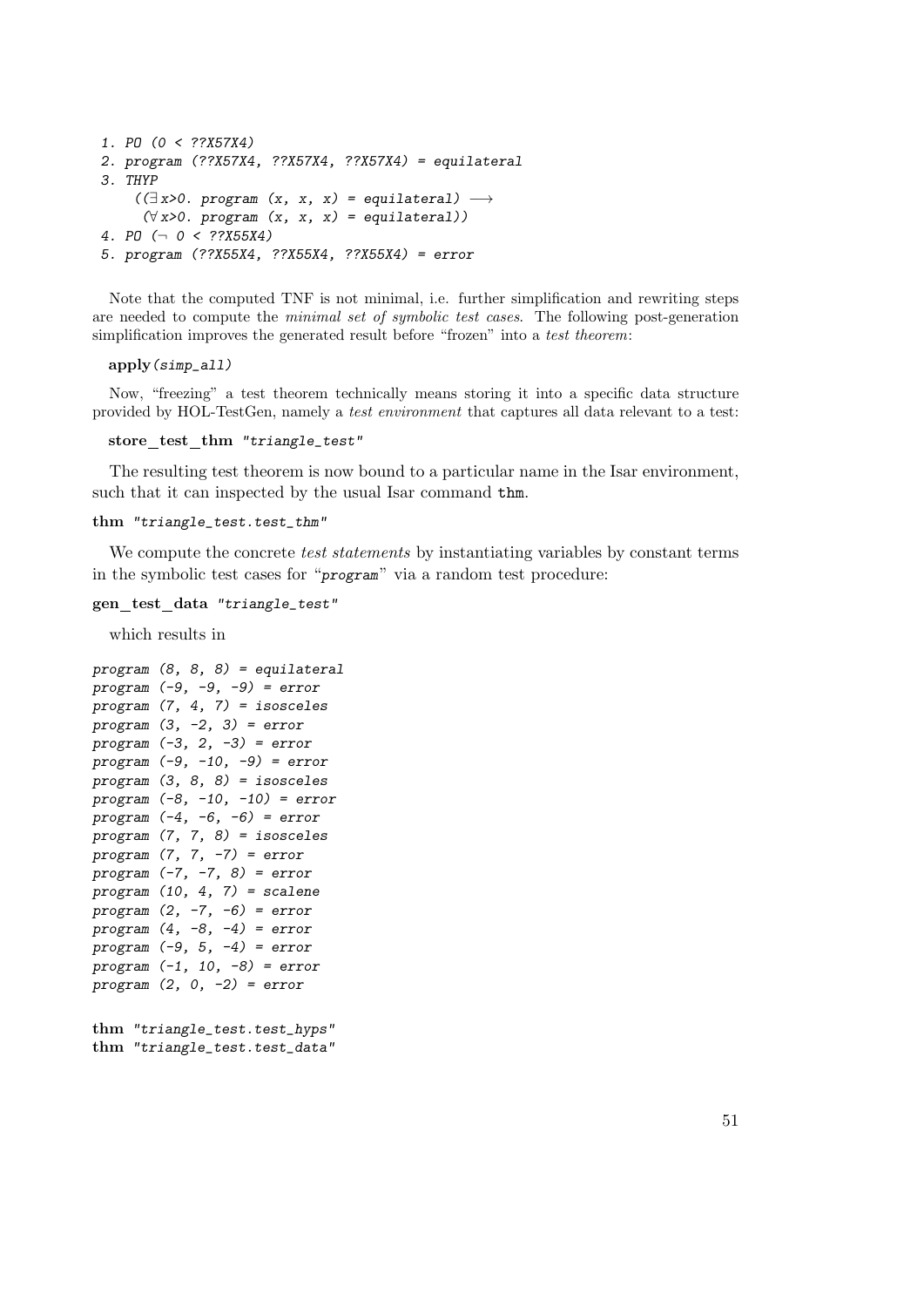```
 1. PO (0 < ??X57X4)
 2. program (??X57X4, ??X57X4, ??X57X4) = equilateral
 3. THYP
     ((∃x>0. program (x, x, x) = equilateral) ⟶
      (∀x>0. program (x, x, x) = equilateral))
 4. PO (¬ 0 < ??X55X4)
 5. program (??X55X4, ??X55X4, ??X55X4) = error
```

Note that the computed TNF is not minimal, i.e. further simplification and rewriting steps are needed to compute the *minimal set of symbolic test cases*. The following post-generation simplification improves the generated result before "frozen" into a *test theorem*:

```
apply(simp_all)
```

Now, "freezing" a test theorem technically means storing it into a specific data structure provided by HOL-TestGen, namely a *test environment* that captures all data relevant to a test:

```
store_test_thm "triangle_test"
```

The resulting test theorem is now bound to a particular name in the Isar environment, such that it can inspected by the usual Isar command `thm`.

```
thm "triangle_test.test_thm"
```

We compute the concrete *test statements* by instantiating variables by constant terms in the symbolic test cases for "`program`" via a random test procedure:

```
gen_test_data "triangle_test"
```

which results in

```
program (8, 8, 8) = equilateral
program (-9, -9, -9) = error
program (7, 4, 7) = isosceles
program (3, -2, 3) = error
program (-3, 2, -3) = error
program (-9, -10, -9) = error
program (3, 8, 8) = isosceles
program (-8, -10, -10) = error
program (-4, -6, -6) = error
program (7, 7, 8) = isosceles
program (7, 7, -7) = error
program (-7, -7, 8) = error
program (10, 4, 7) = scalene
program (2, -7, -6) = error
program (4, -8, -4) = error
program (-9, 5, -4) = error
program (-1, 10, -8) = error
program (2, 0, -2) = error
```

```
thm "triangle_test.test_hyps"
thm "triangle_test.test_data"
```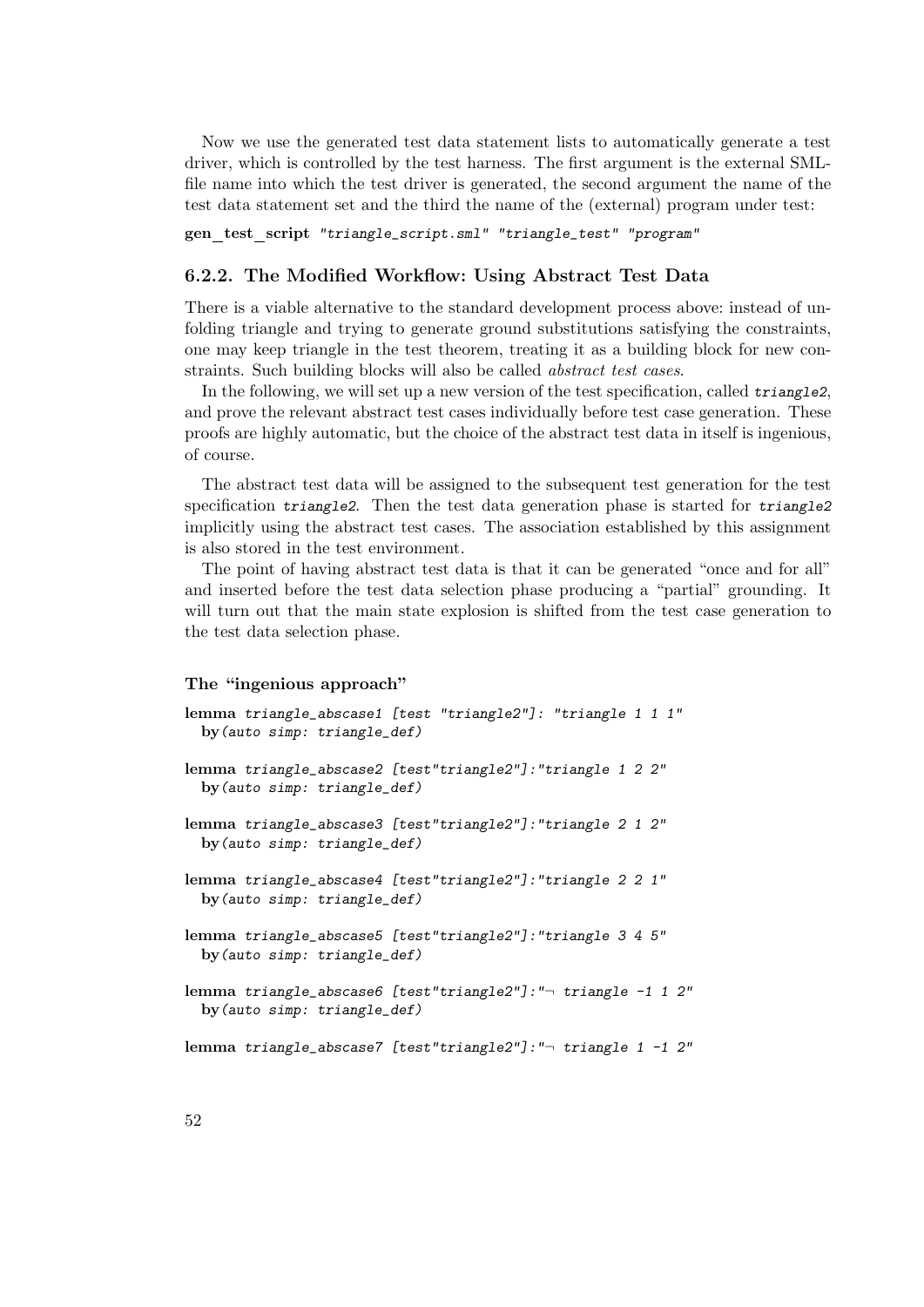Now we use the generated test data statement lists to automatically generate a test driver, which is controlled by the test harness. The first argument is the external SML-file name into which the test driver is generated, the second argument the name of the test data statement set and the third the name of the (external) program under test:

```
gen_test_script "triangle_script.sml" "triangle_test" "program"
```

### 6.2.2. The Modified Workflow: Using Abstract Test Data

There is a viable alternative to the standard development process above: instead of unfolding triangle and trying to generate ground substitutions satisfying the constraints, one may keep triangle in the test theorem, treating it as a building block for new constraints. Such building blocks will also be called *abstract test cases*.

In the following, we will set up a new version of the test specification, called *triangle2*, and prove the relevant abstract test cases individually before test case generation. These proofs are highly automatic, but the choice of the abstract test data in itself is ingenious, of course.

The abstract test data will be assigned to the subsequent test generation for the test specification *triangle2*. Then the test data generation phase is started for *triangle2* implicitly using the abstract test cases. The association established by this assignment is also stored in the test environment.

The point of having abstract test data is that it can be generated "once and for all" and inserted before the test data selection phase producing a "partial" grounding. It will turn out that the main state explosion is shifted from the test case generation to the test data selection phase.

#### The "ingenious approach"

```
lemma triangle_abscase1 [test "triangle2"]: "triangle 1 1 1"
  by(auto simp: triangle_def)

lemma triangle_abscase2 [test"triangle2"]:"triangle 1 2 2"
  by(auto simp: triangle_def)

lemma triangle_abscase3 [test"triangle2"]:"triangle 2 1 2"
  by(auto simp: triangle_def)

lemma triangle_abscase4 [test"triangle2"]:"triangle 2 2 1"
  by(auto simp: triangle_def)

lemma triangle_abscase5 [test"triangle2"]:"triangle 3 4 5"
  by(auto simp: triangle_def)

lemma triangle_abscase6 [test"triangle2"]:"¬ triangle -1 1 2"
  by(auto simp: triangle_def)

lemma triangle_abscase7 [test"triangle2"]:"¬ triangle 1 -1 2"
```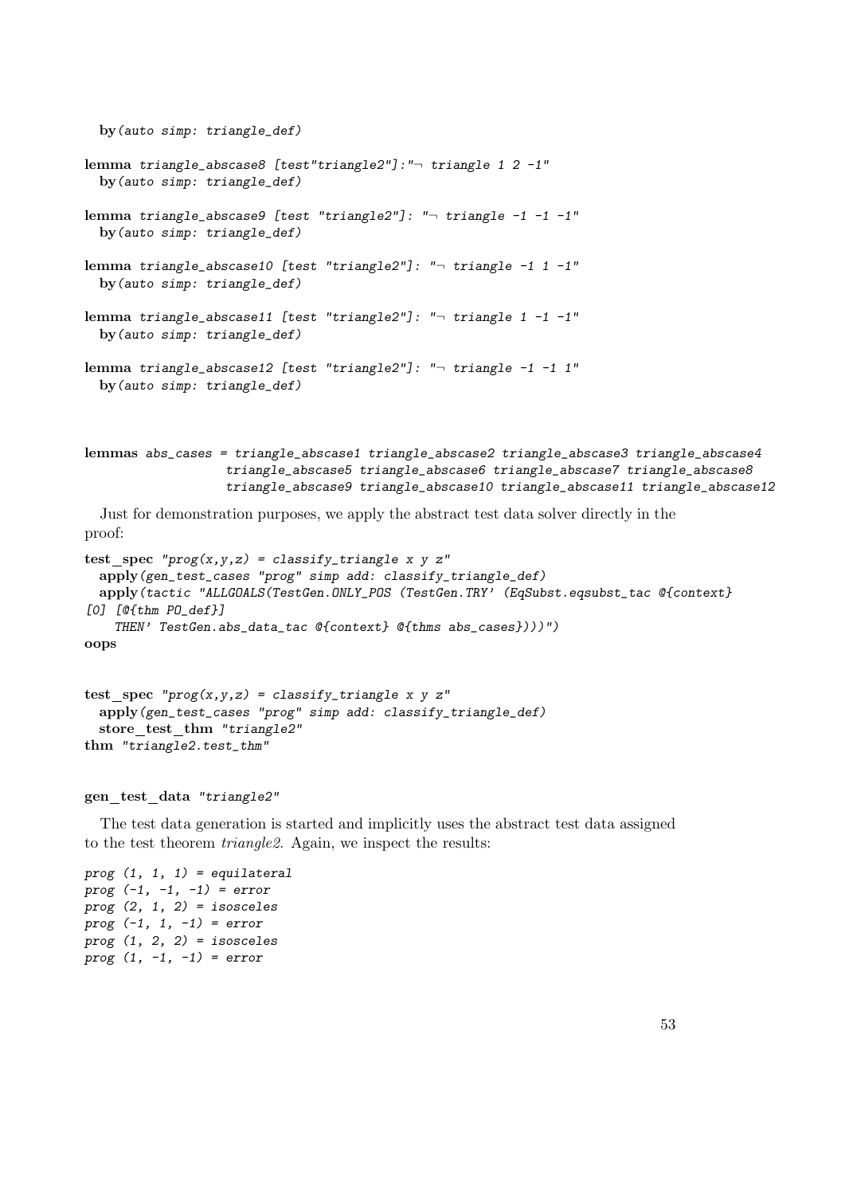```
  by(auto simp: triangle_def)

lemma triangle_abscase8 [test"triangle2"]:"¬ triangle 1 2 -1"
  by(auto simp: triangle_def)

lemma triangle_abscase9 [test "triangle2"]: "¬ triangle -1 -1 -1"
  by(auto simp: triangle_def)

lemma triangle_abscase10 [test "triangle2"]: "¬ triangle -1 1 -1"
  by(auto simp: triangle_def)

lemma triangle_abscase11 [test "triangle2"]: "¬ triangle 1 -1 -1"
  by(auto simp: triangle_def)

lemma triangle_abscase12 [test "triangle2"]: "¬ triangle -1 -1 1"
  by(auto simp: triangle_def)


lemmas abs_cases = triangle_abscase1 triangle_abscase2 triangle_abscase3 triangle_abscase4
                   triangle_abscase5 triangle_abscase6 triangle_abscase7 triangle_abscase8
                   triangle_abscase9 triangle_abscase10 triangle_abscase11 triangle_abscase12
```

Just for demonstration purposes, we apply the abstract test data solver directly in the proof:

```
test_spec "prog(x,y,z) = classify_triangle x y z"
  apply(gen_test_cases "prog" simp add: classify_triangle_def)
  apply(tactic "ALLGOALS(TestGen.ONLY_POS (TestGen.TRY' (EqSubst.eqsubst_tac @{context}
[0] [@{thm PO_def}]
    THEN' TestGen.abs_data_tac @{context} @{thms abs_cases})))")
oops


test_spec "prog(x,y,z) = classify_triangle x y z"
  apply(gen_test_cases "prog" simp add: classify_triangle_def)
  store_test_thm "triangle2"
thm "triangle2.test_thm"


gen_test_data "triangle2"
```

The test data generation is started and implicitly uses the abstract test data assigned to the test theorem *triangle2*. Again, we inspect the results:

```
prog (1, 1, 1) = equilateral
prog (-1, -1, -1) = error
prog (2, 1, 2) = isosceles
prog (-1, 1, -1) = error
prog (1, 2, 2) = isosceles
prog (1, -1, -1) = error
```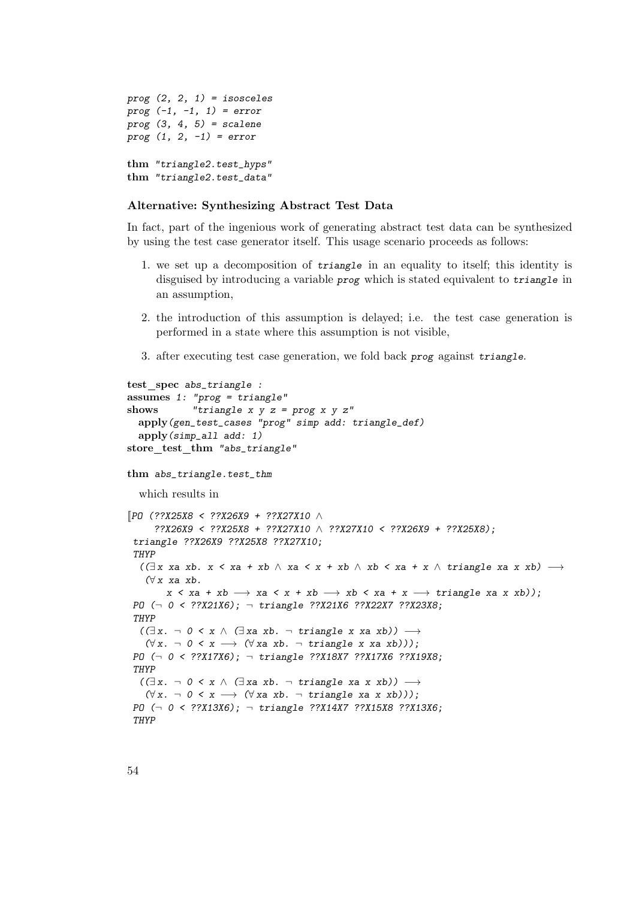```
prog (2, 2, 1) = isosceles
prog (-1, -1, 1) = error
prog (3, 4, 5) = scalene
prog (1, 2, -1) = error

thm "triangle2.test_hyps"
thm "triangle2.test_data"
```

### Alternative: Synthesizing Abstract Test Data

In fact, part of the ingenious work of generating abstract test data can be synthesized by using the test case generator itself. This usage scenario proceeds as follows:

1. we set up a decomposition of `triangle` in an equality to itself; this identity is disguised by introducing a variable `prog` which is stated equivalent to `triangle` in an assumption,
2. the introduction of this assumption is delayed; i.e. the test case generation is performed in a state where this assumption is not visible,
3. after executing test case generation, we fold back `prog` against `triangle`.

```
test_spec abs_triangle :
assumes 1: "prog = triangle"
shows      "triangle x y z = prog x y z"
  apply(gen_test_cases "prog" simp add: triangle_def)
  apply(simp_all add: 1)
store_test_thm "abs_triangle"

thm abs_triangle.test_thm
```

which results in

```
⟦PO (??X25X8 < ??X26X9 + ??X27X10 ∧
     ??X26X9 < ??X25X8 + ??X27X10 ∧ ??X27X10 < ??X26X9 + ??X25X8);
 triangle ??X26X9 ??X25X8 ??X27X10;
 THYP
  ((∃x xa xb. x < xa + xb ∧ xa < x + xb ∧ xb < xa + x ∧ triangle xa x xb) ⟶
   (∀x xa xb.
       x < xa + xb ⟶ xa < x + xb ⟶ xb < xa + x ⟶ triangle xa x xb));
 PO (¬ 0 < ??X21X6); ¬ triangle ??X21X6 ??X22X7 ??X23X8;
 THYP
  ((∃x. ¬ 0 < x ∧ (∃xa xb. ¬ triangle x xa xb)) ⟶
   (∀x. ¬ 0 < x ⟶ (∀xa xb. ¬ triangle x xa xb)));
 PO (¬ 0 < ??X17X6); ¬ triangle ??X18X7 ??X17X6 ??X19X8;
 THYP
  ((∃x. ¬ 0 < x ∧ (∃xa xb. ¬ triangle xa x xb)) ⟶
   (∀x. ¬ 0 < x ⟶ (∀xa xb. ¬ triangle xa x xb)));
 PO (¬ 0 < ??X13X6); ¬ triangle ??X14X7 ??X15X8 ??X13X6;
 THYP
```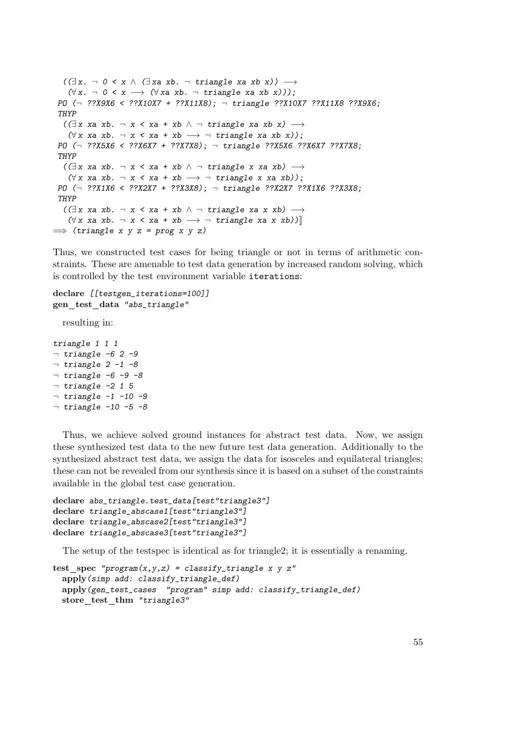```
  ((∃x. ¬ 0 < x ∧ (∃xa xb. ¬ triangle xa xb x)) ⟶
   (∀x. ¬ 0 < x ⟶ (∀xa xb. ¬ triangle xa xb x)));
 PO (¬ ??X9X6 < ??X10X7 + ??X11X8); ¬ triangle ??X10X7 ??X11X8 ??X9X6;
 THYP
  ((∃x xa xb. ¬ x < xa + xb ∧ ¬ triangle xa xb x) ⟶
   (∀x xa xb. ¬ x < xa + xb ⟶ ¬ triangle xa xb x));
 PO (¬ ??X5X6 < ??X6X7 + ??X7X8); ¬ triangle ??X5X6 ??X6X7 ??X7X8;
 THYP
  ((∃x xa xb. ¬ x < xa + xb ∧ ¬ triangle x xa xb) ⟶
   (∀x xa xb. ¬ x < xa + xb ⟶ ¬ triangle x xa xb));
 PO (¬ ??X1X6 < ??X2X7 + ??X3X8); ¬ triangle ??X2X7 ??X1X6 ??X3X8;
 THYP
  ((∃x xa xb. ¬ x < xa + xb ∧ ¬ triangle xa x xb) ⟶
   (∀x xa xb. ¬ x < xa + xb ⟶ ¬ triangle xa x xb))⟧
⟹ (triangle x y z = prog x y z)
```

Thus, we constructed test cases for being triangle or not in terms of arithmetic constraints. These are amenable to test data generation by increased random solving, which is controlled by the test environment variable `iterations`:

```
declare [[testgen_iterations=100]]
gen_test_data "abs_triangle"
```

resulting in:

```
triangle 1 1 1
¬ triangle -6 2 -9
¬ triangle 2 -1 -8
¬ triangle -6 -9 -8
¬ triangle -2 1 5
¬ triangle -1 -10 -9
¬ triangle -10 -5 -8
```

Thus, we achieve solved ground instances for abstract test data. Now, we assign these synthesized test data to the new future test data generation. Additionally to the synthesized abstract test data, we assign the data for isosceles and equilateral triangles; these can not be revealed from our synthesis since it is based on a subset of the constraints available in the global test case generation.

```
declare abs_triangle.test_data[test"triangle3"]
declare triangle_abscase1[test"triangle3"]
declare triangle_abscase2[test"triangle3"]
declare triangle_abscase3[test"triangle3"]
```

The setup of the testspec is identical as for triangle2; it is essentially a renaming.

```
test_spec "program(x,y,z) = classify_triangle x y z"
  apply(simp add: classify_triangle_def)
  apply(gen_test_cases  "program" simp add: classify_triangle_def)
  store_test_thm "triangle3"
```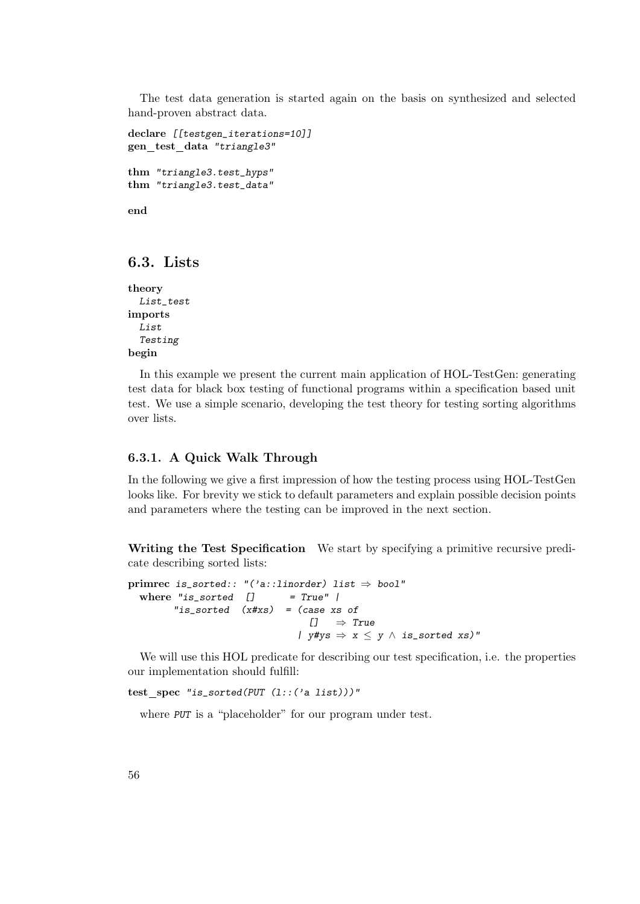The test data generation is started again on the basis on synthesized and selected hand-proven abstract data.

```
declare [[testgen_iterations=10]]
gen_test_data "triangle3"

thm "triangle3.test_hyps"
thm "triangle3.test_data"

end
```

## 6.3. Lists

```
theory
  List_test
imports
  List
  Testing
begin
```

In this example we present the current main application of HOL-TestGen: generating test data for black box testing of functional programs within a specification based unit test. We use a simple scenario, developing the test theory for testing sorting algorithms over lists.

### 6.3.1. A Quick Walk Through

In the following we give a first impression of how the testing process using HOL-TestGen looks like. For brevity we stick to default parameters and explain possible decision points and parameters where the testing can be improved in the next section.

**Writing the Test Specification** We start by specifying a primitive recursive predicate describing sorted lists:

```
primrec is_sorted:: "('a::linorder) list ⇒ bool"
  where "is_sorted  []      = True" |
        "is_sorted  (x#xs)  = (case xs of
                                 []   ⇒ True
                               | y#ys ⇒ x ≤ y ∧ is_sorted xs)"
```

We will use this HOL predicate for describing our test specification, i.e. the properties our implementation should fulfill:

```
test_spec "is_sorted(PUT (l::('a list)))"
```

where *PUT* is a "placeholder" for our program under test.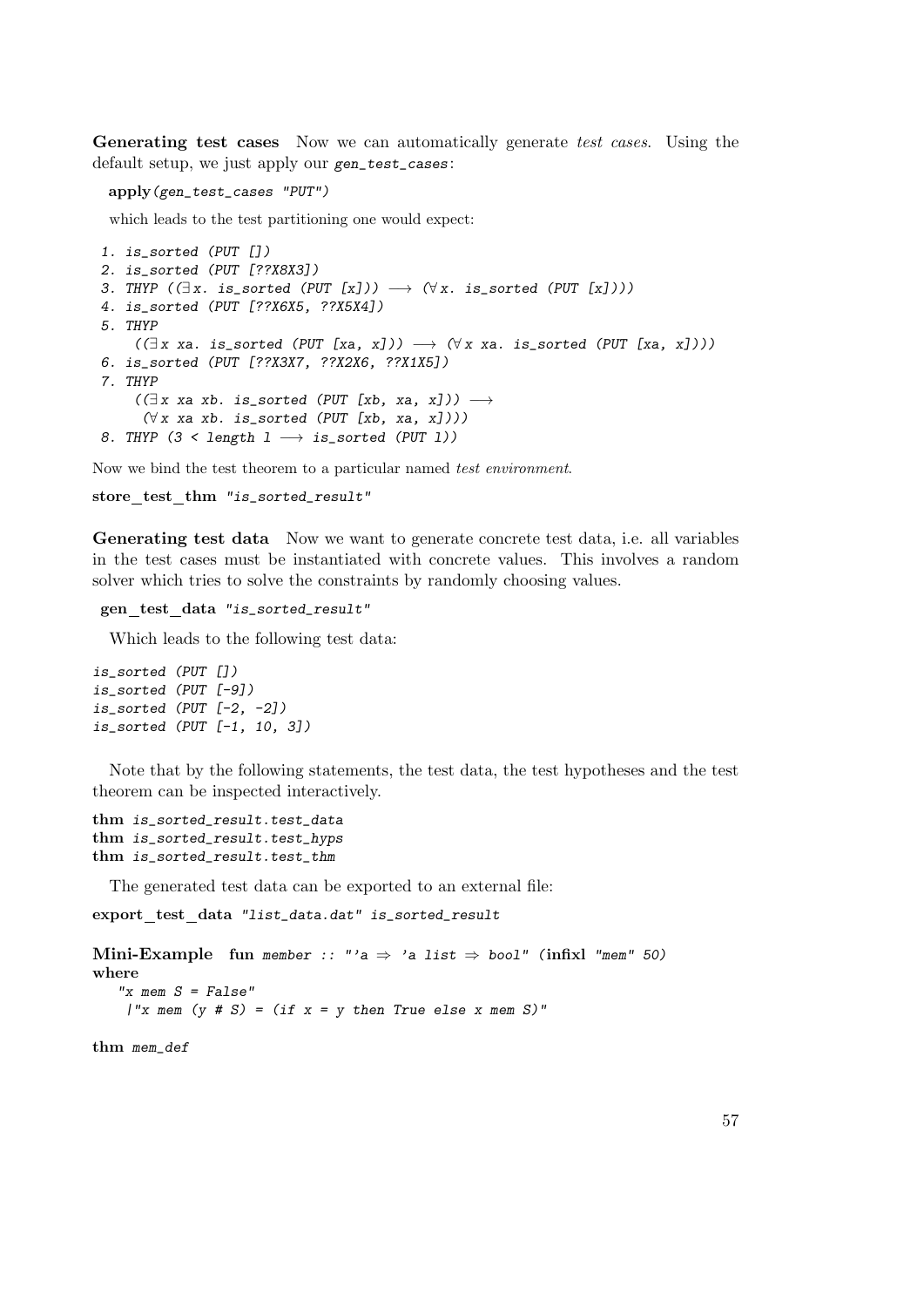**Generating test cases** Now we can automatically generate *test cases*. Using the default setup, we just apply our *gen_test_cases*:

```
apply(gen_test_cases "PUT")
```

which leads to the test partitioning one would expect:

```
1. is_sorted (PUT [])
2. is_sorted (PUT [??X8X3])
3. THYP ((∃x. is_sorted (PUT [x])) ⟶ (∀x. is_sorted (PUT [x])))
4. is_sorted (PUT [??X6X5, ??X5X4])
5. THYP
     ((∃x xa. is_sorted (PUT [xa, x])) ⟶ (∀x xa. is_sorted (PUT [xa, x])))
6. is_sorted (PUT [??X3X7, ??X2X6, ??X1X5])
7. THYP
     ((∃x xa xb. is_sorted (PUT [xb, xa, x])) ⟶
      (∀x xa xb. is_sorted (PUT [xb, xa, x])))
8. THYP (3 < length l ⟶ is_sorted (PUT l))
```

Now we bind the test theorem to a particular named *test environment*.

```
store_test_thm "is_sorted_result"
```

**Generating test data** Now we want to generate concrete test data, i.e. all variables in the test cases must be instantiated with concrete values. This involves a random solver which tries to solve the constraints by randomly choosing values.

```
gen_test_data "is_sorted_result"
```

Which leads to the following test data:

```
is_sorted (PUT [])
is_sorted (PUT [-9])
is_sorted (PUT [-2, -2])
is_sorted (PUT [-1, 10, 3])
```

Note that by the following statements, the test data, the test hypotheses and the test theorem can be inspected interactively.

```
thm is_sorted_result.test_data
thm is_sorted_result.test_hyps
thm is_sorted_result.test_thm
```

The generated test data can be exported to an external file:

```
export_test_data "list_data.dat" is_sorted_result
```

**Mini-Example**

```
fun member :: "'a ⇒ 'a list ⇒ bool" (infixl "mem" 50)
where
   "x mem S = False"
   |"x mem (y # S) = (if x = y then True else x mem S)"

thm mem_def
```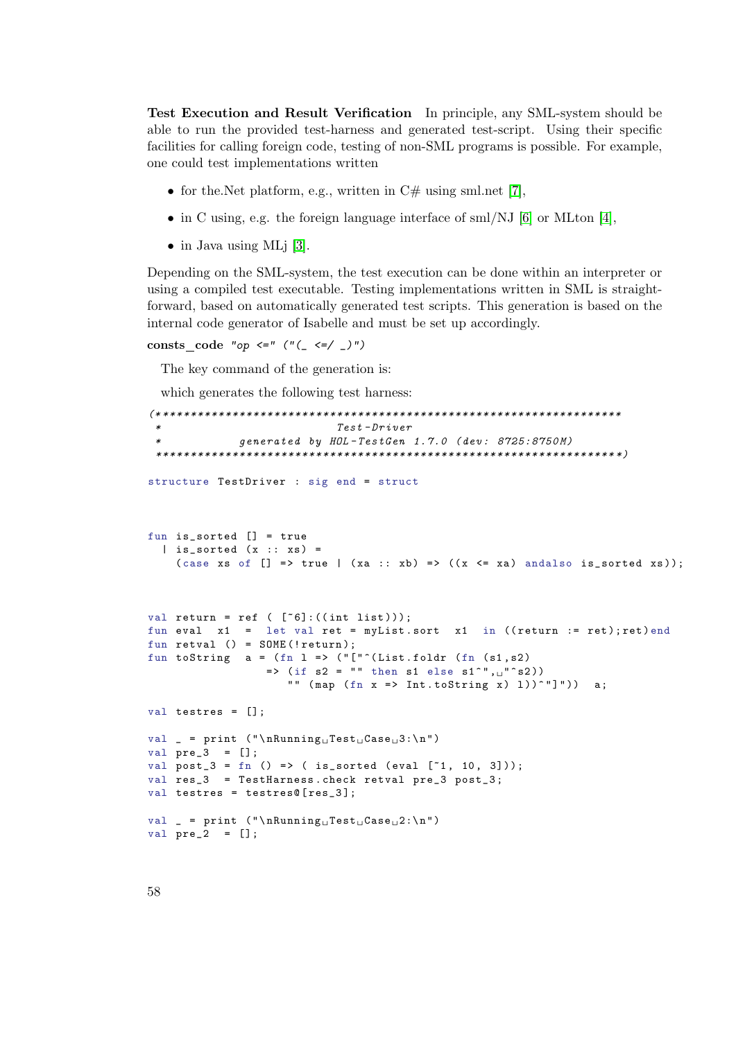**Test Execution and Result Verification** In principle, any SML-system should be able to run the provided test-harness and generated test-script. Using their specific facilities for calling foreign code, testing of non-SML programs is possible. For example, one could test implementations written

- for the.Net platform, e.g., written in C# using sml.net [7],
- in C using, e.g. the foreign language interface of sml/NJ [6] or MLton [4],
- in Java using MLj [3].

Depending on the SML-system, the test execution can be done within an interpreter or using a compiled test executable. Testing implementations written in SML is straightforward, based on automatically generated test scripts. This generation is based on the internal code generator of Isabelle and must be set up accordingly.

**consts_code** *"op <=" ("(_ <=/ _)")*

The key command of the generation is:

which generates the following test harness:

```
(*******************************************************************
 *                              Test-Driver
 *             generated by HOL-TestGen 1.7.0 (dev: 8725:8750M)
 ********************************************************************)

structure TestDriver : sig end = struct



fun is_sorted [] = true
  | is_sorted (x :: xs) =
    (case xs of [] => true | (xa :: xb) => ((x <= xa) andalso is_sorted xs));



val return = ref ( [~6]:((int list)));
fun eval  x1  =  let val ret = myList.sort  x1  in ((return := ret);ret)end
fun retval () = SOME(!return);
fun toString  a = (fn l => ("["^(List.foldr (fn (s1,s2)
                 => (if s2 = "" then s1 else s1^", "^s2))
                    "" (map (fn x => Int.toString x) l))^"]"))  a;

val testres = [];

val _ = print ("\nRunning Test Case 3:\n")
val pre_3  = [];
val post_3 = fn () => ( is_sorted (eval [~1, 10, 3]));
val res_3  = TestHarness.check retval pre_3 post_3;
val testres = testres@[res_3];

val _ = print ("\nRunning Test Case 2:\n")
val pre_2  = [];
```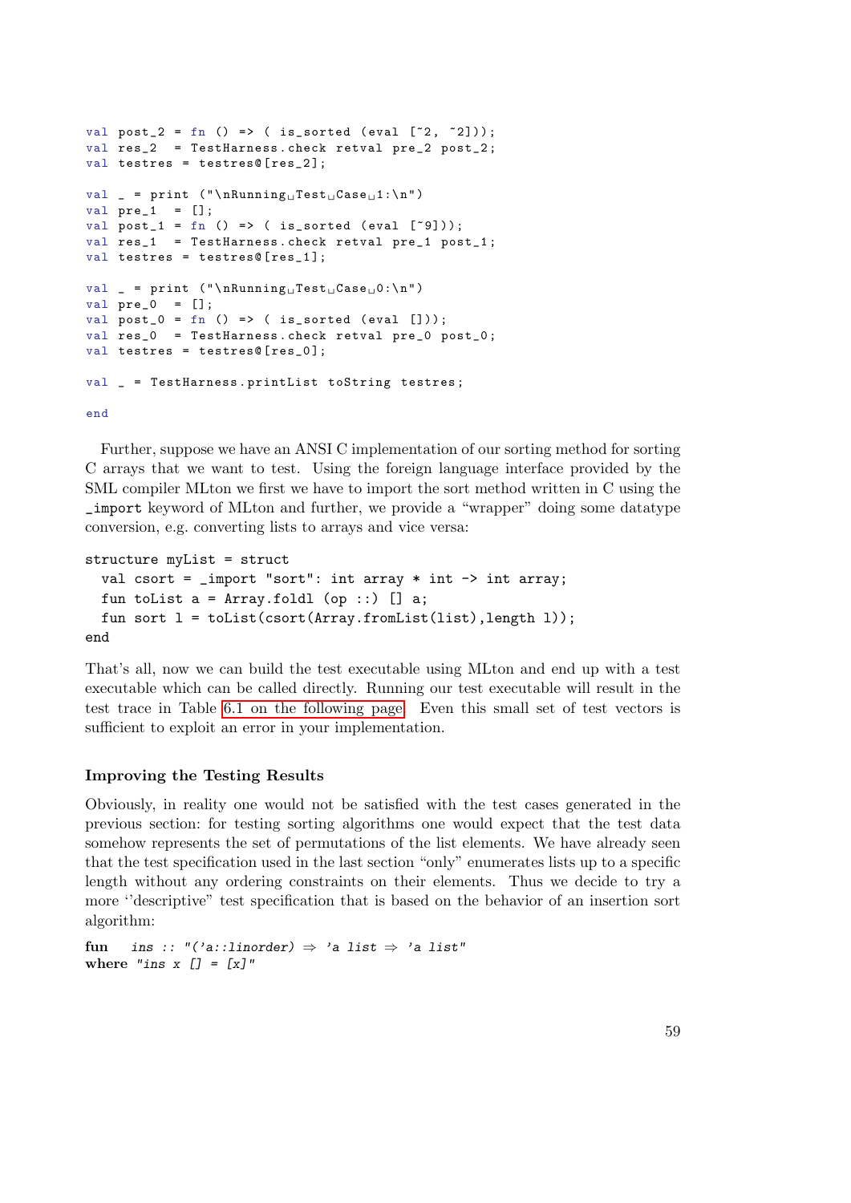```
val post_2 = fn () => ( is_sorted (eval [~2, ~2]));
val res_2  = TestHarness.check retval pre_2 post_2;
val testres = testres@[res_2];

val _ = print ("\nRunning Test Case 1:\n")
val pre_1  = [];
val post_1 = fn () => ( is_sorted (eval [~9]));
val res_1  = TestHarness.check retval pre_1 post_1;
val testres = testres@[res_1];

val _ = print ("\nRunning Test Case 0:\n")
val pre_0  = [];
val post_0 = fn () => ( is_sorted (eval []));
val res_0  = TestHarness.check retval pre_0 post_0;
val testres = testres@[res_0];

val _ = TestHarness.printList toString testres;

end
```

Further, suppose we have an ANSI C implementation of our sorting method for sorting C arrays that we want to test. Using the foreign language interface provided by the SML compiler MLton we first we have to import the sort method written in C using the `_import` keyword of MLton and further, we provide a "wrapper" doing some datatype conversion, e.g. converting lists to arrays and vice versa:

```
structure myList = struct
  val csort = _import "sort": int array * int -> int array;
  fun toList a = Array.foldl (op ::) [] a;
  fun sort l = toList(csort(Array.fromList(list),length l));
end
```

That's all, now we can build the test executable using MLton and end up with a test executable which can be called directly. Running our test executable will result in the test trace in Table 6.1 on the following page. Even this small set of test vectors is sufficient to exploit an error in your implementation.

### Improving the Testing Results

Obviously, in reality one would not be satisfied with the test cases generated in the previous section: for testing sorting algorithms one would expect that the test data somehow represents the set of permutations of the list elements. We have already seen that the test specification used in the last section "only" enumerates lists up to a specific length without any ordering constraints on their elements. Thus we decide to try a more ''descriptive" test specification that is based on the behavior of an insertion sort algorithm:

```
fun   ins :: "('a::linorder) ⇒ 'a list ⇒ 'a list"
where "ins x [] = [x]"
```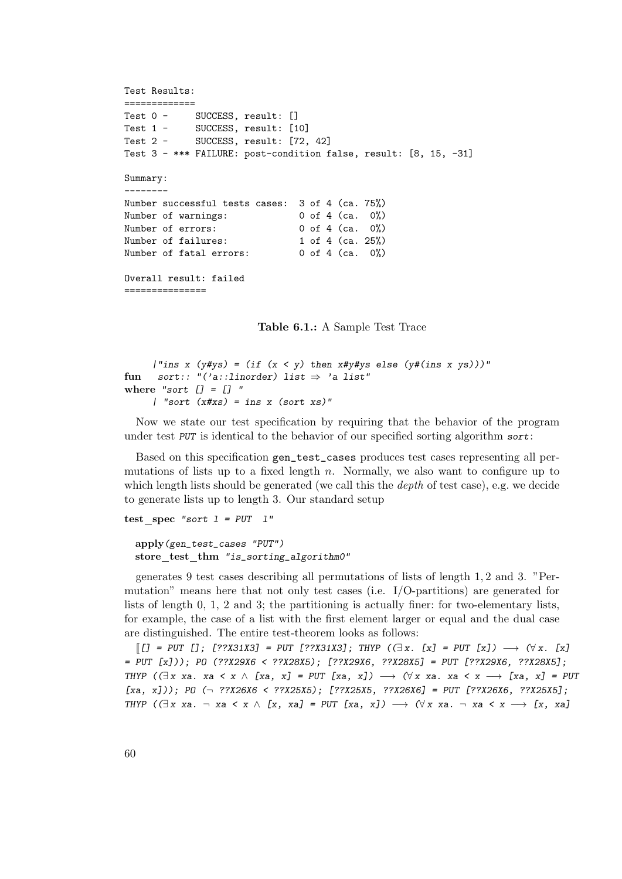```
Test Results:
=============
Test 0 -     SUCCESS, result: []
Test 1 -     SUCCESS, result: [10]
Test 2 -     SUCCESS, result: [72, 42]
Test 3 - *** FAILURE: post-condition false, result: [8, 15, -31]

Summary:
--------
Number successful tests cases:  3 of 4 (ca. 75%)
Number of warnings:             0 of 4 (ca.  0%)
Number of errors:               0 of 4 (ca.  0%)
Number of failures:             1 of 4 (ca. 25%)
Number of fatal errors:         0 of 4 (ca.  0%)

Overall result: failed
===============
```

**Table 6.1.:** A Sample Test Trace

```
     |"ins x (y#ys) = (if (x < y) then x#y#ys else (y#(ins x ys)))"
fun   sort:: "('a::linorder) list ⇒ 'a list"
where "sort [] = [] "
     | "sort (x#xs) = ins x (sort xs)"
```

Now we state our test specification by requiring that the behavior of the program under test *PUT* is identical to the behavior of our specified sorting algorithm *sort*:

Based on this specification `gen_test_cases` produces test cases representing all permutations of lists up to a fixed length $n$. Normally, we also want to configure up to which length lists should be generated (we call this the *depth* of test case), e.g. we decide to generate lists up to length 3. Our standard setup

```
test_spec "sort l = PUT  l"

  apply(gen_test_cases "PUT")
  store_test_thm "is_sorting_algorithm0"
```

generates 9 test cases describing all permutations of lists of length 1, 2 and 3. "Permutation" means here that not only test cases (i.e. I/O-partitions) are generated for lists of length 0, 1, 2 and 3; the partitioning is actually finer: for two-elementary lists, for example, the case of a list with the first element larger or equal and the dual case are distinguished. The entire test-theorem looks as follows:

⟦[] = PUT []; [??X31X3] = PUT [??X31X3]; THYP ((∃ x. [x] = PUT [x]) ⟶ (∀ x. [x] = PUT [x])); PO (??X29X6 < ??X28X5); [??X29X6, ??X28X5] = PUT [??X29X6, ??X28X5]; THYP ((∃ x xa. xa < x ∧ [xa, x] = PUT [xa, x]) ⟶ (∀ x xa. xa < x ⟶ [xa, x] = PUT [xa, x])); PO (¬ ??X26X6 < ??X25X5); [??X25X5, ??X26X6] = PUT [??X26X6, ??X25X5]; THYP ((∃ x xa. ¬ xa < x ∧ [x, xa] = PUT [xa, x]) ⟶ (∀ x xa. ¬ xa < x ⟶ [x, xa]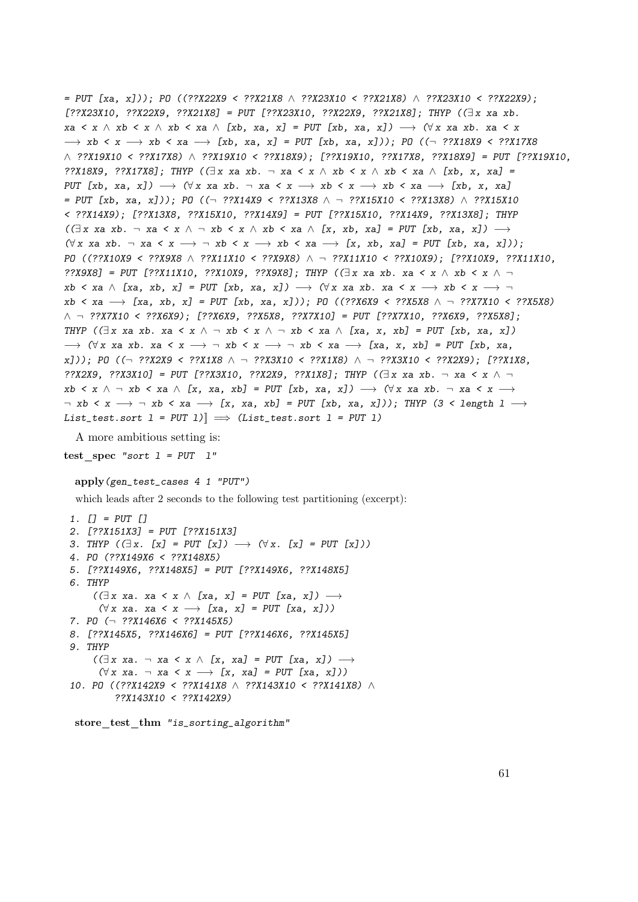```
= PUT [xa, x])); PO ((??X22X9 < ??X21X8 ∧ ??X23X10 < ??X21X8) ∧ ??X23X10 < ??X22X9);
[??X23X10, ??X22X9, ??X21X8] = PUT [??X23X10, ??X22X9, ??X21X8]; THYP ((∃x xa xb.
xa < x ∧ xb < x ∧ xb < xa ∧ [xb, xa, x] = PUT [xb, xa, x]) ⟶ (∀x xa xb. xa < x
⟶ xb < x ⟶ xb < xa ⟶ [xb, xa, x] = PUT [xb, xa, x])); PO ((¬ ??X18X9 < ??X17X8
∧ ??X19X10 < ??X17X8) ∧ ??X19X10 < ??X18X9); [??X19X10, ??X17X8, ??X18X9] = PUT [??X19X10,
??X18X9, ??X17X8]; THYP ((∃x xa xb. ¬ xa < x ∧ xb < x ∧ xb < xa ∧ [xb, x, xa] =
PUT [xb, xa, x]) ⟶ (∀x xa xb. ¬ xa < x ⟶ xb < x ⟶ xb < xa ⟶ [xb, x, xa]
= PUT [xb, xa, x])); PO ((¬ ??X14X9 < ??X13X8 ∧ ¬ ??X15X10 < ??X13X8) ∧ ??X15X10
< ??X14X9); [??X13X8, ??X15X10, ??X14X9] = PUT [??X15X10, ??X14X9, ??X13X8]; THYP
((∃x xa xb. ¬ xa < x ∧ ¬ xb < x ∧ xb < xa ∧ [x, xb, xa] = PUT [xb, xa, x]) ⟶
(∀x xa xb. ¬ xa < x ⟶ ¬ xb < x ⟶ xb < xa ⟶ [x, xb, xa] = PUT [xb, xa, x]));
PO ((??X10X9 < ??X9X8 ∧ ??X11X10 < ??X9X8) ∧ ¬ ??X11X10 < ??X10X9); [??X10X9, ??X11X10,
??X9X8] = PUT [??X11X10, ??X10X9, ??X9X8]; THYP ((∃x xa xb. xa < x ∧ xb < x ∧ ¬
xb < xa ∧ [xa, xb, x] = PUT [xb, xa, x]) ⟶ (∀x xa xb. xa < x ⟶ xb < x ⟶ ¬
xb < xa ⟶ [xa, xb, x] = PUT [xb, xa, x])); PO ((??X6X9 < ??X5X8 ∧ ¬ ??X7X10 < ??X5X8)
∧ ¬ ??X7X10 < ??X6X9); [??X6X9, ??X5X8, ??X7X10] = PUT [??X7X10, ??X6X9, ??X5X8];
THYP ((∃x xa xb. xa < x ∧ ¬ xb < x ∧ ¬ xb < xa ∧ [xa, x, xb] = PUT [xb, xa, x])
⟶ (∀x xa xb. xa < x ⟶ ¬ xb < x ⟶ ¬ xb < xa ⟶ [xa, x, xb] = PUT [xb, xa,
x])); PO ((¬ ??X2X9 < ??X1X8 ∧ ¬ ??X3X10 < ??X1X8) ∧ ¬ ??X3X10 < ??X2X9); [??X1X8,
??X2X9, ??X3X10] = PUT [??X3X10, ??X2X9, ??X1X8]; THYP ((∃x xa xb. ¬ xa < x ∧ ¬
xb < x ∧ ¬ xb < xa ∧ [x, xa, xb] = PUT [xb, xa, x]) ⟶ (∀x xa xb. ¬ xa < x ⟶
¬ xb < x ⟶ ¬ xb < xa ⟶ [x, xa, xb] = PUT [xb, xa, x])); THYP (3 < length l ⟶
List_test.sort l = PUT l)⟧ ⟹ (List_test.sort l = PUT l)
```

A more ambitious setting is:

```
test_spec "sort l = PUT  l"

  apply(gen_test_cases 4 1 "PUT")
```

which leads after 2 seconds to the following test partitioning (excerpt):

```
1. [] = PUT []
2. [??X151X3] = PUT [??X151X3]
3. THYP ((∃x. [x] = PUT [x]) ⟶ (∀x. [x] = PUT [x]))
4. PO (??X149X6 < ??X148X5)
5. [??X149X6, ??X148X5] = PUT [??X149X6, ??X148X5]
6. THYP
    ((∃x xa. xa < x ∧ [xa, x] = PUT [xa, x]) ⟶
     (∀x xa. xa < x ⟶ [xa, x] = PUT [xa, x]))
7. PO (¬ ??X146X6 < ??X145X5)
8. [??X145X5, ??X146X6] = PUT [??X146X6, ??X145X5]
9. THYP
    ((∃x xa. ¬ xa < x ∧ [x, xa] = PUT [xa, x]) ⟶
     (∀x xa. ¬ xa < x ⟶ [x, xa] = PUT [xa, x]))
10. PO ((??X142X9 < ??X141X8 ∧ ??X143X10 < ??X141X8) ∧
        ??X143X10 < ??X142X9)

  store_test_thm "is_sorting_algorithm"
```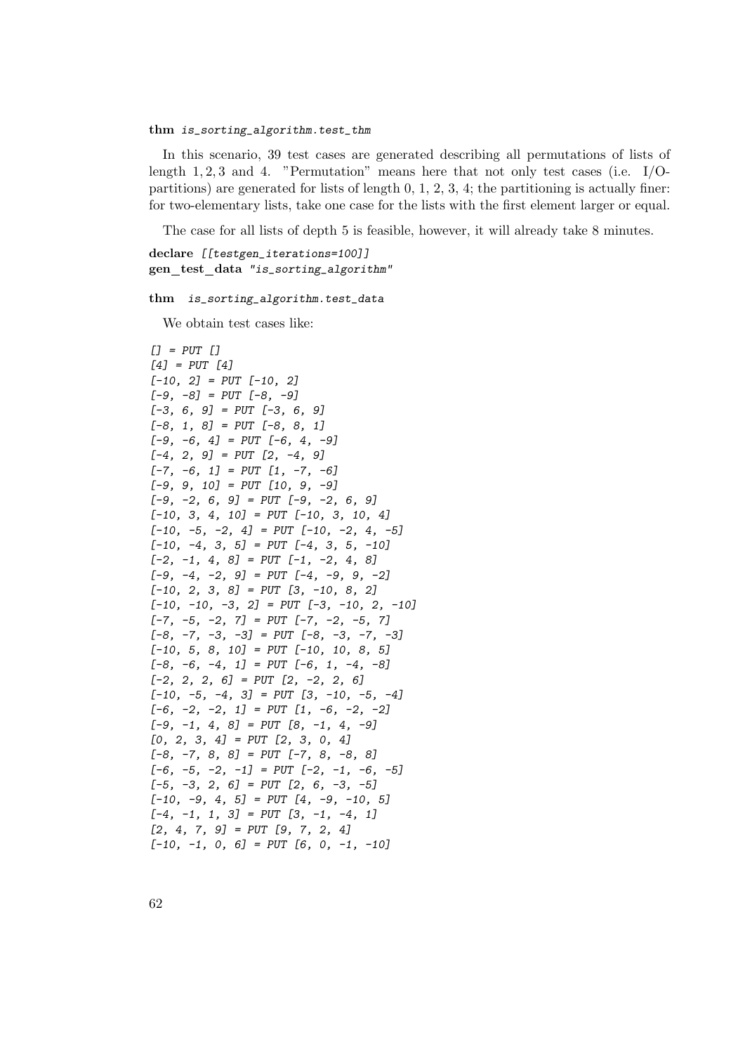**thm** *is_sorting_algorithm.test_thm*

In this scenario, 39 test cases are generated describing all permutations of lists of length 1, 2, 3 and 4. "Permutation" means here that not only test cases (i.e. I/O-partitions) are generated for lists of length 0, 1, 2, 3, 4; the partitioning is actually finer: for two-elementary lists, take one case for the lists with the first element larger or equal.

The case for all lists of depth 5 is feasible, however, it will already take 8 minutes.

```
declare [[testgen_iterations=100]]
gen_test_data "is_sorting_algorithm"
```

```
thm  is_sorting_algorithm.test_data
```

We obtain test cases like:

```
[] = PUT []
[4] = PUT [4]
[-10, 2] = PUT [-10, 2]
[-9, -8] = PUT [-8, -9]
[-3, 6, 9] = PUT [-3, 6, 9]
[-8, 1, 8] = PUT [-8, 8, 1]
[-9, -6, 4] = PUT [-6, 4, -9]
[-4, 2, 9] = PUT [2, -4, 9]
[-7, -6, 1] = PUT [1, -7, -6]
[-9, 9, 10] = PUT [10, 9, -9]
[-9, -2, 6, 9] = PUT [-9, -2, 6, 9]
[-10, 3, 4, 10] = PUT [-10, 3, 10, 4]
[-10, -5, -2, 4] = PUT [-10, -2, 4, -5]
[-10, -4, 3, 5] = PUT [-4, 3, 5, -10]
[-2, -1, 4, 8] = PUT [-1, -2, 4, 8]
[-9, -4, -2, 9] = PUT [-4, -9, 9, -2]
[-10, 2, 3, 8] = PUT [3, -10, 8, 2]
[-10, -10, -3, 2] = PUT [-3, -10, 2, -10]
[-7, -5, -2, 7] = PUT [-7, -2, -5, 7]
[-8, -7, -3, -3] = PUT [-8, -3, -7, -3]
[-10, 5, 8, 10] = PUT [-10, 10, 8, 5]
[-8, -6, -4, 1] = PUT [-6, 1, -4, -8]
[-2, 2, 2, 6] = PUT [2, -2, 2, 6]
[-10, -5, -4, 3] = PUT [3, -10, -5, -4]
[-6, -2, -2, 1] = PUT [1, -6, -2, -2]
[-9, -1, 4, 8] = PUT [8, -1, 4, -9]
[0, 2, 3, 4] = PUT [2, 3, 0, 4]
[-8, -7, 8, 8] = PUT [-7, 8, -8, 8]
[-6, -5, -2, -1] = PUT [-2, -1, -6, -5]
[-5, -3, 2, 6] = PUT [2, 6, -3, -5]
[-10, -9, 4, 5] = PUT [4, -9, -10, 5]
[-4, -1, 1, 3] = PUT [3, -1, -4, 1]
[2, 4, 7, 9] = PUT [9, 7, 2, 4]
[-10, -1, 0, 6] = PUT [6, 0, -1, -10]
```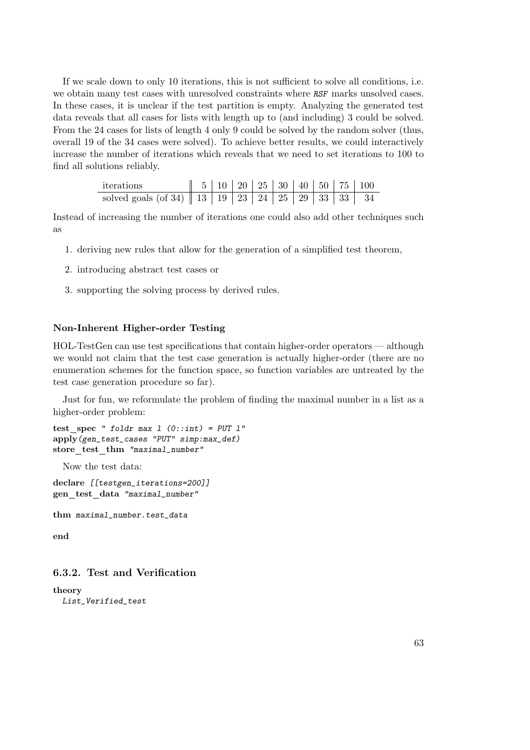If we scale down to only 10 iterations, this is not sufficient to solve all conditions, i.e. we obtain many test cases with unresolved constraints where *RSF* marks unsolved cases. In these cases, it is unclear if the test partition is empty. Analyzing the generated test data reveals that all cases for lists with length up to (and including) 3 could be solved. From the 24 cases for lists of length 4 only 9 could be solved by the random solver (thus, overall 19 of the 34 cases were solved). To achieve better results, we could interactively increase the number of iterations which reveals that we need to set iterations to 100 to find all solutions reliably.

| iterations | 5 | 10 | 20 | 25 | 30 | 40 | 50 | 75 | 100 |
|---|---|---|---|---|---|---|---|---|---|
| solved goals (of 34) | 13 | 19 | 23 | 24 | 25 | 29 | 33 | 33 | 34 |

Instead of increasing the number of iterations one could also add other techniques such as

1. deriving new rules that allow for the generation of a simplified test theorem,
2. introducing abstract test cases or
3. supporting the solving process by derived rules.

#### Non-Inherent Higher-order Testing

HOL-TestGen can use test specifications that contain higher-order operators — although we would not claim that the test case generation is actually higher-order (there are no enumeration schemes for the function space, so function variables are untreated by the test case generation procedure so far).

Just for fun, we reformulate the problem of finding the maximal number in a list as a higher-order problem:

```
test_spec " foldr max l (0::int) = PUT l"
apply(gen_test_cases "PUT" simp:max_def)
store_test_thm "maximal_number"
```

Now the test data:

```
declare [[testgen_iterations=200]]
gen_test_data "maximal_number"

thm maximal_number.test_data

end
```

### 6.3.2. Test and Verification

```
theory
  List_Verified_test
```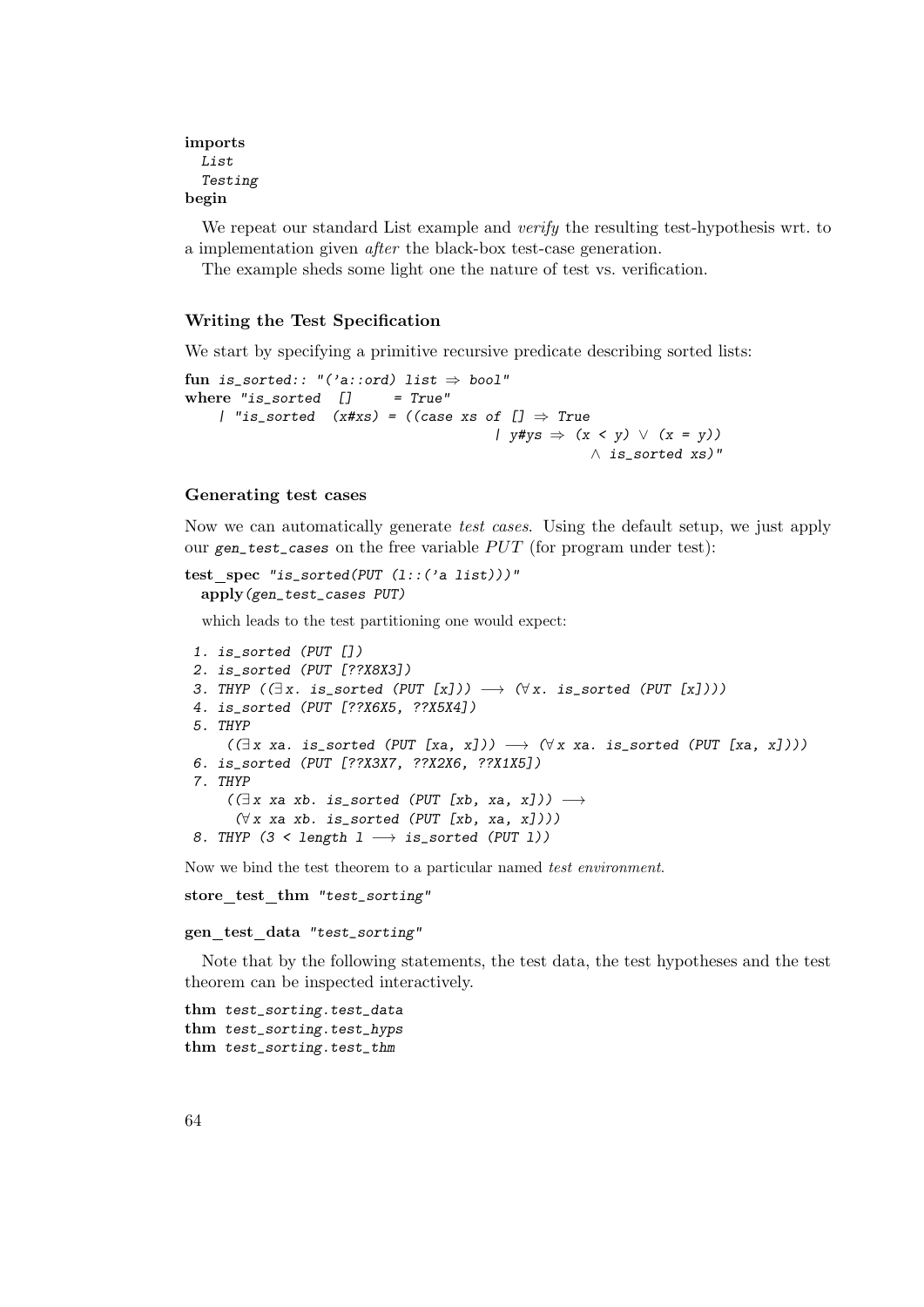**imports**
  *List*
  *Testing*
**begin**

We repeat our standard List example and *verify* the resulting test-hypothesis wrt. to a implementation given *after* the black-box test-case generation.

The example sheds some light one the nature of test vs. verification.

### Writing the Test Specification

We start by specifying a primitive recursive predicate describing sorted lists:

```
fun is_sorted:: "('a::ord) list ⇒ bool"
where "is_sorted  []     = True"
    | "is_sorted  (x#xs) = ((case xs of [] ⇒ True
                                      | y#ys ⇒ (x < y) ∨ (x = y))
                                               ∧ is_sorted xs)"
```

### Generating test cases

Now we can automatically generate *test cases*. Using the default setup, we just apply our gen_test_cases on the free variable $PUT$ (for program under test):

```
test_spec "is_sorted(PUT (l::('a list)))"
  apply(gen_test_cases PUT)
```

which leads to the test partitioning one would expect:

```
1. is_sorted (PUT [])
2. is_sorted (PUT [??X8X3])
3. THYP ((∃x. is_sorted (PUT [x])) ⟶ (∀x. is_sorted (PUT [x])))
4. is_sorted (PUT [??X6X5, ??X5X4])
5. THYP
    ((∃x xa. is_sorted (PUT [xa, x])) ⟶ (∀x xa. is_sorted (PUT [xa, x])))
6. is_sorted (PUT [??X3X7, ??X2X6, ??X1X5])
7. THYP
    ((∃x xa xb. is_sorted (PUT [xb, xa, x])) ⟶
     (∀x xa xb. is_sorted (PUT [xb, xa, x])))
8. THYP (3 < length l ⟶ is_sorted (PUT l))
```

Now we bind the test theorem to a particular named *test environment*.

```
store_test_thm "test_sorting"

gen_test_data "test_sorting"
```

Note that by the following statements, the test data, the test hypotheses and the test theorem can be inspected interactively.

```
thm test_sorting.test_data
thm test_sorting.test_hyps
thm test_sorting.test_thm
```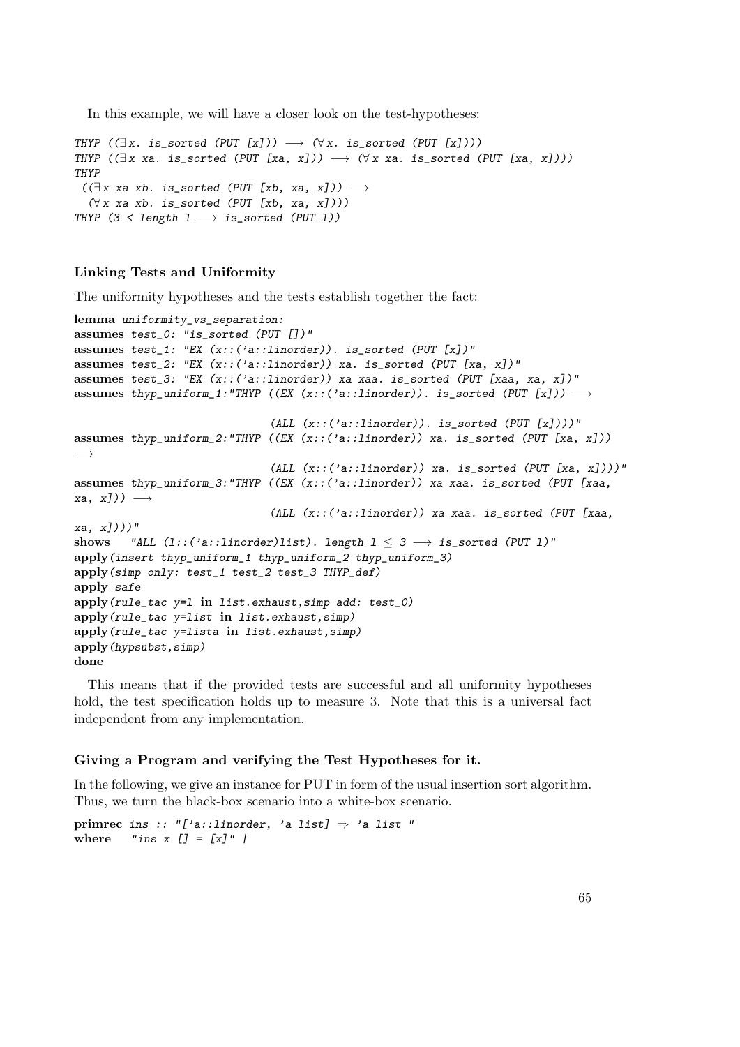In this example, we will have a closer look on the test-hypotheses:

```
THYP ((∃x. is_sorted (PUT [x])) ⟶ (∀x. is_sorted (PUT [x])))
THYP ((∃x xa. is_sorted (PUT [xa, x])) ⟶ (∀x xa. is_sorted (PUT [xa, x])))
THYP
 ((∃x xa xb. is_sorted (PUT [xb, xa, x])) ⟶
  (∀x xa xb. is_sorted (PUT [xb, xa, x])))
THYP (3 < length l ⟶ is_sorted (PUT l))
```

### Linking Tests and Uniformity

The uniformity hypotheses and the tests establish together the fact:

```
lemma uniformity_vs_separation:
assumes test_0: "is_sorted (PUT [])"
assumes test_1: "EX (x::('a::linorder)). is_sorted (PUT [x])"
assumes test_2: "EX (x::('a::linorder)) xa. is_sorted (PUT [xa, x])"
assumes test_3: "EX (x::('a::linorder)) xa xaa. is_sorted (PUT [xaa, xa, x])"
assumes thyp_uniform_1:"THYP ((EX (x::('a::linorder)). is_sorted (PUT [x])) ⟶

                              (ALL (x::('a::linorder)). is_sorted (PUT [x])))"
assumes thyp_uniform_2:"THYP ((EX (x::('a::linorder)) xa. is_sorted (PUT [xa, x]))
⟶
                              (ALL (x::('a::linorder)) xa. is_sorted (PUT [xa, x])))"
assumes thyp_uniform_3:"THYP ((EX (x::('a::linorder)) xa xaa. is_sorted (PUT [xaa,
xa, x])) ⟶
                              (ALL (x::('a::linorder)) xa xaa. is_sorted (PUT [xaa,
xa, x])))"
shows   "ALL (l::('a::linorder)list). length l ≤ 3 ⟶ is_sorted (PUT l)"
apply(insert thyp_uniform_1 thyp_uniform_2 thyp_uniform_3)
apply(simp only: test_1 test_2 test_3 THYP_def)
apply safe
apply(rule_tac y=l in list.exhaust,simp add: test_0)
apply(rule_tac y=list in list.exhaust,simp)
apply(rule_tac y=lista in list.exhaust,simp)
apply(hypsubst,simp)
done
```

This means that if the provided tests are successful and all uniformity hypotheses hold, the test specification holds up to measure 3. Note that this is a universal fact independent from any implementation.

### Giving a Program and verifying the Test Hypotheses for it.

In the following, we give an instance for PUT in form of the usual insertion sort algorithm. Thus, we turn the black-box scenario into a white-box scenario.

```
primrec ins :: "['a::linorder, 'a list] ⇒ 'a list "
where   "ins x [] = [x]" |
```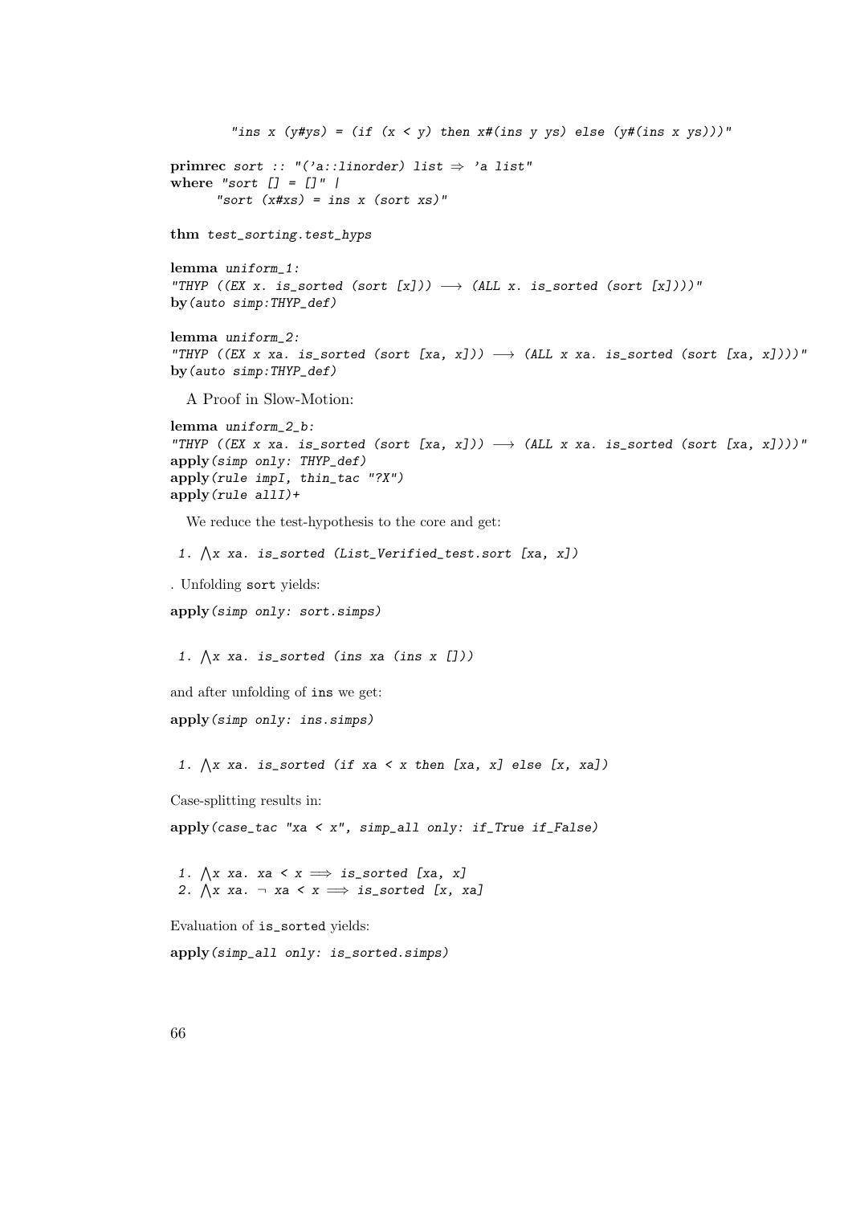```
        "ins x (y#ys) = (if (x < y) then x#(ins y ys) else (y#(ins x ys)))"

primrec sort :: "('a::linorder) list ⇒ 'a list"
where "sort [] = []" |
      "sort (x#xs) = ins x (sort xs)"

thm test_sorting.test_hyps

lemma uniform_1:
"THYP ((EX x. is_sorted (sort [x])) ⟶ (ALL x. is_sorted (sort [x])))"
by(auto simp:THYP_def)

lemma uniform_2:
"THYP ((EX x xa. is_sorted (sort [xa, x])) ⟶ (ALL x xa. is_sorted (sort [xa, x])))"
by(auto simp:THYP_def)
```

A Proof in Slow-Motion:

```
lemma uniform_2_b:
"THYP ((EX x xa. is_sorted (sort [xa, x])) ⟶ (ALL x xa. is_sorted (sort [xa, x])))"
apply(simp only: THYP_def)
apply(rule impI, thin_tac "?X")
apply(rule allI)+
```

We reduce the test-hypothesis to the core and get:

```
 1. ⋀x xa. is_sorted (List_Verified_test.sort [xa, x])
```

. Unfolding `sort` yields:

```
apply(simp only: sort.simps)
```

```
 1. ⋀x xa. is_sorted (ins xa (ins x []))
```

and after unfolding of `ins` we get:

```
apply(simp only: ins.simps)
```

```
 1. ⋀x xa. is_sorted (if xa < x then [xa, x] else [x, xa])
```

Case-splitting results in:

```
apply(case_tac "xa < x", simp_all only: if_True if_False)
```

```
 1. ⋀x xa. xa < x ⟹ is_sorted [xa, x]
 2. ⋀x xa. ¬ xa < x ⟹ is_sorted [x, xa]
```

Evaluation of `is_sorted` yields:

```
apply(simp_all only: is_sorted.simps)
```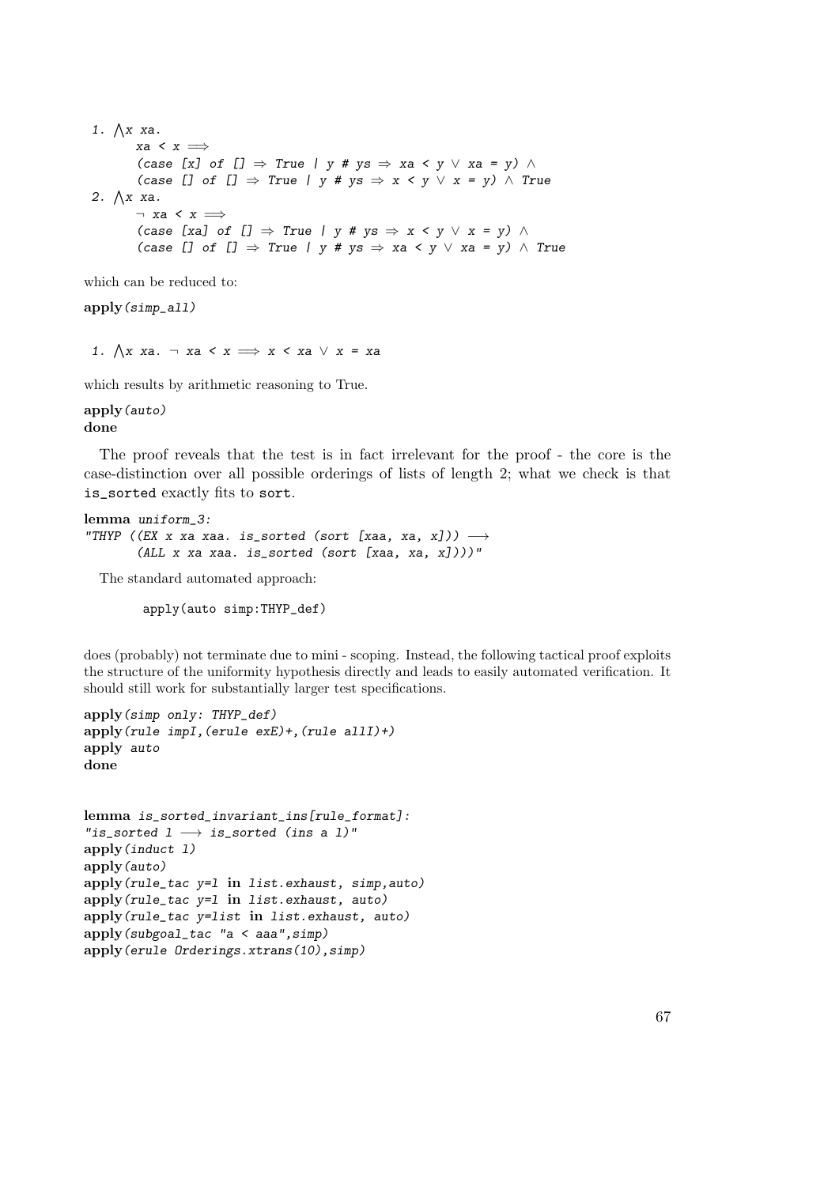```
 1. ⋀x xa.
       xa < x ⟹
       (case [x] of [] ⇒ True | y # ys ⇒ xa < y ∨ xa = y) ∧
       (case [] of [] ⇒ True | y # ys ⇒ x < y ∨ x = y) ∧ True
 2. ⋀x xa.
       ¬ xa < x ⟹
       (case [xa] of [] ⇒ True | y # ys ⇒ x < y ∨ x = y) ∧
       (case [] of [] ⇒ True | y # ys ⇒ xa < y ∨ xa = y) ∧ True
```

which can be reduced to:

```
apply(simp_all)
```

```
 1. ⋀x xa. ¬ xa < x ⟹ x < xa ∨ x = xa
```

which results by arithmetic reasoning to True.

```
apply(auto)
done
```

The proof reveals that the test is in fact irrelevant for the proof - the core is the case-distinction over all possible orderings of lists of length 2; what we check is that `is_sorted` exactly fits to `sort`.

```
lemma uniform_3:
"THYP ((EX x xa xaa. is_sorted (sort [xaa, xa, x])) ⟶
       (ALL x xa xaa. is_sorted (sort [xaa, xa, x])))"
```

The standard automated approach:

```
       apply(auto simp:THYP_def)
```

does (probably) not terminate due to mini - scoping. Instead, the following tactical proof exploits the structure of the uniformity hypothesis directly and leads to easily automated verification. It should still work for substantially larger test specifications.

```
apply(simp only: THYP_def)
apply(rule impI,(erule exE)+,(rule allI)+)
apply auto
done
```

```
lemma is_sorted_invariant_ins[rule_format]:
"is_sorted l ⟶ is_sorted (ins a l)"
apply(induct l)
apply(auto)
apply(rule_tac y=l in list.exhaust, simp,auto)
apply(rule_tac y=l in list.exhaust, auto)
apply(rule_tac y=list in list.exhaust, auto)
apply(subgoal_tac "a < aaa",simp)
apply(erule Orderings.xtrans(10),simp)
```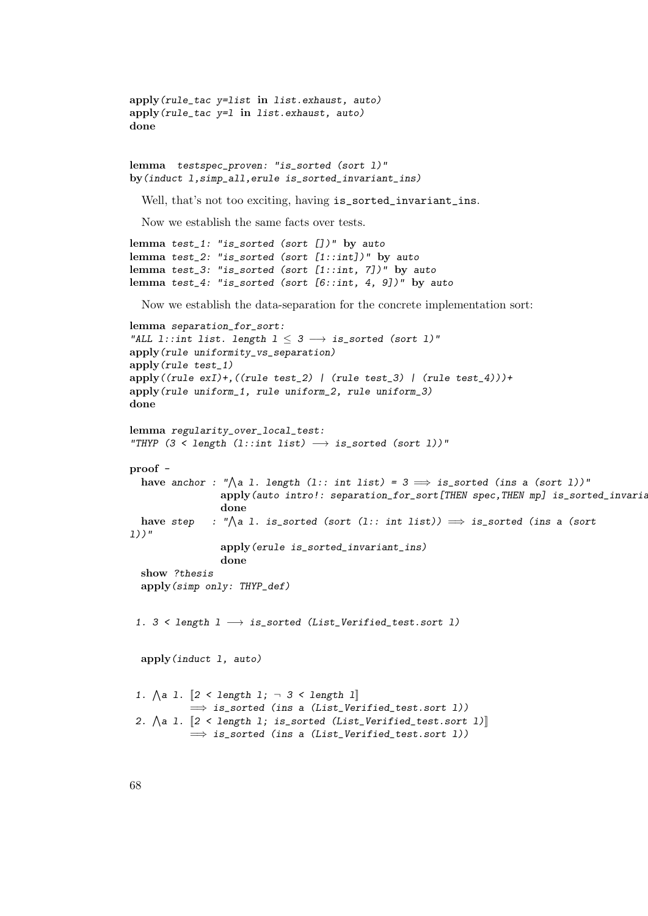```
apply(rule_tac y=list in list.exhaust, auto)
apply(rule_tac y=l in list.exhaust, auto)
done
```

```
lemma  testspec_proven: "is_sorted (sort l)"
by(induct l,simp_all,erule is_sorted_invariant_ins)
```

Well, that's not too exciting, having is_sorted_invariant_ins.

Now we establish the same facts over tests.

```
lemma test_1: "is_sorted (sort [])" by auto
lemma test_2: "is_sorted (sort [1::int])" by auto
lemma test_3: "is_sorted (sort [1::int, 7])" by auto
lemma test_4: "is_sorted (sort [6::int, 4, 9])" by auto
```

Now we establish the data-separation for the concrete implementation sort:

```
lemma separation_for_sort:
"ALL l::int list. length l ≤ 3 ⟶ is_sorted (sort l)"
apply(rule uniformity_vs_separation)
apply(rule test_1)
apply((rule exI)+,((rule test_2) | (rule test_3) | (rule test_4))+
apply(rule uniform_1, rule uniform_2, rule uniform_3)
done
```

```
lemma regularity_over_local_test:
"THYP (3 < length (l::int list) ⟶ is_sorted (sort l))"

proof -
  have anchor : "⋀a l. length (l:: int list) = 3 ⟹ is_sorted (ins a (sort l))"
               apply(auto intro!: separation_for_sort[THEN spec,THEN mp] is_sorted_invaria
               done
  have step   : "⋀a l. is_sorted (sort (l:: int list)) ⟹ is_sorted (ins a (sort
l))"
               apply(erule is_sorted_invariant_ins)
               done
  show ?thesis
  apply(simp only: THYP_def)
```

```
 1. 3 < length l ⟶ is_sorted (List_Verified_test.sort l)
```

```
  apply(induct l, auto)
```

```
 1. ⋀a l. ⟦2 < length l; ¬ 3 < length l⟧
          ⟹ is_sorted (ins a (List_Verified_test.sort l))
 2. ⋀a l. ⟦2 < length l; is_sorted (List_Verified_test.sort l)⟧
          ⟹ is_sorted (ins a (List_Verified_test.sort l))
```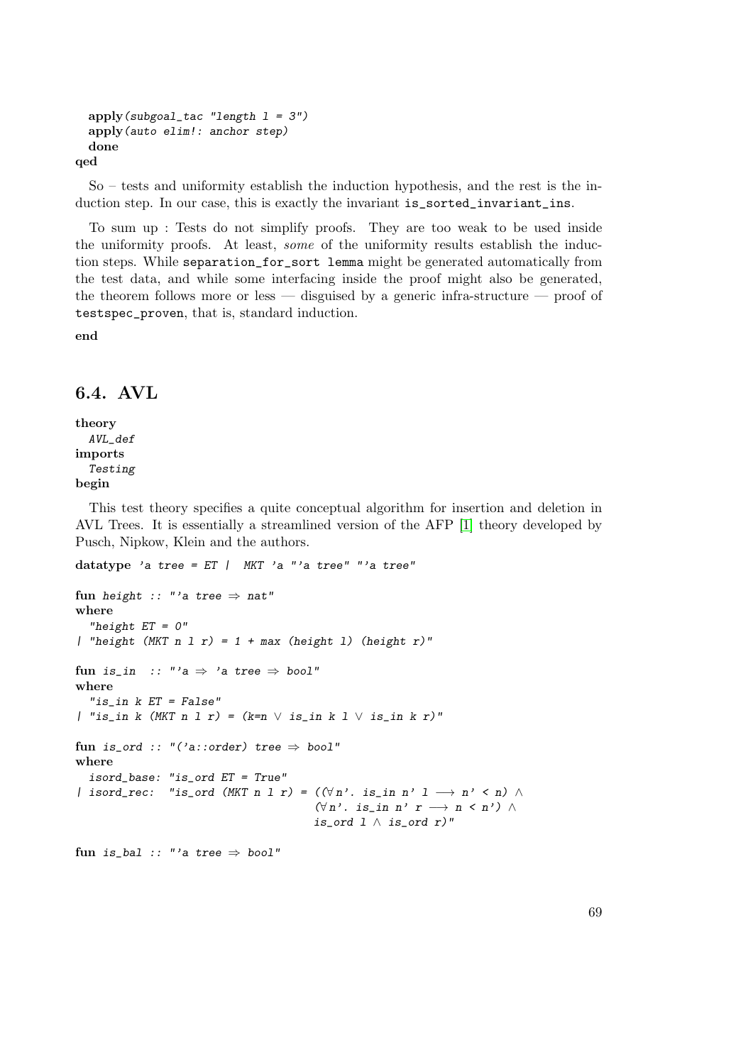```
  apply(subgoal_tac "length l = 3")
  apply(auto elim!: anchor step)
  done
qed
```

So – tests and uniformity establish the induction hypothesis, and the rest is the induction step. In our case, this is exactly the invariant `is_sorted_invariant_ins`.

To sum up : Tests do not simplify proofs. They are too weak to be used inside the uniformity proofs. At least, *some* of the uniformity results establish the induction steps. While `separation_for_sort lemma` might be generated automatically from the test data, and while some interfacing inside the proof might also be generated, the theorem follows more or less — disguised by a generic infra-structure — proof of `testspec_proven`, that is, standard induction.

**end**

## 6.4. AVL

```
theory
  AVL_def
imports
  Testing
begin
```

This test theory specifies a quite conceptual algorithm for insertion and deletion in AVL Trees. It is essentially a streamlined version of the AFP [1] theory developed by Pusch, Nipkow, Klein and the authors.

```
datatype 'a tree = ET |  MKT 'a "'a tree" "'a tree"

fun height :: "'a tree ⇒ nat"
where
  "height ET = 0"
| "height (MKT n l r) = 1 + max (height l) (height r)"

fun is_in  :: "'a ⇒ 'a tree ⇒ bool"
where
  "is_in k ET = False"
| "is_in k (MKT n l r) = (k=n ∨ is_in k l ∨ is_in k r)"

fun is_ord :: "('a::order) tree ⇒ bool"
where
  isord_base: "is_ord ET = True"
| isord_rec:  "is_ord (MKT n l r) = ((∀n'. is_in n' l ⟶ n' < n) ∧
                                    (∀n'. is_in n' r ⟶ n < n') ∧
                                    is_ord l ∧ is_ord r)"

fun is_bal :: "'a tree ⇒ bool"
```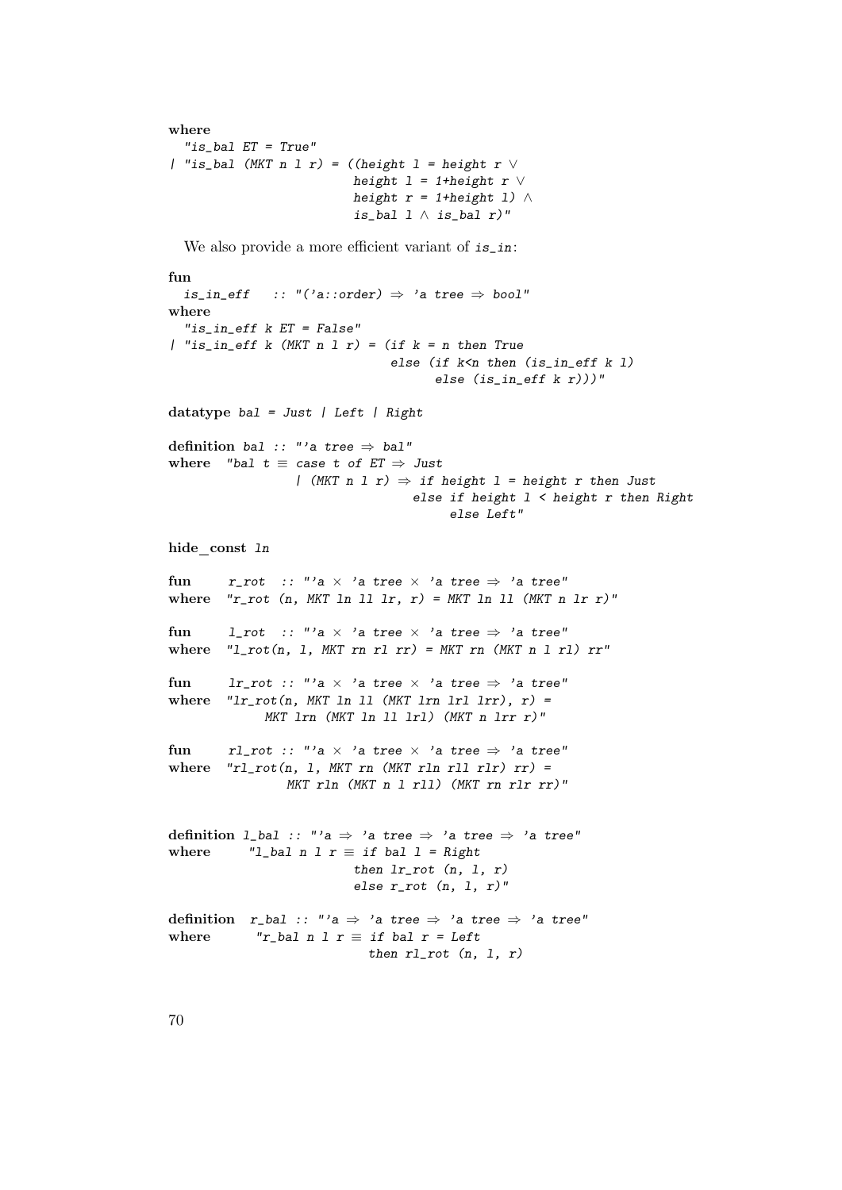```
where
  "is_bal ET = True"
| "is_bal (MKT n l r) = ((height l = height r ∨
                         height l = 1+height r ∨
                         height r = 1+height l) ∧
                         is_bal l ∧ is_bal r)"
```

We also provide a more efficient variant of is_in:

```
fun
  is_in_eff   :: "('a::order) ⇒ 'a tree ⇒ bool"
where
  "is_in_eff k ET = False"
| "is_in_eff k (MKT n l r) = (if k = n then True
                               else (if k<n then (is_in_eff k l)
                                     else (is_in_eff k r)))"

datatype bal = Just | Left | Right

definition bal :: "'a tree ⇒ bal"
where  "bal t ≡ case t of ET ⇒ Just
                | (MKT n l r) ⇒ if height l = height r then Just
                                 else if height l < height r then Right
                                      else Left"

hide_const ln

fun     r_rot  :: "'a × 'a tree × 'a tree ⇒ 'a tree"
where  "r_rot (n, MKT ln ll lr, r) = MKT ln ll (MKT n lr r)"

fun     l_rot  :: "'a × 'a tree × 'a tree ⇒ 'a tree"
where  "l_rot(n, l, MKT rn rl rr) = MKT rn (MKT n l rl) rr"

fun     lr_rot :: "'a × 'a tree × 'a tree ⇒ 'a tree"
where  "lr_rot(n, MKT ln ll (MKT lrn lrl lrr), r) =
             MKT lrn (MKT ln ll lrl) (MKT n lrr r)"

fun     rl_rot :: "'a × 'a tree × 'a tree ⇒ 'a tree"
where  "rl_rot(n, l, MKT rn (MKT rln rll rlr) rr) =
               MKT rln (MKT n l rll) (MKT rn rlr rr)"


definition l_bal :: "'a ⇒ 'a tree ⇒ 'a tree ⇒ 'a tree"
where     "l_bal n l r ≡ if bal l = Right
                         then lr_rot (n, l, r)
                         else r_rot (n, l, r)"

definition  r_bal :: "'a ⇒ 'a tree ⇒ 'a tree ⇒ 'a tree"
where       "r_bal n l r ≡ if bal r = Left
                           then rl_rot (n, l, r)
```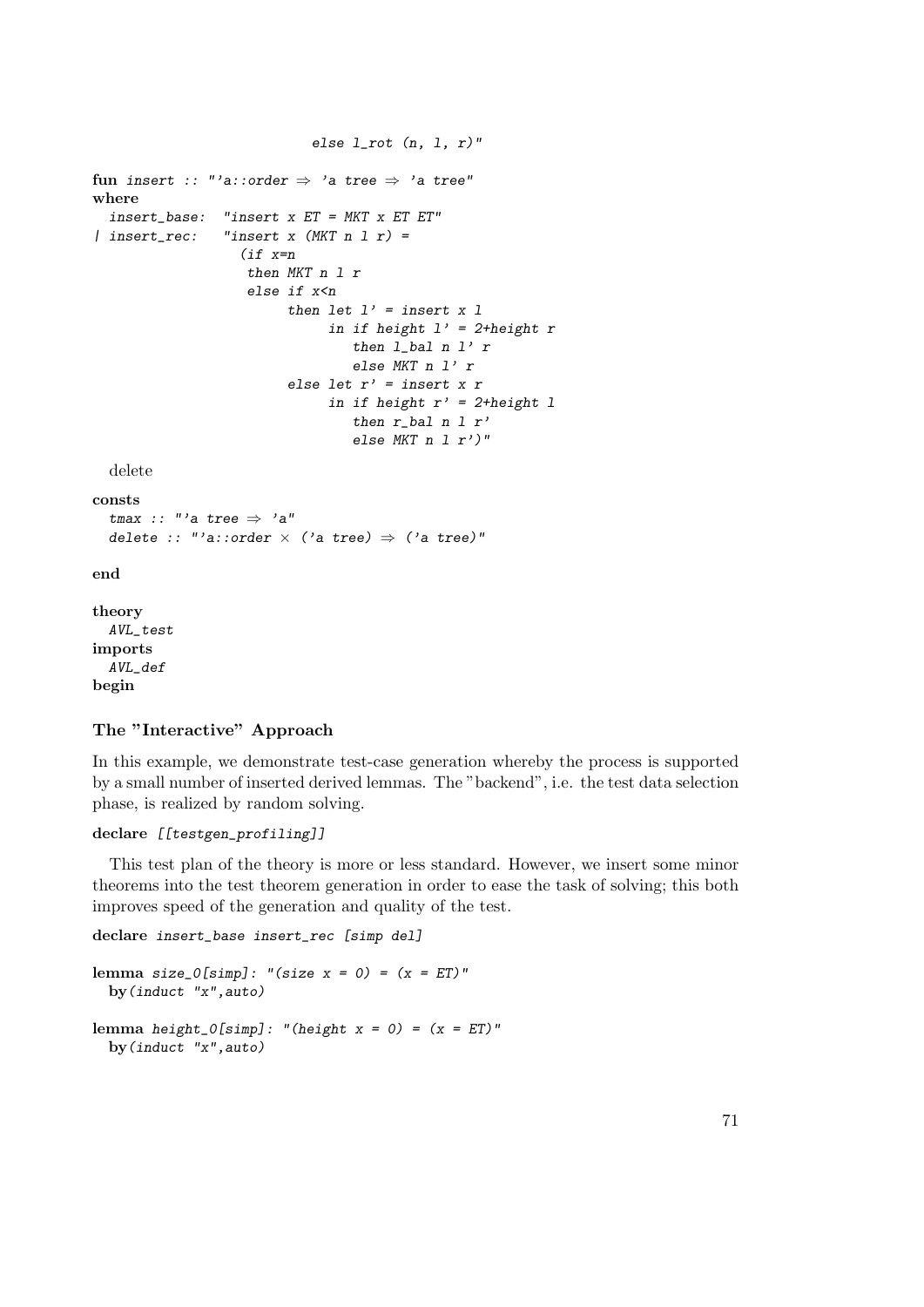```
                          else l_rot (n, l, r)"

fun insert :: "'a::order ⇒ 'a tree ⇒ 'a tree"
where
  insert_base:  "insert x ET = MKT x ET ET"
| insert_rec:   "insert x (MKT n l r) =
                 (if x=n
                  then MKT n l r
                  else if x<n
                       then let l' = insert x l
                            in if height l' = 2+height r
                               then l_bal n l' r
                               else MKT n l' r
                       else let r' = insert x r
                            in if height r' = 2+height l
                               then r_bal n l r'
                               else MKT n l r')"
```

delete

```
consts
  tmax :: "'a tree ⇒ 'a"
  delete :: "'a::order × ('a tree) ⇒ ('a tree)"

end

theory
  AVL_test
imports
  AVL_def
begin
```

### The "Interactive" Approach

In this example, we demonstrate test-case generation whereby the process is supported by a small number of inserted derived lemmas. The "backend", i.e. the test data selection phase, is realized by random solving.

```
declare [[testgen_profiling]]
```

This test plan of the theory is more or less standard. However, we insert some minor theorems into the test theorem generation in order to ease the task of solving; this both improves speed of the generation and quality of the test.

```
declare insert_base insert_rec [simp del]

lemma size_0[simp]: "(size x = 0) = (x = ET)"
  by(induct "x",auto)

lemma height_0[simp]: "(height x = 0) = (x = ET)"
  by(induct "x",auto)
```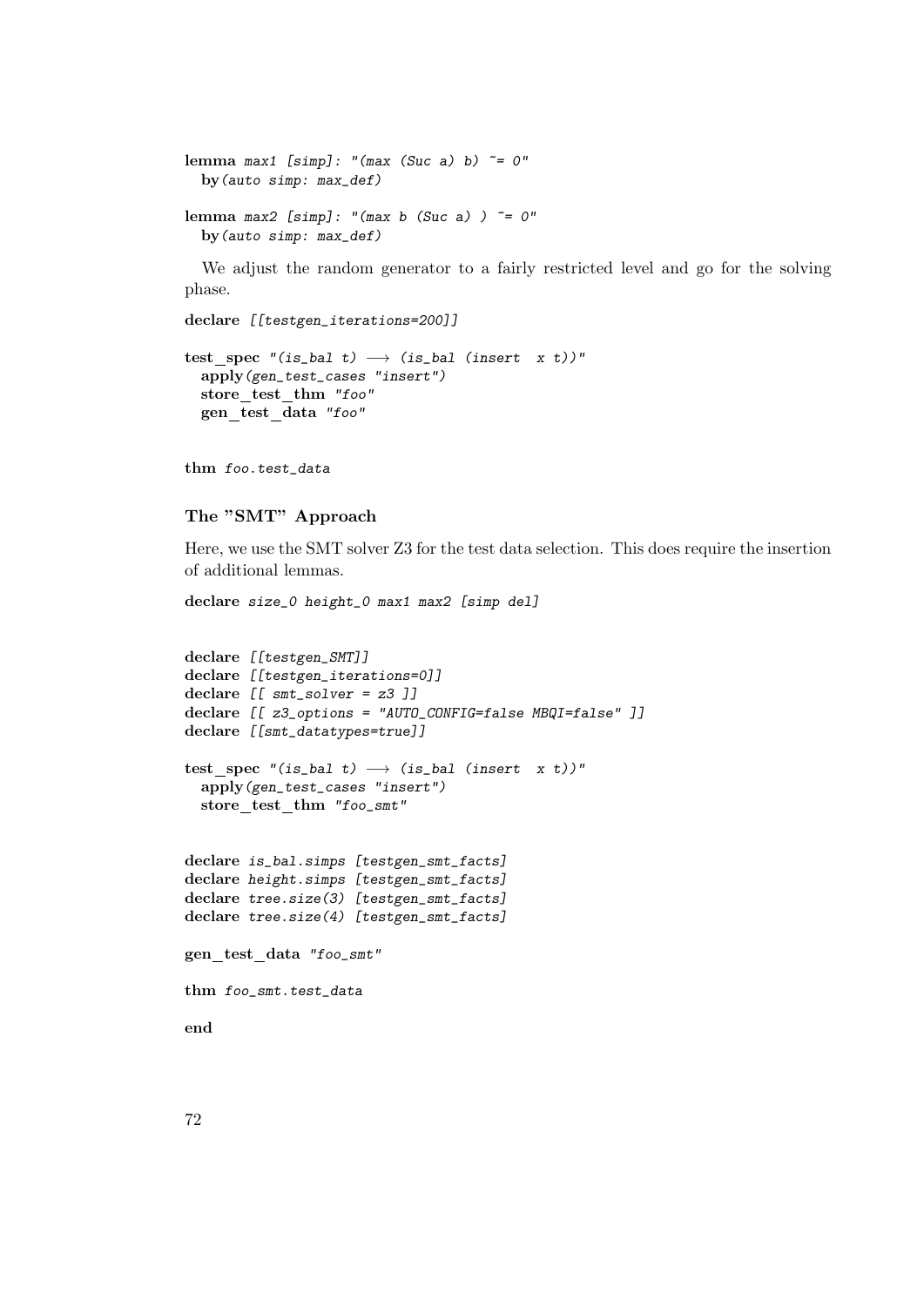```
lemma max1 [simp]: "(max (Suc a) b) ~= 0"
  by(auto simp: max_def)

lemma max2 [simp]: "(max b (Suc a) ) ~= 0"
  by(auto simp: max_def)
```

We adjust the random generator to a fairly restricted level and go for the solving phase.

```
declare [[testgen_iterations=200]]

test_spec "(is_bal t) ⟶ (is_bal (insert  x t))"
  apply(gen_test_cases "insert")
  store_test_thm "foo"
  gen_test_data "foo"


thm foo.test_data
```

### The "SMT" Approach

Here, we use the SMT solver Z3 for the test data selection. This does require the insertion of additional lemmas.

```
declare size_0 height_0 max1 max2 [simp del]


declare [[testgen_SMT]]
declare [[testgen_iterations=0]]
declare [[ smt_solver = z3 ]]
declare [[ z3_options = "AUTO_CONFIG=false MBQI=false" ]]
declare [[smt_datatypes=true]]

test_spec "(is_bal t) ⟶ (is_bal (insert  x t))"
  apply(gen_test_cases "insert")
  store_test_thm "foo_smt"


declare is_bal.simps [testgen_smt_facts]
declare height.simps [testgen_smt_facts]
declare tree.size(3) [testgen_smt_facts]
declare tree.size(4) [testgen_smt_facts]

gen_test_data "foo_smt"

thm foo_smt.test_data

end
```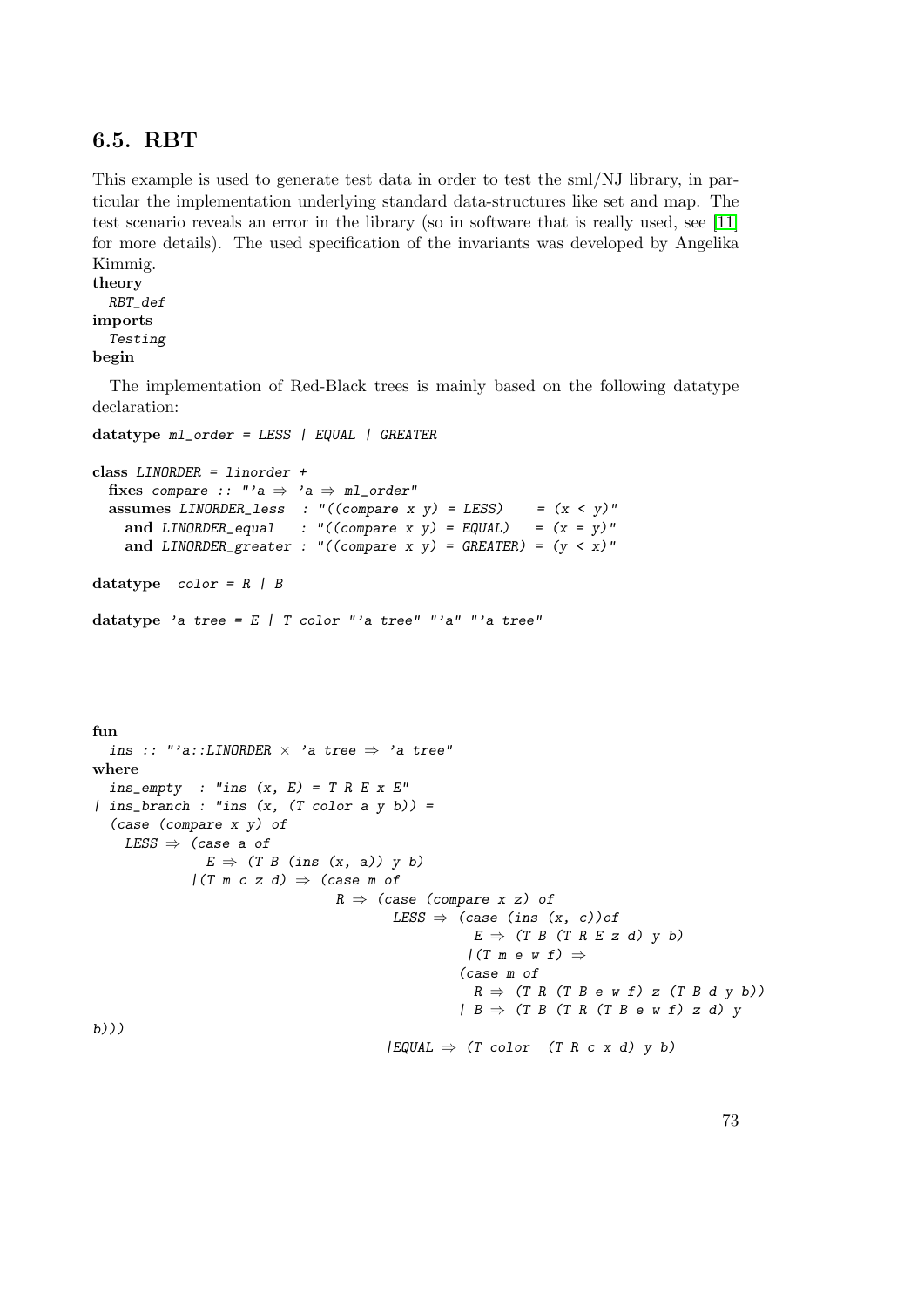## 6.5. RBT

This example is used to generate test data in order to test the sml/NJ library, in particular the implementation underlying standard data-structures like set and map. The test scenario reveals an error in the library (so in software that is really used, see [11] for more details). The used specification of the invariants was developed by Angelika Kimmig.

**theory**
  *RBT_def*
**imports**
  *Testing*
**begin**

The implementation of Red-Black trees is mainly based on the following datatype declaration:

```
datatype ml_order = LESS | EQUAL | GREATER

class LINORDER = linorder +
  fixes compare :: "'a ⇒ 'a ⇒ ml_order"
  assumes LINORDER_less  : "((compare x y) = LESS)    = (x < y)"
    and LINORDER_equal   : "((compare x y) = EQUAL)   = (x = y)"
    and LINORDER_greater : "((compare x y) = GREATER) = (y < x)"

datatype  color = R | B

datatype 'a tree = E | T color "'a tree" "'a" "'a tree"
```

```
fun
  ins :: "'a::LINORDER × 'a tree ⇒ 'a tree"
where
  ins_empty  : "ins (x, E) = T R E x E"
| ins_branch : "ins (x, (T color a y b)) =
  (case (compare x y) of
    LESS ⇒ (case a of
            E ⇒ (T B (ins (x, a)) y b)
           |(T m c z d) ⇒ (case m of
                            R ⇒ (case (compare x z) of
                                   LESS ⇒ (case (ins (x, c))of
                                            E ⇒ (T B (T R E z d) y b)
                                           |(T m e w f) ⇒
                                          (case m of
                                            R ⇒ (T R (T B e w f) z (T B d y b))
                                          | B ⇒ (T B (T R (T B e w f) z d) y
b)))
                                  |EQUAL ⇒ (T color  (T R c x d) y b)
```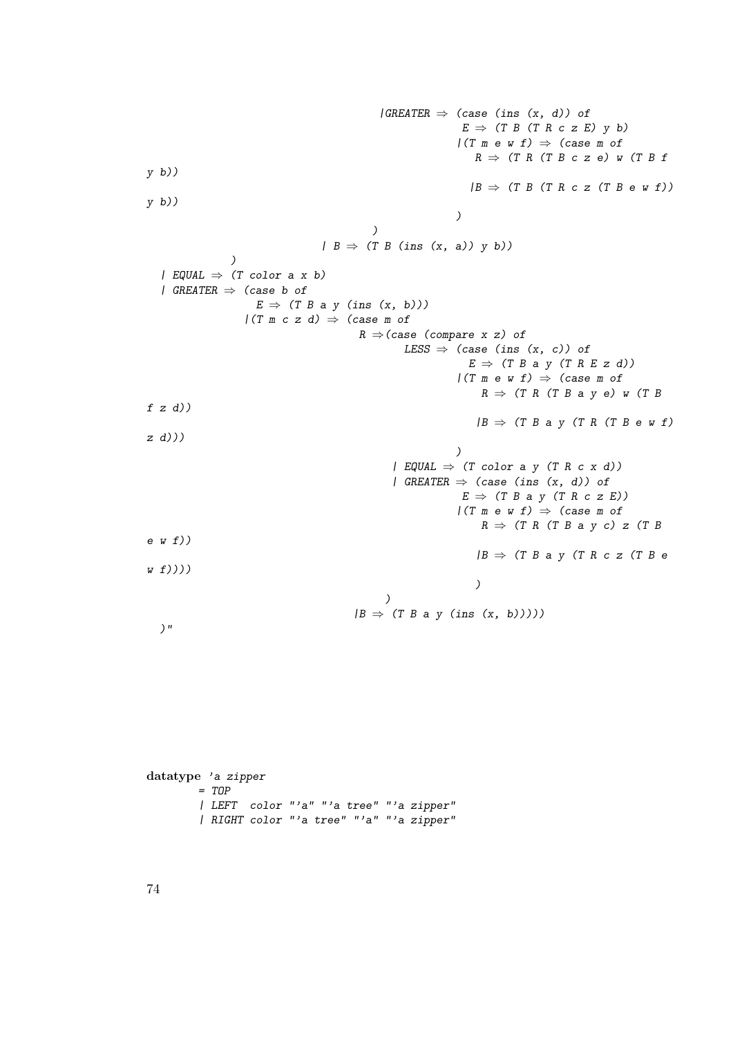```
                                  |GREATER ⇒ (case (ins (x, d)) of
                                                E ⇒ (T B (T R c z E) y b)
                                              |(T m e w f) ⇒ (case m of
                                                 R ⇒ (T R (T B c z e) w (T B f
y b))
                                                |B ⇒ (T B (T R c z (T B e w f))
y b))
                                              )
                                  )
                          | B ⇒ (T B (ins (x, a)) y b))
              )
  | EQUAL ⇒ (T color a x b)
  | GREATER ⇒ (case b of
                E ⇒ (T B a y (ins (x, b)))
              |(T m c z d) ⇒ (case m of
                               R ⇒(case (compare x z) of
                                    LESS ⇒ (case (ins (x, c)) of
                                                E ⇒ (T B a y (T R E z d))
                                              |(T m e w f) ⇒ (case m of
                                                  R ⇒ (T R (T B a y e) w (T B
f z d))
                                                  |B ⇒ (T B a y (T R (T B e w f)
z d)))
                                              )
                                  | EQUAL ⇒ (T color a y (T R c x d))
                                  | GREATER ⇒ (case (ins (x, d)) of
                                                E ⇒ (T B a y (T R c z E))
                                              |(T m e w f) ⇒ (case m of
                                                  R ⇒ (T R (T B a y c) z (T B
e w f))
                                                  |B ⇒ (T B a y (T R c z (T B e
w f))))
                                                  )
                                  )
                             |B ⇒ (T B a y (ins (x, b)))))
  )"
```

```
datatype 'a zipper
        = TOP
        | LEFT  color "'a" "'a tree" "'a zipper"
        | RIGHT color "'a tree" "'a" "'a zipper"
```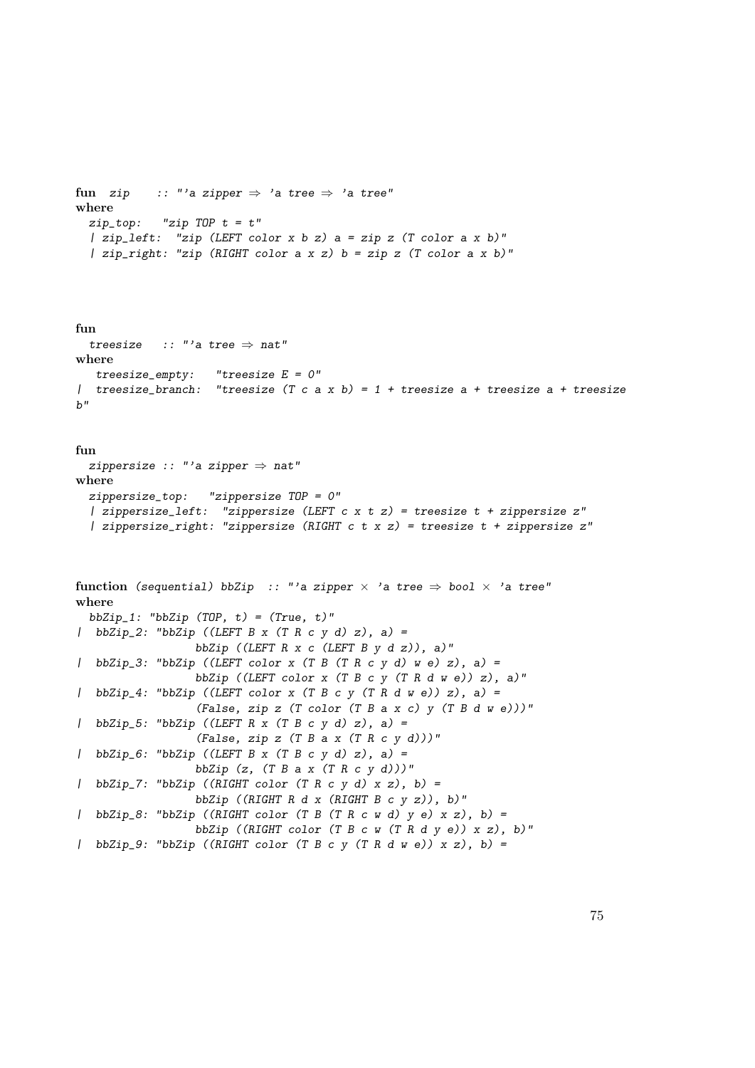```
fun  zip    :: "'a zipper ⇒ 'a tree ⇒ 'a tree"
where
  zip_top:   "zip TOP t = t"
  | zip_left:  "zip (LEFT color x b z) a = zip z (T color a x b)"
  | zip_right: "zip (RIGHT color a x z) b = zip z (T color a x b)"
```

```
fun
  treesize   :: "'a tree ⇒ nat"
where
   treesize_empty:   "treesize E = 0"
|  treesize_branch:  "treesize (T c a x b) = 1 + treesize a + treesize a + treesize
b"
```

```
fun
  zippersize :: "'a zipper ⇒ nat"
where
  zippersize_top:   "zippersize TOP = 0"
  | zippersize_left:  "zippersize (LEFT c x t z) = treesize t + zippersize z"
  | zippersize_right: "zippersize (RIGHT c t x z) = treesize t + zippersize z"
```

```
function (sequential) bbZip  :: "'a zipper × 'a tree ⇒ bool × 'a tree"
where
  bbZip_1: "bbZip (TOP, t) = (True, t)"
|  bbZip_2: "bbZip ((LEFT B x (T R c y d) z), a) =
                bbZip ((LEFT R x c (LEFT B y d z)), a)"
|  bbZip_3: "bbZip ((LEFT color x (T B (T R c y d) w e) z), a) =
                bbZip ((LEFT color x (T B c y (T R d w e)) z), a)"
|  bbZip_4: "bbZip ((LEFT color x (T B c y (T R d w e)) z), a) =
                (False, zip z (T color (T B a x c) y (T B d w e)))"
|  bbZip_5: "bbZip ((LEFT R x (T B c y d) z), a) =
                (False, zip z (T B a x (T R c y d)))"
|  bbZip_6: "bbZip ((LEFT B x (T B c y d) z), a) =
                bbZip (z, (T B a x (T R c y d)))"
|  bbZip_7: "bbZip ((RIGHT B (T R c y d) x z), b) =
                bbZip ((RIGHT R d x (RIGHT B c y z)), b)"
|  bbZip_8: "bbZip ((RIGHT color (T B (T R c w d) y e) x z), b) =
                bbZip ((RIGHT color (T B c w (T R d y e)) x z), b)"
|  bbZip_9: "bbZip ((RIGHT color (T B c y (T R d w e)) x z), b) =
```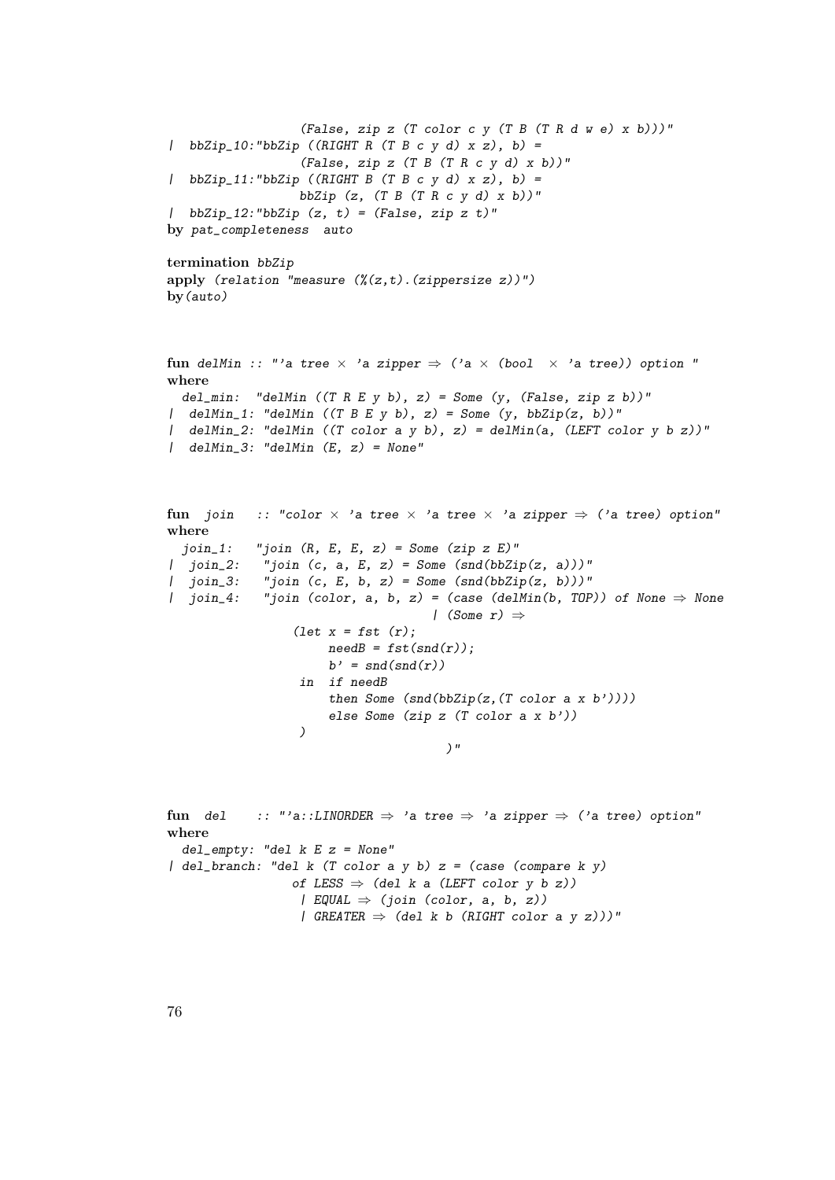```
                  (False, zip z (T color c y (T B (T R d w e) x b)))"
|  bbZip_10:"bbZip ((RIGHT R (T B c y d) x z), b) =
                  (False, zip z (T B (T R c y d) x b))"
|  bbZip_11:"bbZip ((RIGHT B (T B c y d) x z), b) =
                  bbZip (z, (T B (T R c y d) x b))"
|  bbZip_12:"bbZip (z, t) = (False, zip z t)"
by pat_completeness  auto

termination bbZip
apply (relation "measure (%(z,t).(zippersize z))")
by(auto)



fun delMin :: "'a tree × 'a zipper ⇒ ('a × (bool  × 'a tree)) option "
where
  del_min:  "delMin ((T R E y b), z) = Some (y, (False, zip z b))"
|  delMin_1: "delMin ((T B E y b), z) = Some (y, bbZip(z, b))"
|  delMin_2: "delMin ((T color a y b), z) = delMin(a, (LEFT color y b z))"
|  delMin_3: "delMin (E, z) = None"



fun  join   :: "color × 'a tree × 'a tree × 'a zipper ⇒ ('a tree) option"
where
  join_1:   "join (R, E, E, z) = Some (zip z E)"
|  join_2:   "join (c, a, E, z) = Some (snd(bbZip(z, a)))"
|  join_3:   "join (c, E, b, z) = Some (snd(bbZip(z, b)))"
|  join_4:   "join (color, a, b, z) = (case (delMin(b, TOP)) of None ⇒ None
                               | (Some r) ⇒
                (let x = fst (r);
                     needB = fst(snd(r));
                     b' = snd(snd(r))
                 in  if needB
                     then Some (snd(bbZip(z,(T color a x b'))))
                     else Some (zip z (T color a x b'))
                 )
                                  )"



fun  del    :: "'a::LINORDER ⇒ 'a tree ⇒ 'a zipper ⇒ ('a tree) option"
where
  del_empty: "del k E z = None"
| del_branch: "del k (T color a y b) z = (case (compare k y)
                of LESS ⇒ (del k a (LEFT color y b z))
                 | EQUAL ⇒ (join (color, a, b, z))
                 | GREATER ⇒ (del k b (RIGHT color a y z)))"
```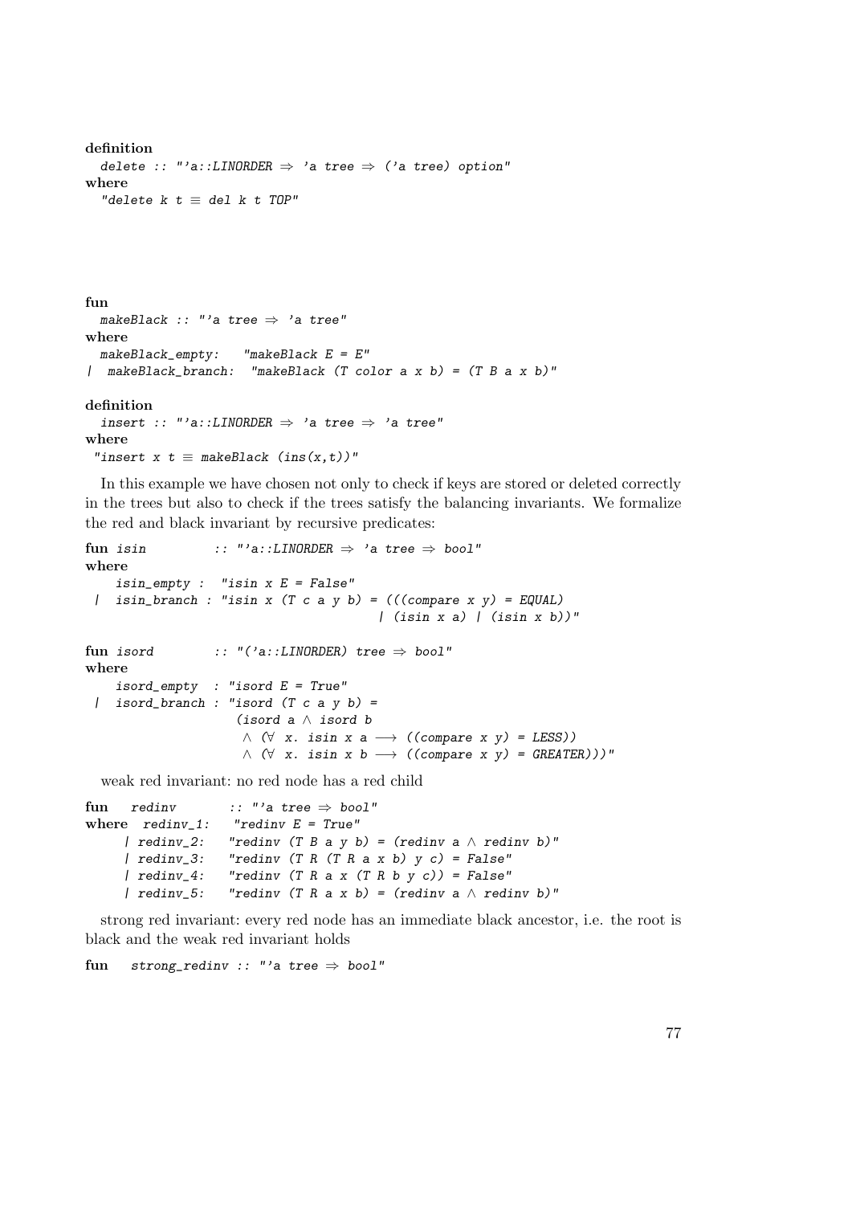```
definition
  delete :: "'a::LINORDER ⇒ 'a tree ⇒ ('a tree) option"
where
  "delete k t ≡ del k t TOP"
```

```
fun
  makeBlack :: "'a tree ⇒ 'a tree"
where
  makeBlack_empty:   "makeBlack E = E"
| makeBlack_branch:  "makeBlack (T color a x b) = (T B a x b)"

definition
  insert :: "'a::LINORDER ⇒ 'a tree ⇒ 'a tree"
where
 "insert x t ≡ makeBlack (ins(x,t))"
```

In this example we have chosen not only to check if keys are stored or deleted correctly in the trees but also to check if the trees satisfy the balancing invariants. We formalize the red and black invariant by recursive predicates:

```
fun isin         :: "'a::LINORDER ⇒ 'a tree ⇒ bool"
where
    isin_empty :  "isin x E = False"
 |  isin_branch : "isin x (T c a y b) = (((compare x y) = EQUAL)
                                        | (isin x a) | (isin x b))"

fun isord        :: "('a::LINORDER) tree ⇒ bool"
where
    isord_empty  : "isord E = True"
 |  isord_branch : "isord (T c a y b) =
                    (isord a ∧ isord b
                     ∧ (∀ x. isin x a ⟶ ((compare x y) = LESS))
                     ∧ (∀ x. isin x b ⟶ ((compare x y) = GREATER)))"
```

weak red invariant: no red node has a red child

```
fun    redinv       :: "'a tree ⇒ bool"
where  redinv_1:   "redinv E = True"
     | redinv_2:   "redinv (T B a y b) = (redinv a ∧ redinv b)"
     | redinv_3:   "redinv (T R (T R a x b) y c) = False"
     | redinv_4:   "redinv (T R a x (T R b y c)) = False"
     | redinv_5:   "redinv (T R a x b) = (redinv a ∧ redinv b)"
```

strong red invariant: every red node has an immediate black ancestor, i.e. the root is black and the weak red invariant holds

```
fun    strong_redinv :: "'a tree ⇒ bool"
```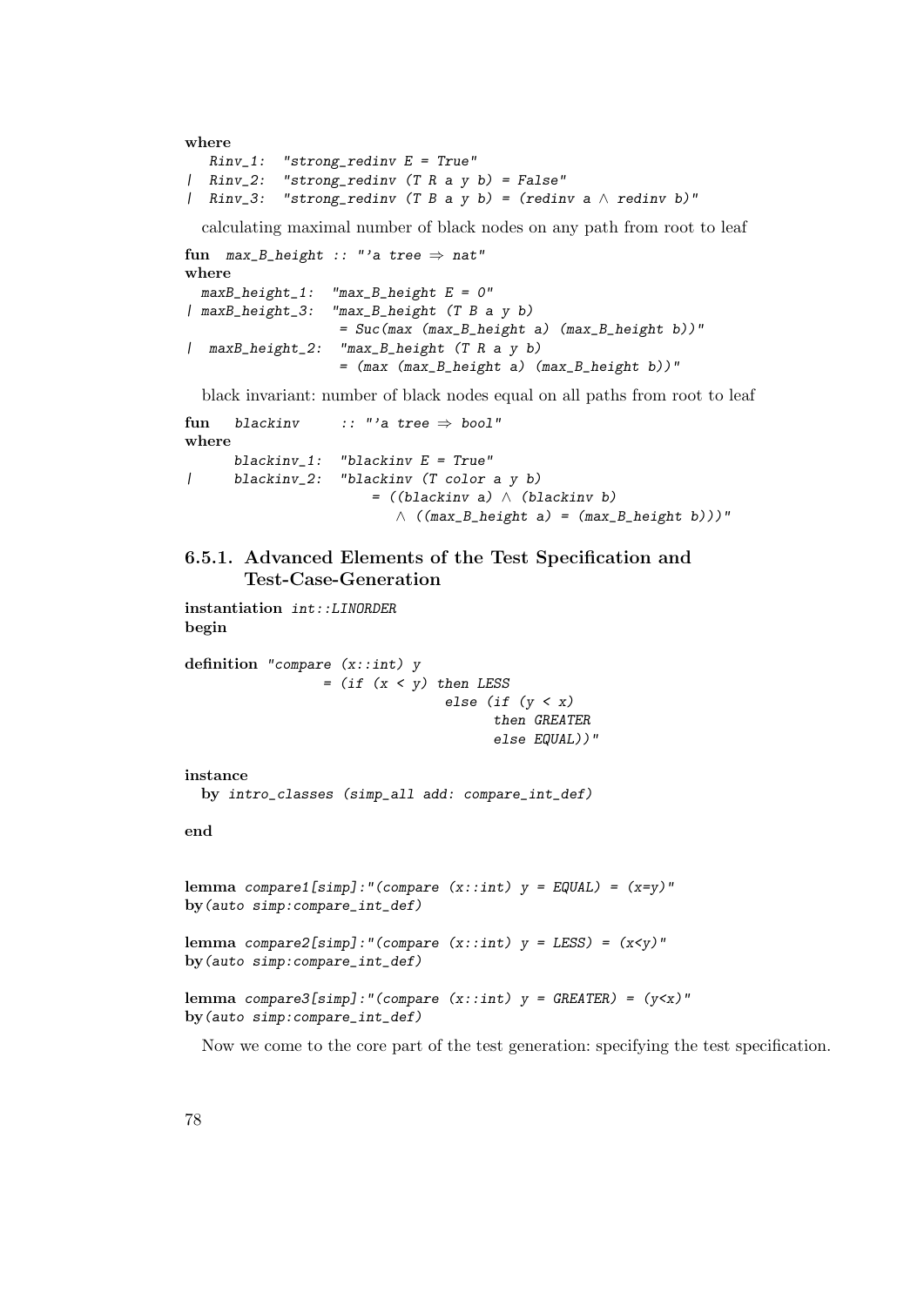```
where
   Rinv_1:  "strong_redinv E = True"
|  Rinv_2:  "strong_redinv (T R a y b) = False"
|  Rinv_3:  "strong_redinv (T B a y b) = (redinv a ∧ redinv b)"
```

calculating maximal number of black nodes on any path from root to leaf

```
fun  max_B_height :: "'a tree ⇒ nat"
where
  maxB_height_1:  "max_B_height E = 0"
| maxB_height_3:  "max_B_height (T B a y b)
                  = Suc(max (max_B_height a) (max_B_height b))"
|  maxB_height_2:  "max_B_height (T R a y b)
                  = (max (max_B_height a) (max_B_height b))"
```

black invariant: number of black nodes equal on all paths from root to leaf

```
fun   blackinv     :: "'a tree ⇒ bool"
where
      blackinv_1:  "blackinv E = True"
|     blackinv_2:  "blackinv (T color a y b)
                      = ((blackinv a) ∧ (blackinv b)
                         ∧ ((max_B_height a) = (max_B_height b)))"
```

### 6.5.1. Advanced Elements of the Test Specification and Test-Case-Generation

```
instantiation int::LINORDER
begin

definition "compare (x::int) y
                = (if (x < y) then LESS
                              else (if (y < x)
                                    then GREATER
                                    else EQUAL))"

instance
  by intro_classes (simp_all add: compare_int_def)

end


lemma compare1[simp]:"(compare (x::int) y = EQUAL) = (x=y)"
by(auto simp:compare_int_def)

lemma compare2[simp]:"(compare (x::int) y = LESS) = (x<y)"
by(auto simp:compare_int_def)

lemma compare3[simp]:"(compare (x::int) y = GREATER) = (y<x)"
by(auto simp:compare_int_def)
```

Now we come to the core part of the test generation: specifying the test specification.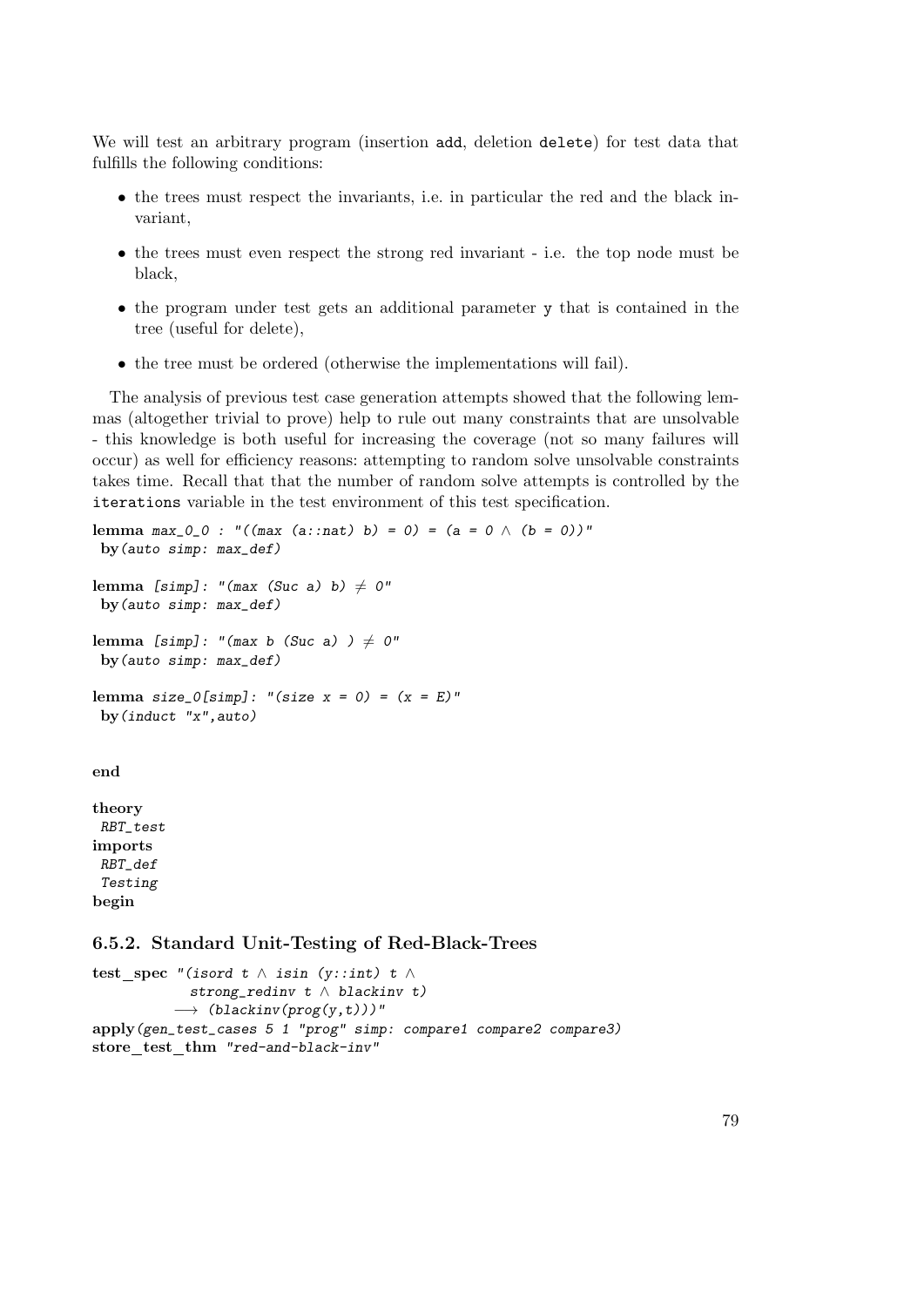We will test an arbitrary program (insertion `add`, deletion `delete`) for test data that fulfills the following conditions:

- the trees must respect the invariants, i.e. in particular the red and the black invariant,
- the trees must even respect the strong red invariant - i.e. the top node must be black,
- the program under test gets an additional parameter `y` that is contained in the tree (useful for delete),
- the tree must be ordered (otherwise the implementations will fail).

The analysis of previous test case generation attempts showed that the following lemmas (altogether trivial to prove) help to rule out many constraints that are unsolvable - this knowledge is both useful for increasing the coverage (not so many failures will occur) as well for efficiency reasons: attempting to random solve unsolvable constraints takes time. Recall that that the number of random solve attempts is controlled by the `iterations` variable in the test environment of this test specification.

```
lemma max_0_0 : "((max (a::nat) b) = 0) = (a = 0 ∧ (b = 0))"
 by(auto simp: max_def)

lemma [simp]: "(max (Suc a) b) ≠ 0"
 by(auto simp: max_def)

lemma [simp]: "(max b (Suc a) ) ≠ 0"
 by(auto simp: max_def)

lemma size_0[simp]: "(size x = 0) = (x = E)"
 by(induct "x",auto)


end

theory
 RBT_test
imports
 RBT_def
 Testing
begin
```

### 6.5.2. Standard Unit-Testing of Red-Black-Trees

```
test_spec "(isord t ∧ isin (y::int) t ∧
           strong_redinv t ∧ blackinv t)
          ⟶ (blackinv(prog(y,t)))"
apply(gen_test_cases 5 1 "prog" simp: compare1 compare2 compare3)
store_test_thm "red-and-black-inv"
```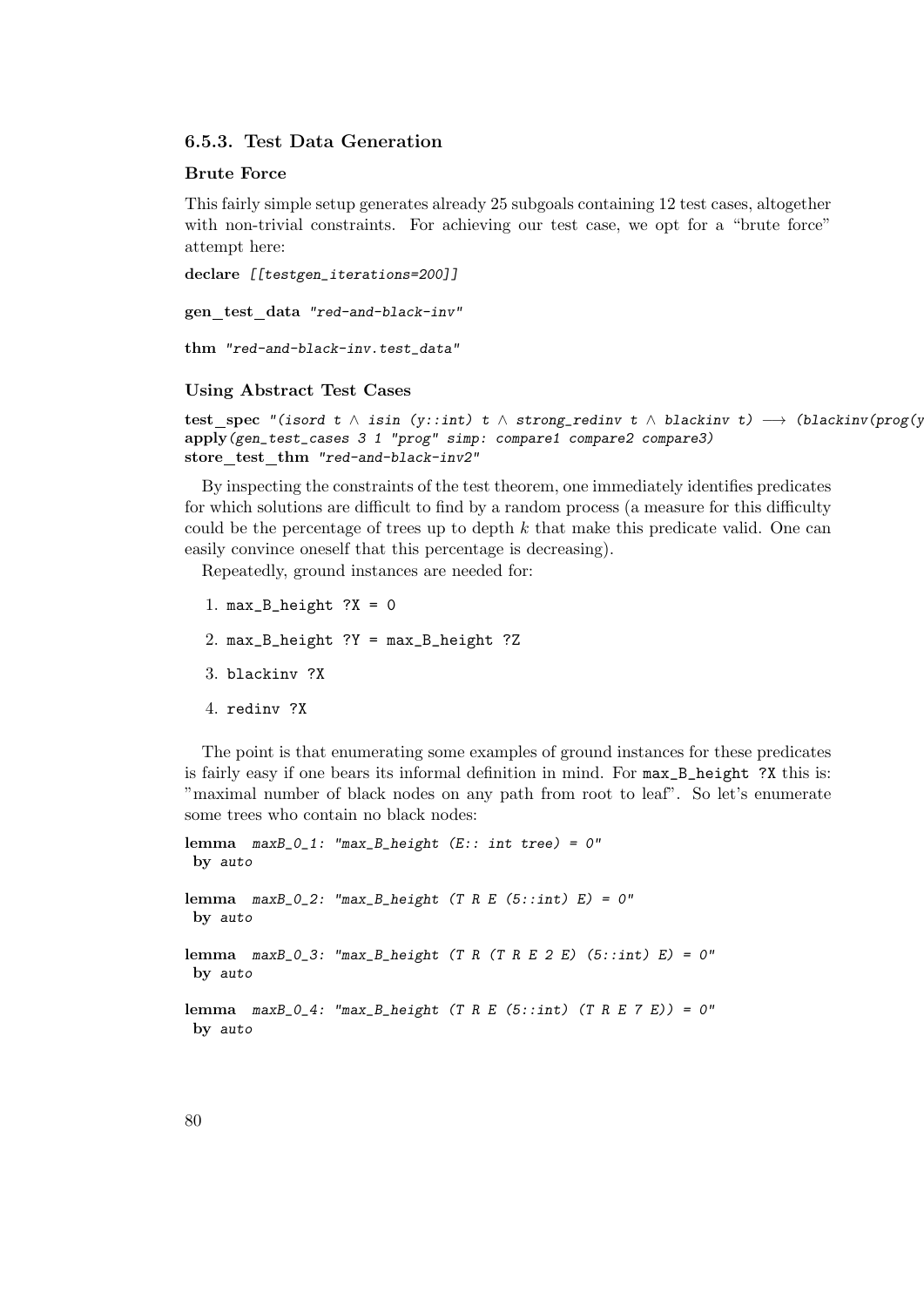### 6.5.3. Test Data Generation

#### Brute Force

This fairly simple setup generates already 25 subgoals containing 12 test cases, altogether with non-trivial constraints. For achieving our test case, we opt for a "brute force" attempt here:

```
declare [[testgen_iterations=200]]

gen_test_data "red-and-black-inv"

thm "red-and-black-inv.test_data"
```

#### Using Abstract Test Cases

```
test_spec "(isord t ∧ isin (y::int) t ∧ strong_redinv t ∧ blackinv t) ⟶ (blackinv(prog(y
apply(gen_test_cases 3 1 "prog" simp: compare1 compare2 compare3)
store_test_thm "red-and-black-inv2"
```

By inspecting the constraints of the test theorem, one immediately identifies predicates for which solutions are difficult to find by a random process (a measure for this difficulty could be the percentage of trees up to depth $k$ that make this predicate valid. One can easily convince oneself that this percentage is decreasing).

Repeatedly, ground instances are needed for:

1. `max_B_height ?X = 0`
2. `max_B_height ?Y = max_B_height ?Z`
3. `blackinv ?X`
4. `redinv ?X`

The point is that enumerating some examples of ground instances for these predicates is fairly easy if one bears its informal definition in mind. For `max_B_height ?X` this is: "maximal number of black nodes on any path from root to leaf". So let's enumerate some trees who contain no black nodes:

```
lemma maxB_0_1: "max_B_height (E:: int tree) = 0"
 by auto

lemma maxB_0_2: "max_B_height (T R E (5::int) E) = 0"
 by auto

lemma maxB_0_3: "max_B_height (T R (T R E 2 E) (5::int) E) = 0"
 by auto

lemma maxB_0_4: "max_B_height (T R E (5::int) (T R E 7 E)) = 0"
 by auto
```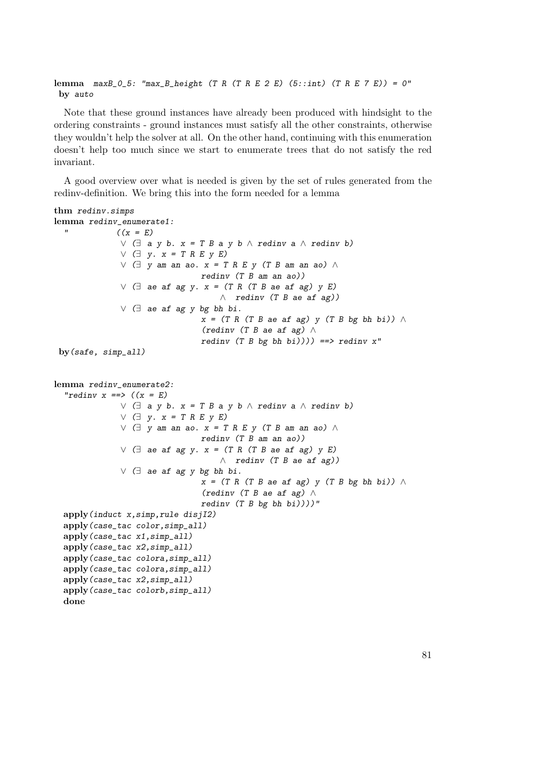```
lemma maxB_0_5: "max_B_height (T R (T R E 2 E) (5::int) (T R E 7 E)) = 0"
 by auto
```

Note that these ground instances have already been produced with hindsight to the ordering constraints - ground instances must satisfy all the other constraints, otherwise they wouldn't help the solver at all. On the other hand, continuing with this enumeration doesn't help too much since we start to enumerate trees that do not satisfy the red invariant.

A good overview over what is needed is given by the set of rules generated from the redinv-definition. We bring this into the form needed for a lemma

```
thm redinv.simps
lemma redinv_enumerate1:
  "          ((x = E)
             ∨ (∃ a y b. x = T B a y b ∧ redinv a ∧ redinv b)
             ∨ (∃ y. x = T R E y E)
             ∨ (∃ y am an ao. x = T R E y (T B am an ao) ∧
                              redinv (T B am an ao))
             ∨ (∃ ae af ag y. x = (T R (T B ae af ag) y E)
                                 ∧  redinv (T B ae af ag))
             ∨ (∃ ae af ag y bg bh bi.
                              x = (T R (T B ae af ag) y (T B bg bh bi)) ∧
                              (redinv (T B ae af ag) ∧
                              redinv (T B bg bh bi)))) ==> redinv x"
 by(safe, simp_all)


lemma redinv_enumerate2:
  "redinv x ==> ((x = E)
             ∨ (∃ a y b. x = T B a y b ∧ redinv a ∧ redinv b)
             ∨ (∃ y. x = T R E y E)
             ∨ (∃ y am an ao. x = T R E y (T B am an ao) ∧
                              redinv (T B am an ao))
             ∨ (∃ ae af ag y. x = (T R (T B ae af ag) y E)
                                 ∧  redinv (T B ae af ag))
             ∨ (∃ ae af ag y bg bh bi.
                              x = (T R (T B ae af ag) y (T B bg bh bi)) ∧
                              (redinv (T B ae af ag) ∧
                              redinv (T B bg bh bi))))"
  apply(induct x,simp,rule disjI2)
  apply(case_tac color,simp_all)
  apply(case_tac x1,simp_all)
  apply(case_tac x2,simp_all)
  apply(case_tac colora,simp_all)
  apply(case_tac colora,simp_all)
  apply(case_tac x2,simp_all)
  apply(case_tac colorb,simp_all)
  done
```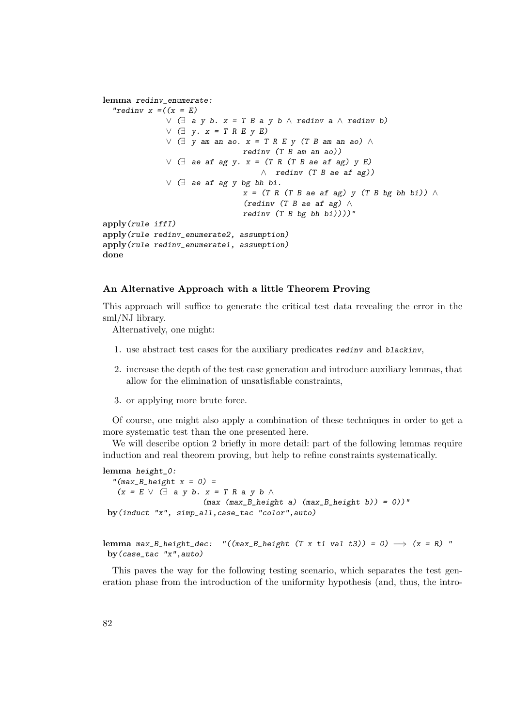```
lemma redinv_enumerate:
  "redinv x =((x = E)
            ∨ (∃ a y b. x = T B a y b ∧ redinv a ∧ redinv b)
            ∨ (∃ y. x = T R E y E)
            ∨ (∃ y am an ao. x = T R E y (T B am an ao) ∧
                            redinv (T B am an ao))
            ∨ (∃ ae af ag y. x = (T R (T B ae af ag) y E)
                                 ∧  redinv (T B ae af ag))
            ∨ (∃ ae af ag y bg bh bi.
                            x = (T R (T B ae af ag) y (T B bg bh bi)) ∧
                            (redinv (T B ae af ag) ∧
                            redinv (T B bg bh bi))))"
apply(rule iffI)
apply(rule redinv_enumerate2, assumption)
apply(rule redinv_enumerate1, assumption)
done
```

**An Alternative Approach with a little Theorem Proving**

This approach will suffice to generate the critical test data revealing the error in the sml/NJ library.

Alternatively, one might:

1. use abstract test cases for the auxiliary predicates *redinv* and *blackinv*,
2. increase the depth of the test case generation and introduce auxiliary lemmas, that allow for the elimination of unsatisfiable constraints,
3. or applying more brute force.

Of course, one might also apply a combination of these techniques in order to get a more systematic test than the one presented here.

We will describe option 2 briefly in more detail: part of the following lemmas require induction and real theorem proving, but help to refine constraints systematically.

```
lemma height_0:
  "(max_B_height x = 0) =
   (x = E ∨ (∃ a y b. x = T R a y b ∧
                   (max (max_B_height a) (max_B_height b)) = 0))"
 by(induct "x", simp_all,case_tac "color",auto)


lemma max_B_height_dec:  "((max_B_height (T x t1 val t3)) = 0) ⟹ (x = R) "
 by(case_tac "x",auto)
```

This paves the way for the following testing scenario, which separates the test generation phase from the introduction of the uniformity hypothesis (and, thus, the intro-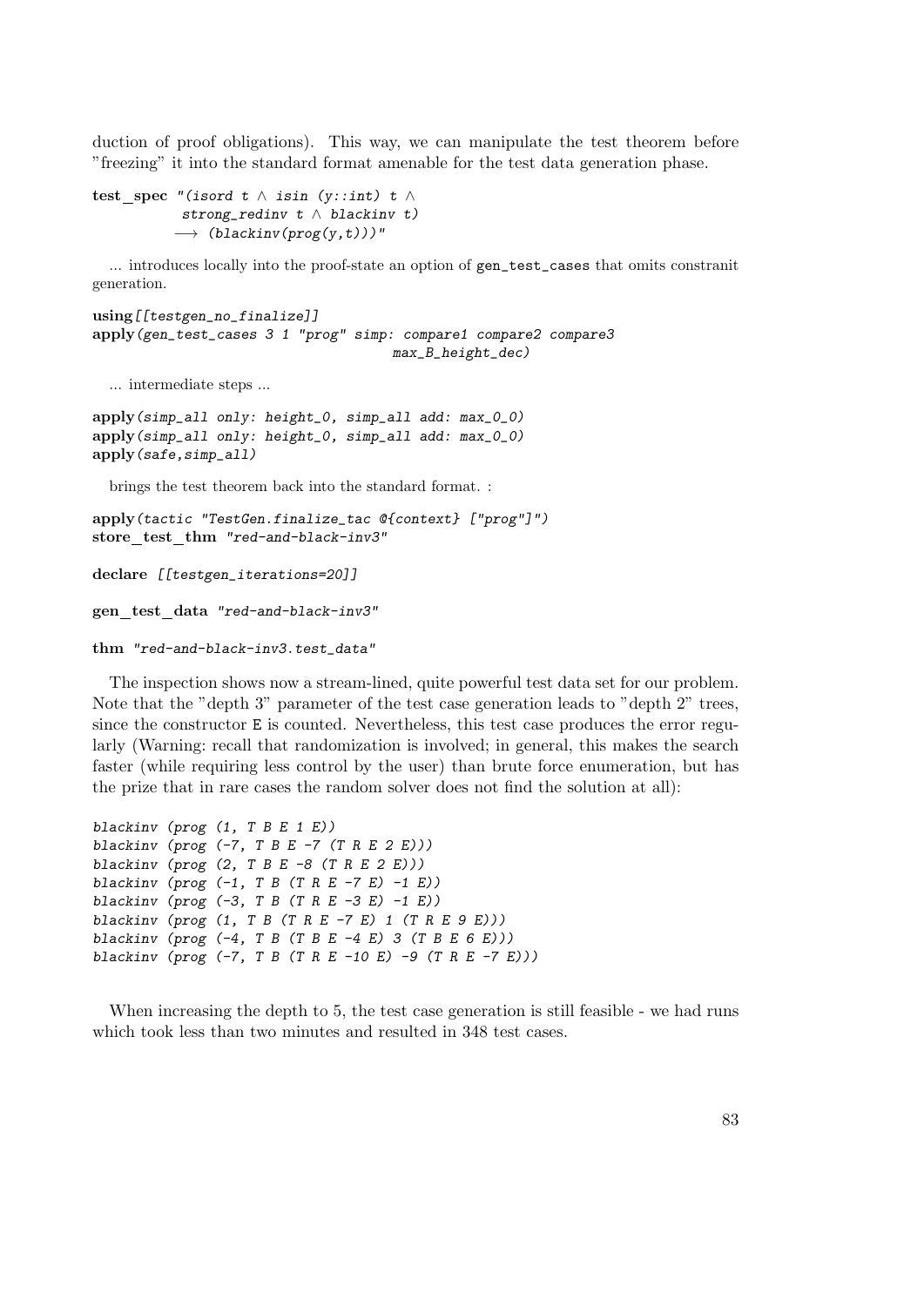duction of proof obligations). This way, we can manipulate the test theorem before "freezing" it into the standard format amenable for the test data generation phase.

```
test_spec "(isord t ∧ isin (y::int) t ∧
           strong_redinv t ∧ blackinv t)
          ⟶ (blackinv(prog(y,t)))"
```

... introduces locally into the proof-state an option of `gen_test_cases` that omits constranit generation.

```
using[[testgen_no_finalize]]
apply(gen_test_cases 3 1 "prog" simp: compare1 compare2 compare3
                                      max_B_height_dec)
```

... intermediate steps ...

```
apply(simp_all only: height_0, simp_all add: max_0_0)
apply(simp_all only: height_0, simp_all add: max_0_0)
apply(safe,simp_all)
```

brings the test theorem back into the standard format. :

```
apply(tactic "TestGen.finalize_tac @{context} ["prog"]")
store_test_thm "red-and-black-inv3"

declare [[testgen_iterations=20]]

gen_test_data "red-and-black-inv3"

thm "red-and-black-inv3.test_data"
```

The inspection shows now a stream-lined, quite powerful test data set for our problem. Note that the "depth 3" parameter of the test case generation leads to "depth 2" trees, since the constructor `E` is counted. Nevertheless, this test case produces the error regularly (Warning: recall that randomization is involved; in general, this makes the search faster (while requiring less control by the user) than brute force enumeration, but has the prize that in rare cases the random solver does not find the solution at all):

```
blackinv (prog (1, T B E 1 E))
blackinv (prog (-7, T B E -7 (T R E 2 E)))
blackinv (prog (2, T B E -8 (T R E 2 E)))
blackinv (prog (-1, T B (T R E -7 E) -1 E))
blackinv (prog (-3, T B (T R E -3 E) -1 E))
blackinv (prog (1, T B (T R E -7 E) 1 (T R E 9 E)))
blackinv (prog (-4, T B (T B E -4 E) 3 (T B E 6 E)))
blackinv (prog (-7, T B (T R E -10 E) -9 (T R E -7 E)))
```

When increasing the depth to 5, the test case generation is still feasible - we had runs which took less than two minutes and resulted in 348 test cases.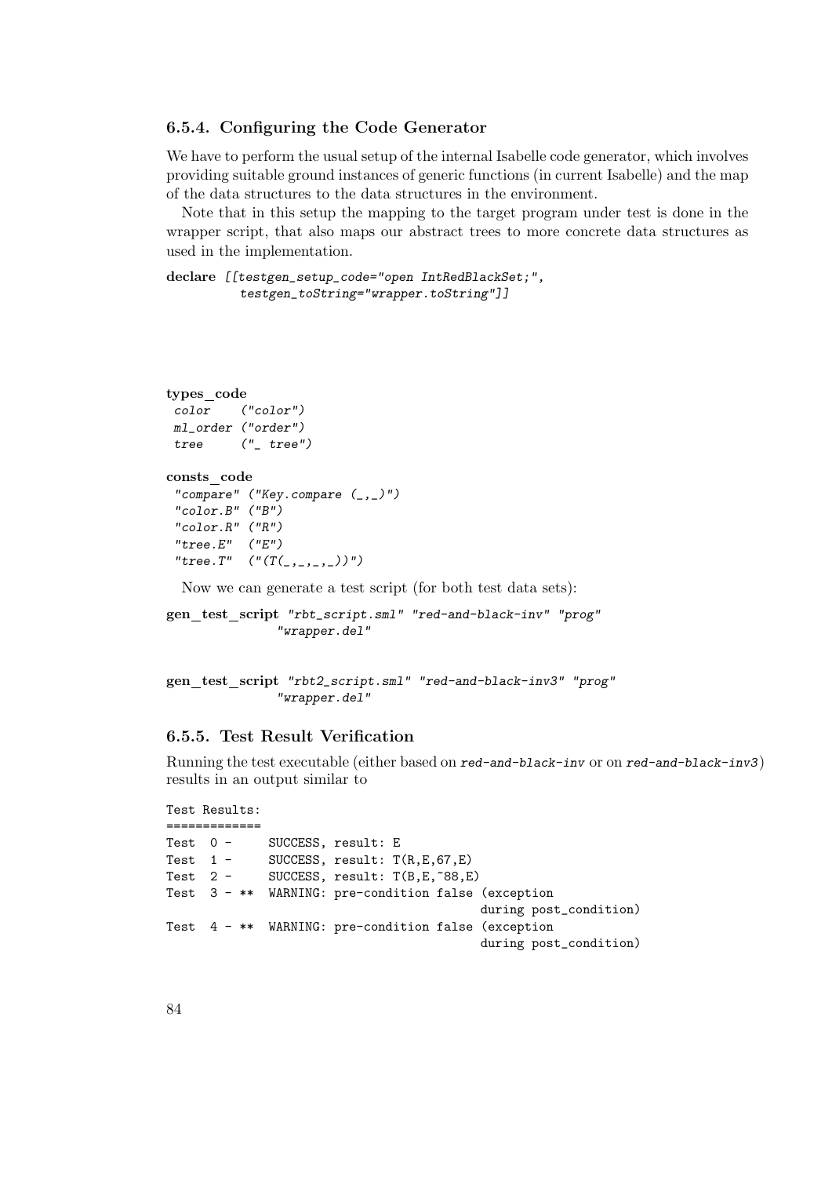### 6.5.4. Configuring the Code Generator

We have to perform the usual setup of the internal Isabelle code generator, which involves providing suitable ground instances of generic functions (in current Isabelle) and the map of the data structures to the data structures in the environment.

Note that in this setup the mapping to the target program under test is done in the wrapper script, that also maps our abstract trees to more concrete data structures as used in the implementation.

```
declare [[testgen_setup_code="open IntRedBlackSet;",
          testgen_toString="wrapper.toString"]]
```

```
types_code
 color    ("color")
 ml_order ("order")
 tree     ("_ tree")
```

```
consts_code
 "compare" ("Key.compare (_,_)")
 "color.B" ("B")
 "color.R" ("R")
 "tree.E"  ("E")
 "tree.T"  ("(T(_,_,_,_))")
```

Now we can generate a test script (for both test data sets):

```
gen_test_script "rbt_script.sml" "red-and-black-inv" "prog"
                "wrapper.del"
```

```
gen_test_script "rbt2_script.sml" "red-and-black-inv3" "prog"
                "wrapper.del"
```

### 6.5.5. Test Result Verification

Running the test executable (either based on *red-and-black-inv* or on *red-and-black-inv3*) results in an output similar to

```
Test Results:
=============
Test  0 -     SUCCESS, result: E
Test  1 -     SUCCESS, result: T(R,E,67,E)
Test  2 -     SUCCESS, result: T(B,E,~88,E)
Test  3 - **  WARNING: pre-condition false (exception
                                          during post_condition)
Test  4 - **  WARNING: pre-condition false (exception
                                          during post_condition)
```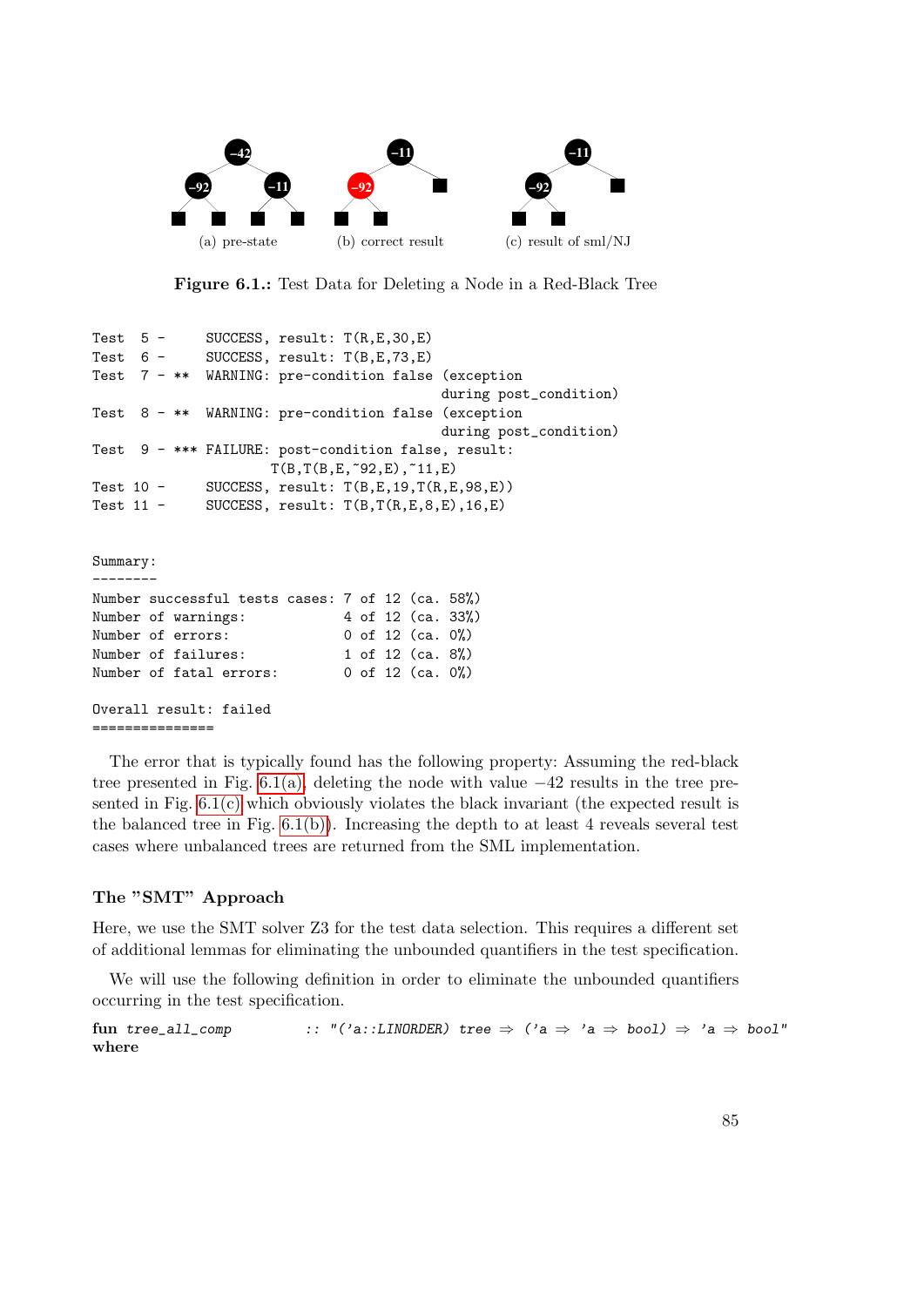(a) pre-state (b) correct result (c) result of sml/NJ

**Figure 6.1.:** Test Data for Deleting a Node in a Red-Black Tree

```
Test  5 -     SUCCESS, result: T(R,E,30,E)
Test  6 -     SUCCESS, result: T(B,E,73,E)
Test  7 - **  WARNING: pre-condition false (exception
                                      during post_condition)
Test  8 - **  WARNING: pre-condition false (exception
                                      during post_condition)
Test  9 - *** FAILURE: post-condition false, result:
                 T(B,T(B,E,~92,E),~11,E)
Test 10 -     SUCCESS, result: T(B,E,19,T(R,E,98,E))
Test 11 -     SUCCESS, result: T(B,T(R,E,8,E),16,E)


Summary:
--------
Number successful tests cases: 7 of 12 (ca. 58%)
Number of warnings:            4 of 12 (ca. 33%)
Number of errors:              0 of 12 (ca. 0%)
Number of failures:            1 of 12 (ca. 8%)
Number of fatal errors:        0 of 12 (ca. 0%)

Overall result: failed
===============
```

The error that is typically found has the following property: Assuming the red-black tree presented in Fig. 6.1(a), deleting the node with value $-42$ results in the tree presented in Fig. 6.1(c) which obviously violates the black invariant (the expected result is the balanced tree in Fig. 6.1(b)). Increasing the depth to at least 4 reveals several test cases where unbalanced trees are returned from the SML implementation.

### The "SMT" Approach

Here, we use the SMT solver Z3 for the test data selection. This requires a different set of additional lemmas for eliminating the unbounded quantifiers in the test specification.

We will use the following definition in order to eliminate the unbounded quantifiers occurring in the test specification.

```
fun tree_all_comp        :: "('a::LINORDER) tree ⇒ ('a ⇒ 'a ⇒ bool) ⇒ 'a ⇒ bool"
where
```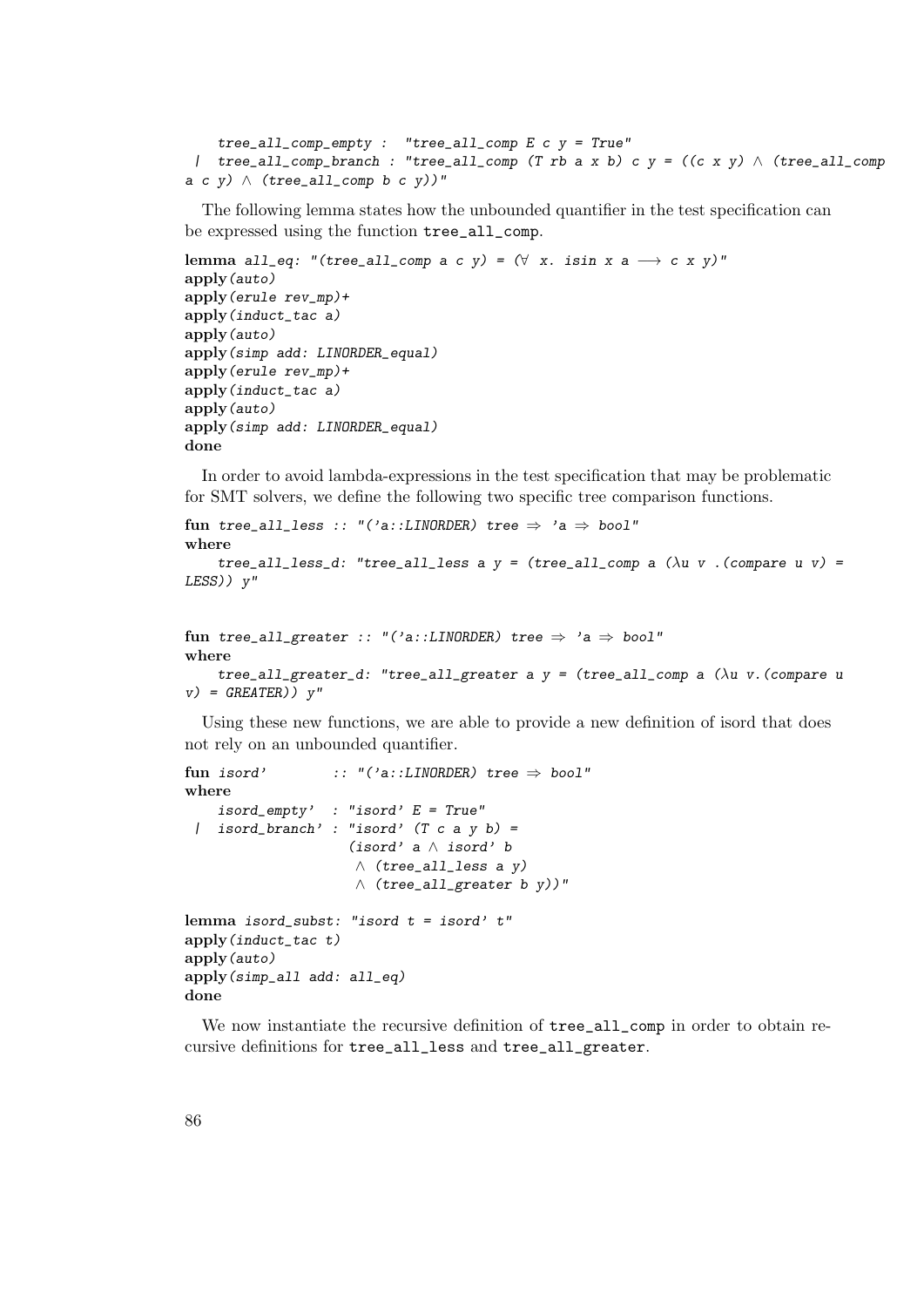```
    tree_all_comp_empty :  "tree_all_comp E c y = True"
 |  tree_all_comp_branch : "tree_all_comp (T rb a x b) c y = ((c x y) ∧ (tree_all_comp
a c y) ∧ (tree_all_comp b c y))"
```

The following lemma states how the unbounded quantifier in the test specification can be expressed using the function `tree_all_comp`.

```
lemma all_eq: "(tree_all_comp a c y) = (∀ x. isin x a ⟶ c x y)"
apply(auto)
apply(erule rev_mp)+
apply(induct_tac a)
apply(auto)
apply(simp add: LINORDER_equal)
apply(erule rev_mp)+
apply(induct_tac a)
apply(auto)
apply(simp add: LINORDER_equal)
done
```

In order to avoid lambda-expressions in the test specification that may be problematic for SMT solvers, we define the following two specific tree comparison functions.

```
fun tree_all_less :: "('a::LINORDER) tree ⇒ 'a ⇒ bool"
where
    tree_all_less_d: "tree_all_less a y = (tree_all_comp a (λu v .(compare u v) =
LESS)) y"


fun tree_all_greater :: "('a::LINORDER) tree ⇒ 'a ⇒ bool"
where
    tree_all_greater_d: "tree_all_greater a y = (tree_all_comp a (λu v.(compare u
v) = GREATER)) y"
```

Using these new functions, we are able to provide a new definition of isord that does not rely on an unbounded quantifier.

```
fun isord'        :: "('a::LINORDER) tree ⇒ bool"
where
    isord_empty'  : "isord' E = True"
 |  isord_branch' : "isord' (T c a y b) =
                   (isord' a ∧ isord' b
                    ∧ (tree_all_less a y)
                    ∧ (tree_all_greater b y))"

lemma isord_subst: "isord t = isord' t"
apply(induct_tac t)
apply(auto)
apply(simp_all add: all_eq)
done
```

We now instantiate the recursive definition of `tree_all_comp` in order to obtain recursive definitions for `tree_all_less` and `tree_all_greater`.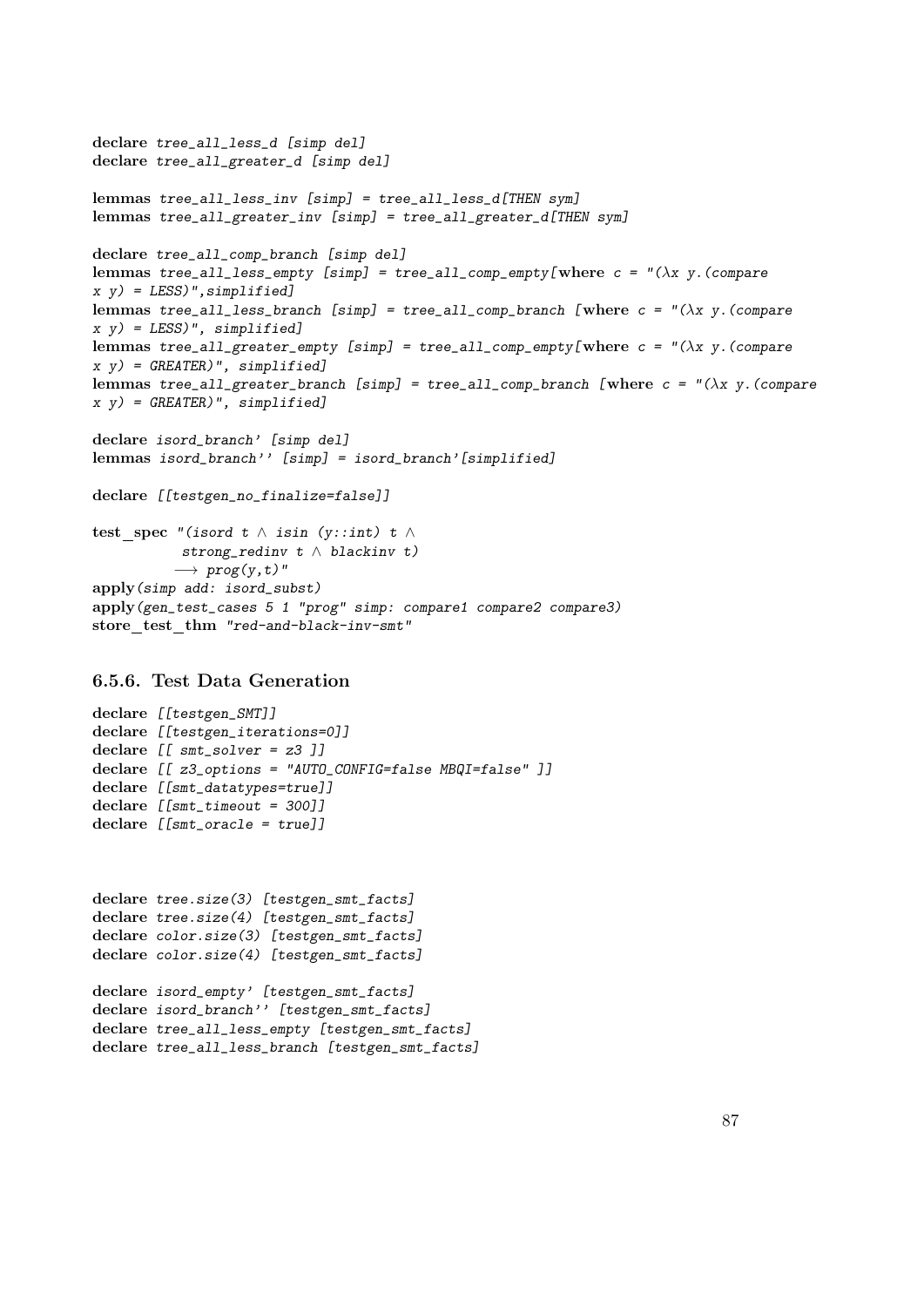```
declare tree_all_less_d [simp del]
declare tree_all_greater_d [simp del]

lemmas tree_all_less_inv [simp] = tree_all_less_d[THEN sym]
lemmas tree_all_greater_inv [simp] = tree_all_greater_d[THEN sym]

declare tree_all_comp_branch [simp del]
lemmas tree_all_less_empty [simp] = tree_all_comp_empty[where c = "(λx y.(compare
x y) = LESS)",simplified]
lemmas tree_all_less_branch [simp] = tree_all_comp_branch [where c = "(λx y.(compare
x y) = LESS)", simplified]
lemmas tree_all_greater_empty [simp] = tree_all_comp_empty[where c = "(λx y.(compare
x y) = GREATER)", simplified]
lemmas tree_all_greater_branch [simp] = tree_all_comp_branch [where c = "(λx y.(compare
x y) = GREATER)", simplified]

declare isord_branch' [simp del]
lemmas isord_branch'' [simp] = isord_branch'[simplified]

declare [[testgen_no_finalize=false]]

test_spec "(isord t ∧ isin (y::int) t ∧
           strong_redinv t ∧ blackinv t)
          ⟶ prog(y,t)"
apply(simp add: isord_subst)
apply(gen_test_cases 5 1 "prog" simp: compare1 compare2 compare3)
store_test_thm "red-and-black-inv-smt"
```

### 6.5.6. Test Data Generation

```
declare [[testgen_SMT]]
declare [[testgen_iterations=0]]
declare [[ smt_solver = z3 ]]
declare [[ z3_options = "AUTO_CONFIG=false MBQI=false" ]]
declare [[smt_datatypes=true]]
declare [[smt_timeout = 300]]
declare [[smt_oracle = true]]



declare tree.size(3) [testgen_smt_facts]
declare tree.size(4) [testgen_smt_facts]
declare color.size(3) [testgen_smt_facts]
declare color.size(4) [testgen_smt_facts]

declare isord_empty' [testgen_smt_facts]
declare isord_branch'' [testgen_smt_facts]
declare tree_all_less_empty [testgen_smt_facts]
declare tree_all_less_branch [testgen_smt_facts]
```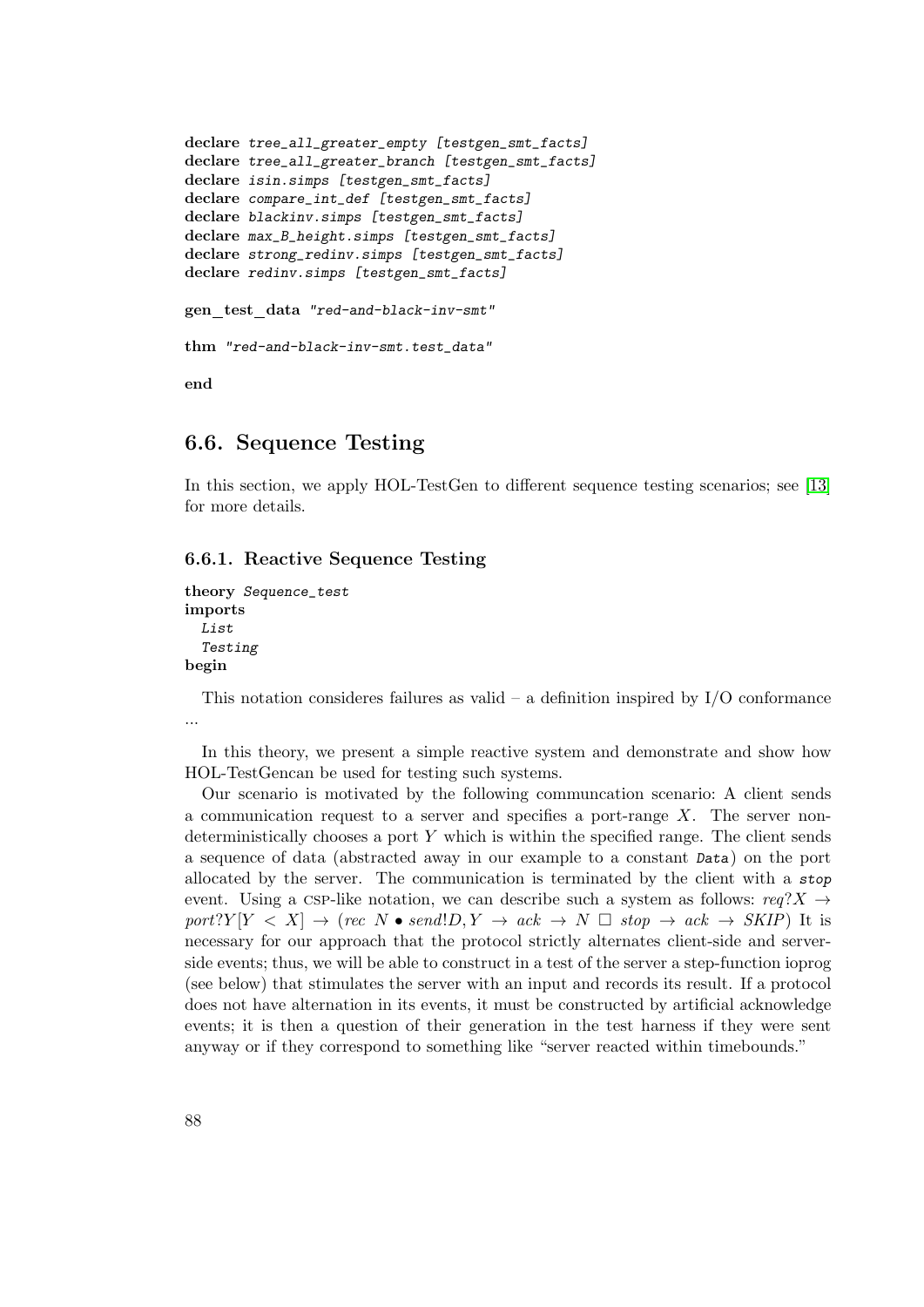```
declare tree_all_greater_empty [testgen_smt_facts]
declare tree_all_greater_branch [testgen_smt_facts]
declare isin.simps [testgen_smt_facts]
declare compare_int_def [testgen_smt_facts]
declare blackinv.simps [testgen_smt_facts]
declare max_B_height.simps [testgen_smt_facts]
declare strong_redinv.simps [testgen_smt_facts]
declare redinv.simps [testgen_smt_facts]

gen_test_data "red-and-black-inv-smt"

thm "red-and-black-inv-smt.test_data"

end
```

## 6.6. Sequence Testing

In this section, we apply HOL-TestGen to different sequence testing scenarios; see [13] for more details.

### 6.6.1. Reactive Sequence Testing

```
theory Sequence_test
imports
  List
  Testing
begin
```

This notation consideres failures as valid – a definition inspired by I/O conformance ...

In this theory, we present a simple reactive system and demonstrate and show how HOL-TestGencan be used for testing such systems.

Our scenario is motivated by the following communcation scenario: A client sends a communication request to a server and specifies a port-range $X$. The server non-deterministically chooses a port $Y$ which is within the specified range. The client sends a sequence of data (abstracted away in our example to a constant `Data`) on the port allocated by the server. The communication is terminated by the client with a `stop` event. Using a CSP-like notation, we can describe such a system as follows: $req?X \rightarrow port?Y[Y < X] \rightarrow (rec\ N \bullet send!D, Y \rightarrow ack \rightarrow N \ \Box \ stop \rightarrow ack \rightarrow SKIP)$ It is necessary for our approach that the protocol strictly alternates client-side and server-side events; thus, we will be able to construct in a test of the server a step-function ioprog (see below) that stimulates the server with an input and records its result. If a protocol does not have alternation in its events, it must be constructed by artificial acknowledge events; it is then a question of their generation in the test harness if they were sent anyway or if they correspond to something like "server reacted within timebounds."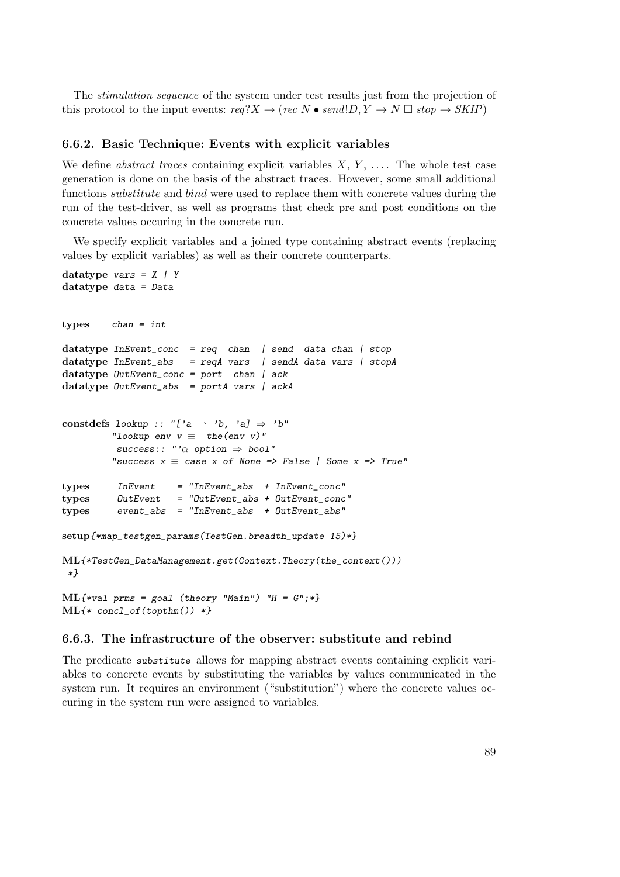The *stimulation sequence* of the system under test results just from the projection of this protocol to the input events: $req?X \rightarrow (rec\ N \bullet send!D, Y \rightarrow N \;\Box\; stop \rightarrow SKIP)$

### 6.6.2. Basic Technique: Events with explicit variables

We define *abstract traces* containing explicit variables $X$, $Y$, .... The whole test case generation is done on the basis of the abstract traces. However, some small additional functions *substitute* and *bind* were used to replace them with concrete values during the run of the test-driver, as well as programs that check pre and post conditions on the concrete values occuring in the concrete run.

We specify explicit variables and a joined type containing abstract events (replacing values by explicit variables) as well as their concrete counterparts.

```
datatype vars = X | Y
datatype data = Data


types    chan = int

datatype InEvent_conc  = req  chan  | send  data chan | stop
datatype InEvent_abs   = reqA vars  | sendA data vars | stopA
datatype OutEvent_conc = port  chan | ack
datatype OutEvent_abs  = portA vars | ackA


constdefs lookup :: "['a ⇀ 'b, 'a] ⇒ 'b"
         "lookup env v ≡  the(env v)"
          success:: "'α option ⇒ bool"
         "success x ≡ case x of None => False | Some x => True"

types     InEvent    = "InEvent_abs  + InEvent_conc"
types     OutEvent   = "OutEvent_abs + OutEvent_conc"
types     event_abs  = "InEvent_abs  + OutEvent_abs"

setup{*map_testgen_params(TestGen.breadth_update 15)*}

ML{*TestGen_DataManagement.get(Context.Theory(the_context()))
 *}

ML{*val prms = goal (theory "Main") "H = G";*}
ML{* concl_of(topthm()) *}
```

### 6.6.3. The infrastructure of the observer: substitute and rebind

The predicate `substitute` allows for mapping abstract events containing explicit variables to concrete events by substituting the variables by values communicated in the system run. It requires an environment ("substitution") where the concrete values occuring in the system run were assigned to variables.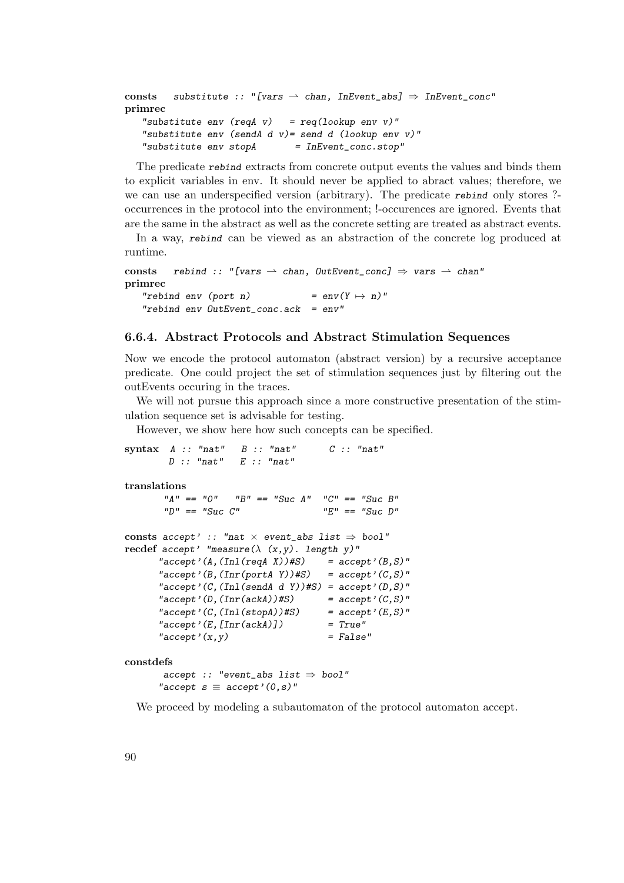```
consts   substitute :: "[vars ⇀ chan, InEvent_abs] ⇒ InEvent_conc"
primrec
   "substitute env (reqA v)   = req(lookup env v)"
   "substitute env (sendA d v)= send d (lookup env v)"
   "substitute env stopA       = InEvent_conc.stop"
```

The predicate *rebind* extracts from concrete output events the values and binds them to explicit variables in env. It should never be applied to abract values; therefore, we we can use an underspecified version (arbitrary). The predicate *rebind* only stores ?-occurrences in the protocol into the environment; !-occurences are ignored. Events that are the same in the abstract as well as the concrete setting are treated as abstract events.

In a way, *rebind* can be viewed as an abstraction of the concrete log produced at runtime.

```
consts   rebind :: "[vars ⇀ chan, OutEvent_conc] ⇒ vars ⇀ chan"
primrec
   "rebind env (port n)           = env(Y ↦ n)"
   "rebind env OutEvent_conc.ack  = env"
```

### 6.6.4. Abstract Protocols and Abstract Stimulation Sequences

Now we encode the protocol automaton (abstract version) by a recursive acceptance predicate. One could project the set of stimulation sequences just by filtering out the outEvents occuring in the traces.

We will not pursue this approach since a more constructive presentation of the stimulation sequence set is advisable for testing.

However, we show here how such concepts can be specified.

```
syntax  A :: "nat"   B :: "nat"      C :: "nat"
        D :: "nat"   E :: "nat"

translations
       "A" == "0"   "B" == "Suc A"  "C" == "Suc B"
       "D" == "Suc C"               "E" == "Suc D"

consts accept' :: "nat × event_abs list ⇒ bool"
recdef accept' "measure(λ (x,y). length y)"
      "accept'(A,(Inl(reqA X))#S)    = accept'(B,S)"
      "accept'(B,(Inr(portA Y))#S)   = accept'(C,S)"
      "accept'(C,(Inl(sendA d Y))#S) = accept'(D,S)"
      "accept'(D,(Inr(ackA))#S)      = accept'(C,S)"
      "accept'(C,(Inl(stopA))#S)     = accept'(E,S)"
      "accept'(E,[Inr(ackA)])        = True"
      "accept'(x,y)                  = False"

constdefs
       accept :: "event_abs list ⇒ bool"
      "accept s ≡ accept'(0,s)"
```

We proceed by modeling a subautomaton of the protocol automaton accept.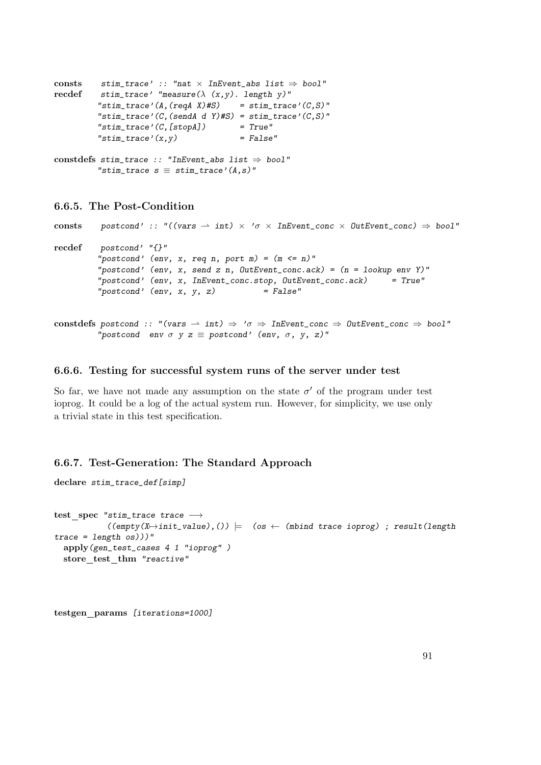```
consts    stim_trace' :: "nat × InEvent_abs list ⇒ bool"
recdef    stim_trace' "measure(λ (x,y). length y)"
         "stim_trace'(A,(reqA X)#S)    = stim_trace'(C,S)"
         "stim_trace'(C,(sendA d Y)#S) = stim_trace'(C,S)"
         "stim_trace'(C,[stopA])       = True"
         "stim_trace'(x,y)             = False"

constdefs stim_trace :: "InEvent_abs list ⇒ bool"
         "stim_trace s ≡ stim_trace'(A,s)"
```

### 6.6.5. The Post-Condition

```
consts    postcond' :: "((vars ⇀ int) × 'σ × InEvent_conc × OutEvent_conc) ⇒ bool"

recdef    postcond' "{}"
         "postcond' (env, x, req n, port m) = (m <= n)"
         "postcond' (env, x, send z n, OutEvent_conc.ack) = (n = lookup env Y)"
         "postcond' (env, x, InEvent_conc.stop, OutEvent_conc.ack)     = True"
         "postcond' (env, x, y, z)          = False"


constdefs postcond :: "(vars ⇀ int) ⇒ 'σ ⇒ InEvent_conc ⇒ OutEvent_conc ⇒ bool"
         "postcond  env σ y z ≡ postcond' (env, σ, y, z)"
```

### 6.6.6. Testing for successful system runs of the server under test

So far, we have not made any assumption on the state $\sigma'$ of the program under test ioprog. It could be a log of the actual system run. However, for simplicity, we use only a trivial state in this test specification.

### 6.6.7. Test-Generation: The Standard Approach

```
declare stim_trace_def[simp]


test_spec "stim_trace trace ⟶
          ((empty(X↦init_value),()) ⊨  (os ← (mbind trace ioprog) ; result(length
trace = length os)))"
  apply(gen_test_cases 4 1 "ioprog" )
  store_test_thm "reactive"




testgen_params [iterations=1000]
```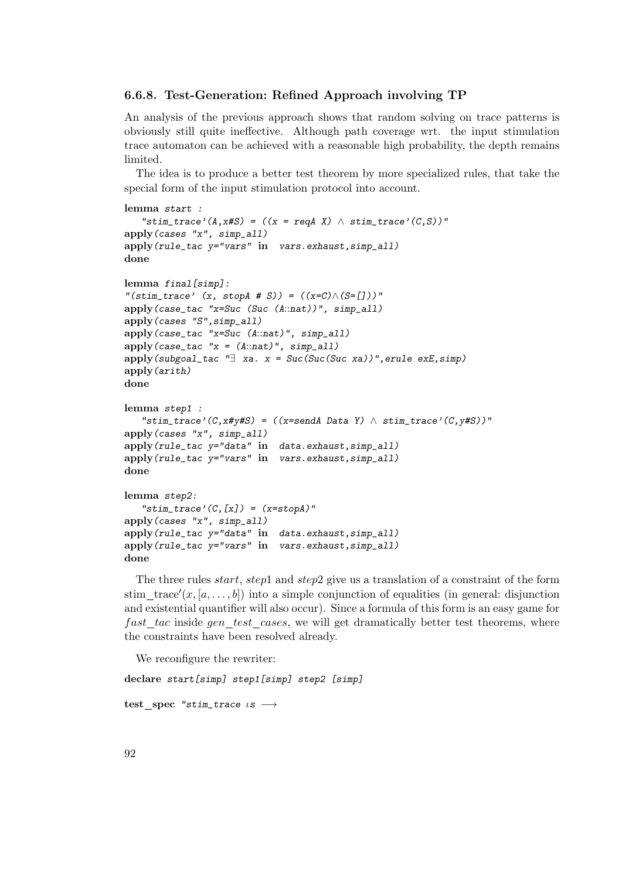### 6.6.8. Test-Generation: Refined Approach involving TP

An analysis of the previous approach shows that random solving on trace patterns is obviously still quite ineffective. Although path coverage wrt. the input stimulation trace automaton can be achieved with a reasonable high probability, the depth remains limited.

The idea is to produce a better test theorem by more specialized rules, that take the special form of the input stimulation protocol into account.

```
lemma start :
   "stim_trace'(A,x#S) = ((x = reqA X) ∧ stim_trace'(C,S))"
apply(cases "x", simp_all)
apply(rule_tac y="vars" in  vars.exhaust,simp_all)
done

lemma final[simp]:
"(stim_trace' (x, stopA # S)) = ((x=C)∧(S=[]))"
apply(case_tac "x=Suc (Suc (A::nat))", simp_all)
apply(cases "S",simp_all)
apply(case_tac "x=Suc (A::nat)", simp_all)
apply(case_tac "x = (A::nat)", simp_all)
apply(subgoal_tac "∃ xa. x = Suc(Suc(Suc xa))",erule exE,simp)
apply(arith)
done

lemma step1 :
   "stim_trace'(C,x#y#S) = ((x=sendA Data Y) ∧ stim_trace'(C,y#S))"
apply(cases "x", simp_all)
apply(rule_tac y="data" in  data.exhaust,simp_all)
apply(rule_tac y="vars" in  vars.exhaust,simp_all)
done

lemma step2:
   "stim_trace'(C,[x]) = (x=stopA)"
apply(cases "x", simp_all)
apply(rule_tac y="data" in  data.exhaust,simp_all)
apply(rule_tac y="vars" in  vars.exhaust,simp_all)
done
```

The three rules *start*, *step*1 and *step*2 give us a translation of a constraint of the form stim_trace$'(x, [a, \ldots, b])$ into a simple conjunction of equalities (in general: disjunction and existential quantifier will also occur). Since a formula of this form is an easy game for *fast_tac* inside *gen_test_cases*, we will get dramatically better test theorems, where the constraints have been resolved already.

We reconfigure the rewriter:

```
declare start[simp] step1[simp] step2 [simp]

test_spec "stim_trace ιs ⟶
```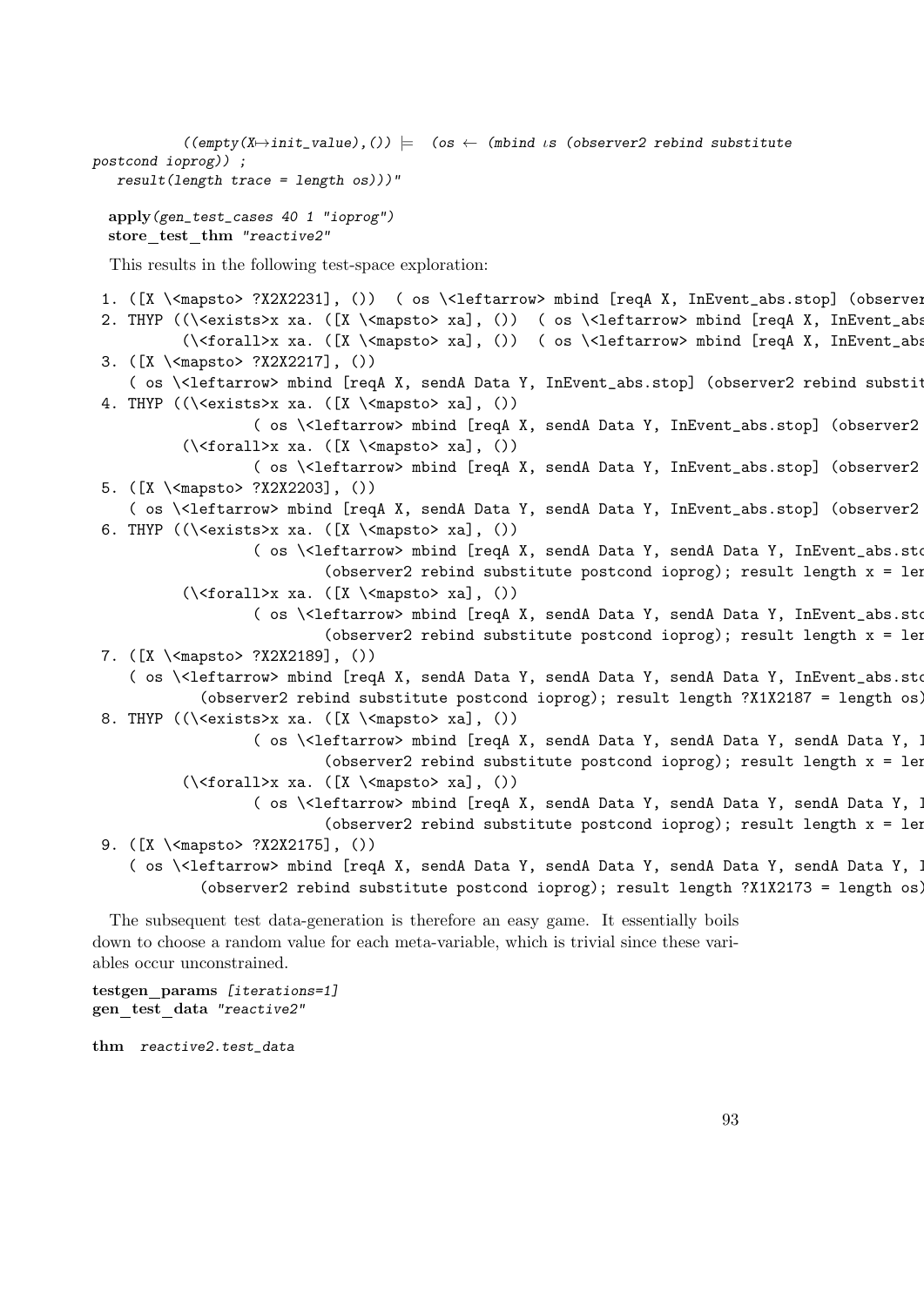```
          ((empty(X↦init_value),()) ⊨  (os ← (mbind ιs (observer2 rebind substitute
postcond ioprog)) ;
   result(length trace = length os)))"
```

**apply**(*gen_test_cases 40 1 "ioprog"*)
**store_test_thm** *"reactive2"*

This results in the following test-space exploration:

```
1. ([X \<mapsto> ?X2X2231], ())  ( os \<leftarrow> mbind [reqA X, InEvent_abs.stop] (observer
2. THYP ((\<exists>x xa. ([X \<mapsto> xa], ())  ( os \<leftarrow> mbind [reqA X, InEvent_abs
        (\<forall>x xa. ([X \<mapsto> xa], ())  ( os \<leftarrow> mbind [reqA X, InEvent_abs
3. ([X \<mapsto> ?X2X2217], ())
   ( os \<leftarrow> mbind [reqA X, sendA Data Y, InEvent_abs.stop] (observer2 rebind substit
4. THYP ((\<exists>x xa. ([X \<mapsto> xa], ())
                ( os \<leftarrow> mbind [reqA X, sendA Data Y, InEvent_abs.stop] (observer2
        (\<forall>x xa. ([X \<mapsto> xa], ())
                ( os \<leftarrow> mbind [reqA X, sendA Data Y, InEvent_abs.stop] (observer2
5. ([X \<mapsto> ?X2X2203], ())
   ( os \<leftarrow> mbind [reqA X, sendA Data Y, sendA Data Y, InEvent_abs.stop] (observer2
6. THYP ((\<exists>x xa. ([X \<mapsto> xa], ())
                ( os \<leftarrow> mbind [reqA X, sendA Data Y, sendA Data Y, InEvent_abs.sto
                        (observer2 rebind substitute postcond ioprog); result length x = ler
        (\<forall>x xa. ([X \<mapsto> xa], ())
                ( os \<leftarrow> mbind [reqA X, sendA Data Y, sendA Data Y, InEvent_abs.sto
                        (observer2 rebind substitute postcond ioprog); result length x = ler
7. ([X \<mapsto> ?X2X2189], ())
   ( os \<leftarrow> mbind [reqA X, sendA Data Y, sendA Data Y, sendA Data Y, InEvent_abs.sto
          (observer2 rebind substitute postcond ioprog); result length ?X1X2187 = length os)
8. THYP ((\<exists>x xa. ([X \<mapsto> xa], ())
                ( os \<leftarrow> mbind [reqA X, sendA Data Y, sendA Data Y, sendA Data Y, I
                        (observer2 rebind substitute postcond ioprog); result length x = ler
        (\<forall>x xa. ([X \<mapsto> xa], ())
                ( os \<leftarrow> mbind [reqA X, sendA Data Y, sendA Data Y, sendA Data Y, I
                        (observer2 rebind substitute postcond ioprog); result length x = ler
9. ([X \<mapsto> ?X2X2175], ())
   ( os \<leftarrow> mbind [reqA X, sendA Data Y, sendA Data Y, sendA Data Y, sendA Data Y, I
          (observer2 rebind substitute postcond ioprog); result length ?X1X2173 = length os)
```

The subsequent test data-generation is therefore an easy game. It essentially boils down to choose a random value for each meta-variable, which is trivial since these variables occur unconstrained.

**testgen_params** *[iterations=1]*
**gen_test_data** *"reactive2"*

**thm** *reactive2.test_data*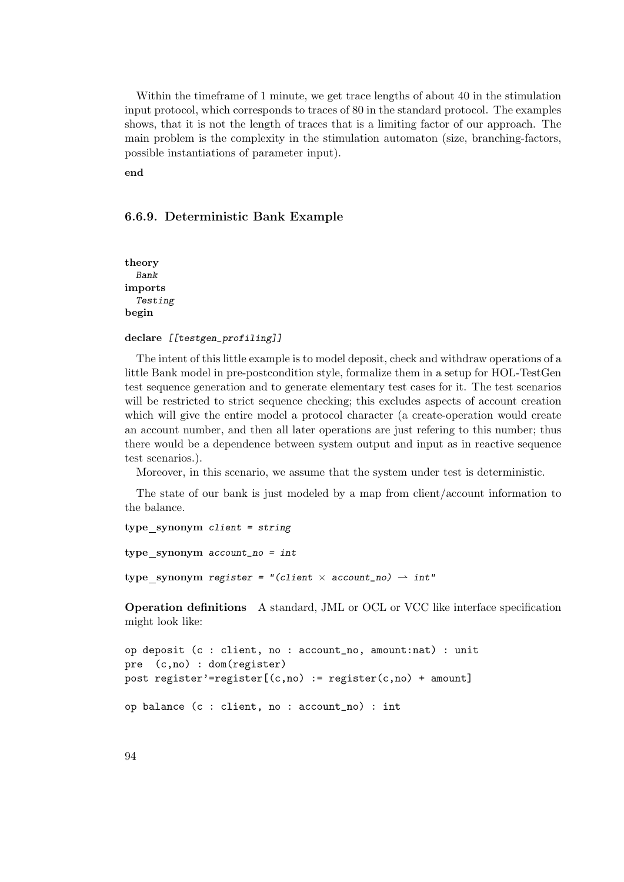Within the timeframe of 1 minute, we get trace lengths of about 40 in the stimulation input protocol, which corresponds to traces of 80 in the standard protocol. The examples shows, that it is not the length of traces that is a limiting factor of our approach. The main problem is the complexity in the stimulation automaton (size, branching-factors, possible instantiations of parameter input).

**end**

### 6.6.9. Deterministic Bank Example

**theory**
  *Bank*
**imports**
  *Testing*
**begin**

**declare** *[[testgen_profiling]]*

The intent of this little example is to model deposit, check and withdraw operations of a little Bank model in pre-postcondition style, formalize them in a setup for HOL-TestGen test sequence generation and to generate elementary test cases for it. The test scenarios will be restricted to strict sequence checking; this excludes aspects of account creation which will give the entire model a protocol character (a create-operation would create an account number, and then all later operations are just refering to this number; thus there would be a dependence between system output and input as in reactive sequence test scenarios.).

Moreover, in this scenario, we assume that the system under test is deterministic.

The state of our bank is just modeled by a map from client/account information to the balance.

**type_synonym** *client = string*

**type_synonym** *account_no = int*

**type_synonym** *register = "(client × account_no) ⇀ int"*

**Operation definitions** A standard, JML or OCL or VCC like interface specification might look like:

```
op deposit (c : client, no : account_no, amount:nat) : unit
pre  (c,no) : dom(register)
post register'=register[(c,no) := register(c,no) + amount]

op balance (c : client, no : account_no) : int
```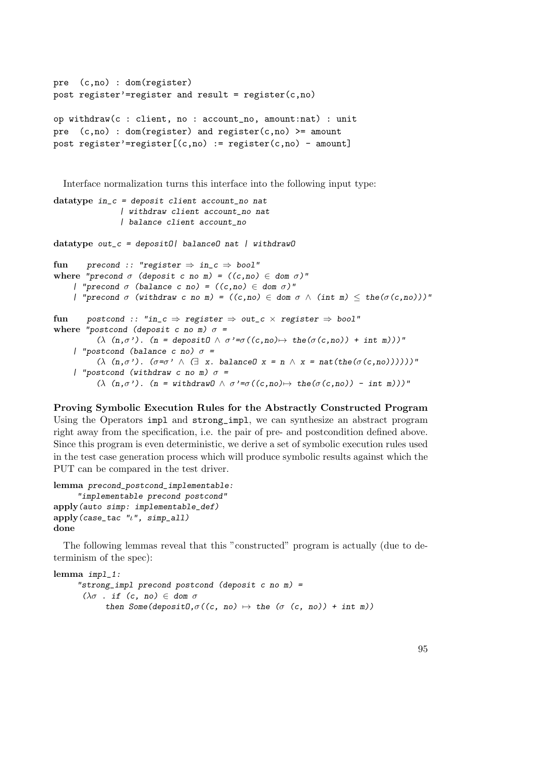```
pre  (c,no) : dom(register)
post register'=register and result = register(c,no)

op withdraw(c : client, no : account_no, amount:nat) : unit
pre  (c,no) : dom(register) and register(c,no) >= amount
post register'=register[(c,no) := register(c,no) - amount]
```

Interface normalization turns this interface into the following input type:

```
datatype in_c = deposit client account_no nat
              | withdraw client account_no nat
              | balance client account_no

datatype out_c = deposit0| balance0 nat | withdraw0

fun     precond :: "register ⇒ in_c ⇒ bool"
where "precond σ (deposit c no m) = ((c,no) ∈ dom σ)"
    | "precond σ (balance c no) = ((c,no) ∈ dom σ)"
    | "precond σ (withdraw c no m) = ((c,no) ∈ dom σ ∧ (int m) ≤ the(σ(c,no)))"

fun     postcond :: "in_c ⇒ register ⇒ out_c × register ⇒ bool"
where "postcond (deposit c no m) σ =
         (λ (n,σ'). (n = deposit0 ∧ σ'=σ((c,no)↦ the(σ(c,no)) + int m)))"
    | "postcond (balance c no) σ =
         (λ (n,σ'). (σ=σ' ∧ (∃ x. balance0 x = n ∧ x = nat(the(σ(c,no))))))"
    | "postcond (withdraw c no m) σ =
         (λ (n,σ'). (n = withdraw0 ∧ σ'=σ((c,no)↦ the(σ(c,no)) - int m)))"
```

**Proving Symbolic Execution Rules for the Abstractly Constructed Program** Using the Operators `impl` and `strong_impl`, we can synthesize an abstract program right away from the specification, i.e. the pair of pre- and postcondition defined above. Since this program is even deterministic, we derive a set of symbolic execution rules used in the test case generation process which will produce symbolic results against which the PUT can be compared in the test driver.

```
lemma precond_postcond_implementable:
     "implementable precond postcond"
apply(auto simp: implementable_def)
apply(case_tac "ι", simp_all)
done
```

The following lemmas reveal that this "constructed" program is actually (due to determinism of the spec):

```
lemma impl_1:
     "strong_impl precond postcond (deposit c no m) =
      (λσ . if (c, no) ∈ dom σ
           then Some(deposit0,σ((c, no) ↦ the (σ (c, no)) + int m))
```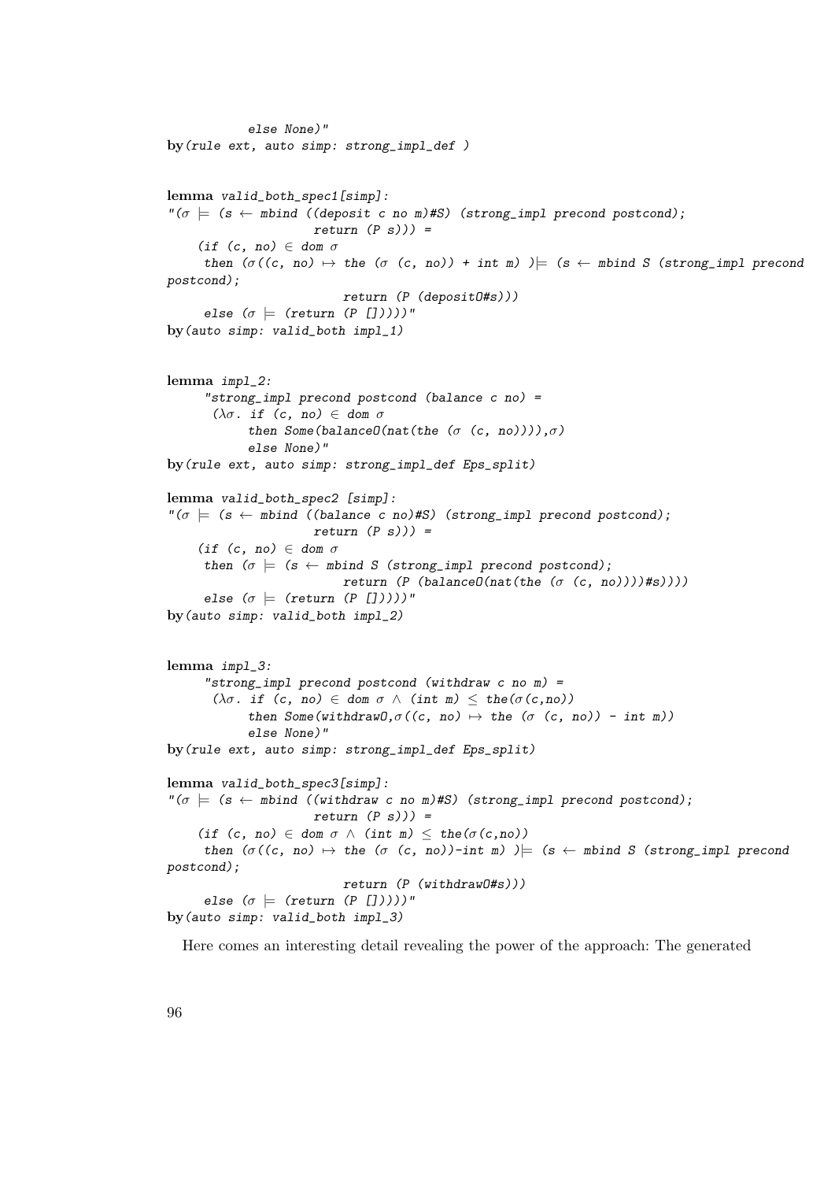```
           else None)"
by(rule ext, auto simp: strong_impl_def )


lemma valid_both_spec1[simp]:
"(σ ⊨ (s ← mbind ((deposit c no m)#S) (strong_impl precond postcond);
                    return (P s))) =
    (if (c, no) ∈ dom σ
     then (σ((c, no) ↦ the (σ (c, no)) + int m) )⊨ (s ← mbind S (strong_impl precond
postcond);
                        return (P (depositO#s)))
     else (σ ⊨ (return (P [])))))"
by(auto simp: valid_both impl_1)


lemma impl_2:
     "strong_impl precond postcond (balance c no) =
      (λσ. if (c, no) ∈ dom σ
           then Some(balanceO(nat(the (σ (c, no)))),σ)
           else None)"
by(rule ext, auto simp: strong_impl_def Eps_split)

lemma valid_both_spec2 [simp]:
"(σ ⊨ (s ← mbind ((balance c no)#S) (strong_impl precond postcond);
                    return (P s))) =
    (if (c, no) ∈ dom σ
     then (σ ⊨ (s ← mbind S (strong_impl precond postcond);
                        return (P (balanceO(nat(the (σ (c, no))))#s))))
     else (σ ⊨ (return (P [])))))"
by(auto simp: valid_both impl_2)


lemma impl_3:
     "strong_impl precond postcond (withdraw c no m) =
      (λσ. if (c, no) ∈ dom σ ∧ (int m) ≤ the(σ(c,no))
           then Some(withdrawO,σ((c, no) ↦ the (σ (c, no)) - int m))
           else None)"
by(rule ext, auto simp: strong_impl_def Eps_split)

lemma valid_both_spec3[simp]:
"(σ ⊨ (s ← mbind ((withdraw c no m)#S) (strong_impl precond postcond);
                    return (P s))) =
    (if (c, no) ∈ dom σ ∧ (int m) ≤ the(σ(c,no))
     then (σ((c, no) ↦ the (σ (c, no))-int m) )⊨ (s ← mbind S (strong_impl precond
postcond);
                        return (P (withdrawO#s)))
     else (σ ⊨ (return (P [])))))"
by(auto simp: valid_both impl_3)
```

Here comes an interesting detail revealing the power of the approach: The generated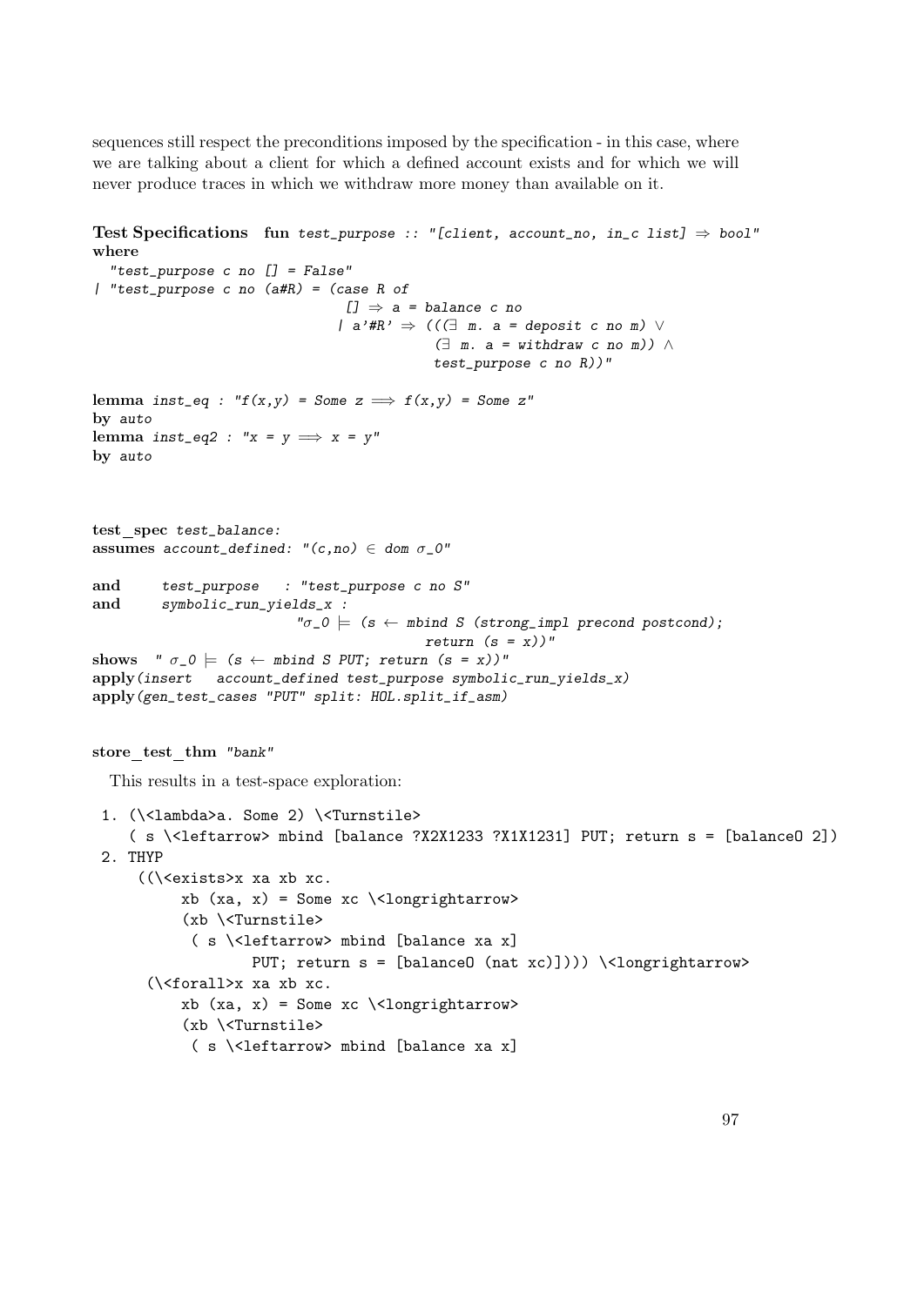sequences still respect the preconditions imposed by the specification - in this case, where we are talking about a client for which a defined account exists and for which we will never produce traces in which we withdraw more money than available on it.

**Test Specifications** **fun** *test_purpose :: "[client, account_no, in_c list] ⇒ bool"*
**where**

```
  "test_purpose c no [] = False"
| "test_purpose c no (a#R) = (case R of
                               [] ⇒ a = balance c no
                             | a'#R' ⇒ (((∃ m. a = deposit c no m) ∨
                                          (∃ m. a = withdraw c no m)) ∧
                                          test_purpose c no R))"
```

```
lemma inst_eq : "f(x,y) = Some z ⟹ f(x,y) = Some z"
by auto
lemma inst_eq2 : "x = y ⟹ x = y"
by auto
```

```
test_spec test_balance:
assumes account_defined: "(c,no) ∈ dom σ_0"

and     test_purpose   : "test_purpose c no S"
and     symbolic_run_yields_x :
                       "σ_0 ⊨ (s ← mbind S (strong_impl precond postcond);
                                   return (s = x))"
shows  " σ_0 ⊨ (s ← mbind S PUT; return (s = x))"
apply(insert   account_defined test_purpose symbolic_run_yields_x)
apply(gen_test_cases "PUT" split: HOL.split_if_asm)
```

```
store_test_thm "bank"
```

This results in a test-space exploration:

```
 1. (\<lambda>a. Some 2) \<Turnstile>
    ( s \<leftarrow> mbind [balance ?X2X1233 ?X1X1231] PUT; return s = [balanceO 2])
 2. THYP
     ((\<exists>x xa xb xc.
          xb (xa, x) = Some xc \<longrightarrow>
          (xb \<Turnstile>
           ( s \<leftarrow> mbind [balance xa x]
                 PUT; return s = [balanceO (nat xc)]))) \<longrightarrow>
      (\<forall>x xa xb xc.
          xb (xa, x) = Some xc \<longrightarrow>
          (xb \<Turnstile>
           ( s \<leftarrow> mbind [balance xa x]
```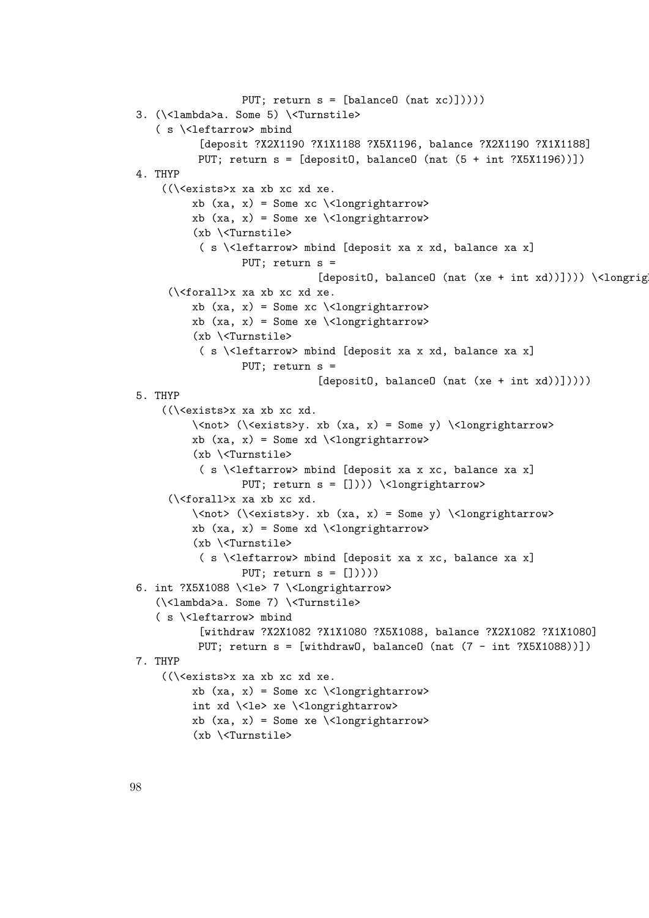```
                PUT; return s = [balance0 (nat xc)]))))
3. (\<lambda>a. Some 5) \<Turnstile>
   ( s \<leftarrow> mbind
         [deposit ?X2X1190 ?X1X1188 ?X5X1196, balance ?X2X1190 ?X1X1188]
         PUT; return s = [deposit0, balance0 (nat (5 + int ?X5X1196))])
4. THYP
    ((\<exists>x xa xb xc xd xe.
         xb (xa, x) = Some xc \<longrightarrow>
         xb (xa, x) = Some xe \<longrightarrow>
         (xb \<Turnstile>
          ( s \<leftarrow> mbind [deposit xa x xd, balance xa x]
                PUT; return s =
                        [deposit0, balance0 (nat (xe + int xd))]))) \<longrigl
     (\<forall>x xa xb xc xd xe.
         xb (xa, x) = Some xc \<longrightarrow>
         xb (xa, x) = Some xe \<longrightarrow>
         (xb \<Turnstile>
          ( s \<leftarrow> mbind [deposit xa x xd, balance xa x]
                PUT; return s =
                        [deposit0, balance0 (nat (xe + int xd))]))))
5. THYP
    ((\<exists>x xa xb xc xd.
         \<not> (\<exists>y. xb (xa, x) = Some y) \<longrightarrow>
         xb (xa, x) = Some xd \<longrightarrow>
         (xb \<Turnstile>
          ( s \<leftarrow> mbind [deposit xa x xc, balance xa x]
                PUT; return s = []))) \<longrightarrow>
     (\<forall>x xa xb xc xd.
         \<not> (\<exists>y. xb (xa, x) = Some y) \<longrightarrow>
         xb (xa, x) = Some xd \<longrightarrow>
         (xb \<Turnstile>
          ( s \<leftarrow> mbind [deposit xa x xc, balance xa x]
                PUT; return s = []))))
6. int ?X5X1088 \<le> 7 \<Longrightarrow>
   (\<lambda>a. Some 7) \<Turnstile>
   ( s \<leftarrow> mbind
         [withdraw ?X2X1082 ?X1X1080 ?X5X1088, balance ?X2X1082 ?X1X1080]
         PUT; return s = [withdraw0, balance0 (nat (7 - int ?X5X1088))])
7. THYP
    ((\<exists>x xa xb xc xd xe.
         xb (xa, x) = Some xc \<longrightarrow>
         int xd \<le> xe \<longrightarrow>
         xb (xa, x) = Some xe \<longrightarrow>
         (xb \<Turnstile>
```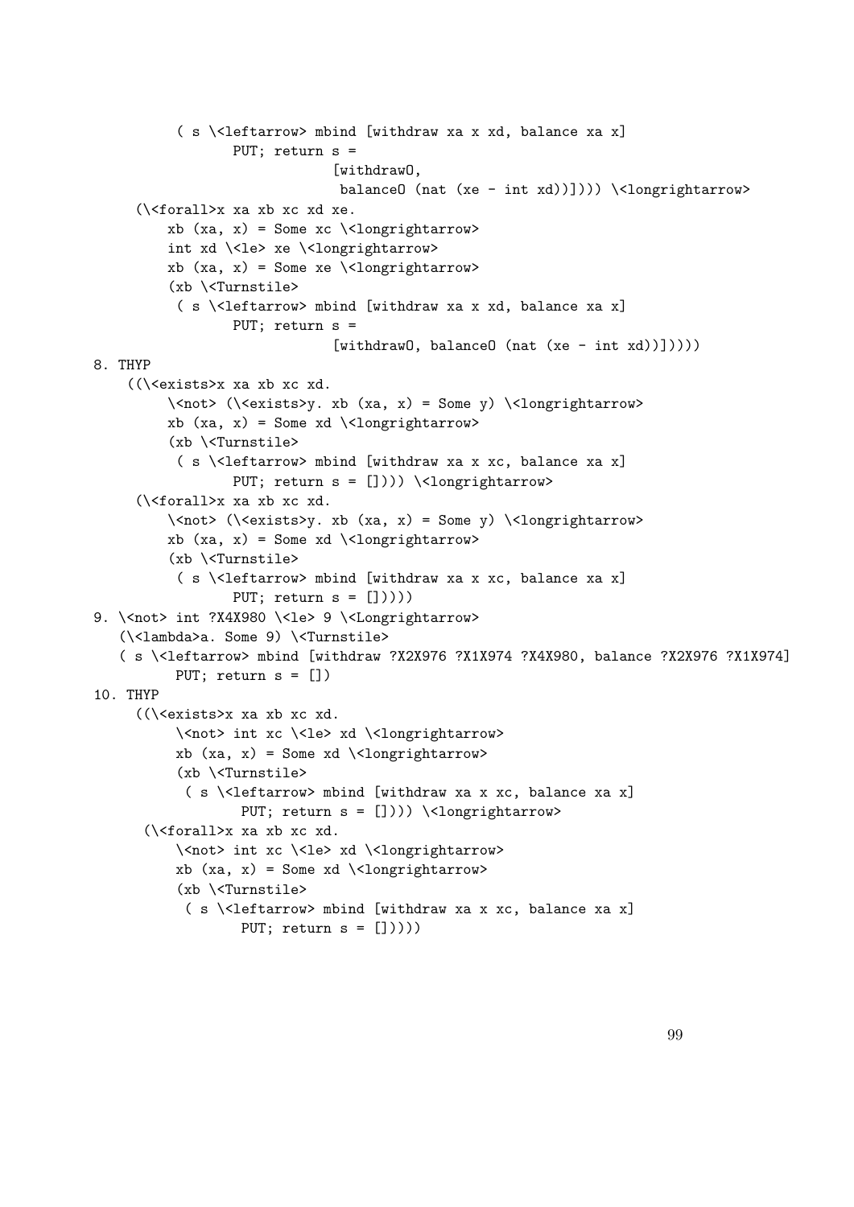```
          ( s \<leftarrow> mbind [withdraw xa x xd, balance xa x]
                 PUT; return s =
                              [withdraw0,
                               balance0 (nat (xe - int xd))]))) \<longrightarrow>
     (\<forall>x xa xb xc xd xe.
         xb (xa, x) = Some xc \<longrightarrow>
         int xd \<le> xe \<longrightarrow>
         xb (xa, x) = Some xe \<longrightarrow>
         (xb \<Turnstile>
          ( s \<leftarrow> mbind [withdraw xa x xd, balance xa x]
                 PUT; return s =
                              [withdraw0, balance0 (nat (xe - int xd))]))))
8. THYP
    ((\<exists>x xa xb xc xd.
         \<not> (\<exists>y. xb (xa, x) = Some y) \<longrightarrow>
         xb (xa, x) = Some xd \<longrightarrow>
         (xb \<Turnstile>
          ( s \<leftarrow> mbind [withdraw xa x xc, balance xa x]
                 PUT; return s = []))) \<longrightarrow>
     (\<forall>x xa xb xc xd.
         \<not> (\<exists>y. xb (xa, x) = Some y) \<longrightarrow>
         xb (xa, x) = Some xd \<longrightarrow>
         (xb \<Turnstile>
          ( s \<leftarrow> mbind [withdraw xa x xc, balance xa x]
                 PUT; return s = []))))
9. \<not> int ?X4X980 \<le> 9 \<Longrightarrow>
   (\<lambda>a. Some 9) \<Turnstile>
   ( s \<leftarrow> mbind [withdraw ?X2X976 ?X1X974 ?X4X980, balance ?X2X976 ?X1X974]
         PUT; return s = [])
10. THYP
     ((\<exists>x xa xb xc xd.
          \<not> int xc \<le> xd \<longrightarrow>
          xb (xa, x) = Some xd \<longrightarrow>
          (xb \<Turnstile>
           ( s \<leftarrow> mbind [withdraw xa x xc, balance xa x]
                  PUT; return s = []))) \<longrightarrow>
      (\<forall>x xa xb xc xd.
          \<not> int xc \<le> xd \<longrightarrow>
          xb (xa, x) = Some xd \<longrightarrow>
          (xb \<Turnstile>
           ( s \<leftarrow> mbind [withdraw xa x xc, balance xa x]
                  PUT; return s = []))))
```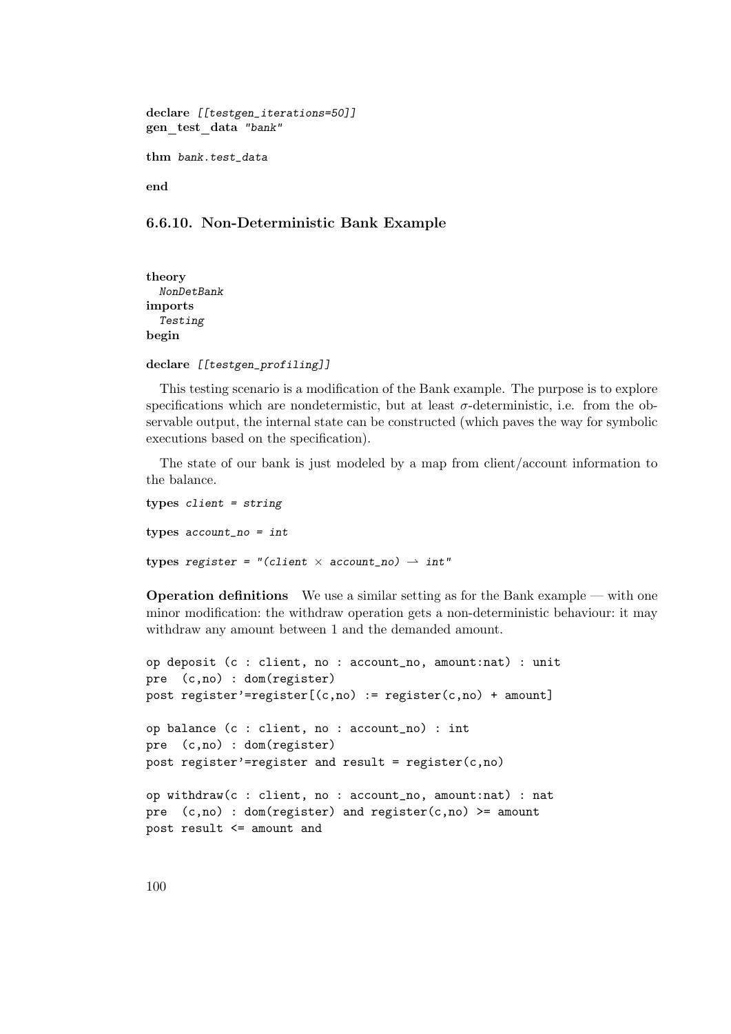```
declare [[testgen_iterations=50]]
gen_test_data "bank"

thm bank.test_data

end
```

### 6.6.10. Non-Deterministic Bank Example

```
theory
  NonDetBank
imports
  Testing
begin

declare [[testgen_profiling]]
```

This testing scenario is a modification of the Bank example. The purpose is to explore specifications which are nondetermistic, but at least $\sigma$-deterministic, i.e. from the observable output, the internal state can be constructed (which paves the way for symbolic executions based on the specification).

The state of our bank is just modeled by a map from client/account information to the balance.

```
types client = string

types account_no = int

types register = "(client × account_no) ⇀ int"
```

**Operation definitions** We use a similar setting as for the Bank example — with one minor modification: the withdraw operation gets a non-deterministic behaviour: it may withdraw any amount between 1 and the demanded amount.

```
op deposit (c : client, no : account_no, amount:nat) : unit
pre  (c,no) : dom(register)
post register'=register[(c,no) := register(c,no) + amount]

op balance (c : client, no : account_no) : int
pre  (c,no) : dom(register)
post register'=register and result = register(c,no)

op withdraw(c : client, no : account_no, amount:nat) : nat
pre  (c,no) : dom(register) and register(c,no) >= amount
post result <= amount and
```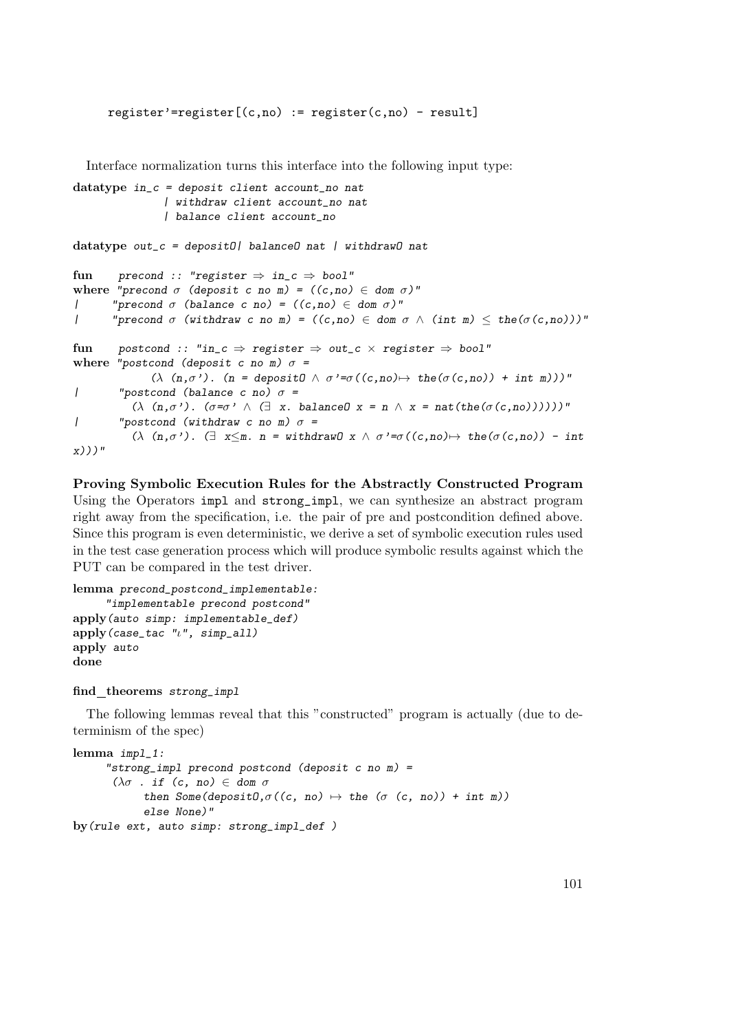```
register'=register[(c,no) := register(c,no) - result]
```

Interface normalization turns this interface into the following input type:

```
datatype in_c = deposit client account_no nat
             | withdraw client account_no nat
             | balance client account_no

datatype out_c = depositO| balanceO nat | withdrawO nat

fun     precond :: "register ⇒ in_c ⇒ bool"
where "precond σ (deposit c no m) = ((c,no) ∈ dom σ)"
|      "precond σ (balance c no) = ((c,no) ∈ dom σ)"
|      "precond σ (withdraw c no m) = ((c,no) ∈ dom σ ∧ (int m) ≤ the(σ(c,no)))"

fun     postcond :: "in_c ⇒ register ⇒ out_c × register ⇒ bool"
where "postcond (deposit c no m) σ =
            (λ (n,σ'). (n = depositO ∧ σ'=σ((c,no)↦ the(σ(c,no)) + int m)))"
|       "postcond (balance c no) σ =
          (λ (n,σ'). (σ=σ' ∧ (∃ x. balanceO x = n ∧ x = nat(the(σ(c,no))))))"
|       "postcond (withdraw c no m) σ =
          (λ (n,σ'). (∃ x≤m. n = withdrawO x ∧ σ'=σ((c,no)↦ the(σ(c,no)) - int
x)))"
```

**Proving Symbolic Execution Rules for the Abstractly Constructed Program** Using the Operators impl and strong_impl, we can synthesize an abstract program right away from the specification, i.e. the pair of pre and postcondition defined above. Since this program is even deterministic, we derive a set of symbolic execution rules used in the test case generation process which will produce symbolic results against which the PUT can be compared in the test driver.

```
lemma precond_postcond_implementable:
     "implementable precond postcond"
apply(auto simp: implementable_def)
apply(case_tac "ι", simp_all)
apply auto
done

find_theorems strong_impl
```

The following lemmas reveal that this "constructed" program is actually (due to determinism of the spec)

```
lemma impl_1:
     "strong_impl precond postcond (deposit c no m) =
      (λσ . if (c, no) ∈ dom σ
           then Some(depositO,σ((c, no) ↦ the (σ (c, no)) + int m))
           else None)"
by(rule ext, auto simp: strong_impl_def )
```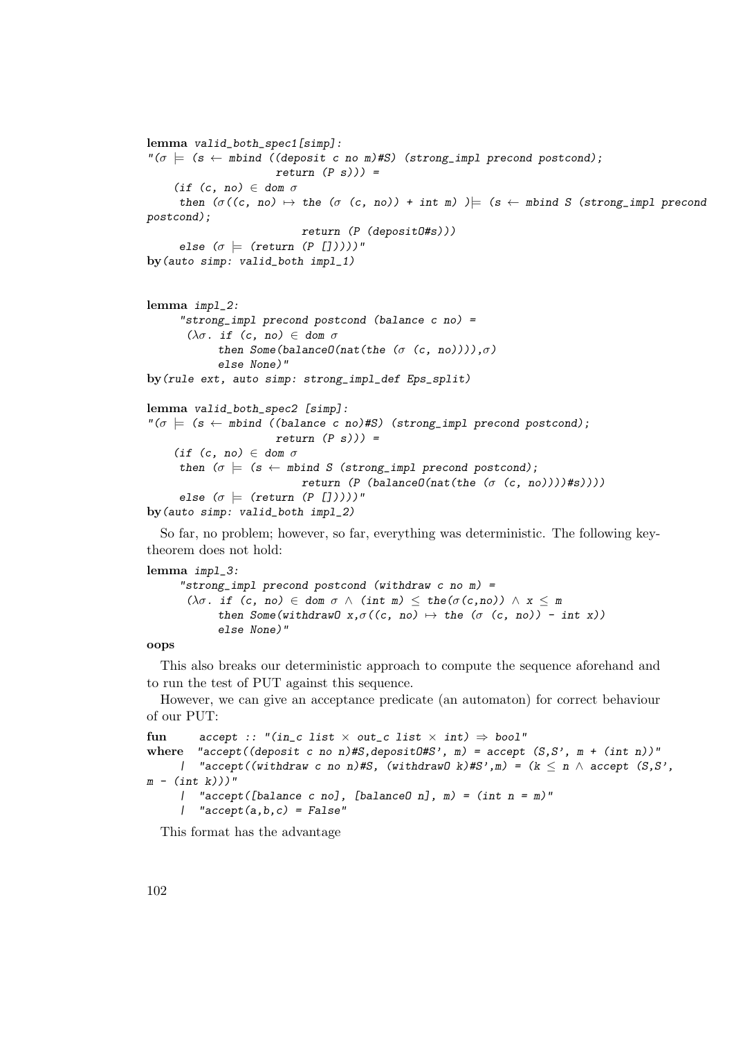```
lemma valid_both_spec1[simp]:
"(σ ⊨ (s ← mbind ((deposit c no m)#S) (strong_impl precond postcond);
                  return (P s))) =
    (if (c, no) ∈ dom σ
     then (σ((c, no) ↦ the (σ (c, no)) + int m) )⊨ (s ← mbind S (strong_impl precond
postcond);
                       return (P (depositO#s)))
     else (σ ⊨ (return (P []))))"
by(auto simp: valid_both impl_1)


lemma impl_2:
     "strong_impl precond postcond (balance c no) =
      (λσ. if (c, no) ∈ dom σ
           then Some(balanceO(nat(the (σ (c, no)))),σ)
           else None)"
by(rule ext, auto simp: strong_impl_def Eps_split)

lemma valid_both_spec2 [simp]:
"(σ ⊨ (s ← mbind ((balance c no)#S) (strong_impl precond postcond);
                  return (P s))) =
    (if (c, no) ∈ dom σ
     then (σ ⊨ (s ← mbind S (strong_impl precond postcond);
                       return (P (balanceO(nat(the (σ (c, no))))#s))))
     else (σ ⊨ (return (P []))))"
by(auto simp: valid_both impl_2)
```

So far, no problem; however, so far, everything was deterministic. The following key-theorem does not hold:

```
lemma impl_3:
     "strong_impl precond postcond (withdraw c no m) =
      (λσ. if (c, no) ∈ dom σ ∧ (int m) ≤ the(σ(c,no)) ∧ x ≤ m
           then Some(withdrawO x,σ((c, no) ↦ the (σ (c, no)) - int x))
           else None)"
oops
```

This also breaks our deterministic approach to compute the sequence aforehand and to run the test of PUT against this sequence.

However, we can give an acceptance predicate (an automaton) for correct behaviour of our PUT:

```
fun     accept :: "(in_c list × out_c list × int) ⇒ bool"
where  "accept((deposit c no n)#S,depositO#S', m) = accept (S,S', m + (int n))"
     | "accept((withdraw c no n)#S, (withdrawO k)#S',m) = (k ≤ n ∧ accept (S,S',
m - (int k)))"
     | "accept([balance c no], [balanceO n], m) = (int n = m)"
     | "accept(a,b,c) = False"
```

This format has the advantage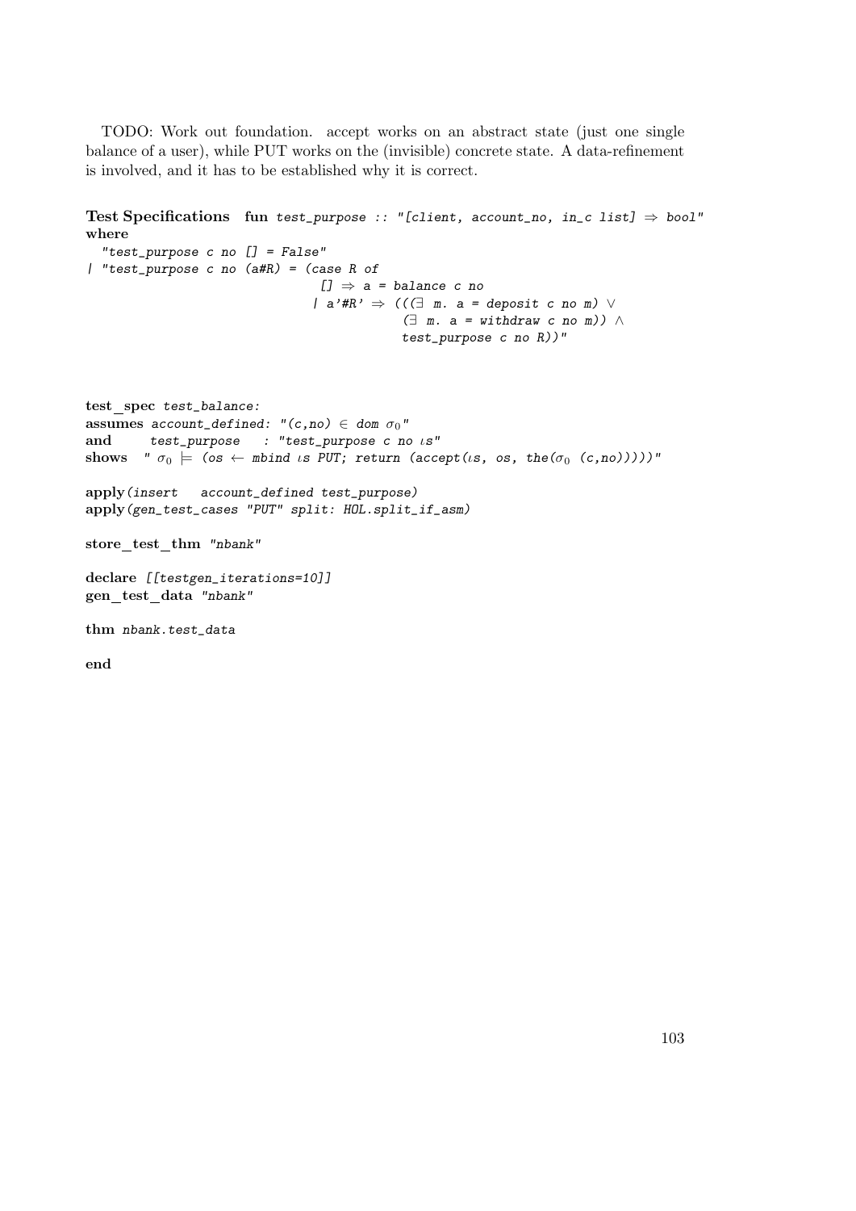TODO: Work out foundation. accept works on an abstract state (just one single balance of a user), while PUT works on the (invisible) concrete state. A data-refinement is involved, and it has to be established why it is correct.

```
Test Specifications  fun test_purpose :: "[client, account_no, in_c list] ⇒ bool"
where
  "test_purpose c no [] = False"
| "test_purpose c no (a#R) = (case R of
                               [] ⇒ a = balance c no
                             | a'#R' ⇒ (((∃ m. a = deposit c no m) ∨
                                         (∃ m. a = withdraw c no m)) ∧
                                         test_purpose c no R))"
```

```
test_spec test_balance:
assumes account_defined: "(c,no) ∈ dom σ0"
and     test_purpose   : "test_purpose c no ιs"
shows   " σ0 ⊨ (os ← mbind ιs PUT; return (accept(ιs, os, the(σ0 (c,no)))))"

apply(insert  account_defined test_purpose)
apply(gen_test_cases "PUT" split: HOL.split_if_asm)

store_test_thm "nbank"

declare [[testgen_iterations=10]]
gen_test_data "nbank"

thm nbank.test_data

end
```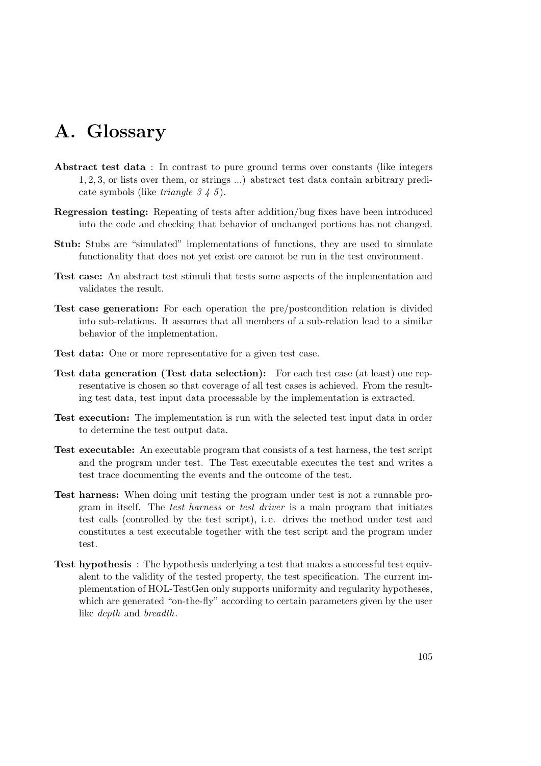# A. Glossary

**Abstract test data** : In contrast to pure ground terms over constants (like integers $1, 2, 3$, or lists over them, or strings ...) abstract test data contain arbitrary predicate symbols (like *triangle 3 4 5*).

**Regression testing:** Repeating of tests after addition/bug fixes have been introduced into the code and checking that behavior of unchanged portions has not changed.

**Stub:** Stubs are "simulated" implementations of functions, they are used to simulate functionality that does not yet exist ore cannot be run in the test environment.

**Test case:** An abstract test stimuli that tests some aspects of the implementation and validates the result.

**Test case generation:** For each operation the pre/postcondition relation is divided into sub-relations. It assumes that all members of a sub-relation lead to a similar behavior of the implementation.

**Test data:** One or more representative for a given test case.

**Test data generation (Test data selection):** For each test case (at least) one representative is chosen so that coverage of all test cases is achieved. From the resulting test data, test input data processable by the implementation is extracted.

**Test execution:** The implementation is run with the selected test input data in order to determine the test output data.

**Test executable:** An executable program that consists of a test harness, the test script and the program under test. The Test executable executes the test and writes a test trace documenting the events and the outcome of the test.

**Test harness:** When doing unit testing the program under test is not a runnable program in itself. The *test harness* or *test driver* is a main program that initiates test calls (controlled by the test script), i. e. drives the method under test and constitutes a test executable together with the test script and the program under test.

**Test hypothesis** : The hypothesis underlying a test that makes a successful test equivalent to the validity of the tested property, the test specification. The current implementation of HOL-TestGen only supports uniformity and regularity hypotheses, which are generated "on-the-fly" according to certain parameters given by the user like *depth* and *breadth*.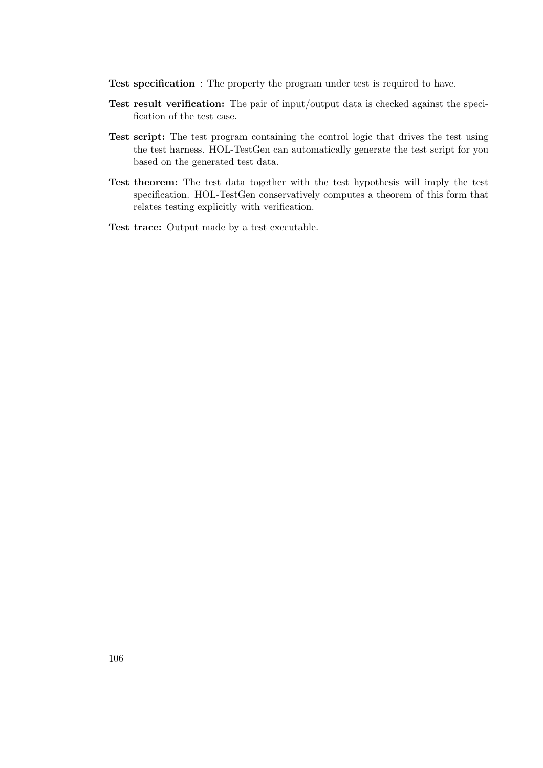**Test specification** : The property the program under test is required to have.

**Test result verification:** The pair of input/output data is checked against the specification of the test case.

**Test script:** The test program containing the control logic that drives the test using the test harness. HOL-TestGen can automatically generate the test script for you based on the generated test data.

**Test theorem:** The test data together with the test hypothesis will imply the test specification. HOL-TestGen conservatively computes a theorem of this form that relates testing explicitly with verification.

**Test trace:** Output made by a test executable.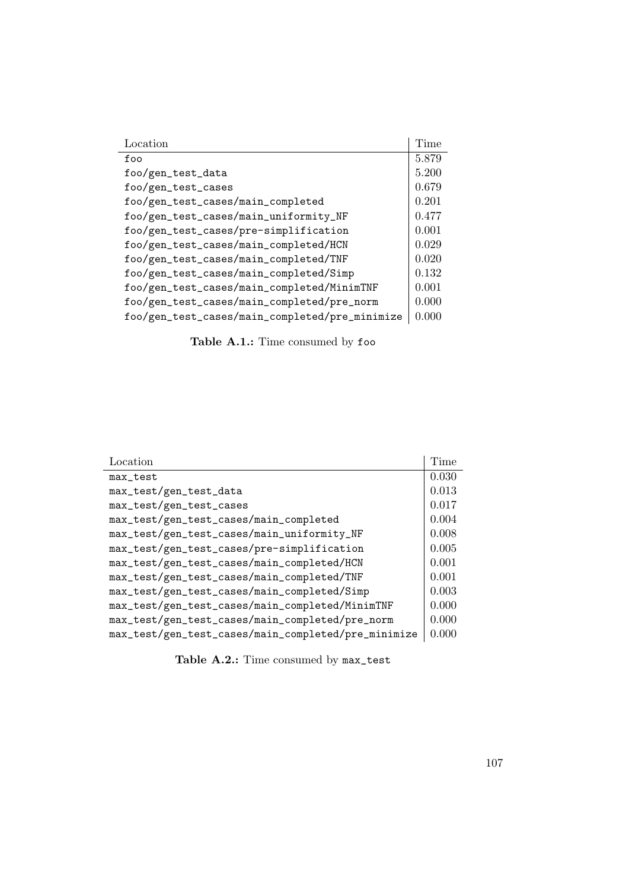| Location | Time |
|---|---|
| foo | 5.879 |
| foo/gen_test_data | 5.200 |
| foo/gen_test_cases | 0.679 |
| foo/gen_test_cases/main_completed | 0.201 |
| foo/gen_test_cases/main_uniformity_NF | 0.477 |
| foo/gen_test_cases/pre-simplification | 0.001 |
| foo/gen_test_cases/main_completed/HCN | 0.029 |
| foo/gen_test_cases/main_completed/TNF | 0.020 |
| foo/gen_test_cases/main_completed/Simp | 0.132 |
| foo/gen_test_cases/main_completed/MinimTNF | 0.001 |
| foo/gen_test_cases/main_completed/pre_norm | 0.000 |
| foo/gen_test_cases/main_completed/pre_minimize | 0.000 |

**Table A.1.:** Time consumed by `foo`

| Location | Time |
|---|---|
| max_test | 0.030 |
| max_test/gen_test_data | 0.013 |
| max_test/gen_test_cases | 0.017 |
| max_test/gen_test_cases/main_completed | 0.004 |
| max_test/gen_test_cases/main_uniformity_NF | 0.008 |
| max_test/gen_test_cases/pre-simplification | 0.005 |
| max_test/gen_test_cases/main_completed/HCN | 0.001 |
| max_test/gen_test_cases/main_completed/TNF | 0.001 |
| max_test/gen_test_cases/main_completed/Simp | 0.003 |
| max_test/gen_test_cases/main_completed/MinimTNF | 0.000 |
| max_test/gen_test_cases/main_completed/pre_norm | 0.000 |
| max_test/gen_test_cases/main_completed/pre_minimize | 0.000 |

**Table A.2.:** Time consumed by `max_test`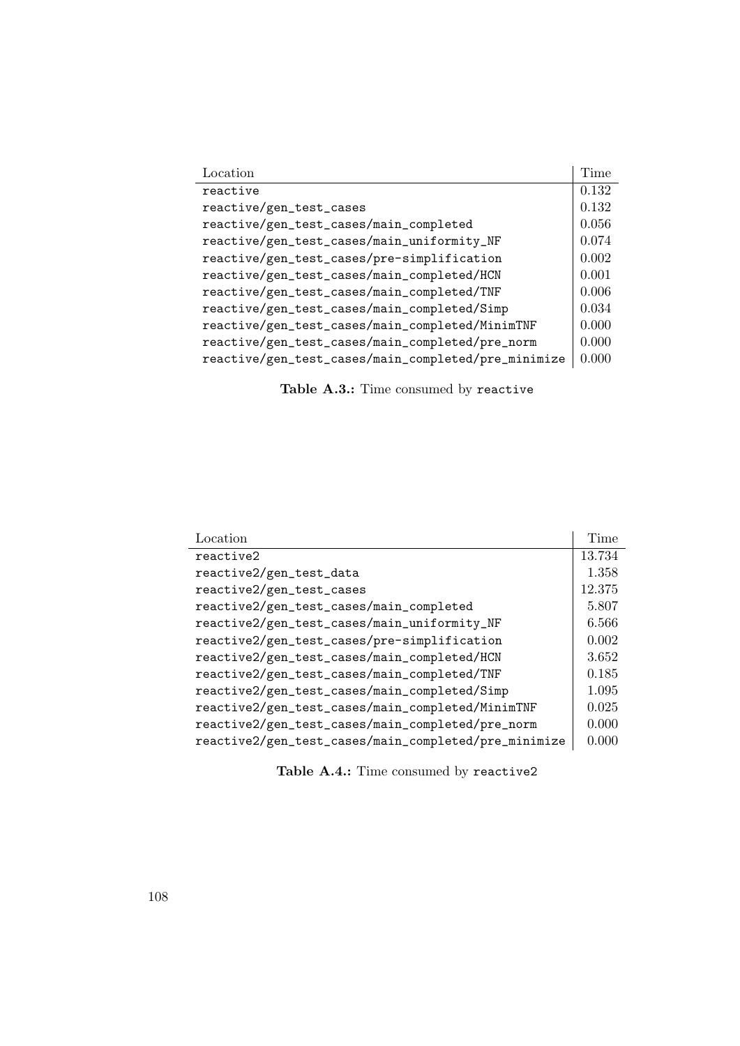| Location | Time |
|---|---|
| `reactive` | 0.132 |
| `reactive/gen_test_cases` | 0.132 |
| `reactive/gen_test_cases/main_completed` | 0.056 |
| `reactive/gen_test_cases/main_uniformity_NF` | 0.074 |
| `reactive/gen_test_cases/pre-simplification` | 0.002 |
| `reactive/gen_test_cases/main_completed/HCN` | 0.001 |
| `reactive/gen_test_cases/main_completed/TNF` | 0.006 |
| `reactive/gen_test_cases/main_completed/Simp` | 0.034 |
| `reactive/gen_test_cases/main_completed/MinimTNF` | 0.000 |
| `reactive/gen_test_cases/main_completed/pre_norm` | 0.000 |
| `reactive/gen_test_cases/main_completed/pre_minimize` | 0.000 |

**Table A.3.:** Time consumed by `reactive`

| Location | Time |
|---|---|
| `reactive2` | 13.734 |
| `reactive2/gen_test_data` | 1.358 |
| `reactive2/gen_test_cases` | 12.375 |
| `reactive2/gen_test_cases/main_completed` | 5.807 |
| `reactive2/gen_test_cases/main_uniformity_NF` | 6.566 |
| `reactive2/gen_test_cases/pre-simplification` | 0.002 |
| `reactive2/gen_test_cases/main_completed/HCN` | 3.652 |
| `reactive2/gen_test_cases/main_completed/TNF` | 0.185 |
| `reactive2/gen_test_cases/main_completed/Simp` | 1.095 |
| `reactive2/gen_test_cases/main_completed/MinimTNF` | 0.025 |
| `reactive2/gen_test_cases/main_completed/pre_norm` | 0.000 |
| `reactive2/gen_test_cases/main_completed/pre_minimize` | 0.000 |

**Table A.4.:** Time consumed by `reactive2`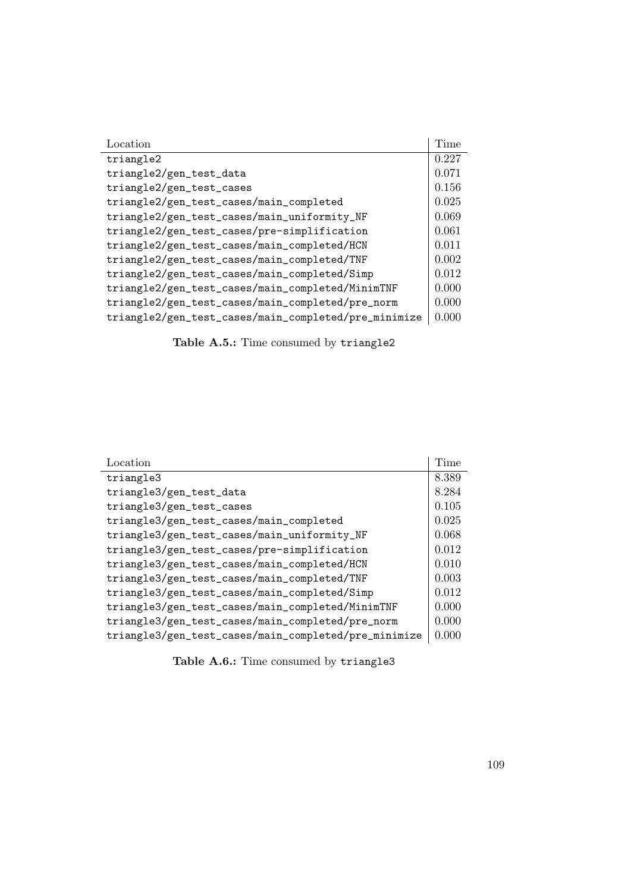| Location | Time |
| --- | --- |
| `triangle2` | 0.227 |
| `triangle2/gen_test_data` | 0.071 |
| `triangle2/gen_test_cases` | 0.156 |
| `triangle2/gen_test_cases/main_completed` | 0.025 |
| `triangle2/gen_test_cases/main_uniformity_NF` | 0.069 |
| `triangle2/gen_test_cases/pre-simplification` | 0.061 |
| `triangle2/gen_test_cases/main_completed/HCN` | 0.011 |
| `triangle2/gen_test_cases/main_completed/TNF` | 0.002 |
| `triangle2/gen_test_cases/main_completed/Simp` | 0.012 |
| `triangle2/gen_test_cases/main_completed/MinimTNF` | 0.000 |
| `triangle2/gen_test_cases/main_completed/pre_norm` | 0.000 |
| `triangle2/gen_test_cases/main_completed/pre_minimize` | 0.000 |

**Table A.5.:** Time consumed by `triangle2`

| Location | Time |
| --- | --- |
| `triangle3` | 8.389 |
| `triangle3/gen_test_data` | 8.284 |
| `triangle3/gen_test_cases` | 0.105 |
| `triangle3/gen_test_cases/main_completed` | 0.025 |
| `triangle3/gen_test_cases/main_uniformity_NF` | 0.068 |
| `triangle3/gen_test_cases/pre-simplification` | 0.012 |
| `triangle3/gen_test_cases/main_completed/HCN` | 0.010 |
| `triangle3/gen_test_cases/main_completed/TNF` | 0.003 |
| `triangle3/gen_test_cases/main_completed/Simp` | 0.012 |
| `triangle3/gen_test_cases/main_completed/MinimTNF` | 0.000 |
| `triangle3/gen_test_cases/main_completed/pre_norm` | 0.000 |
| `triangle3/gen_test_cases/main_completed/pre_minimize` | 0.000 |

**Table A.6.:** Time consumed by `triangle3`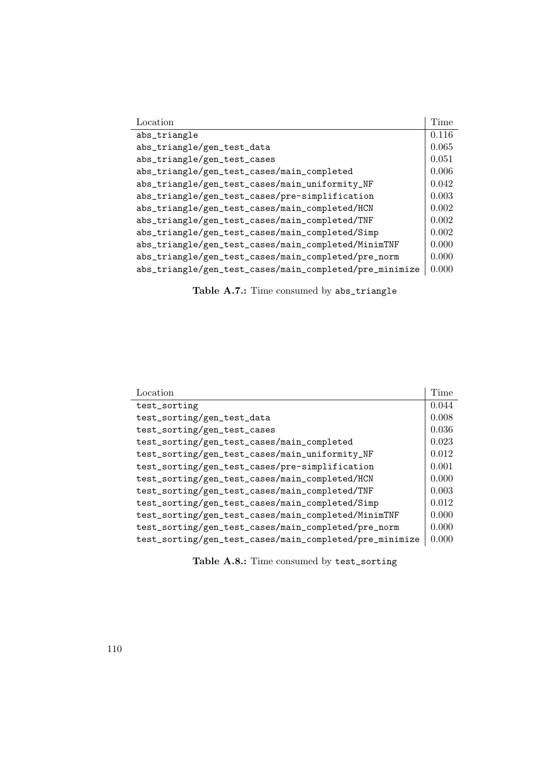| Location | Time |
| --- | --- |
| abs_triangle | 0.116 |
| abs_triangle/gen_test_data | 0.065 |
| abs_triangle/gen_test_cases | 0.051 |
| abs_triangle/gen_test_cases/main_completed | 0.006 |
| abs_triangle/gen_test_cases/main_uniformity_NF | 0.042 |
| abs_triangle/gen_test_cases/pre-simplification | 0.003 |
| abs_triangle/gen_test_cases/main_completed/HCN | 0.002 |
| abs_triangle/gen_test_cases/main_completed/TNF | 0.002 |
| abs_triangle/gen_test_cases/main_completed/Simp | 0.002 |
| abs_triangle/gen_test_cases/main_completed/MinimTNF | 0.000 |
| abs_triangle/gen_test_cases/main_completed/pre_norm | 0.000 |
| abs_triangle/gen_test_cases/main_completed/pre_minimize | 0.000 |

**Table A.7.:** Time consumed by `abs_triangle`

| Location | Time |
| --- | --- |
| test_sorting | 0.044 |
| test_sorting/gen_test_data | 0.008 |
| test_sorting/gen_test_cases | 0.036 |
| test_sorting/gen_test_cases/main_completed | 0.023 |
| test_sorting/gen_test_cases/main_uniformity_NF | 0.012 |
| test_sorting/gen_test_cases/pre-simplification | 0.001 |
| test_sorting/gen_test_cases/main_completed/HCN | 0.000 |
| test_sorting/gen_test_cases/main_completed/TNF | 0.003 |
| test_sorting/gen_test_cases/main_completed/Simp | 0.012 |
| test_sorting/gen_test_cases/main_completed/MinimTNF | 0.000 |
| test_sorting/gen_test_cases/main_completed/pre_norm | 0.000 |
| test_sorting/gen_test_cases/main_completed/pre_minimize | 0.000 |

**Table A.8.:** Time consumed by `test_sorting`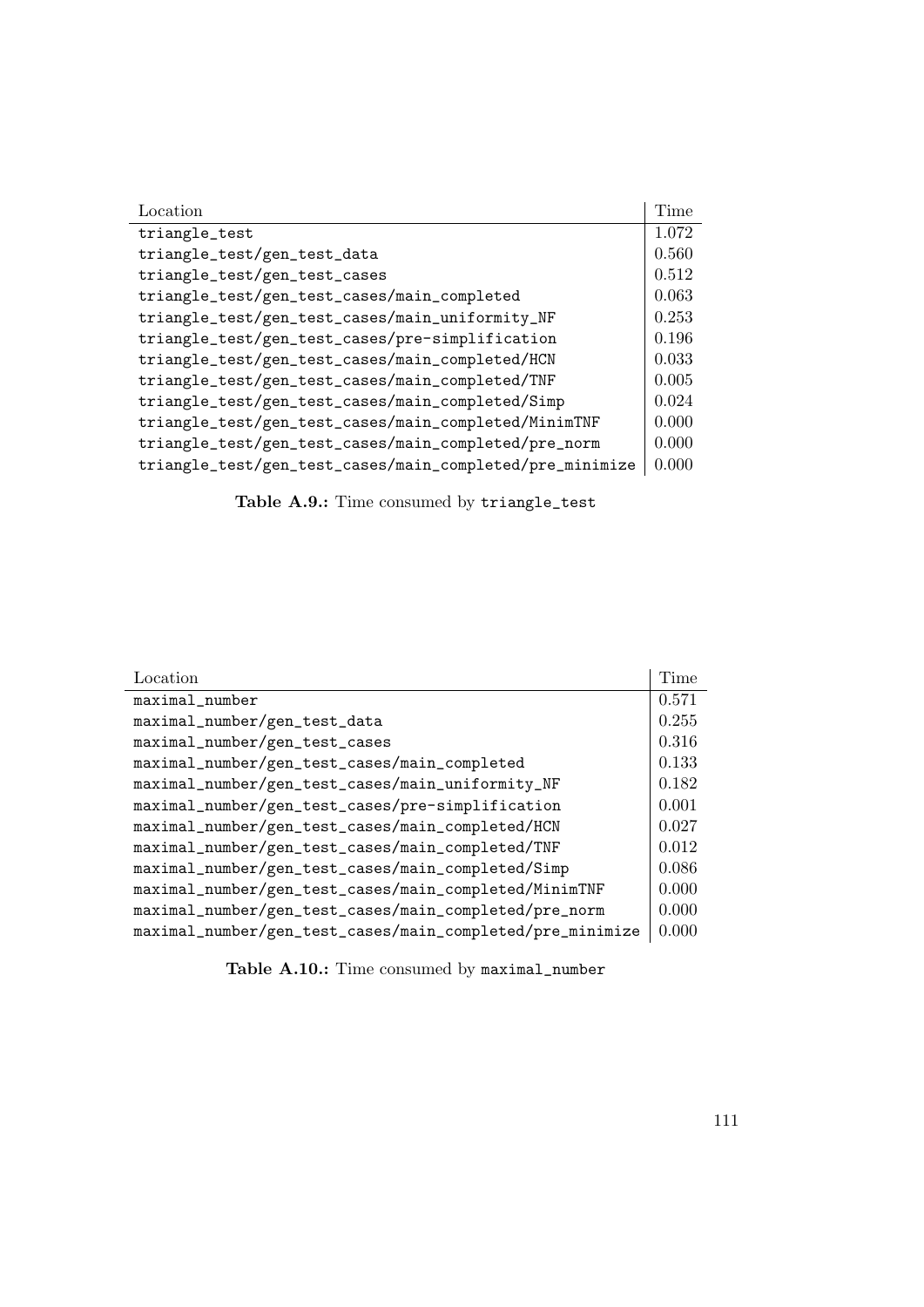| Location | Time |
| --- | --- |
| triangle_test | 1.072 |
| triangle_test/gen_test_data | 0.560 |
| triangle_test/gen_test_cases | 0.512 |
| triangle_test/gen_test_cases/main_completed | 0.063 |
| triangle_test/gen_test_cases/main_uniformity_NF | 0.253 |
| triangle_test/gen_test_cases/pre-simplification | 0.196 |
| triangle_test/gen_test_cases/main_completed/HCN | 0.033 |
| triangle_test/gen_test_cases/main_completed/TNF | 0.005 |
| triangle_test/gen_test_cases/main_completed/Simp | 0.024 |
| triangle_test/gen_test_cases/main_completed/MinimTNF | 0.000 |
| triangle_test/gen_test_cases/main_completed/pre_norm | 0.000 |
| triangle_test/gen_test_cases/main_completed/pre_minimize | 0.000 |

**Table A.9.:** Time consumed by triangle_test

| Location | Time |
| --- | --- |
| maximal_number | 0.571 |
| maximal_number/gen_test_data | 0.255 |
| maximal_number/gen_test_cases | 0.316 |
| maximal_number/gen_test_cases/main_completed | 0.133 |
| maximal_number/gen_test_cases/main_uniformity_NF | 0.182 |
| maximal_number/gen_test_cases/pre-simplification | 0.001 |
| maximal_number/gen_test_cases/main_completed/HCN | 0.027 |
| maximal_number/gen_test_cases/main_completed/TNF | 0.012 |
| maximal_number/gen_test_cases/main_completed/Simp | 0.086 |
| maximal_number/gen_test_cases/main_completed/MinimTNF | 0.000 |
| maximal_number/gen_test_cases/main_completed/pre_norm | 0.000 |
| maximal_number/gen_test_cases/main_completed/pre_minimize | 0.000 |

**Table A.10.:** Time consumed by maximal_number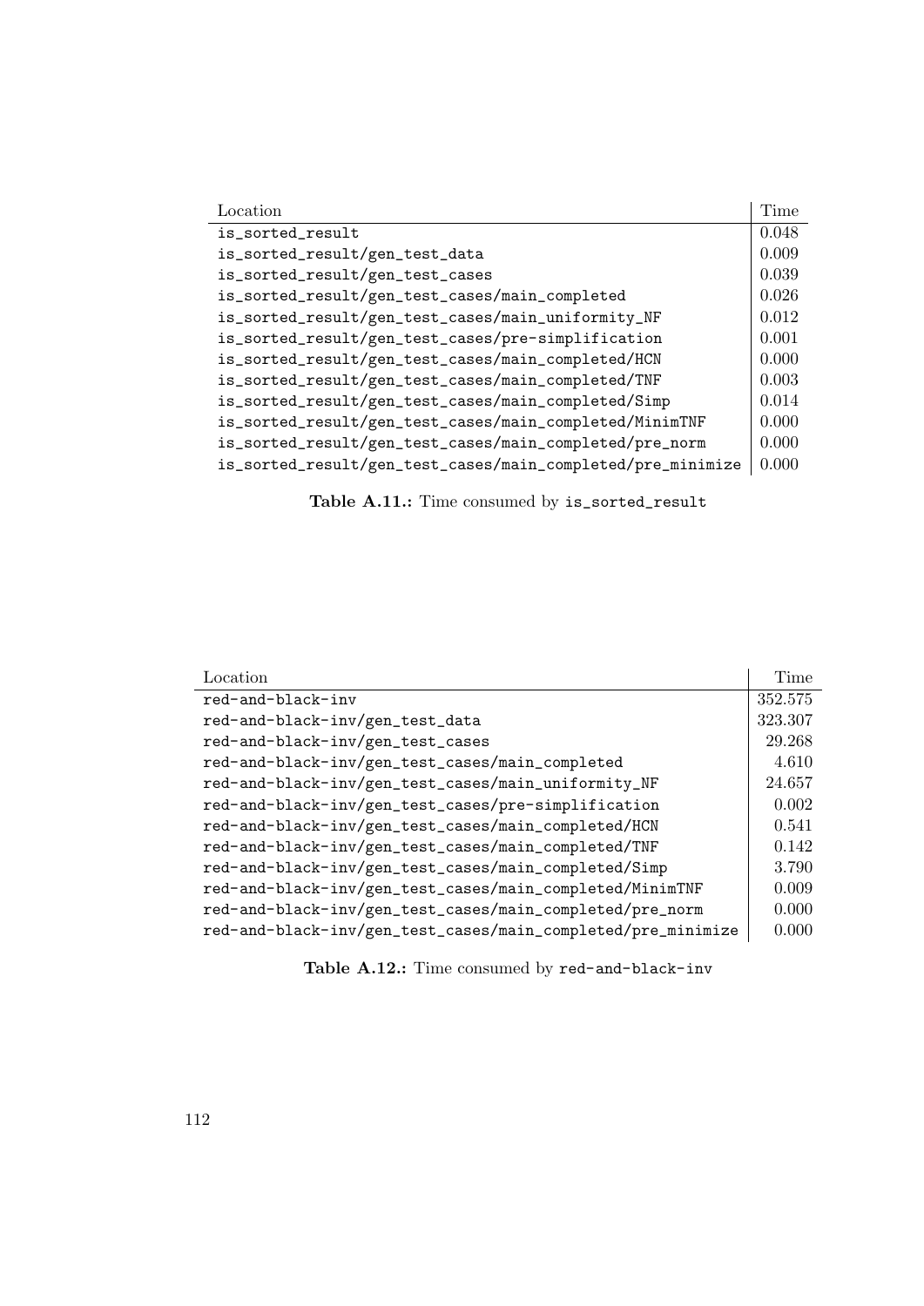| Location | Time |
|---|---|
| is_sorted_result | 0.048 |
| is_sorted_result/gen_test_data | 0.009 |
| is_sorted_result/gen_test_cases | 0.039 |
| is_sorted_result/gen_test_cases/main_completed | 0.026 |
| is_sorted_result/gen_test_cases/main_uniformity_NF | 0.012 |
| is_sorted_result/gen_test_cases/pre-simplification | 0.001 |
| is_sorted_result/gen_test_cases/main_completed/HCN | 0.000 |
| is_sorted_result/gen_test_cases/main_completed/TNF | 0.003 |
| is_sorted_result/gen_test_cases/main_completed/Simp | 0.014 |
| is_sorted_result/gen_test_cases/main_completed/MinimTNF | 0.000 |
| is_sorted_result/gen_test_cases/main_completed/pre_norm | 0.000 |
| is_sorted_result/gen_test_cases/main_completed/pre_minimize | 0.000 |

**Table A.11.:** Time consumed by `is_sorted_result`

| Location | Time |
|---|---|
| red-and-black-inv | 352.575 |
| red-and-black-inv/gen_test_data | 323.307 |
| red-and-black-inv/gen_test_cases | 29.268 |
| red-and-black-inv/gen_test_cases/main_completed | 4.610 |
| red-and-black-inv/gen_test_cases/main_uniformity_NF | 24.657 |
| red-and-black-inv/gen_test_cases/pre-simplification | 0.002 |
| red-and-black-inv/gen_test_cases/main_completed/HCN | 0.541 |
| red-and-black-inv/gen_test_cases/main_completed/TNF | 0.142 |
| red-and-black-inv/gen_test_cases/main_completed/Simp | 3.790 |
| red-and-black-inv/gen_test_cases/main_completed/MinimTNF | 0.009 |
| red-and-black-inv/gen_test_cases/main_completed/pre_norm | 0.000 |
| red-and-black-inv/gen_test_cases/main_completed/pre_minimize | 0.000 |

**Table A.12.:** Time consumed by `red-and-black-inv`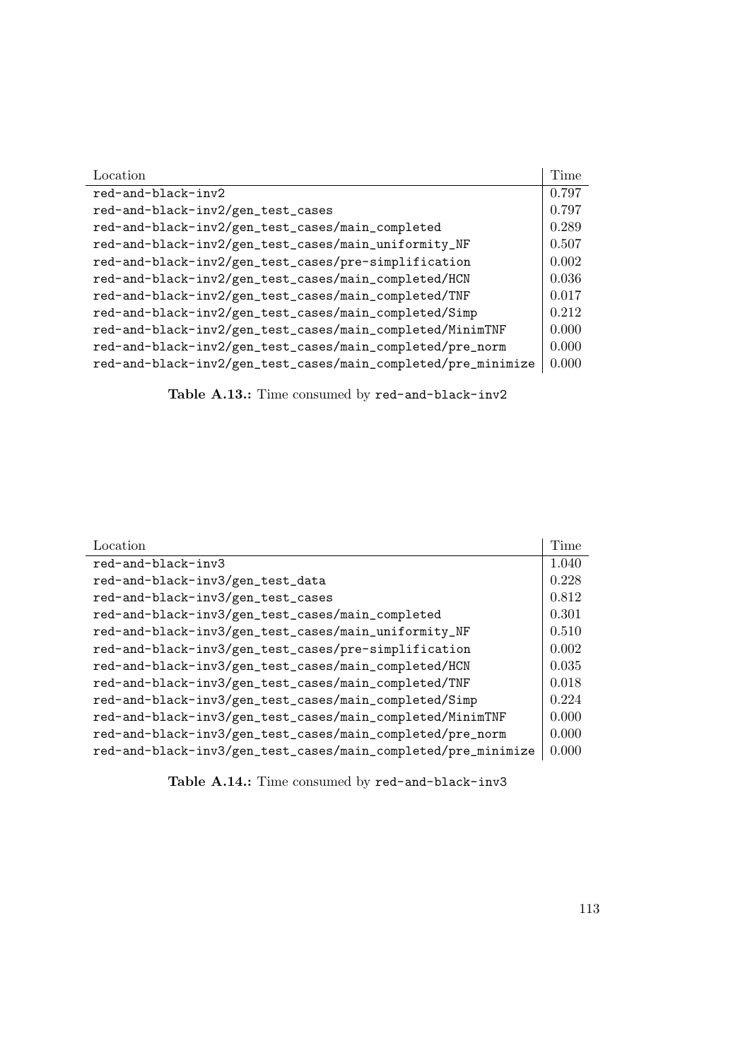| Location | Time |
|---|---|
| red-and-black-inv2 | 0.797 |
| red-and-black-inv2/gen_test_cases | 0.797 |
| red-and-black-inv2/gen_test_cases/main_completed | 0.289 |
| red-and-black-inv2/gen_test_cases/main_uniformity_NF | 0.507 |
| red-and-black-inv2/gen_test_cases/pre-simplification | 0.002 |
| red-and-black-inv2/gen_test_cases/main_completed/HCN | 0.036 |
| red-and-black-inv2/gen_test_cases/main_completed/TNF | 0.017 |
| red-and-black-inv2/gen_test_cases/main_completed/Simp | 0.212 |
| red-and-black-inv2/gen_test_cases/main_completed/MinimTNF | 0.000 |
| red-and-black-inv2/gen_test_cases/main_completed/pre_norm | 0.000 |
| red-and-black-inv2/gen_test_cases/main_completed/pre_minimize | 0.000 |

**Table A.13.:** Time consumed by red-and-black-inv2

| Location | Time |
|---|---|
| red-and-black-inv3 | 1.040 |
| red-and-black-inv3/gen_test_data | 0.228 |
| red-and-black-inv3/gen_test_cases | 0.812 |
| red-and-black-inv3/gen_test_cases/main_completed | 0.301 |
| red-and-black-inv3/gen_test_cases/main_uniformity_NF | 0.510 |
| red-and-black-inv3/gen_test_cases/pre-simplification | 0.002 |
| red-and-black-inv3/gen_test_cases/main_completed/HCN | 0.035 |
| red-and-black-inv3/gen_test_cases/main_completed/TNF | 0.018 |
| red-and-black-inv3/gen_test_cases/main_completed/Simp | 0.224 |
| red-and-black-inv3/gen_test_cases/main_completed/MinimTNF | 0.000 |
| red-and-black-inv3/gen_test_cases/main_completed/pre_norm | 0.000 |
| red-and-black-inv3/gen_test_cases/main_completed/pre_minimize | 0.000 |

**Table A.14.:** Time consumed by red-and-black-inv3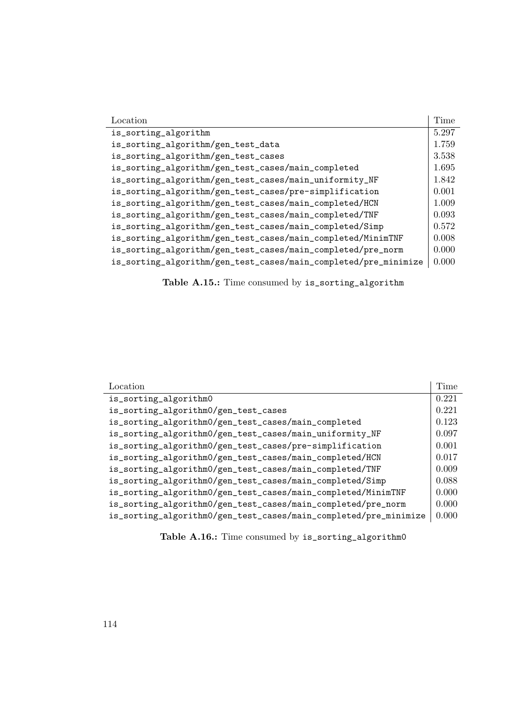| Location | Time |
|---|---|
| is_sorting_algorithm | 5.297 |
| is_sorting_algorithm/gen_test_data | 1.759 |
| is_sorting_algorithm/gen_test_cases | 3.538 |
| is_sorting_algorithm/gen_test_cases/main_completed | 1.695 |
| is_sorting_algorithm/gen_test_cases/main_uniformity_NF | 1.842 |
| is_sorting_algorithm/gen_test_cases/pre-simplification | 0.001 |
| is_sorting_algorithm/gen_test_cases/main_completed/HCN | 1.009 |
| is_sorting_algorithm/gen_test_cases/main_completed/TNF | 0.093 |
| is_sorting_algorithm/gen_test_cases/main_completed/Simp | 0.572 |
| is_sorting_algorithm/gen_test_cases/main_completed/MinimTNF | 0.008 |
| is_sorting_algorithm/gen_test_cases/main_completed/pre_norm | 0.000 |
| is_sorting_algorithm/gen_test_cases/main_completed/pre_minimize | 0.000 |

**Table A.15.:** Time consumed by is_sorting_algorithm

| Location | Time |
|---|---|
| is_sorting_algorithm0 | 0.221 |
| is_sorting_algorithm0/gen_test_cases | 0.221 |
| is_sorting_algorithm0/gen_test_cases/main_completed | 0.123 |
| is_sorting_algorithm0/gen_test_cases/main_uniformity_NF | 0.097 |
| is_sorting_algorithm0/gen_test_cases/pre-simplification | 0.001 |
| is_sorting_algorithm0/gen_test_cases/main_completed/HCN | 0.017 |
| is_sorting_algorithm0/gen_test_cases/main_completed/TNF | 0.009 |
| is_sorting_algorithm0/gen_test_cases/main_completed/Simp | 0.088 |
| is_sorting_algorithm0/gen_test_cases/main_completed/MinimTNF | 0.000 |
| is_sorting_algorithm0/gen_test_cases/main_completed/pre_norm | 0.000 |
| is_sorting_algorithm0/gen_test_cases/main_completed/pre_minimize | 0.000 |

**Table A.16.:** Time consumed by is_sorting_algorithm0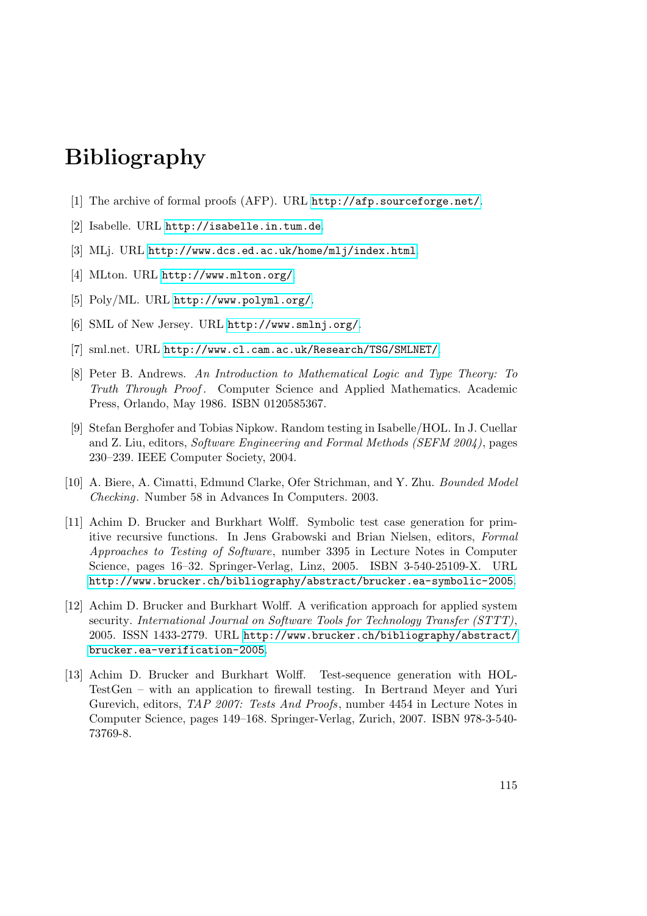# Bibliography

[1] The archive of formal proofs (AFP). URL http://afp.sourceforge.net/.

[2] Isabelle. URL http://isabelle.in.tum.de.

[3] MLj. URL http://www.dcs.ed.ac.uk/home/mlj/index.html.

[4] MLton. URL http://www.mlton.org/.

[5] Poly/ML. URL http://www.polyml.org/.

[6] SML of New Jersey. URL http://www.smlnj.org/.

[7] sml.net. URL http://www.cl.cam.ac.uk/Research/TSG/SMLNET/.

[8] Peter B. Andrews. *An Introduction to Mathematical Logic and Type Theory: To Truth Through Proof*. Computer Science and Applied Mathematics. Academic Press, Orlando, May 1986. ISBN 0120585367.

[9] Stefan Berghofer and Tobias Nipkow. Random testing in Isabelle/HOL. In J. Cuellar and Z. Liu, editors, *Software Engineering and Formal Methods (SEFM 2004)*, pages 230–239. IEEE Computer Society, 2004.

[10] A. Biere, A. Cimatti, Edmund Clarke, Ofer Strichman, and Y. Zhu. *Bounded Model Checking*. Number 58 in Advances In Computers. 2003.

[11] Achim D. Brucker and Burkhart Wolff. Symbolic test case generation for primitive recursive functions. In Jens Grabowski and Brian Nielsen, editors, *Formal Approaches to Testing of Software*, number 3395 in Lecture Notes in Computer Science, pages 16–32. Springer-Verlag, Linz, 2005. ISBN 3-540-25109-X. URL http://www.brucker.ch/bibliography/abstract/brucker.ea-symbolic-2005.

[12] Achim D. Brucker and Burkhart Wolff. A verification approach for applied system security. *International Journal on Software Tools for Technology Transfer (STTT)*, 2005. ISSN 1433-2779. URL http://www.brucker.ch/bibliography/abstract/brucker.ea-verification-2005.

[13] Achim D. Brucker and Burkhart Wolff. Test-sequence generation with HOL-TestGen – with an application to firewall testing. In Bertrand Meyer and Yuri Gurevich, editors, *TAP 2007: Tests And Proofs*, number 4454 in Lecture Notes in Computer Science, pages 149–168. Springer-Verlag, Zurich, 2007. ISBN 978-3-540-73769-8.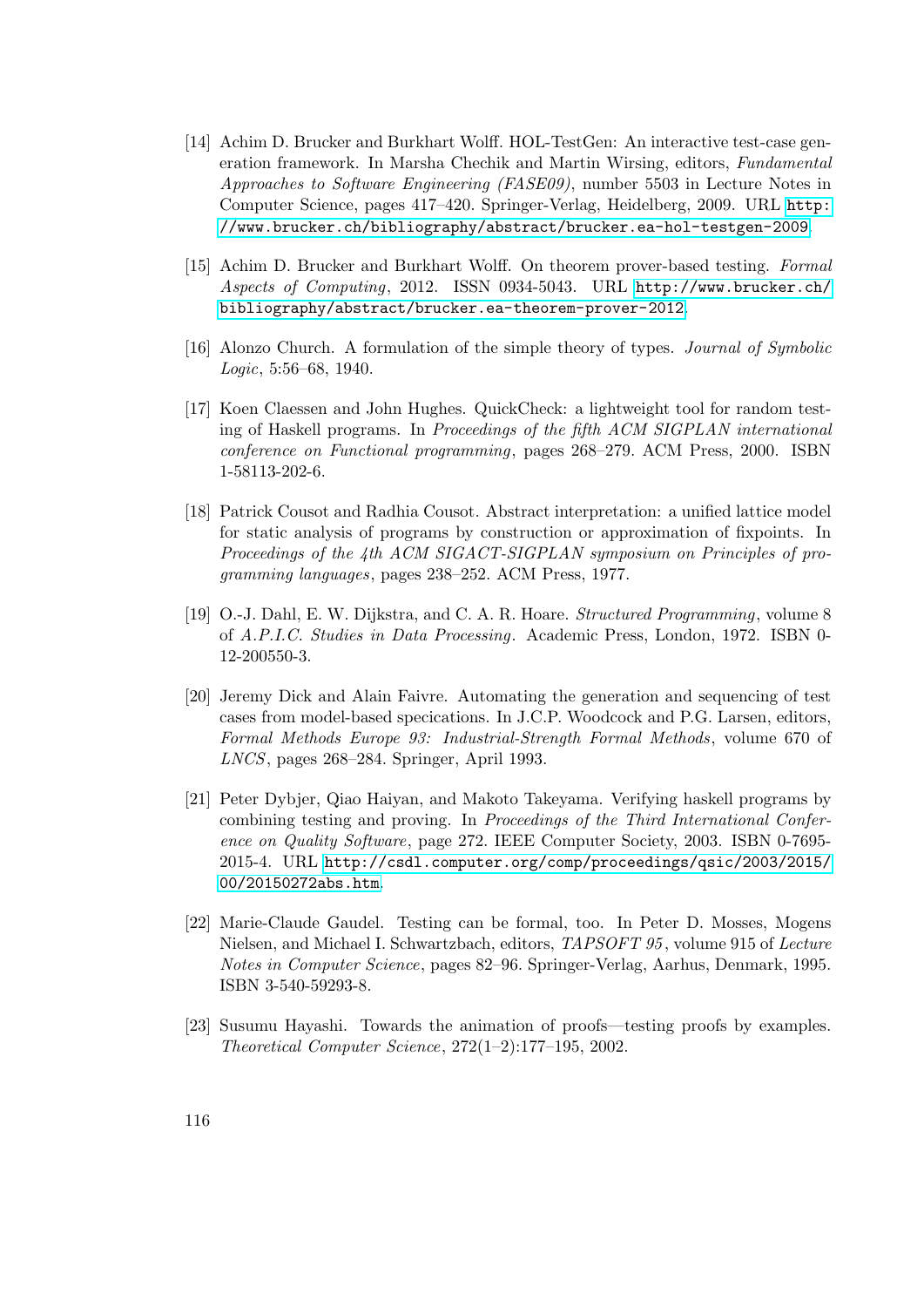[14] Achim D. Brucker and Burkhart Wolff. HOL-TestGen: An interactive test-case generation framework. In Marsha Chechik and Martin Wirsing, editors, *Fundamental Approaches to Software Engineering (FASE09)*, number 5503 in Lecture Notes in Computer Science, pages 417–420. Springer-Verlag, Heidelberg, 2009. URL `http://www.brucker.ch/bibliography/abstract/brucker.ea-hol-testgen-2009`.

[15] Achim D. Brucker and Burkhart Wolff. On theorem prover-based testing. *Formal Aspects of Computing*, 2012. ISSN 0934-5043. URL `http://www.brucker.ch/bibliography/abstract/brucker.ea-theorem-prover-2012`.

[16] Alonzo Church. A formulation of the simple theory of types. *Journal of Symbolic Logic*, 5:56–68, 1940.

[17] Koen Claessen and John Hughes. QuickCheck: a lightweight tool for random testing of Haskell programs. In *Proceedings of the fifth ACM SIGPLAN international conference on Functional programming*, pages 268–279. ACM Press, 2000. ISBN 1-58113-202-6.

[18] Patrick Cousot and Radhia Cousot. Abstract interpretation: a unified lattice model for static analysis of programs by construction or approximation of fixpoints. In *Proceedings of the 4th ACM SIGACT-SIGPLAN symposium on Principles of programming languages*, pages 238–252. ACM Press, 1977.

[19] O.-J. Dahl, E. W. Dijkstra, and C. A. R. Hoare. *Structured Programming*, volume 8 of *A.P.I.C. Studies in Data Processing*. Academic Press, London, 1972. ISBN 0-12-200550-3.

[20] Jeremy Dick and Alain Faivre. Automating the generation and sequencing of test cases from model-based specications. In J.C.P. Woodcock and P.G. Larsen, editors, *Formal Methods Europe 93: Industrial-Strength Formal Methods*, volume 670 of *LNCS*, pages 268–284. Springer, April 1993.

[21] Peter Dybjer, Qiao Haiyan, and Makoto Takeyama. Verifying haskell programs by combining testing and proving. In *Proceedings of the Third International Conference on Quality Software*, page 272. IEEE Computer Society, 2003. ISBN 0-7695-2015-4. URL `http://csdl.computer.org/comp/proceedings/qsic/2003/2015/00/20150272abs.htm`.

[22] Marie-Claude Gaudel. Testing can be formal, too. In Peter D. Mosses, Mogens Nielsen, and Michael I. Schwartzbach, editors, *TAPSOFT 95*, volume 915 of *Lecture Notes in Computer Science*, pages 82–96. Springer-Verlag, Aarhus, Denmark, 1995. ISBN 3-540-59293-8.

[23] Susumu Hayashi. Towards the animation of proofs—testing proofs by examples. *Theoretical Computer Science*, 272(1–2):177–195, 2002.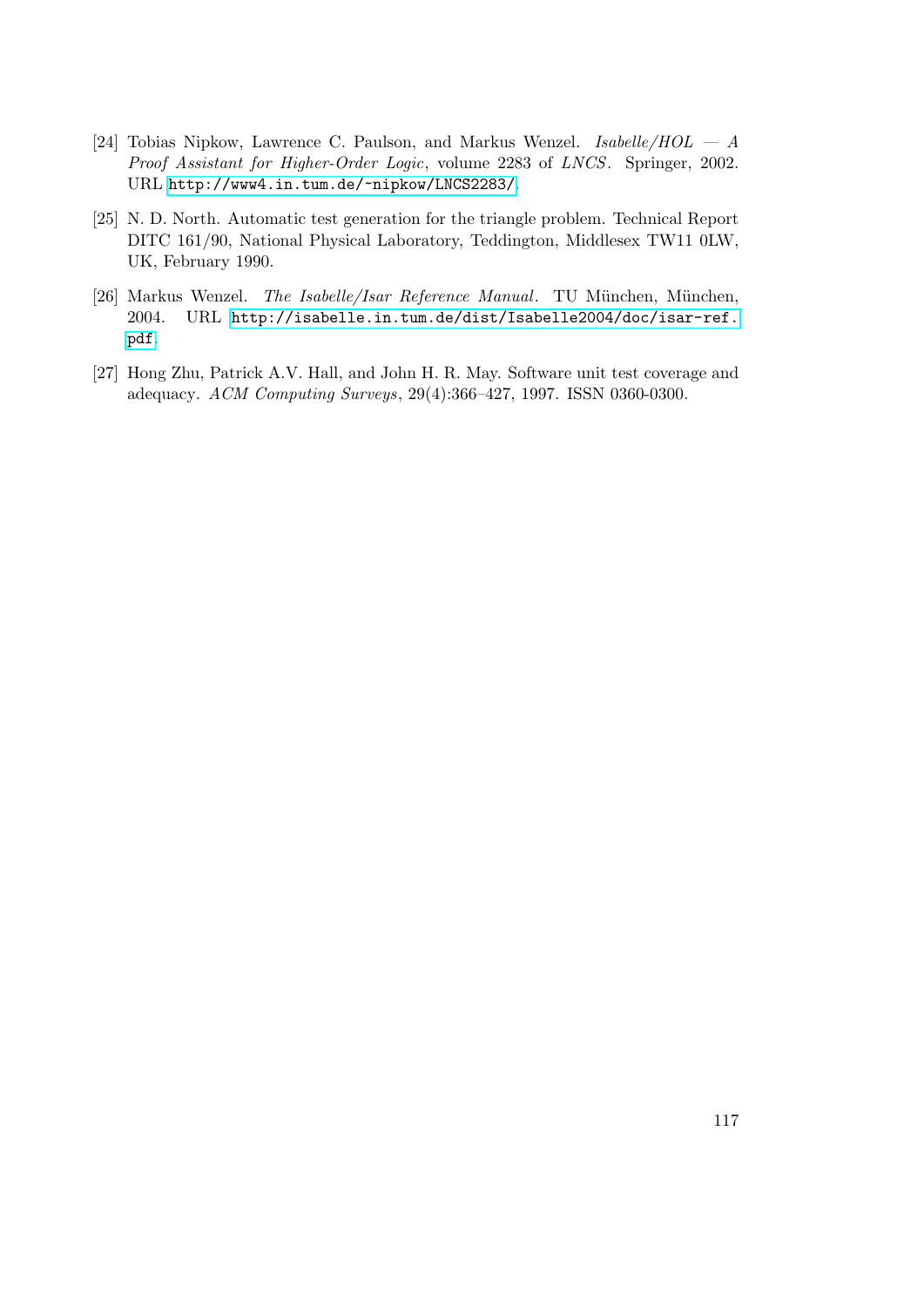[24] Tobias Nipkow, Lawrence C. Paulson, and Markus Wenzel. *Isabelle/HOL — A Proof Assistant for Higher-Order Logic*, volume 2283 of *LNCS*. Springer, 2002. URL http://www4.in.tum.de/~nipkow/LNCS2283/.

[25] N. D. North. Automatic test generation for the triangle problem. Technical Report DITC 161/90, National Physical Laboratory, Teddington, Middlesex TW11 0LW, UK, February 1990.

[26] Markus Wenzel. *The Isabelle/Isar Reference Manual*. TU München, München, 2004. URL http://isabelle.in.tum.de/dist/Isabelle2004/doc/isar-ref.pdf.

[27] Hong Zhu, Patrick A.V. Hall, and John H. R. May. Software unit test coverage and adequacy. *ACM Computing Surveys*, 29(4):366–427, 1997. ISSN 0360-0300.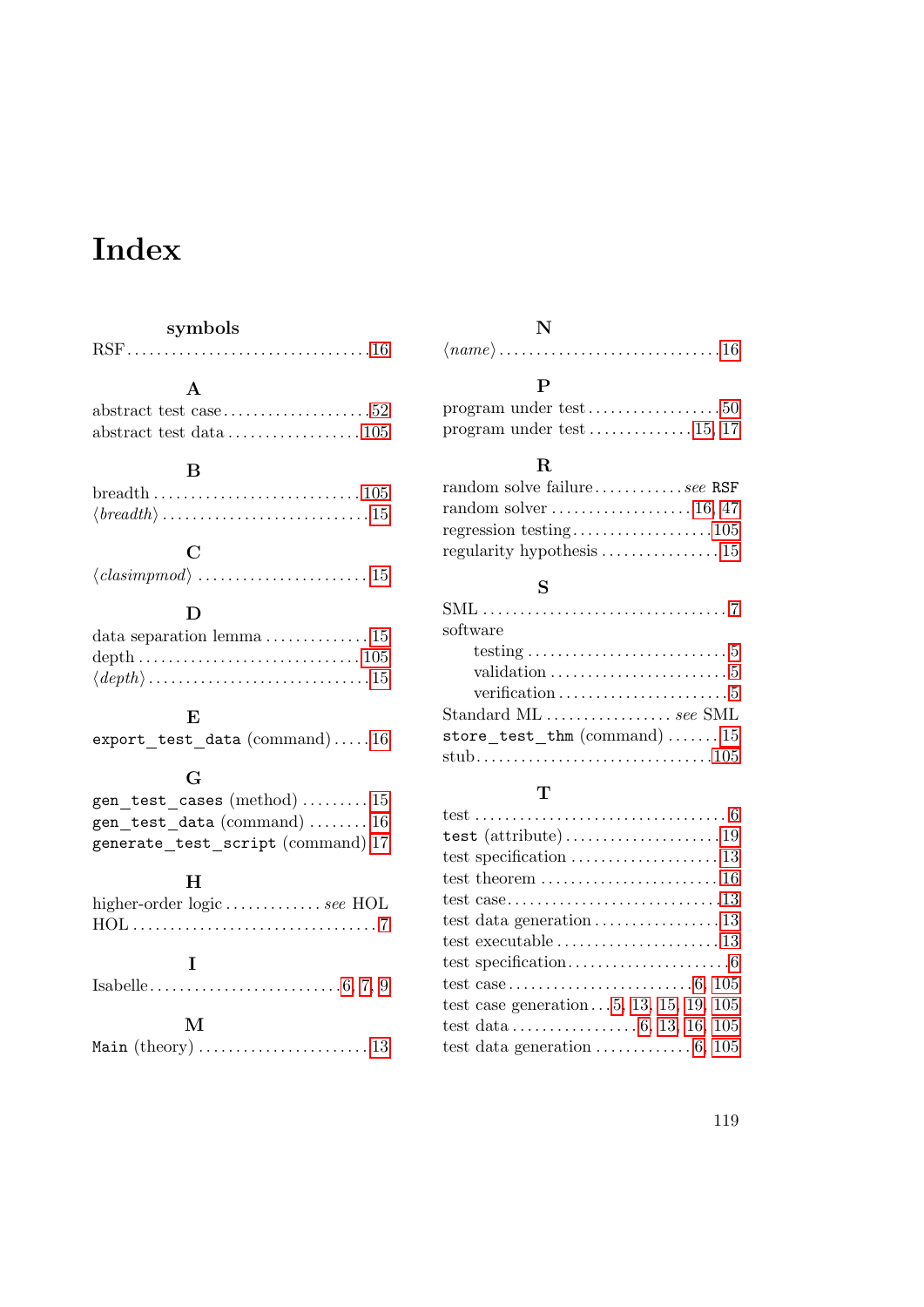# Index

### symbols

RSF, 16

### A

abstract test case, 52
abstract test data, 105

### B

breadth, 105
⟨*breadth*⟩, 15

### C

⟨*clasimpmod*⟩, 15

### D

data separation lemma, 15
depth, 105
⟨*depth*⟩, 15

### E

`export_test_data` (command), 16

### G

`gen_test_cases` (method), 15
`gen_test_data` (command), 16
`generate_test_script` (command), 17

### H

higher-order logic, *see* HOL
HOL, 7

### I

Isabelle, 6, 7, 9

### M

`Main` (theory), 13

### N

⟨*name*⟩, 16

### P

program under test, 50
program under test, 15, 17

### R

random solve failure, *see* `RSF`
random solver, 16, 47
regression testing, 105
regularity hypothesis, 15

### S

SML, 7
software
- testing, 5
- validation, 5
- verification, 5

Standard ML, *see* SML
`store_test_thm` (command), 15
stub, 105

### T

test, 6
`test` (attribute), 19
test specification, 13
test theorem, 16
test case, 13
test data generation, 13
test executable, 13
test specification, 6
test case, 6, 105
test case generation, 5, 13, 15, 19, 105
test data, 6, 13, 16, 105
test data generation, 6, 105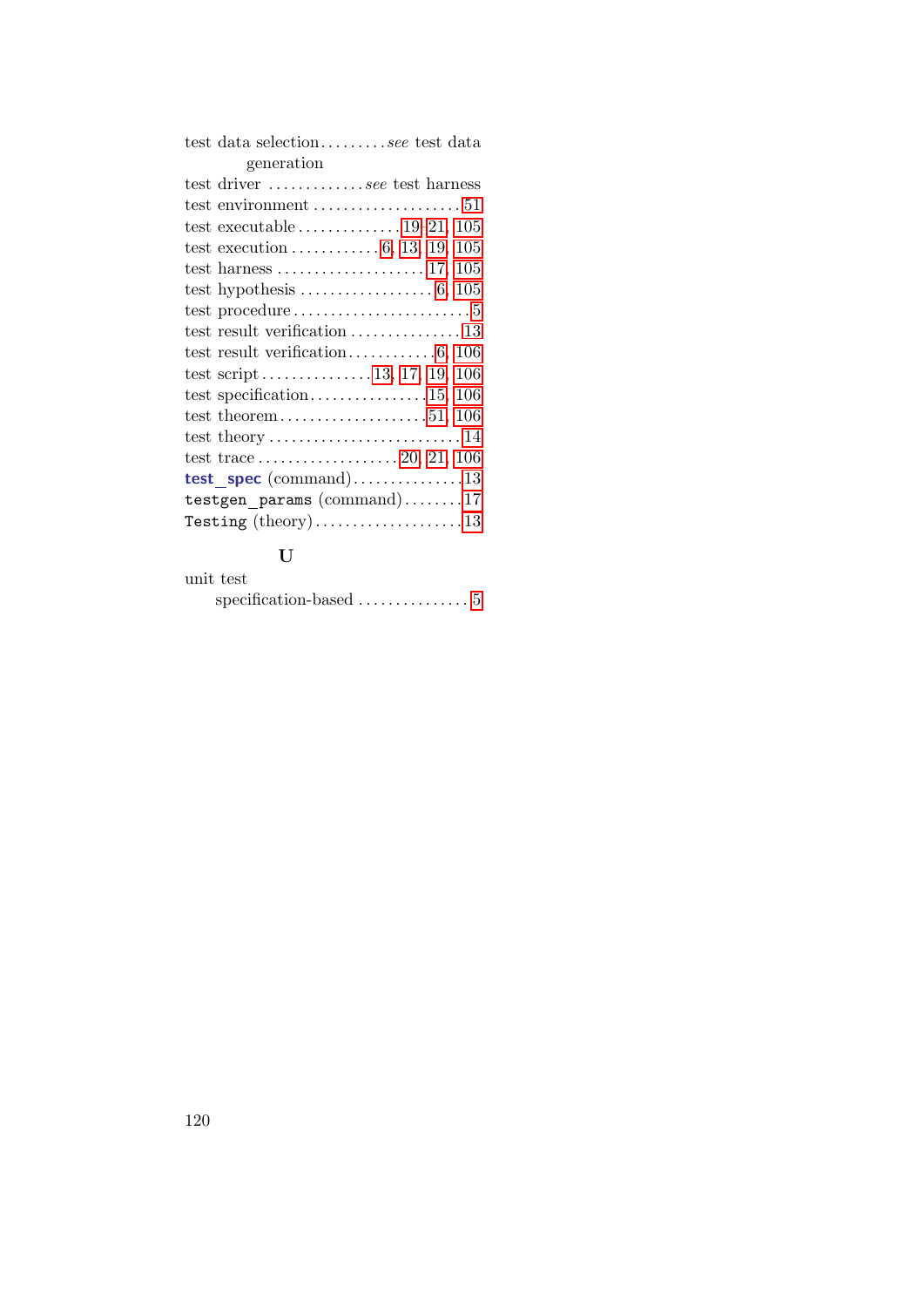test data selection . . . . . . . . . *see* test data generation
test driver . . . . . . . . . . . . . *see* test harness
test environment . . . . . . . . . . . . . . . . . . . . 51
test executable . . . . . . . . . . . . . . 19–21, 105
test execution . . . . . . . . . . . . 6, 13, 19, 105
test harness . . . . . . . . . . . . . . . . . . . . 17, 105
test hypothesis . . . . . . . . . . . . . . . . . . 6, 105
test procedure . . . . . . . . . . . . . . . . . . . . . . . . 5
test result verification . . . . . . . . . . . . . . . 13
test result verification . . . . . . . . . . . . 6, 106
test script . . . . . . . . . . . . . . . 13, 17, 19, 106
test specification . . . . . . . . . . . . . . . . 15, 106
test theorem . . . . . . . . . . . . . . . . . . . . 51, 106
test theory . . . . . . . . . . . . . . . . . . . . . . . . . . 14
test trace . . . . . . . . . . . . . . . . . . . 20, 21, 106
**test_spec** (command) . . . . . . . . . . . . . . . 13
`testgen_params` (command) . . . . . . . . 17
`Testing` (theory) . . . . . . . . . . . . . . . . . . . . 13

**U**

unit test
    specification-based . . . . . . . . . . . . . . . 5